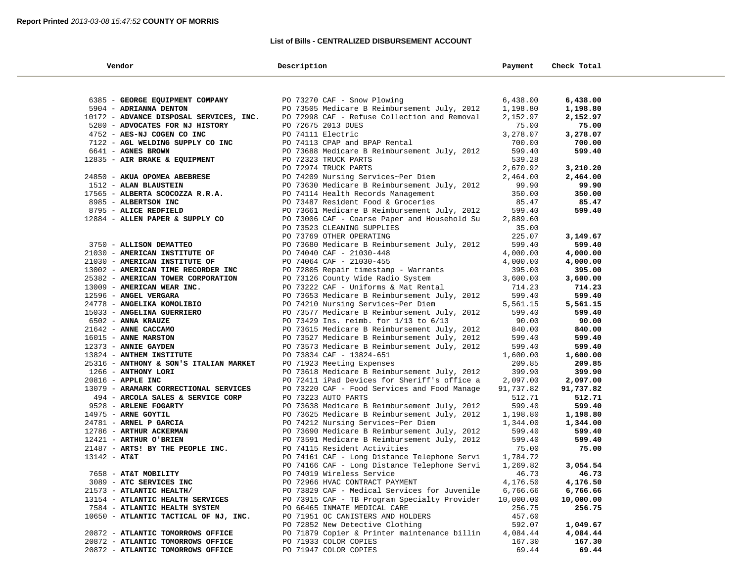**Report Printed** *2013-03-08 15:47:52* **COUNTY OF MORRIS**

## List of Bills - CENTRALIZED DISBURSEMENT ACCOUNT

| Vendor | Description | Payment | Check Total |
|---|---|---|---|
| 6385 - **GEORGE EQUIPMENT COMPANY** | PO 73270 CAF - Snow Plowing | 6,438.00 | **6,438.00** |
| 5904 - **ADRIANNA DENTON** | PO 73505 Medicare B Reimbursement July, 2012 | 1,198.80 | **1,198.80** |
| 10172 - **ADVANCE DISPOSAL SERVICES, INC.** | PO 72998 CAF - Refuse Collection and Removal | 2,152.97 | **2,152.97** |
| 5280 - **ADVOCATES FOR NJ HISTORY** | PO 72675 2013 DUES | 75.00 | **75.00** |
| 4752 - **AES-NJ COGEN CO INC** | PO 74111 Electric | 3,278.07 | **3,278.07** |
| 7122 - **AGL WELDING SUPPLY CO INC** | PO 74113 CPAP and BPAP Rental | 700.00 | **700.00** |
| 6641 - **AGNES BROWN** | PO 73688 Medicare B Reimbursement July, 2012 | 599.40 | **599.40** |
| 12835 - **AIR BRAKE & EQUIPMENT** | PO 72323 TRUCK PARTS | 539.28 | |
| | PO 72974 TRUCK PARTS | 2,670.92 | **3,210.20** |
| 24850 - **AKUA OPOMEA ABEBRESE** | PO 74209 Nursing Services~Per Diem | 2,464.00 | **2,464.00** |
| 1512 - **ALAN BLAUSTEIN** | PO 73630 Medicare B Reimbursement July, 2012 | 99.90 | **99.90** |
| 17565 - **ALBERTA SCOCOZZA R.R.A.** | PO 74114 Health Records Management | 350.00 | **350.00** |
| 8985 - **ALBERTSON INC** | PO 73487 Resident Food & Groceries | 85.47 | **85.47** |
| 8795 - **ALICE REDFIELD** | PO 73661 Medicare B Reimbursement July, 2012 | 599.40 | **599.40** |
| 12884 - **ALLEN PAPER & SUPPLY CO** | PO 73006 CAF - Coarse Paper and Household Su | 2,889.60 | |
| | PO 73523 CLEANING SUPPLIES | 35.00 | |
| | PO 73769 OTHER OPERATING | 225.07 | **3,149.67** |
| 3750 - **ALLISON DEMATTEO** | PO 73680 Medicare B Reimbursement July, 2012 | 599.40 | **599.40** |
| 21030 - **AMERICAN INSTITUTE OF** | PO 74040 CAF - 21030-448 | 4,000.00 | **4,000.00** |
| 21030 - **AMERICAN INSTITUTE OF** | PO 74064 CAF - 21030-455 | 4,000.00 | **4,000.00** |
| 13002 - **AMERICAN TIME RECORDER INC** | PO 72805 Repair timestamp - Warrants | 395.00 | **395.00** |
| 25382 - **AMERICAN TOWER CORPORATION** | PO 73126 County Wide Radio System | 3,600.00 | **3,600.00** |
| 13009 - **AMERICAN WEAR INC.** | PO 73222 CAF - Uniforms & Mat Rental | 714.23 | **714.23** |
| 12596 - **ANGEL VERGARA** | PO 73653 Medicare B Reimbursement July, 2012 | 599.40 | **599.40** |
| 24778 - **ANGELIKA KOMOLIBIO** | PO 74210 Nursing Services~Per Diem | 5,561.15 | **5,561.15** |
| 15033 - **ANGELINA GUERRIERO** | PO 73577 Medicare B Reimbursement July, 2012 | 599.40 | **599.40** |
| 6502 - **ANNA KRAUZE** | PO 73429 Ins. reimb. for 1/13 to 6/13 | 90.00 | **90.00** |
| 21642 - **ANNE CACCAMO** | PO 73615 Medicare B Reimbursement July, 2012 | 840.00 | **840.00** |
| 16015 - **ANNE MARSTON** | PO 73527 Medicare B Reimbursement July, 2012 | 599.40 | **599.40** |
| 12373 - **ANNIE GAYDEN** | PO 73573 Medicare B Reimbursement July, 2012 | 599.40 | **599.40** |
| 13824 - **ANTHEM INSTITUTE** | PO 73834 CAF - 13824-651 | 1,600.00 | **1,600.00** |
| 25316 - **ANTHONY & SON'S ITALIAN MARKET** | PO 71923 Meeting Expenses | 209.85 | **209.85** |
| 1266 - **ANTHONY LORI** | PO 73618 Medicare B Reimbursement July, 2012 | 399.90 | **399.90** |
| 20816 - **APPLE INC** | PO 72411 iPad Devices for Sheriff's office a | 2,097.00 | **2,097.00** |
| 13079 - **ARAMARK CORRECTIONAL SERVICES** | PO 73220 CAF - Food Services and Food Manage | 91,737.82 | **91,737.82** |
| 494 - **ARCOLA SALES & SERVICE CORP** | PO 73223 AUTO PARTS | 512.71 | **512.71** |
| 9528 - **ARLENE FOGARTY** | PO 73638 Medicare B Reimbursement July, 2012 | 599.40 | **599.40** |
| 14975 - **ARNE GOYTIL** | PO 73625 Medicare B Reimbursement July, 2012 | 1,198.80 | **1,198.80** |
| 24781 - **ARNEL P GARCIA** | PO 74212 Nursing Services~Per Diem | 1,344.00 | **1,344.00** |
| 12786 - **ARTHUR ACKERMAN** | PO 73690 Medicare B Reimbursement July, 2012 | 599.40 | **599.40** |
| 12421 - **ARTHUR O'BRIEN** | PO 73591 Medicare B Reimbursement July, 2012 | 599.40 | **599.40** |
| 21487 - **ARTS! BY THE PEOPLE INC.** | PO 74115 Resident Activities | 75.00 | **75.00** |
| 13142 - **AT&T** | PO 74161 CAF - Long Distance Telephone Servi | 1,784.72 | |
| | PO 74166 CAF - Long Distance Telephone Servi | 1,269.82 | **3,054.54** |
| 7658 - **AT&T MOBILITY** | PO 74019 Wireless Service | 46.73 | **46.73** |
| 3089 - **ATC SERVICES INC** | PO 72966 HVAC CONTRACT PAYMENT | 4,176.50 | **4,176.50** |
| 21573 - **ATLANTIC HEALTH/** | PO 73829 CAF - Medical Services for Juvenile | 6,766.66 | **6,766.66** |
| 13154 - **ATLANTIC HEALTH SERVICES** | PO 73915 CAF - TB Program Specialty Provider | 10,000.00 | **10,000.00** |
| 7584 - **ATLANTIC HEALTH SYSTEM** | PO 66465 INMATE MEDICAL CARE | 256.75 | **256.75** |
| 10650 - **ATLANTIC TACTICAL OF NJ, INC.** | PO 71951 OC CANISTERS AND HOLDERS | 457.60 | |
| | PO 72852 New Detective Clothing | 592.07 | **1,049.67** |
| 20872 - **ATLANTIC TOMORROWS OFFICE** | PO 71879 Copier & Printer maintenance billin | 4,084.44 | **4,084.44** |
| 20872 - **ATLANTIC TOMORROWS OFFICE** | PO 71933 COLOR COPIES | 167.30 | **167.30** |
| 20872 - **ATLANTIC TOMORROWS OFFICE** | PO 71947 COLOR COPIES | 69.44 | **69.44** |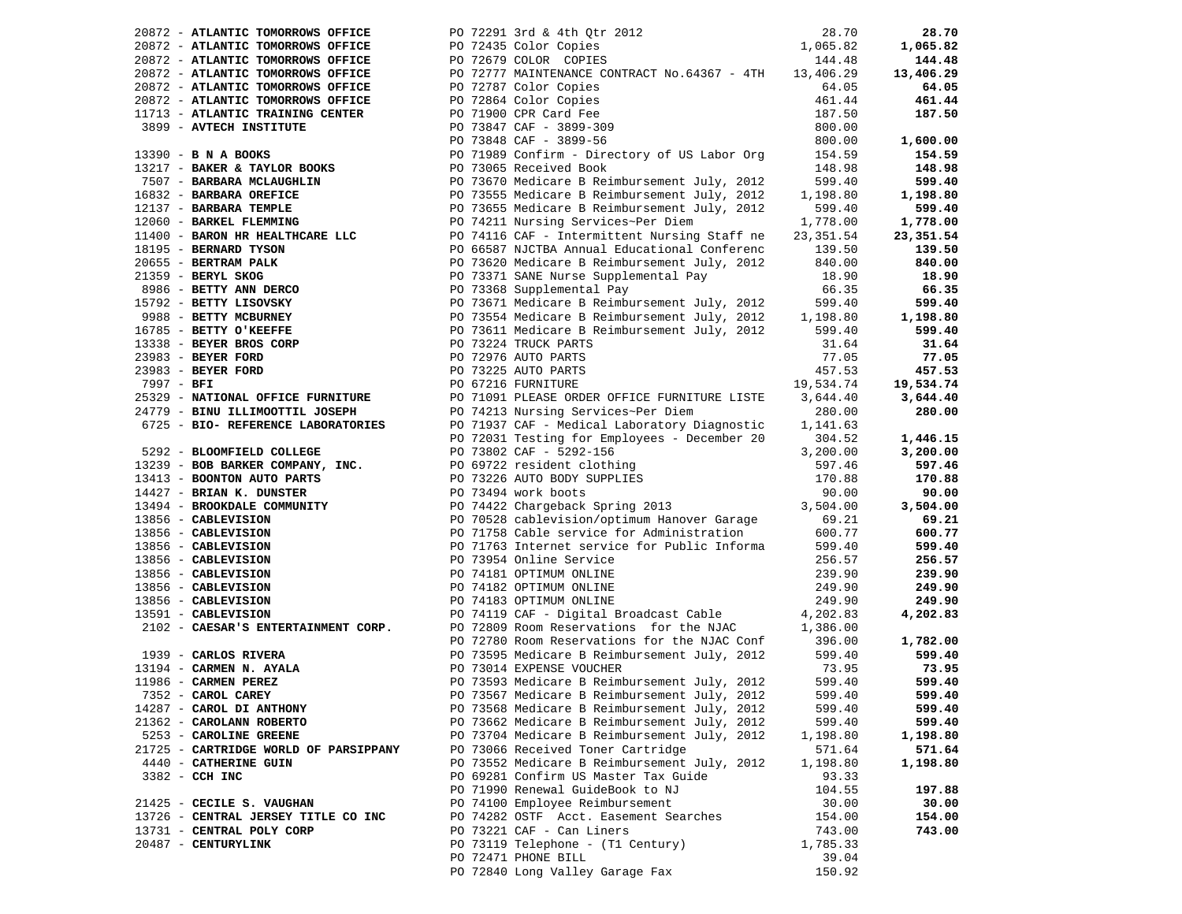| Vendor | PO / Description | Amount | Total |
|---|---|---|---|
| 20872 - **ATLANTIC TOMORROWS OFFICE** | PO 72291 3rd & 4th Qtr 2012 | 28.70 | **28.70** |
| 20872 - **ATLANTIC TOMORROWS OFFICE** | PO 72435 Color Copies | 1,065.82 | **1,065.82** |
| 20872 - **ATLANTIC TOMORROWS OFFICE** | PO 72679 COLOR COPIES | 144.48 | **144.48** |
| 20872 - **ATLANTIC TOMORROWS OFFICE** | PO 72777 MAINTENANCE CONTRACT No.64367 - 4TH | 13,406.29 | **13,406.29** |
| 20872 - **ATLANTIC TOMORROWS OFFICE** | PO 72787 Color Copies | 64.05 | **64.05** |
| 20872 - **ATLANTIC TOMORROWS OFFICE** | PO 72864 Color Copies | 461.44 | **461.44** |
| 11713 - **ATLANTIC TRAINING CENTER** | PO 71900 CPR Card Fee | 187.50 | **187.50** |
| 3899 - **AVTECH INSTITUTE** | PO 73847 CAF - 3899-309 | 800.00 | |
| | PO 73848 CAF - 3899-56 | 800.00 | **1,600.00** |
| 13390 - **B N A BOOKS** | PO 71989 Confirm - Directory of US Labor Org | 154.59 | **154.59** |
| 13217 - **BAKER & TAYLOR BOOKS** | PO 73065 Received Book | 148.98 | **148.98** |
| 7507 - **BARBARA MCLAUGHLIN** | PO 73670 Medicare B Reimbursement July, 2012 | 599.40 | **599.40** |
| 16832 - **BARBARA OREFICE** | PO 73555 Medicare B Reimbursement July, 2012 | 1,198.80 | **1,198.80** |
| 12137 - **BARBARA TEMPLE** | PO 73655 Medicare B Reimbursement July, 2012 | 599.40 | **599.40** |
| 12060 - **BARKEL FLEMMING** | PO 74211 Nursing Services~Per Diem | 1,778.00 | **1,778.00** |
| 11400 - **BARON HR HEALTHCARE LLC** | PO 74116 CAF - Intermittent Nursing Staff ne | 23,351.54 | **23,351.54** |
| 18195 - **BERNARD TYSON** | PO 66587 NJCTBA Annual Educational Conferenc | 139.50 | **139.50** |
| 20655 - **BERTRAM PALK** | PO 73620 Medicare B Reimbursement July, 2012 | 840.00 | **840.00** |
| 21359 - **BERYL SKOG** | PO 73371 SANE Nurse Supplemental Pay | 18.90 | **18.90** |
| 8986 - **BETTY ANN DERCO** | PO 73368 Supplemental Pay | 66.35 | **66.35** |
| 15792 - **BETTY LISOVSKY** | PO 73671 Medicare B Reimbursement July, 2012 | 599.40 | **599.40** |
| 9988 - **BETTY MCBURNEY** | PO 73554 Medicare B Reimbursement July, 2012 | 1,198.80 | **1,198.80** |
| 16785 - **BETTY O'KEEFFE** | PO 73611 Medicare B Reimbursement July, 2012 | 599.40 | **599.40** |
| 13338 - **BEYER BROS CORP** | PO 73224 TRUCK PARTS | 31.64 | **31.64** |
| 23983 - **BEYER FORD** | PO 72976 AUTO PARTS | 77.05 | **77.05** |
| 23983 - **BEYER FORD** | PO 73225 AUTO PARTS | 457.53 | **457.53** |
| 7997 - **BFI** | PO 67216 FURNITURE | 19,534.74 | **19,534.74** |
| 25329 - **NATIONAL OFFICE FURNITURE** | PO 71091 PLEASE ORDER OFFICE FURNITURE LISTE | 3,644.40 | **3,644.40** |
| 24779 - **BINU ILLIMOOTTIL JOSEPH** | PO 74213 Nursing Services~Per Diem | 280.00 | **280.00** |
| 6725 - **BIO- REFERENCE LABORATORIES** | PO 71937 CAF - Medical Laboratory Diagnostic | 1,141.63 | |
| | PO 72031 Testing for Employees - December 20 | 304.52 | **1,446.15** |
| 5292 - **BLOOMFIELD COLLEGE** | PO 73802 CAF - 5292-156 | 3,200.00 | **3,200.00** |
| 13239 - **BOB BARKER COMPANY, INC.** | PO 69722 resident clothing | 597.46 | **597.46** |
| 13413 - **BOONTON AUTO PARTS** | PO 73226 AUTO BODY SUPPLIES | 170.88 | **170.88** |
| 14427 - **BRIAN K. DUNSTER** | PO 73494 work boots | 90.00 | **90.00** |
| 13494 - **BROOKDALE COMMUNITY** | PO 74422 Chargeback Spring 2013 | 3,504.00 | **3,504.00** |
| 13856 - **CABLEVISION** | PO 70528 cablevision/optimum Hanover Garage | 69.21 | **69.21** |
| 13856 - **CABLEVISION** | PO 71758 Cable service for Administration | 600.77 | **600.77** |
| 13856 - **CABLEVISION** | PO 71763 Internet service for Public Informa | 599.40 | **599.40** |
| 13856 - **CABLEVISION** | PO 73954 Online Service | 256.57 | **256.57** |
| 13856 - **CABLEVISION** | PO 74181 OPTIMUM ONLINE | 239.90 | **239.90** |
| 13856 - **CABLEVISION** | PO 74182 OPTIMUM ONLINE | 249.90 | **249.90** |
| 13856 - **CABLEVISION** | PO 74183 OPTIMUM ONLINE | 249.90 | **249.90** |
| 13591 - **CABLEVISION** | PO 74119 CAF - Digital Broadcast Cable | 4,202.83 | **4,202.83** |
| 2102 - **CAESAR'S ENTERTAINMENT CORP.** | PO 72809 Room Reservations for the NJAC | 1,386.00 | |
| | PO 72780 Room Reservations for the NJAC Conf | 396.00 | **1,782.00** |
| 1939 - **CARLOS RIVERA** | PO 73595 Medicare B Reimbursement July, 2012 | 599.40 | **599.40** |
| 13194 - **CARMEN N. AYALA** | PO 73014 EXPENSE VOUCHER | 73.95 | **73.95** |
| 11986 - **CARMEN PEREZ** | PO 73593 Medicare B Reimbursement July, 2012 | 599.40 | **599.40** |
| 7352 - **CAROL CAREY** | PO 73567 Medicare B Reimbursement July, 2012 | 599.40 | **599.40** |
| 14287 - **CAROL DI ANTHONY** | PO 73568 Medicare B Reimbursement July, 2012 | 599.40 | **599.40** |
| 21362 - **CAROLANN ROBERTO** | PO 73662 Medicare B Reimbursement July, 2012 | 599.40 | **599.40** |
| 5253 - **CAROLINE GREENE** | PO 73704 Medicare B Reimbursement July, 2012 | 1,198.80 | **1,198.80** |
| 21725 - **CARTRIDGE WORLD OF PARSIPPANY** | PO 73066 Received Toner Cartridge | 571.64 | **571.64** |
| 4440 - **CATHERINE GUIN** | PO 73552 Medicare B Reimbursement July, 2012 | 1,198.80 | **1,198.80** |
| 3382 - **CCH INC** | PO 69281 Confirm US Master Tax Guide | 93.33 | |
| | PO 71990 Renewal GuideBook to NJ | 104.55 | **197.88** |
| 21425 - **CECILE S. VAUGHAN** | PO 74100 Employee Reimbursement | 30.00 | **30.00** |
| 13726 - **CENTRAL JERSEY TITLE CO INC** | PO 74282 OSTF Acct. Easement Searches | 154.00 | **154.00** |
| 13731 - **CENTRAL POLY CORP** | PO 73221 CAF - Can Liners | 743.00 | **743.00** |
| 20487 - **CENTURYLINK** | PO 73119 Telephone - (T1 Century) | 1,785.33 | |
| | PO 72471 PHONE BILL | 39.04 | |
| | PO 72840 Long Valley Garage Fax | 150.92 | |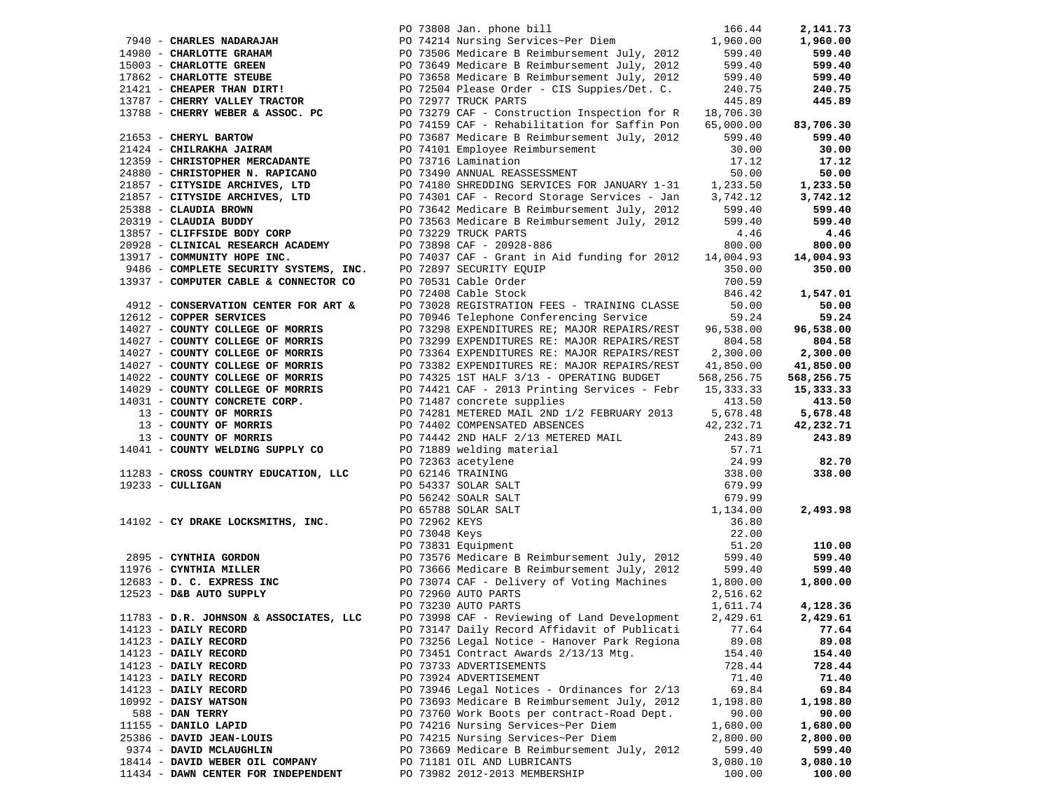| Vendor | PO / Description | Amount | Total |
|---|---|---|---|
| | PO 73808 Jan. phone bill | 166.44 | **2,141.73** |
| 7940 - **CHARLES NADARAJAH** | PO 74214 Nursing Services~Per Diem | 1,960.00 | **1,960.00** |
| 14980 - **CHARLOTTE GRAHAM** | PO 73506 Medicare B Reimbursement July, 2012 | 599.40 | **599.40** |
| 15003 - **CHARLOTTE GREEN** | PO 73649 Medicare B Reimbursement July, 2012 | 599.40 | **599.40** |
| 17862 - **CHARLOTTE STEUBE** | PO 73658 Medicare B Reimbursement July, 2012 | 599.40 | **599.40** |
| 21421 - **CHEAPER THAN DIRT!** | PO 72504 Please Order - CIS Suppies/Det. C. | 240.75 | **240.75** |
| 13787 - **CHERRY VALLEY TRACTOR** | PO 72977 TRUCK PARTS | 445.89 | **445.89** |
| 13788 - **CHERRY WEBER & ASSOC. PC** | PO 73279 CAF - Construction Inspection for R | 18,706.30 | |
| | PO 74159 CAF - Rehabilitation for Saffin Pon | 65,000.00 | **83,706.30** |
| 21653 - **CHERYL BARTOW** | PO 73687 Medicare B Reimbursement July, 2012 | 599.40 | **599.40** |
| 21424 - **CHILRAKHA JAIRAM** | PO 74101 Employee Reimbursement | 30.00 | **30.00** |
| 12359 - **CHRISTOPHER MERCADANTE** | PO 73716 Lamination | 17.12 | **17.12** |
| 24880 - **CHRISTOPHER N. RAPICANO** | PO 73490 ANNUAL REASSESSMENT | 50.00 | **50.00** |
| 21857 - **CITYSIDE ARCHIVES, LTD** | PO 74180 SHREDDING SERVICES FOR JANUARY 1-31 | 1,233.50 | **1,233.50** |
| 21857 - **CITYSIDE ARCHIVES, LTD** | PO 74301 CAF - Record Storage Services - Jan | 3,742.12 | **3,742.12** |
| 25388 - **CLAUDIA BROWN** | PO 73642 Medicare B Reimbursement July, 2012 | 599.40 | **599.40** |
| 20319 - **CLAUDIA BUDDY** | PO 73563 Medicare B Reimbursement July, 2012 | 599.40 | **599.40** |
| 13857 - **CLIFFSIDE BODY CORP** | PO 73229 TRUCK PARTS | 4.46 | **4.46** |
| 20928 - **CLINICAL RESEARCH ACADEMY** | PO 73898 CAF - 20928-886 | 800.00 | **800.00** |
| 13917 - **COMMUNITY HOPE INC.** | PO 74037 CAF - Grant in Aid funding for 2012 | 14,004.93 | **14,004.93** |
| 9486 - **COMPLETE SECURITY SYSTEMS, INC.** | PO 72897 SECURITY EQUIP | 350.00 | **350.00** |
| 13937 - **COMPUTER CABLE & CONNECTOR CO** | PO 70531 Cable Order | 700.59 | |
| | PO 72408 Cable Stock | 846.42 | **1,547.01** |
| 4912 - **CONSERVATION CENTER FOR ART &** | PO 73028 REGISTRATION FEES - TRAINING CLASSE | 50.00 | **50.00** |
| 12612 - **COPPER SERVICES** | PO 70946 Telephone Conferencing Service | 59.24 | **59.24** |
| 14027 - **COUNTY COLLEGE OF MORRIS** | PO 73298 EXPENDITURES RE; MAJOR REPAIRS/REST | 96,538.00 | **96,538.00** |
| 14027 - **COUNTY COLLEGE OF MORRIS** | PO 73299 EXPENDITURES RE: MAJOR REPAIRS/REST | 804.58 | **804.58** |
| 14027 - **COUNTY COLLEGE OF MORRIS** | PO 73364 EXPENDITURES RE: MAJOR REPAIRS/REST | 2,300.00 | **2,300.00** |
| 14027 - **COUNTY COLLEGE OF MORRIS** | PO 73382 EXPENDITURES RE: MAJOR REPAIRS/REST | 41,850.00 | **41,850.00** |
| 14022 - **COUNTY COLLEGE OF MORRIS** | PO 74325 1ST HALF 3/13 - OPERATING BUDGET | 568,256.75 | **568,256.75** |
| 14029 - **COUNTY COLLEGE OF MORRIS** | PO 74421 CAF - 2013 Printing Services - Febr | 15,333.33 | **15,333.33** |
| 14031 - **COUNTY CONCRETE CORP.** | PO 71487 concrete supplies | 413.50 | **413.50** |
| 13 - **COUNTY OF MORRIS** | PO 74281 METERED MAIL 2ND 1/2 FEBRUARY 2013 | 5,678.48 | **5,678.48** |
| 13 - **COUNTY OF MORRIS** | PO 74402 COMPENSATED ABSENCES | 42,232.71 | **42,232.71** |
| 13 - **COUNTY OF MORRIS** | PO 74442 2ND HALF 2/13 METERED MAIL | 243.89 | **243.89** |
| 14041 - **COUNTY WELDING SUPPLY CO** | PO 71889 welding material | 57.71 | |
| | PO 72363 acetylene | 24.99 | **82.70** |
| 11283 - **CROSS COUNTRY EDUCATION, LLC** | PO 62146 TRAINING | 338.00 | **338.00** |
| 19233 - **CULLIGAN** | PO 54337 SOLAR SALT | 679.99 | |
| | PO 56242 SOALR SALT | 679.99 | |
| | PO 65788 SOLAR SALT | 1,134.00 | **2,493.98** |
| 14102 - **CY DRAKE LOCKSMITHS, INC.** | PO 72962 KEYS | 36.80 | |
| | PO 73048 Keys | 22.00 | |
| | PO 73831 Equipment | 51.20 | **110.00** |
| 2895 - **CYNTHIA GORDON** | PO 73576 Medicare B Reimbursement July, 2012 | 599.40 | **599.40** |
| 11976 - **CYNTHIA MILLER** | PO 73666 Medicare B Reimbursement July, 2012 | 599.40 | **599.40** |
| 12683 - **D. C. EXPRESS INC** | PO 73074 CAF - Delivery of Voting Machines | 1,800.00 | **1,800.00** |
| 12523 - **D&B AUTO SUPPLY** | PO 72960 AUTO PARTS | 2,516.62 | |
| | PO 73230 AUTO PARTS | 1,611.74 | **4,128.36** |
| 11783 - **D.R. JOHNSON & ASSOCIATES, LLC** | PO 73998 CAF - Reviewing of Land Development | 2,429.61 | **2,429.61** |
| 14123 - **DAILY RECORD** | PO 73147 Daily Record Affidavit of Publicati | 77.64 | **77.64** |
| 14123 - **DAILY RECORD** | PO 73256 Legal Notice - Hanover Park Regiona | 89.08 | **89.08** |
| 14123 - **DAILY RECORD** | PO 73451 Contract Awards 2/13/13 Mtg. | 154.40 | **154.40** |
| 14123 - **DAILY RECORD** | PO 73733 ADVERTISEMENTS | 728.44 | **728.44** |
| 14123 - **DAILY RECORD** | PO 73924 ADVERTISEMENT | 71.40 | **71.40** |
| 14123 - **DAILY RECORD** | PO 73946 Legal Notices - Ordinances for 2/13 | 69.84 | **69.84** |
| 10992 - **DAISY WATSON** | PO 73693 Medicare B Reimbursement July, 2012 | 1,198.80 | **1,198.80** |
| 588 - **DAN TERRY** | PO 73760 Work Boots per contract-Road Dept. | 90.00 | **90.00** |
| 11155 - **DANILO LAPID** | PO 74216 Nursing Services~Per Diem | 1,680.00 | **1,680.00** |
| 25386 - **DAVID JEAN-LOUIS** | PO 74215 Nursing Services~Per Diem | 2,800.00 | **2,800.00** |
| 9374 - **DAVID MCLAUGHLIN** | PO 73669 Medicare B Reimbursement July, 2012 | 599.40 | **599.40** |
| 18414 - **DAVID WEBER OIL COMPANY** | PO 71181 OIL AND LUBRICANTS | 3,080.10 | **3,080.10** |
| 11434 - **DAWN CENTER FOR INDEPENDENT** | PO 73982 2012-2013 MEMBERSHIP | 100.00 | **100.00** |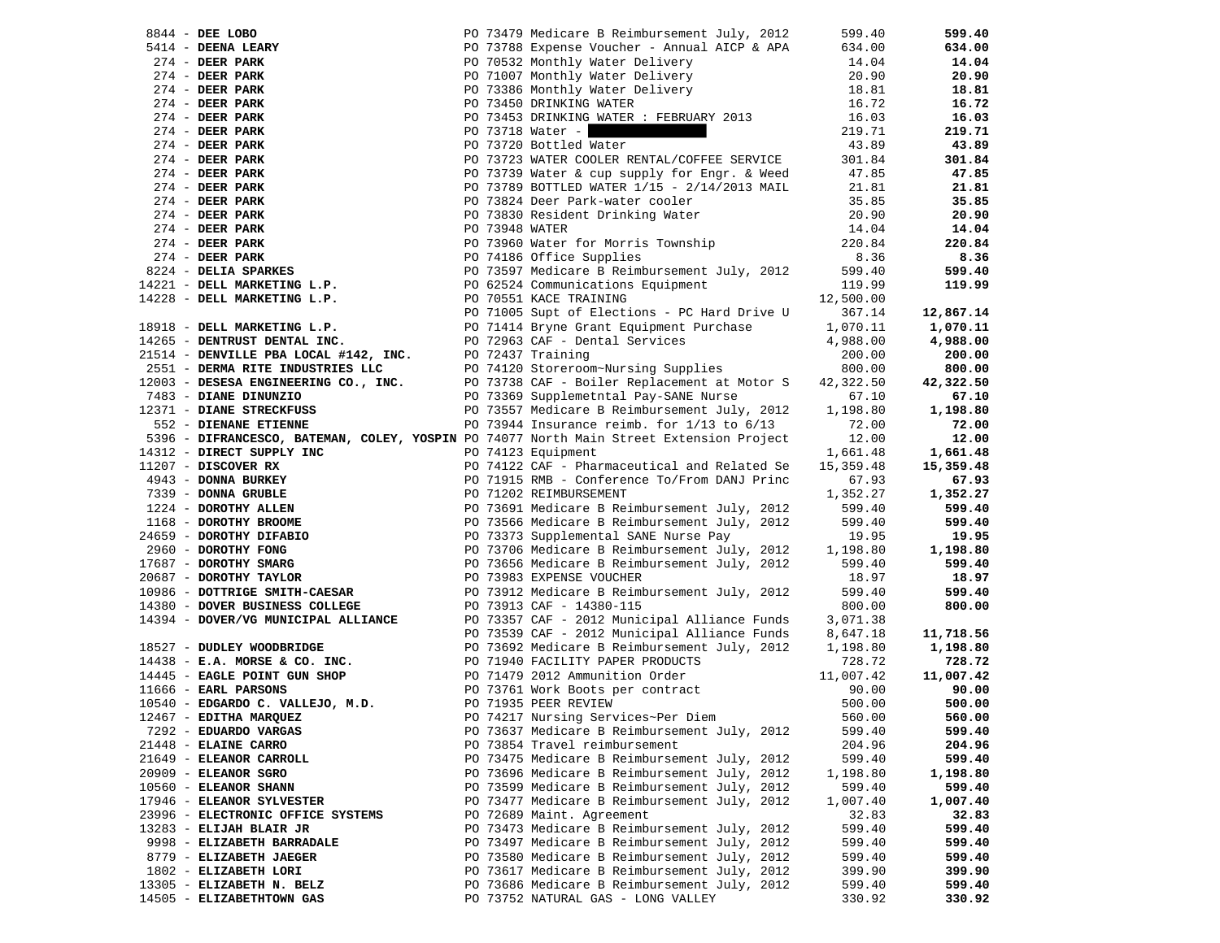| Vendor | PO / Description | Amount | Total |
|---|---|---|---|
| 8844 - **DEE LOBO** | PO 73479 Medicare B Reimbursement July, 2012 | 599.40 | **599.40** |
| 5414 - **DEENA LEARY** | PO 73788 Expense Voucher - Annual AICP & APA | 634.00 | **634.00** |
| 274 - **DEER PARK** | PO 70532 Monthly Water Delivery | 14.04 | **14.04** |
| 274 - **DEER PARK** | PO 71007 Monthly Water Delivery | 20.90 | **20.90** |
| 274 - **DEER PARK** | PO 73386 Monthly Water Delivery | 18.81 | **18.81** |
| 274 - **DEER PARK** | PO 73450 DRINKING WATER | 16.72 | **16.72** |
| 274 - **DEER PARK** | PO 73453 DRINKING WATER : FEBRUARY 2013 | 16.03 | **16.03** |
| 274 - **DEER PARK** | PO 73718 Water - | 219.71 | **219.71** |
| 274 - **DEER PARK** | PO 73720 Bottled Water | 43.89 | **43.89** |
| 274 - **DEER PARK** | PO 73723 WATER COOLER RENTAL/COFFEE SERVICE | 301.84 | **301.84** |
| 274 - **DEER PARK** | PO 73739 Water & cup supply for Engr. & Weed | 47.85 | **47.85** |
| 274 - **DEER PARK** | PO 73789 BOTTLED WATER 1/15 - 2/14/2013 MAIL | 21.81 | **21.81** |
| 274 - **DEER PARK** | PO 73824 Deer Park-water cooler | 35.85 | **35.85** |
| 274 - **DEER PARK** | PO 73830 Resident Drinking Water | 20.90 | **20.90** |
| 274 - **DEER PARK** | PO 73948 WATER | 14.04 | **14.04** |
| 274 - **DEER PARK** | PO 73960 Water for Morris Township | 220.84 | **220.84** |
| 274 - **DEER PARK** | PO 74186 Office Supplies | 8.36 | **8.36** |
| 8224 - **DELIA SPARKES** | PO 73597 Medicare B Reimbursement July, 2012 | 599.40 | **599.40** |
| 14221 - **DELL MARKETING L.P.** | PO 62524 Communications Equipment | 119.99 | **119.99** |
| 14228 - **DELL MARKETING L.P.** | PO 70551 KACE TRAINING | 12,500.00 | |
| | PO 71005 Supt of Elections - PC Hard Drive U | 367.14 | **12,867.14** |
| 18918 - **DELL MARKETING L.P.** | PO 71414 Bryne Grant Equipment Purchase | 1,070.11 | **1,070.11** |
| 14265 - **DENTRUST DENTAL INC.** | PO 72963 CAF - Dental Services | 4,988.00 | **4,988.00** |
| 21514 - **DENVILLE PBA LOCAL #142, INC.** | PO 72437 Training | 200.00 | **200.00** |
| 2551 - **DERMA RITE INDUSTRIES LLC** | PO 74120 Storeroom~Nursing Supplies | 800.00 | **800.00** |
| 12003 - **DESESA ENGINEERING CO., INC.** | PO 73738 CAF - Boiler Replacement at Motor S | 42,322.50 | **42,322.50** |
| 7483 - **DIANE DINUNZIO** | PO 73369 Supplemetntal Pay-SANE Nurse | 67.10 | **67.10** |
| 12371 - **DIANE STRECKFUSS** | PO 73557 Medicare B Reimbursement July, 2012 | 1,198.80 | **1,198.80** |
| 552 - **DIENANE ETIENNE** | PO 73944 Insurance reimb. for 1/13 to 6/13 | 72.00 | **72.00** |
| 5396 - **DIFRANCESCO, BATEMAN, COLEY, YOSPIN** | PO 74077 North Main Street Extension Project | 12.00 | **12.00** |
| 14312 - **DIRECT SUPPLY INC** | PO 74123 Equipment | 1,661.48 | **1,661.48** |
| 11207 - **DISCOVER RX** | PO 74122 CAF - Pharmaceutical and Related Se | 15,359.48 | **15,359.48** |
| 4943 - **DONNA BURKEY** | PO 71915 RMB - Conference To/From DANJ Princ | 67.93 | **67.93** |
| 7339 - **DONNA GRUBLE** | PO 71202 REIMBURSEMENT | 1,352.27 | **1,352.27** |
| 1224 - **DOROTHY ALLEN** | PO 73691 Medicare B Reimbursement July, 2012 | 599.40 | **599.40** |
| 1168 - **DOROTHY BROOME** | PO 73566 Medicare B Reimbursement July, 2012 | 599.40 | **599.40** |
| 24659 - **DOROTHY DIFABIO** | PO 73373 Supplemental SANE Nurse Pay | 19.95 | **19.95** |
| 2960 - **DOROTHY FONG** | PO 73706 Medicare B Reimbursement July, 2012 | 1,198.80 | **1,198.80** |
| 17687 - **DOROTHY SMARG** | PO 73656 Medicare B Reimbursement July, 2012 | 599.40 | **599.40** |
| 20687 - **DOROTHY TAYLOR** | PO 73983 EXPENSE VOUCHER | 18.97 | **18.97** |
| 10986 - **DOTTRIGE SMITH-CAESAR** | PO 73912 Medicare B Reimbursement July, 2012 | 599.40 | **599.40** |
| 14380 - **DOVER BUSINESS COLLEGE** | PO 73913 CAF - 14380-115 | 800.00 | **800.00** |
| 14394 - **DOVER/VG MUNICIPAL ALLIANCE** | PO 73357 CAF - 2012 Municipal Alliance Funds | 3,071.38 | |
| | PO 73539 CAF - 2012 Municipal Alliance Funds | 8,647.18 | **11,718.56** |
| 18527 - **DUDLEY WOODBRIDGE** | PO 73692 Medicare B Reimbursement July, 2012 | 1,198.80 | **1,198.80** |
| 14438 - **E.A. MORSE & CO. INC.** | PO 71940 FACILITY PAPER PRODUCTS | 728.72 | **728.72** |
| 14445 - **EAGLE POINT GUN SHOP** | PO 71479 2012 Ammunition Order | 11,007.42 | **11,007.42** |
| 11666 - **EARL PARSONS** | PO 73761 Work Boots per contract | 90.00 | **90.00** |
| 10540 - **EDGARDO C. VALLEJO, M.D.** | PO 71935 PEER REVIEW | 500.00 | **500.00** |
| 12467 - **EDITHA MARQUEZ** | PO 74217 Nursing Services~Per Diem | 560.00 | **560.00** |
| 7292 - **EDUARDO VARGAS** | PO 73637 Medicare B Reimbursement July, 2012 | 599.40 | **599.40** |
| 21448 - **ELAINE CARRO** | PO 73854 Travel reimbursement | 204.96 | **204.96** |
| 21649 - **ELEANOR CARROLL** | PO 73475 Medicare B Reimbursement July, 2012 | 599.40 | **599.40** |
| 20909 - **ELEANOR SGRO** | PO 73696 Medicare B Reimbursement July, 2012 | 1,198.80 | **1,198.80** |
| 10560 - **ELEANOR SHANN** | PO 73599 Medicare B Reimbursement July, 2012 | 599.40 | **599.40** |
| 17946 - **ELEANOR SYLVESTER** | PO 73477 Medicare B Reimbursement July, 2012 | 1,007.40 | **1,007.40** |
| 23996 - **ELECTRONIC OFFICE SYSTEMS** | PO 72689 Maint. Agreement | 32.83 | **32.83** |
| 13283 - **ELIJAH BLAIR JR** | PO 73473 Medicare B Reimbursement July, 2012 | 599.40 | **599.40** |
| 9998 - **ELIZABETH BARRADALE** | PO 73497 Medicare B Reimbursement July, 2012 | 599.40 | **599.40** |
| 8779 - **ELIZABETH JAEGER** | PO 73580 Medicare B Reimbursement July, 2012 | 599.40 | **599.40** |
| 1802 - **ELIZABETH LORI** | PO 73617 Medicare B Reimbursement July, 2012 | 399.90 | **399.90** |
| 13305 - **ELIZABETH N. BELZ** | PO 73686 Medicare B Reimbursement July, 2012 | 599.40 | **599.40** |
| 14505 - **ELIZABETHTOWN GAS** | PO 73752 NATURAL GAS - LONG VALLEY | 330.92 | **330.92** |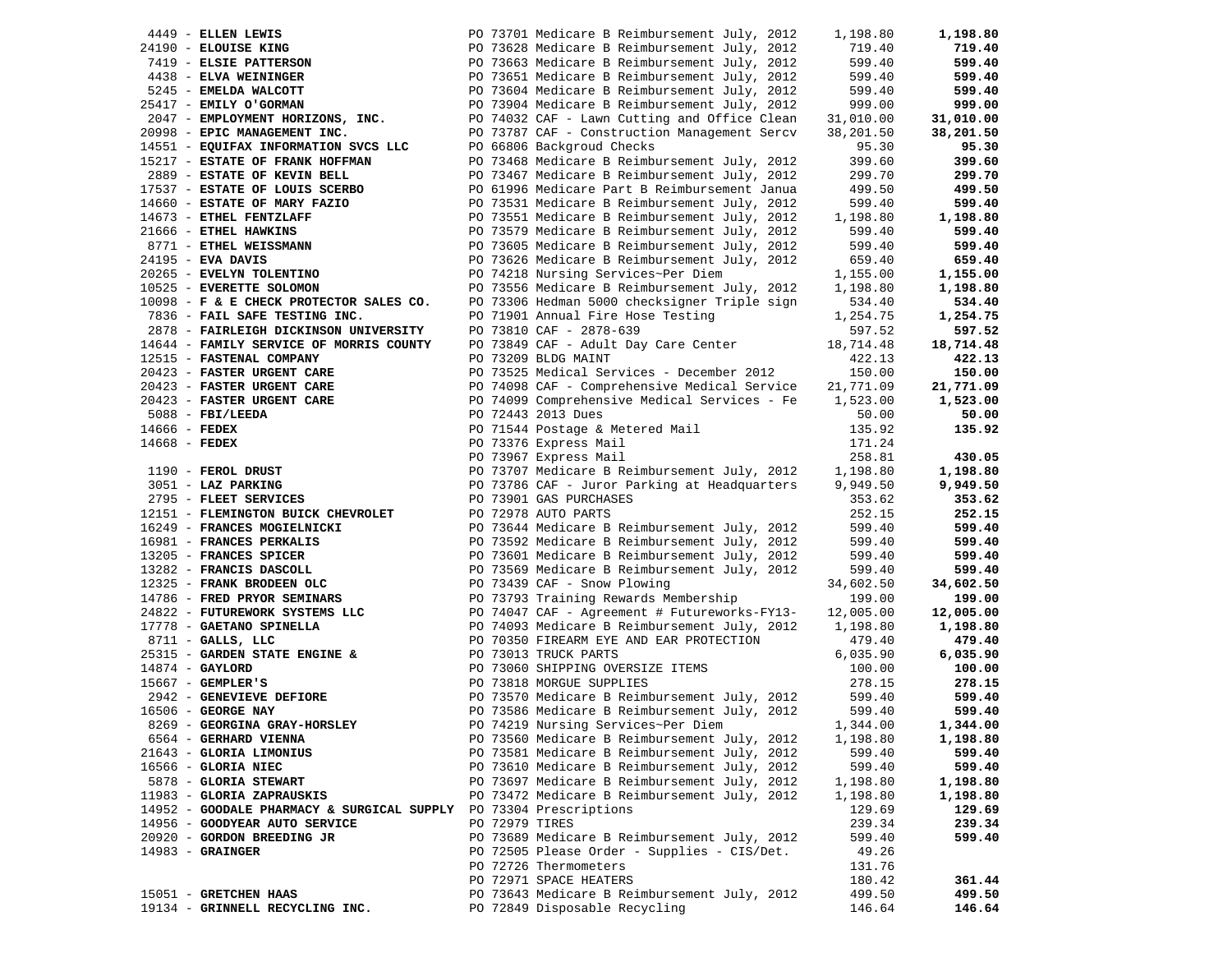| Vendor | Description | Amount | Total |
|---|---|---|---|
| 4449 - **ELLEN LEWIS** | PO 73701 Medicare B Reimbursement July, 2012 | 1,198.80 | **1,198.80** |
| 24190 - **ELOUISE KING** | PO 73628 Medicare B Reimbursement July, 2012 | 719.40 | **719.40** |
| 7419 - **ELSIE PATTERSON** | PO 73663 Medicare B Reimbursement July, 2012 | 599.40 | **599.40** |
| 4438 - **ELVA WEININGER** | PO 73651 Medicare B Reimbursement July, 2012 | 599.40 | **599.40** |
| 5245 - **EMELDA WALCOTT** | PO 73604 Medicare B Reimbursement July, 2012 | 599.40 | **599.40** |
| 25417 - **EMILY O'GORMAN** | PO 73904 Medicare B Reimbursement July, 2012 | 999.00 | **999.00** |
| 2047 - **EMPLOYMENT HORIZONS, INC.** | PO 74032 CAF - Lawn Cutting and Office Clean | 31,010.00 | **31,010.00** |
| 20998 - **EPIC MANAGEMENT INC.** | PO 73787 CAF - Construction Management Sercv | 38,201.50 | **38,201.50** |
| 14551 - **EQUIFAX INFORMATION SVCS LLC** | PO 66806 Backgroud Checks | 95.30 | **95.30** |
| 15217 - **ESTATE OF FRANK HOFFMAN** | PO 73468 Medicare B Reimbursement July, 2012 | 399.60 | **399.60** |
| 2889 - **ESTATE OF KEVIN BELL** | PO 73467 Medicare B Reimbursement July, 2012 | 299.70 | **299.70** |
| 17537 - **ESTATE OF LOUIS SCERBO** | PO 61996 Medicare Part B Reimbursement Janua | 499.50 | **499.50** |
| 14660 - **ESTATE OF MARY FAZIO** | PO 73531 Medicare B Reimbursement July, 2012 | 599.40 | **599.40** |
| 14673 - **ETHEL FENTZLAFF** | PO 73551 Medicare B Reimbursement July, 2012 | 1,198.80 | **1,198.80** |
| 21666 - **ETHEL HAWKINS** | PO 73579 Medicare B Reimbursement July, 2012 | 599.40 | **599.40** |
| 8771 - **ETHEL WEISSMANN** | PO 73605 Medicare B Reimbursement July, 2012 | 599.40 | **599.40** |
| 24195 - **EVA DAVIS** | PO 73626 Medicare B Reimbursement July, 2012 | 659.40 | **659.40** |
| 20265 - **EVELYN TOLENTINO** | PO 74218 Nursing Services~Per Diem | 1,155.00 | **1,155.00** |
| 10525 - **EVERETTE SOLOMON** | PO 73556 Medicare B Reimbursement July, 2012 | 1,198.80 | **1,198.80** |
| 10098 - **F & E CHECK PROTECTOR SALES CO.** | PO 73306 Hedman 5000 checksigner Triple sign | 534.40 | **534.40** |
| 7836 - **FAIL SAFE TESTING INC.** | PO 71901 Annual Fire Hose Testing | 1,254.75 | **1,254.75** |
| 2878 - **FAIRLEIGH DICKINSON UNIVERSITY** | PO 73810 CAF - 2878-639 | 597.52 | **597.52** |
| 14644 - **FAMILY SERVICE OF MORRIS COUNTY** | PO 73849 CAF - Adult Day Care Center | 18,714.48 | **18,714.48** |
| 12515 - **FASTENAL COMPANY** | PO 73209 BLDG MAINT | 422.13 | **422.13** |
| 20423 - **FASTER URGENT CARE** | PO 73525 Medical Services - December 2012 | 150.00 | **150.00** |
| 20423 - **FASTER URGENT CARE** | PO 74098 CAF - Comprehensive Medical Service | 21,771.09 | **21,771.09** |
| 20423 - **FASTER URGENT CARE** | PO 74099 Comprehensive Medical Services - Fe | 1,523.00 | **1,523.00** |
| 5088 - **FBI/LEEDA** | PO 72443 2013 Dues | 50.00 | **50.00** |
| 14666 - **FEDEX** | PO 71544 Postage & Metered Mail | 135.92 | **135.92** |
| 14668 - **FEDEX** | PO 73376 Express Mail | 171.24 | |
| | PO 73967 Express Mail | 258.81 | **430.05** |
| 1190 - **FEROL DRUST** | PO 73707 Medicare B Reimbursement July, 2012 | 1,198.80 | **1,198.80** |
| 3051 - **LAZ PARKING** | PO 73786 CAF - Juror Parking at Headquarters | 9,949.50 | **9,949.50** |
| 2795 - **FLEET SERVICES** | PO 73901 GAS PURCHASES | 353.62 | **353.62** |
| 12151 - **FLEMINGTON BUICK CHEVROLET** | PO 72978 AUTO PARTS | 252.15 | **252.15** |
| 16249 - **FRANCES MOGIELNICKI** | PO 73644 Medicare B Reimbursement July, 2012 | 599.40 | **599.40** |
| 16981 - **FRANCES PERKALIS** | PO 73592 Medicare B Reimbursement July, 2012 | 599.40 | **599.40** |
| 13205 - **FRANCES SPICER** | PO 73601 Medicare B Reimbursement July, 2012 | 599.40 | **599.40** |
| 13282 - **FRANCIS DASCOLL** | PO 73569 Medicare B Reimbursement July, 2012 | 599.40 | **599.40** |
| 12325 - **FRANK BRODEEN OLC** | PO 73439 CAF - Snow Plowing | 34,602.50 | **34,602.50** |
| 14786 - **FRED PRYOR SEMINARS** | PO 73793 Training Rewards Membership | 199.00 | **199.00** |
| 24822 - **FUTUREWORK SYSTEMS LLC** | PO 74047 CAF - Agreement # Futureworks-FY13- | 12,005.00 | **12,005.00** |
| 17778 - **GAETANO SPINELLA** | PO 74093 Medicare B Reimbursement July, 2012 | 1,198.80 | **1,198.80** |
| 8711 - **GALLS, LLC** | PO 70350 FIREARM EYE AND EAR PROTECTION | 479.40 | **479.40** |
| 25315 - **GARDEN STATE ENGINE &** | PO 73013 TRUCK PARTS | 6,035.90 | **6,035.90** |
| 14874 - **GAYLORD** | PO 73060 SHIPPING OVERSIZE ITEMS | 100.00 | **100.00** |
| 15667 - **GEMPLER'S** | PO 73818 MORGUE SUPPLIES | 278.15 | **278.15** |
| 2942 - **GENEVIEVE DEFIORE** | PO 73570 Medicare B Reimbursement July, 2012 | 599.40 | **599.40** |
| 16506 - **GEORGE NAY** | PO 73586 Medicare B Reimbursement July, 2012 | 599.40 | **599.40** |
| 8269 - **GEORGINA GRAY-HORSLEY** | PO 74219 Nursing Services~Per Diem | 1,344.00 | **1,344.00** |
| 6564 - **GERHARD VIENNA** | PO 73560 Medicare B Reimbursement July, 2012 | 1,198.80 | **1,198.80** |
| 21643 - **GLORIA LIMONIUS** | PO 73581 Medicare B Reimbursement July, 2012 | 599.40 | **599.40** |
| 16566 - **GLORIA NIEC** | PO 73610 Medicare B Reimbursement July, 2012 | 599.40 | **599.40** |
| 5878 - **GLORIA STEWART** | PO 73697 Medicare B Reimbursement July, 2012 | 1,198.80 | **1,198.80** |
| 11983 - **GLORIA ZAPRAUSKIS** | PO 73472 Medicare B Reimbursement July, 2012 | 1,198.80 | **1,198.80** |
| 14952 - **GOODALE PHARMACY & SURGICAL SUPPLY** | PO 73304 Prescriptions | 129.69 | **129.69** |
| 14956 - **GOODYEAR AUTO SERVICE** | PO 72979 TIRES | 239.34 | **239.34** |
| 20920 - **GORDON BREEDING JR** | PO 73689 Medicare B Reimbursement July, 2012 | 599.40 | **599.40** |
| 14983 - **GRAINGER** | PO 72505 Please Order - Supplies - CIS/Det. | 49.26 | |
| | PO 72726 Thermometers | 131.76 | |
| | PO 72971 SPACE HEATERS | 180.42 | **361.44** |
| 15051 - **GRETCHEN HAAS** | PO 73643 Medicare B Reimbursement July, 2012 | 499.50 | **499.50** |
| 19134 - **GRINNELL RECYCLING INC.** | PO 72849 Disposable Recycling | 146.64 | **146.64** |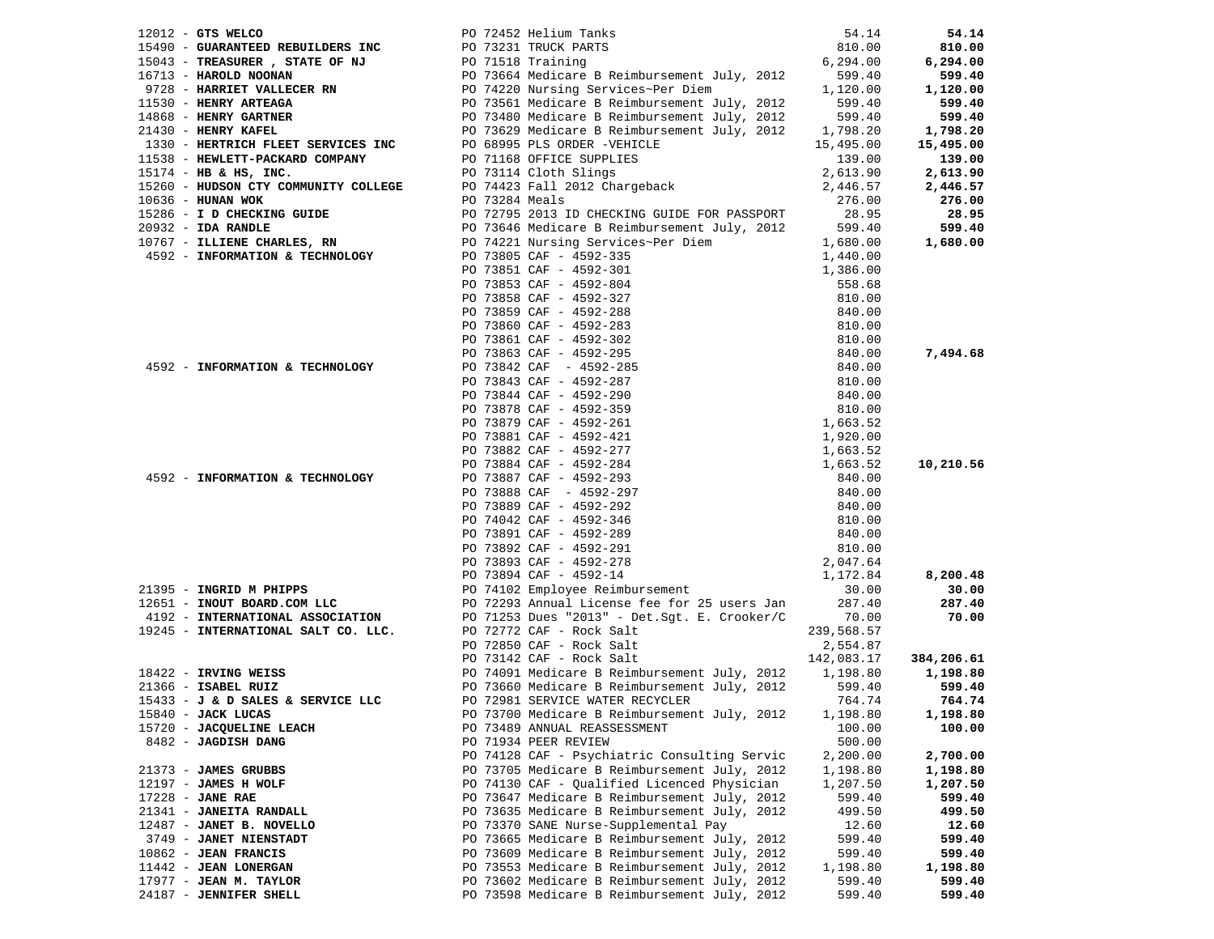| Vendor | PO / Description | Amount | Total |
|---|---|---|---|
| 12012 - **GTS WELCO** | PO 72452 Helium Tanks | 54.14 | **54.14** |
| 15490 - **GUARANTEED REBUILDERS INC** | PO 73231 TRUCK PARTS | 810.00 | **810.00** |
| 15043 - **TREASURER , STATE OF NJ** | PO 71518 Training | 6,294.00 | **6,294.00** |
| 16713 - **HAROLD NOONAN** | PO 73664 Medicare B Reimbursement July, 2012 | 599.40 | **599.40** |
| 9728 - **HARRIET VALLECER RN** | PO 74220 Nursing Services~Per Diem | 1,120.00 | **1,120.00** |
| 11530 - **HENRY ARTEAGA** | PO 73561 Medicare B Reimbursement July, 2012 | 599.40 | **599.40** |
| 14868 - **HENRY GARTNER** | PO 73480 Medicare B Reimbursement July, 2012 | 599.40 | **599.40** |
| 21430 - **HENRY KAFEL** | PO 73629 Medicare B Reimbursement July, 2012 | 1,798.20 | **1,798.20** |
| 1330 - **HERTRICH FLEET SERVICES INC** | PO 68995 PLS ORDER -VEHICLE | 15,495.00 | **15,495.00** |
| 11538 - **HEWLETT-PACKARD COMPANY** | PO 71168 OFFICE SUPPLIES | 139.00 | **139.00** |
| 15174 - **HB & HS, INC.** | PO 73114 Cloth Slings | 2,613.90 | **2,613.90** |
| 15260 - **HUDSON CTY COMMUNITY COLLEGE** | PO 74423 Fall 2012 Chargeback | 2,446.57 | **2,446.57** |
| 10636 - **HUNAN WOK** | PO 73284 Meals | 276.00 | **276.00** |
| 15286 - **I D CHECKING GUIDE** | PO 72795 2013 ID CHECKING GUIDE FOR PASSPORT | 28.95 | **28.95** |
| 20932 - **IDA RANDLE** | PO 73646 Medicare B Reimbursement July, 2012 | 599.40 | **599.40** |
| 10767 - **ILLIENE CHARLES, RN** | PO 74221 Nursing Services~Per Diem | 1,680.00 | **1,680.00** |
| 4592 - **INFORMATION & TECHNOLOGY** | PO 73805 CAF - 4592-335 | 1,440.00 | |
| | PO 73851 CAF - 4592-301 | 1,386.00 | |
| | PO 73853 CAF - 4592-804 | 558.68 | |
| | PO 73858 CAF - 4592-327 | 810.00 | |
| | PO 73859 CAF - 4592-288 | 840.00 | |
| | PO 73860 CAF - 4592-283 | 810.00 | |
| | PO 73861 CAF - 4592-302 | 810.00 | |
| | PO 73863 CAF - 4592-295 | 840.00 | **7,494.68** |
| 4592 - **INFORMATION & TECHNOLOGY** | PO 73842 CAF - 4592-285 | 840.00 | |
| | PO 73843 CAF - 4592-287 | 810.00 | |
| | PO 73844 CAF - 4592-290 | 840.00 | |
| | PO 73878 CAF - 4592-359 | 810.00 | |
| | PO 73879 CAF - 4592-261 | 1,663.52 | |
| | PO 73881 CAF - 4592-421 | 1,920.00 | |
| | PO 73882 CAF - 4592-277 | 1,663.52 | |
| | PO 73884 CAF - 4592-284 | 1,663.52 | **10,210.56** |
| 4592 - **INFORMATION & TECHNOLOGY** | PO 73887 CAF - 4592-293 | 840.00 | |
| | PO 73888 CAF - 4592-297 | 840.00 | |
| | PO 73889 CAF - 4592-292 | 840.00 | |
| | PO 74042 CAF - 4592-346 | 810.00 | |
| | PO 73891 CAF - 4592-289 | 840.00 | |
| | PO 73892 CAF - 4592-291 | 810.00 | |
| | PO 73893 CAF - 4592-278 | 2,047.64 | |
| | PO 73894 CAF - 4592-14 | 1,172.84 | **8,200.48** |
| 21395 - **INGRID M PHIPPS** | PO 74102 Employee Reimbursement | 30.00 | **30.00** |
| 12651 - **INOUT BOARD.COM LLC** | PO 72293 Annual License fee for 25 users Jan | 287.40 | **287.40** |
| 4192 - **INTERNATIONAL ASSOCIATION** | PO 71253 Dues "2013" - Det.Sgt. E. Crooker/C | 70.00 | **70.00** |
| 19245 - **INTERNATIONAL SALT CO. LLC.** | PO 72772 CAF - Rock Salt | 239,568.57 | |
| | PO 72850 CAF - Rock Salt | 2,554.87 | |
| | PO 73142 CAF - Rock Salt | 142,083.17 | **384,206.61** |
| 18422 - **IRVING WEISS** | PO 74091 Medicare B Reimbursement July, 2012 | 1,198.80 | **1,198.80** |
| 21366 - **ISABEL RUIZ** | PO 73660 Medicare B Reimbursement July, 2012 | 599.40 | **599.40** |
| 15433 - **J & D SALES & SERVICE LLC** | PO 72981 SERVICE WATER RECYCLER | 764.74 | **764.74** |
| 15840 - **JACK LUCAS** | PO 73700 Medicare B Reimbursement July, 2012 | 1,198.80 | **1,198.80** |
| 15720 - **JACQUELINE LEACH** | PO 73489 ANNUAL REASSESSMENT | 100.00 | **100.00** |
| 8482 - **JAGDISH DANG** | PO 71934 PEER REVIEW | 500.00 | |
| | PO 74128 CAF - Psychiatric Consulting Servic | 2,200.00 | **2,700.00** |
| 21373 - **JAMES GRUBBS** | PO 73705 Medicare B Reimbursement July, 2012 | 1,198.80 | **1,198.80** |
| 12197 - **JAMES H WOLF** | PO 74130 CAF - Qualified Licenced Physician | 1,207.50 | **1,207.50** |
| 17228 - **JANE RAE** | PO 73647 Medicare B Reimbursement July, 2012 | 599.40 | **599.40** |
| 21341 - **JANEITA RANDALL** | PO 73635 Medicare B Reimbursement July, 2012 | 499.50 | **499.50** |
| 12487 - **JANET B. NOVELLO** | PO 73370 SANE Nurse-Supplemental Pay | 12.60 | **12.60** |
| 3749 - **JANET NIENSTADT** | PO 73665 Medicare B Reimbursement July, 2012 | 599.40 | **599.40** |
| 10862 - **JEAN FRANCIS** | PO 73609 Medicare B Reimbursement July, 2012 | 599.40 | **599.40** |
| 11442 - **JEAN LONERGAN** | PO 73553 Medicare B Reimbursement July, 2012 | 1,198.80 | **1,198.80** |
| 17977 - **JEAN M. TAYLOR** | PO 73602 Medicare B Reimbursement July, 2012 | 599.40 | **599.40** |
| 24187 - **JENNIFER SHELL** | PO 73598 Medicare B Reimbursement July, 2012 | 599.40 | **599.40** |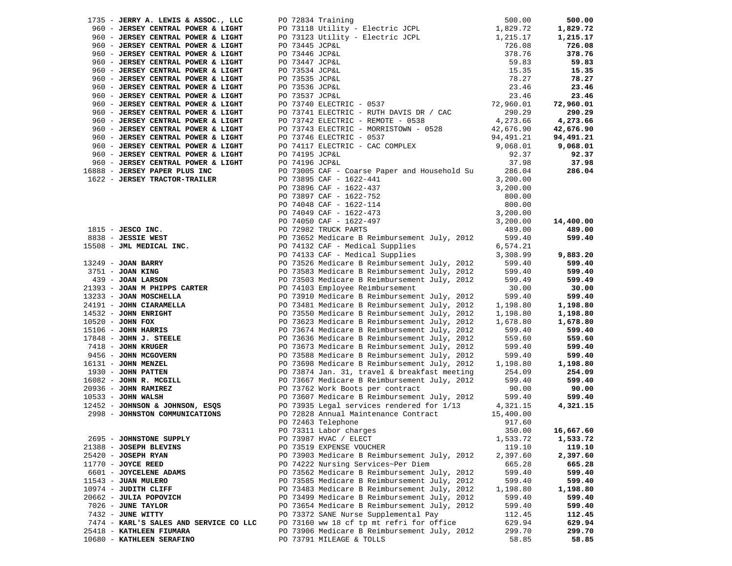| Vendor | PO / Description | Amount | Total |
|---|---|---|---|
| 1735 - **JERRY A. LEWIS & ASSOC., LLC** | PO 72834 Training | 500.00 | **500.00** |
| 960 - **JERSEY CENTRAL POWER & LIGHT** | PO 73118 Utility - Electric JCPL | 1,829.72 | **1,829.72** |
| 960 - **JERSEY CENTRAL POWER & LIGHT** | PO 73123 Utility - Electric JCPL | 1,215.17 | **1,215.17** |
| 960 - **JERSEY CENTRAL POWER & LIGHT** | PO 73445 JCP&L | 726.08 | **726.08** |
| 960 - **JERSEY CENTRAL POWER & LIGHT** | PO 73446 JCP&L | 378.76 | **378.76** |
| 960 - **JERSEY CENTRAL POWER & LIGHT** | PO 73447 JCP&L | 59.83 | **59.83** |
| 960 - **JERSEY CENTRAL POWER & LIGHT** | PO 73534 JCP&L | 15.35 | **15.35** |
| 960 - **JERSEY CENTRAL POWER & LIGHT** | PO 73535 JCP&L | 78.27 | **78.27** |
| 960 - **JERSEY CENTRAL POWER & LIGHT** | PO 73536 JCP&L | 23.46 | **23.46** |
| 960 - **JERSEY CENTRAL POWER & LIGHT** | PO 73537 JCP&L | 23.46 | **23.46** |
| 960 - **JERSEY CENTRAL POWER & LIGHT** | PO 73740 ELECTRIC - 0537 | 72,960.01 | **72,960.01** |
| 960 - **JERSEY CENTRAL POWER & LIGHT** | PO 73741 ELECTRIC - RUTH DAVIS DR / CAC | 290.29 | **290.29** |
| 960 - **JERSEY CENTRAL POWER & LIGHT** | PO 73742 ELECTRIC - REMOTE - 0538 | 4,273.66 | **4,273.66** |
| 960 - **JERSEY CENTRAL POWER & LIGHT** | PO 73743 ELECTRIC - MORRISTOWN - 0528 | 42,676.90 | **42,676.90** |
| 960 - **JERSEY CENTRAL POWER & LIGHT** | PO 73746 ELECTRIC - 0537 | 94,491.21 | **94,491.21** |
| 960 - **JERSEY CENTRAL POWER & LIGHT** | PO 74117 ELECTRIC - CAC COMPLEX | 9,068.01 | **9,068.01** |
| 960 - **JERSEY CENTRAL POWER & LIGHT** | PO 74195 JCP&L | 92.37 | **92.37** |
| 960 - **JERSEY CENTRAL POWER & LIGHT** | PO 74196 JCP&L | 37.98 | **37.98** |
| 16888 - **JERSEY PAPER PLUS INC** | PO 73005 CAF - Coarse Paper and Household Su | 286.04 | **286.04** |
| 1622 - **JERSEY TRACTOR-TRAILER** | PO 73895 CAF - 1622-441 | 3,200.00 | |
| | PO 73896 CAF - 1622-437 | 3,200.00 | |
| | PO 73897 CAF - 1622-752 | 800.00 | |
| | PO 74048 CAF - 1622-114 | 800.00 | |
| | PO 74049 CAF - 1622-473 | 3,200.00 | |
| | PO 74050 CAF - 1622-497 | 3,200.00 | **14,400.00** |
| 1815 - **JESCO INC.** | PO 72982 TRUCK PARTS | 489.00 | **489.00** |
| 8838 - **JESSIE WEST** | PO 73652 Medicare B Reimbursement July, 2012 | 599.40 | **599.40** |
| 15508 - **JML MEDICAL INC.** | PO 74132 CAF - Medical Supplies | 6,574.21 | |
| | PO 74133 CAF - Medical Supplies | 3,308.99 | **9,883.20** |
| 13249 - **JOAN BARRY** | PO 73526 Medicare B Reimbursement July, 2012 | 599.40 | **599.40** |
| 3751 - **JOAN KING** | PO 73583 Medicare B Reimbursement July, 2012 | 599.40 | **599.40** |
| 439 - **JOAN LARSON** | PO 73503 Medicare B Reimbursement July, 2012 | 599.49 | **599.49** |
| 21393 - **JOAN M PHIPPS CARTER** | PO 74103 Employee Reimbursement | 30.00 | **30.00** |
| 13233 - **JOAN MOSCHELLA** | PO 73910 Medicare B Reimbursement July, 2012 | 599.40 | **599.40** |
| 24191 - **JOHN CIARAMELLA** | PO 73481 Medicare B Reimbursement July, 2012 | 1,198.80 | **1,198.80** |
| 14532 - **JOHN ENRIGHT** | PO 73550 Medicare B Reimbursement July, 2012 | 1,198.80 | **1,198.80** |
| 10520 - **JOHN FOX** | PO 73623 Medicare B Reimbursement July, 2012 | 1,678.80 | **1,678.80** |
| 15106 - **JOHN HARRIS** | PO 73674 Medicare B Reimbursement July, 2012 | 599.40 | **599.40** |
| 17848 - **JOHN J. STEELE** | PO 73636 Medicare B Reimbursement July, 2012 | 559.60 | **559.60** |
| 7418 - **JOHN KRUGER** | PO 73673 Medicare B Reimbursement July, 2012 | 599.40 | **599.40** |
| 9456 - **JOHN MCGOVERN** | PO 73588 Medicare B Reimbursement July, 2012 | 599.40 | **599.40** |
| 16131 - **JOHN MENZEL** | PO 73698 Medicare B Reimbursement July, 2012 | 1,198.80 | **1,198.80** |
| 1930 - **JOHN PATTEN** | PO 73874 Jan. 31, travel & breakfast meeting | 254.09 | **254.09** |
| 16082 - **JOHN R. MCGILL** | PO 73667 Medicare B Reimbursement July, 2012 | 599.40 | **599.40** |
| 20936 - **JOHN RAMIREZ** | PO 73762 Work Boots per contract | 90.00 | **90.00** |
| 10533 - **JOHN WALSH** | PO 73607 Medicare B Reimbursement July, 2012 | 599.40 | **599.40** |
| 12452 - **JOHNSON & JOHNSON, ESQS** | PO 73935 Legal services rendered for 1/13 | 4,321.15 | **4,321.15** |
| 2998 - **JOHNSTON COMMUNICATIONS** | PO 72828 Annual Maintenance Contract | 15,400.00 | |
| | PO 72463 Telephone | 917.60 | |
| | PO 73311 Labor charges | 350.00 | **16,667.60** |
| 2695 - **JOHNSTONE SUPPLY** | PO 73987 HVAC / ELECT | 1,533.72 | **1,533.72** |
| 21388 - **JOSEPH BLEVINS** | PO 73519 EXPENSE VOUCHER | 119.10 | **119.10** |
| 25420 - **JOSEPH RYAN** | PO 73903 Medicare B Reimbursement July, 2012 | 2,397.60 | **2,397.60** |
| 11770 - **JOYCE REED** | PO 74222 Nursing Services~Per Diem | 665.28 | **665.28** |
| 6601 - **JOYCELENE ADAMS** | PO 73562 Medicare B Reimbursement July, 2012 | 599.40 | **599.40** |
| 11543 - **JUAN MULERO** | PO 73585 Medicare B Reimbursement July, 2012 | 599.40 | **599.40** |
| 10974 - **JUDITH CLIFF** | PO 73483 Medicare B Reimbursement July, 2012 | 1,198.80 | **1,198.80** |
| 20662 - **JULIA POPOVICH** | PO 73499 Medicare B Reimbursement July, 2012 | 599.40 | **599.40** |
| 7026 - **JUNE TAYLOR** | PO 73654 Medicare B Reimbursement July, 2012 | 599.40 | **599.40** |
| 7432 - **JUNE WITTY** | PO 73372 SANE Nurse Supplemental Pay | 112.45 | **112.45** |
| 7474 - **KARL'S SALES AND SERVICE CO LLC** | PO 73160 ww 18 cf tp mt refri for office | 629.94 | **629.94** |
| 25418 - **KATHLEEN FIUMARA** | PO 73906 Medicare B Reimbursement July, 2012 | 299.70 | **299.70** |
| 10680 - **KATHLEEN SERAFINO** | PO 73791 MILEAGE & TOLLS | 58.85 | **58.85** |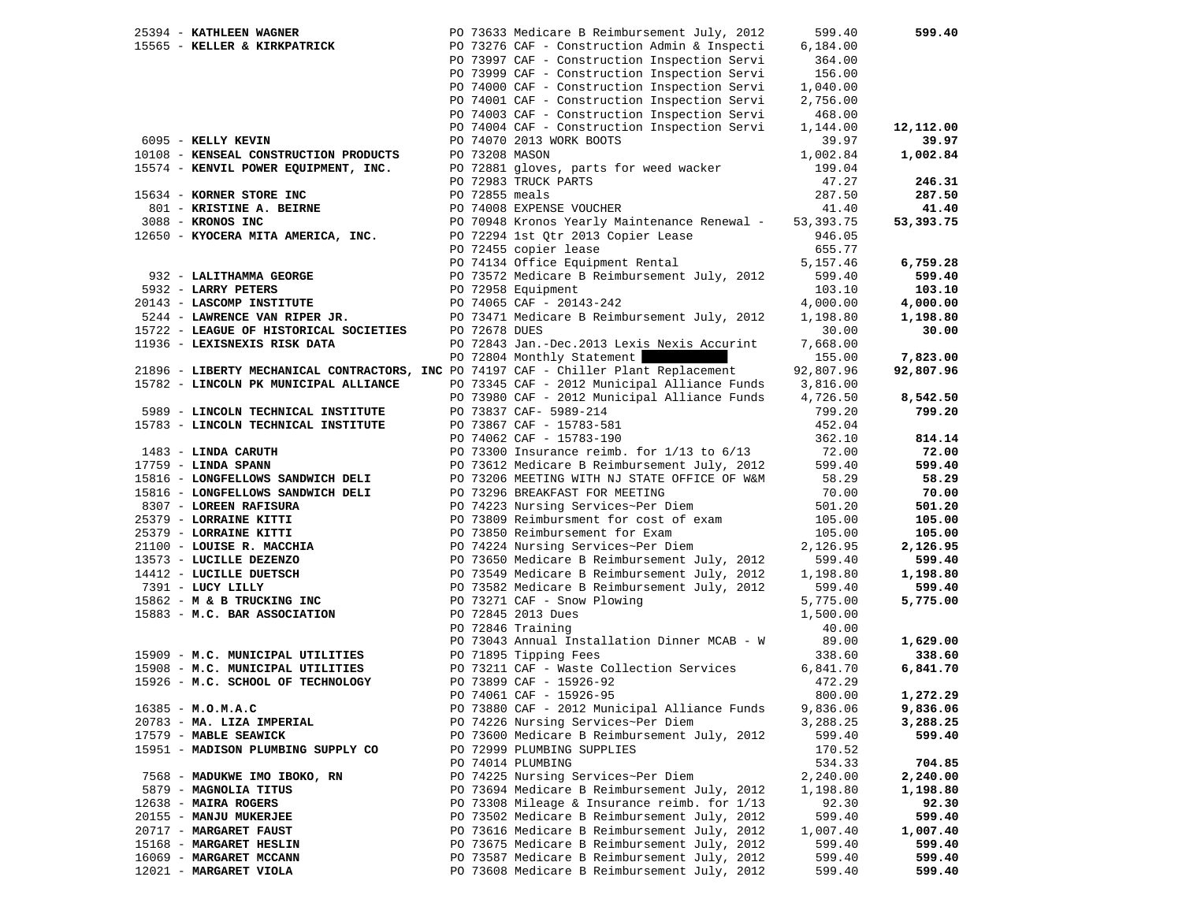| Vendor | PO / Description | Amount | Total |
|---|---|---|---|
| 25394 - **KATHLEEN WAGNER** | PO 73633 Medicare B Reimbursement July, 2012 | 599.40 | **599.40** |
| 15565 - **KELLER & KIRKPATRICK** | PO 73276 CAF - Construction Admin & Inspecti | 6,184.00 | |
| | PO 73997 CAF - Construction Inspection Servi | 364.00 | |
| | PO 73999 CAF - Construction Inspection Servi | 156.00 | |
| | PO 74000 CAF - Construction Inspection Servi | 1,040.00 | |
| | PO 74001 CAF - Construction Inspection Servi | 2,756.00 | |
| | PO 74003 CAF - Construction Inspection Servi | 468.00 | |
| | PO 74004 CAF - Construction Inspection Servi | 1,144.00 | **12,112.00** |
| 6095 - **KELLY KEVIN** | PO 74070 2013 WORK BOOTS | 39.97 | **39.97** |
| 10108 - **KENSEAL CONSTRUCTION PRODUCTS** | PO 73208 MASON | 1,002.84 | **1,002.84** |
| 15574 - **KENVIL POWER EQUIPMENT, INC.** | PO 72881 gloves, parts for weed wacker | 199.04 | |
| | PO 72983 TRUCK PARTS | 47.27 | **246.31** |
| 15634 - **KORNER STORE INC** | PO 72855 meals | 287.50 | **287.50** |
| 801 - **KRISTINE A. BEIRNE** | PO 74008 EXPENSE VOUCHER | 41.40 | **41.40** |
| 3088 - **KRONOS INC** | PO 70948 Kronos Yearly Maintenance Renewal - | 53,393.75 | **53,393.75** |
| 12650 - **KYOCERA MITA AMERICA, INC.** | PO 72294 1st Qtr 2013 Copier Lease | 946.05 | |
| | PO 72455 copier lease | 655.77 | |
| | PO 74134 Office Equipment Rental | 5,157.46 | **6,759.28** |
| 932 - **LALITHAMMA GEORGE** | PO 73572 Medicare B Reimbursement July, 2012 | 599.40 | **599.40** |
| 5932 - **LARRY PETERS** | PO 72958 Equipment | 103.10 | **103.10** |
| 20143 - **LASCOMP INSTITUTE** | PO 74065 CAF - 20143-242 | 4,000.00 | **4,000.00** |
| 5244 - **LAWRENCE VAN RIPER JR.** | PO 73471 Medicare B Reimbursement July, 2012 | 1,198.80 | **1,198.80** |
| 15722 - **LEAGUE OF HISTORICAL SOCIETIES** | PO 72678 DUES | 30.00 | **30.00** |
| 11936 - **LEXISNEXIS RISK DATA** | PO 72843 Jan.-Dec.2013 Lexis Nexis Accurint | 7,668.00 | |
| | PO 72804 Monthly Statement [REDACTED] | 155.00 | **7,823.00** |
| 21896 - **LIBERTY MECHANICAL CONTRACTORS, INC** | PO 74197 CAF - Chiller Plant Replacement | 92,807.96 | **92,807.96** |
| 15782 - **LINCOLN PK MUNICIPAL ALLIANCE** | PO 73345 CAF - 2012 Municipal Alliance Funds | 3,816.00 | |
| | PO 73980 CAF - 2012 Municipal Alliance Funds | 4,726.50 | **8,542.50** |
| 5989 - **LINCOLN TECHNICAL INSTITUTE** | PO 73837 CAF- 5989-214 | 799.20 | **799.20** |
| 15783 - **LINCOLN TECHNICAL INSTITUTE** | PO 73867 CAF - 15783-581 | 452.04 | |
| | PO 74062 CAF - 15783-190 | 362.10 | **814.14** |
| 1483 - **LINDA CARUTH** | PO 73300 Insurance reimb. for 1/13 to 6/13 | 72.00 | **72.00** |
| 17759 - **LINDA SPANN** | PO 73612 Medicare B Reimbursement July, 2012 | 599.40 | **599.40** |
| 15816 - **LONGFELLOWS SANDWICH DELI** | PO 73206 MEETING WITH NJ STATE OFFICE OF W&M | 58.29 | **58.29** |
| 15816 - **LONGFELLOWS SANDWICH DELI** | PO 73296 BREAKFAST FOR MEETING | 70.00 | **70.00** |
| 8307 - **LOREEN RAFISURA** | PO 74223 Nursing Services~Per Diem | 501.20 | **501.20** |
| 25379 - **LORRAINE KITTI** | PO 73809 Reimbursment for cost of exam | 105.00 | **105.00** |
| 25379 - **LORRAINE KITTI** | PO 73850 Reimbursement for Exam | 105.00 | **105.00** |
| 21100 - **LOUISE R. MACCHIA** | PO 74224 Nursing Services~Per Diem | 2,126.95 | **2,126.95** |
| 13573 - **LUCILLE DEZENZO** | PO 73650 Medicare B Reimbursement July, 2012 | 599.40 | **599.40** |
| 14412 - **LUCILLE DUETSCH** | PO 73549 Medicare B Reimbursement July, 2012 | 1,198.80 | **1,198.80** |
| 7391 - **LUCY LILLY** | PO 73582 Medicare B Reimbursement July, 2012 | 599.40 | **599.40** |
| 15862 - **M & B TRUCKING INC** | PO 73271 CAF - Snow Plowing | 5,775.00 | **5,775.00** |
| 15883 - **M.C. BAR ASSOCIATION** | PO 72845 2013 Dues | 1,500.00 | |
| | PO 72846 Training | 40.00 | |
| | PO 73043 Annual Installation Dinner MCAB - W | 89.00 | **1,629.00** |
| 15909 - **M.C. MUNICIPAL UTILITIES** | PO 71895 Tipping Fees | 338.60 | **338.60** |
| 15908 - **M.C. MUNICIPAL UTILITIES** | PO 73211 CAF - Waste Collection Services | 6,841.70 | **6,841.70** |
| 15926 - **M.C. SCHOOL OF TECHNOLOGY** | PO 73899 CAF - 15926-92 | 472.29 | |
| | PO 74061 CAF - 15926-95 | 800.00 | **1,272.29** |
| 16385 - **M.O.M.A.C** | PO 73880 CAF - 2012 Municipal Alliance Funds | 9,836.06 | **9,836.06** |
| 20783 - **MA. LIZA IMPERIAL** | PO 74226 Nursing Services~Per Diem | 3,288.25 | **3,288.25** |
| 17579 - **MABLE SEAWICK** | PO 73600 Medicare B Reimbursement July, 2012 | 599.40 | **599.40** |
| 15951 - **MADISON PLUMBING SUPPLY CO** | PO 72999 PLUMBING SUPPLIES | 170.52 | |
| | PO 74014 PLUMBING | 534.33 | **704.85** |
| 7568 - **MADUKWE IMO IBOKO, RN** | PO 74225 Nursing Services~Per Diem | 2,240.00 | **2,240.00** |
| 5879 - **MAGNOLIA TITUS** | PO 73694 Medicare B Reimbursement July, 2012 | 1,198.80 | **1,198.80** |
| 12638 - **MAIRA ROGERS** | PO 73308 Mileage & Insurance reimb. for 1/13 | 92.30 | **92.30** |
| 20155 - **MANJU MUKERJEE** | PO 73502 Medicare B Reimbursement July, 2012 | 599.40 | **599.40** |
| 20717 - **MARGARET FAUST** | PO 73616 Medicare B Reimbursement July, 2012 | 1,007.40 | **1,007.40** |
| 15168 - **MARGARET HESLIN** | PO 73675 Medicare B Reimbursement July, 2012 | 599.40 | **599.40** |
| 16069 - **MARGARET MCCANN** | PO 73587 Medicare B Reimbursement July, 2012 | 599.40 | **599.40** |
| 12021 - **MARGARET VIOLA** | PO 73608 Medicare B Reimbursement July, 2012 | 599.40 | **599.40** |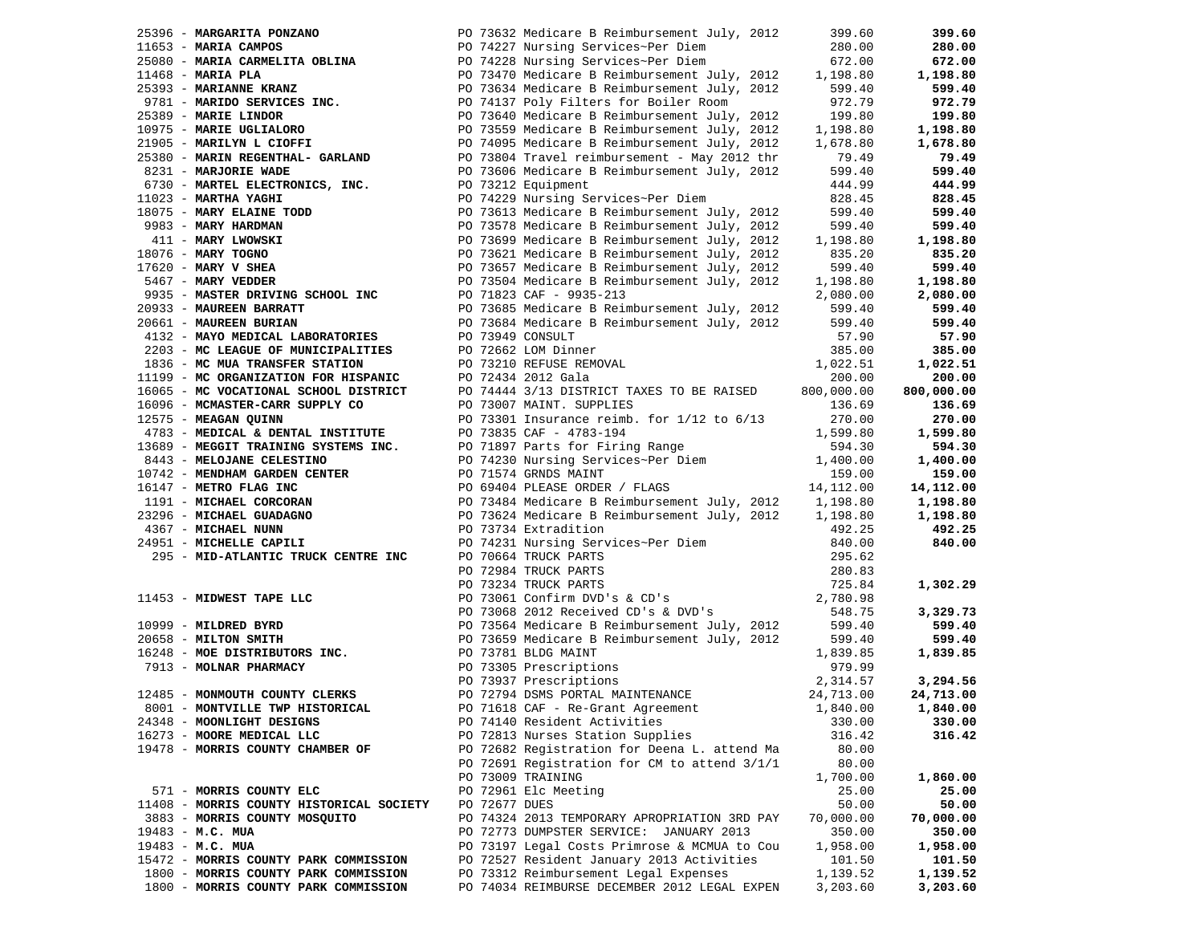| Vendor | PO / Description | Amount | Total |
|---|---|---|---|
| 25396 - **MARGARITA PONZANO** | PO 73632 Medicare B Reimbursement July, 2012 | 399.60 | **399.60** |
| 11653 - **MARIA CAMPOS** | PO 74227 Nursing Services~Per Diem | 280.00 | **280.00** |
| 25080 - **MARIA CARMELITA OBLINA** | PO 74228 Nursing Services~Per Diem | 672.00 | **672.00** |
| 11468 - **MARIA PLA** | PO 73470 Medicare B Reimbursement July, 2012 | 1,198.80 | **1,198.80** |
| 25393 - **MARIANNE KRANZ** | PO 73634 Medicare B Reimbursement July, 2012 | 599.40 | **599.40** |
| 9781 - **MARIDO SERVICES INC.** | PO 74137 Poly Filters for Boiler Room | 972.79 | **972.79** |
| 25389 - **MARIE LINDOR** | PO 73640 Medicare B Reimbursement July, 2012 | 199.80 | **199.80** |
| 10975 - **MARIE UGLIALORO** | PO 73559 Medicare B Reimbursement July, 2012 | 1,198.80 | **1,198.80** |
| 21905 - **MARILYN L CIOFFI** | PO 74095 Medicare B Reimbursement July, 2012 | 1,678.80 | **1,678.80** |
| 25380 - **MARIN REGENTHAL- GARLAND** | PO 73804 Travel reimbursement - May 2012 thr | 79.49 | **79.49** |
| 8231 - **MARJORIE WADE** | PO 73606 Medicare B Reimbursement July, 2012 | 599.40 | **599.40** |
| 6730 - **MARTEL ELECTRONICS, INC.** | PO 73212 Equipment | 444.99 | **444.99** |
| 11023 - **MARTHA YAGHI** | PO 74229 Nursing Services~Per Diem | 828.45 | **828.45** |
| 18075 - **MARY ELAINE TODD** | PO 73613 Medicare B Reimbursement July, 2012 | 599.40 | **599.40** |
| 9983 - **MARY HARDMAN** | PO 73578 Medicare B Reimbursement July, 2012 | 599.40 | **599.40** |
| 411 - **MARY LWOWSKI** | PO 73699 Medicare B Reimbursement July, 2012 | 1,198.80 | **1,198.80** |
| 18076 - **MARY TOGNO** | PO 73621 Medicare B Reimbursement July, 2012 | 835.20 | **835.20** |
| 17620 - **MARY V SHEA** | PO 73657 Medicare B Reimbursement July, 2012 | 599.40 | **599.40** |
| 5467 - **MARY VEDDER** | PO 73504 Medicare B Reimbursement July, 2012 | 1,198.80 | **1,198.80** |
| 9935 - **MASTER DRIVING SCHOOL INC** | PO 71823 CAF - 9935-213 | 2,080.00 | **2,080.00** |
| 20933 - **MAUREEN BARRATT** | PO 73685 Medicare B Reimbursement July, 2012 | 599.40 | **599.40** |
| 20661 - **MAUREEN BURIAN** | PO 73684 Medicare B Reimbursement July, 2012 | 599.40 | **599.40** |
| 4132 - **MAYO MEDICAL LABORATORIES** | PO 73949 CONSULT | 57.90 | **57.90** |
| 2203 - **MC LEAGUE OF MUNICIPALITIES** | PO 72662 LOM Dinner | 385.00 | **385.00** |
| 1836 - **MC MUA TRANSFER STATION** | PO 73210 REFUSE REMOVAL | 1,022.51 | **1,022.51** |
| 11199 - **MC ORGANIZATION FOR HISPANIC** | PO 72434 2012 Gala | 200.00 | **200.00** |
| 16065 - **MC VOCATIONAL SCHOOL DISTRICT** | PO 74444 3/13 DISTRICT TAXES TO BE RAISED | 800,000.00 | **800,000.00** |
| 16096 - **MCMASTER-CARR SUPPLY CO** | PO 73007 MAINT. SUPPLIES | 136.69 | **136.69** |
| 12575 - **MEAGAN QUINN** | PO 73301 Insurance reimb. for 1/12 to 6/13 | 270.00 | **270.00** |
| 4783 - **MEDICAL & DENTAL INSTITUTE** | PO 73835 CAF - 4783-194 | 1,599.80 | **1,599.80** |
| 13689 - **MEGGIT TRAINING SYSTEMS INC.** | PO 71897 Parts for Firing Range | 594.30 | **594.30** |
| 8443 - **MELOJANE CELESTINO** | PO 74230 Nursing Services~Per Diem | 1,400.00 | **1,400.00** |
| 10742 - **MENDHAM GARDEN CENTER** | PO 71574 GRNDS MAINT | 159.00 | **159.00** |
| 16147 - **METRO FLAG INC** | PO 69404 PLEASE ORDER / FLAGS | 14,112.00 | **14,112.00** |
| 1191 - **MICHAEL CORCORAN** | PO 73484 Medicare B Reimbursement July, 2012 | 1,198.80 | **1,198.80** |
| 23296 - **MICHAEL GUADAGNO** | PO 73624 Medicare B Reimbursement July, 2012 | 1,198.80 | **1,198.80** |
| 4367 - **MICHAEL NUNN** | PO 73734 Extradition | 492.25 | **492.25** |
| 24951 - **MICHELLE CAPILI** | PO 74231 Nursing Services~Per Diem | 840.00 | **840.00** |
| 295 - **MID-ATLANTIC TRUCK CENTRE INC** | PO 70664 TRUCK PARTS | 295.62 | |
| | PO 72984 TRUCK PARTS | 280.83 | |
| | PO 73234 TRUCK PARTS | 725.84 | **1,302.29** |
| 11453 - **MIDWEST TAPE LLC** | PO 73061 Confirm DVD's & CD's | 2,780.98 | |
| | PO 73068 2012 Received CD's & DVD's | 548.75 | **3,329.73** |
| 10999 - **MILDRED BYRD** | PO 73564 Medicare B Reimbursement July, 2012 | 599.40 | **599.40** |
| 20658 - **MILTON SMITH** | PO 73659 Medicare B Reimbursement July, 2012 | 599.40 | **599.40** |
| 16248 - **MOE DISTRIBUTORS INC.** | PO 73781 BLDG MAINT | 1,839.85 | **1,839.85** |
| 7913 - **MOLNAR PHARMACY** | PO 73305 Prescriptions | 979.99 | |
| | PO 73937 Prescriptions | 2,314.57 | **3,294.56** |
| 12485 - **MONMOUTH COUNTY CLERKS** | PO 72794 DSMS PORTAL MAINTENANCE | 24,713.00 | **24,713.00** |
| 8001 - **MONTVILLE TWP HISTORICAL** | PO 71618 CAF - Re-Grant Agreement | 1,840.00 | **1,840.00** |
| 24348 - **MOONLIGHT DESIGNS** | PO 74140 Resident Activities | 330.00 | **330.00** |
| 16273 - **MOORE MEDICAL LLC** | PO 72813 Nurses Station Supplies | 316.42 | **316.42** |
| 19478 - **MORRIS COUNTY CHAMBER OF** | PO 72682 Registration for Deena L. attend Ma | 80.00 | |
| | PO 72691 Registration for CM to attend 3/1/1 | 80.00 | |
| | PO 73009 TRAINING | 1,700.00 | **1,860.00** |
| 571 - **MORRIS COUNTY ELC** | PO 72961 Elc Meeting | 25.00 | **25.00** |
| 11408 - **MORRIS COUNTY HISTORICAL SOCIETY** | PO 72677 DUES | 50.00 | **50.00** |
| 3883 - **MORRIS COUNTY MOSQUITO** | PO 74324 2013 TEMPORARY APROPRIATION 3RD PAY | 70,000.00 | **70,000.00** |
| 19483 - **M.C. MUA** | PO 72773 DUMPSTER SERVICE: JANUARY 2013 | 350.00 | **350.00** |
| 19483 - **M.C. MUA** | PO 73197 Legal Costs Primrose & MCMUA to Cou | 1,958.00 | **1,958.00** |
| 15472 - **MORRIS COUNTY PARK COMMISSION** | PO 72527 Resident January 2013 Activities | 101.50 | **101.50** |
| 1800 - **MORRIS COUNTY PARK COMMISSION** | PO 73312 Reimbursement Legal Expenses | 1,139.52 | **1,139.52** |
| 1800 - **MORRIS COUNTY PARK COMMISSION** | PO 74034 REIMBURSE DECEMBER 2012 LEGAL EXPEN | 3,203.60 | **3,203.60** |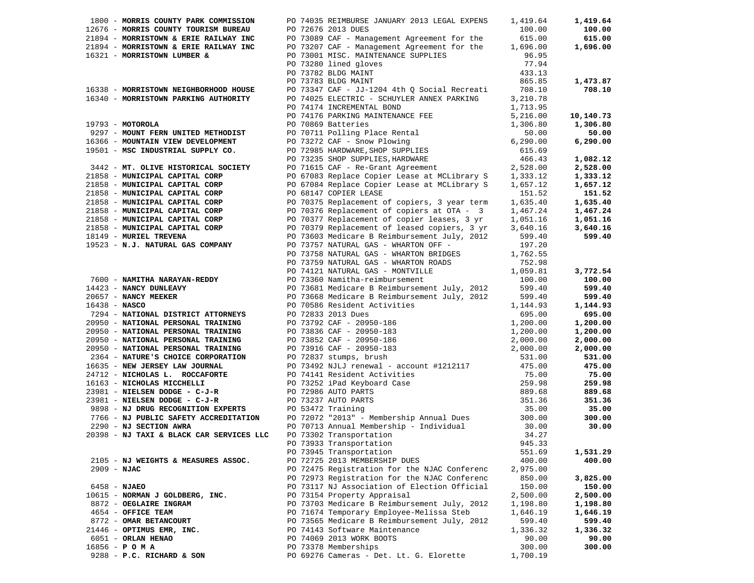| Vendor | Description | Amount | Total |
|---|---|---|---|
| 1800 - **MORRIS COUNTY PARK COMMISSION** | PO 74035 REIMBURSE JANUARY 2013 LEGAL EXPENS | 1,419.64 | **1,419.64** |
| 12676 - **MORRIS COUNTY TOURISM BUREAU** | PO 72676 2013 DUES | 100.00 | **100.00** |
| 21894 - **MORRISTOWN & ERIE RAILWAY INC** | PO 73089 CAF - Management Agreement for the | 615.00 | **615.00** |
| 21894 - **MORRISTOWN & ERIE RAILWAY INC** | PO 73207 CAF - Management Agreement for the | 1,696.00 | **1,696.00** |
| 16321 - **MORRISTOWN LUMBER &** | PO 73001 MISC. MAINTENANCE SUPPLIES | 96.95 | |
| | PO 73280 lined gloves | 77.94 | |
| | PO 73782 BLDG MAINT | 433.13 | |
| | PO 73783 BLDG MAINT | 865.85 | **1,473.87** |
| 16338 - **MORRISTOWN NEIGHBORHOOD HOUSE** | PO 73347 CAF - JJ-1204 4th Q Social Recreati | 708.10 | **708.10** |
| 16340 - **MORRISTOWN PARKING AUTHORITY** | PO 74025 ELECTRIC - SCHUYLER ANNEX PARKING | 3,210.78 | |
| | PO 74174 INCREMENTAL BOND | 1,713.95 | |
| | PO 74176 PARKING MAINTENANCE FEE | 5,216.00 | **10,140.73** |
| 19793 - **MOTOROLA** | PO 70869 Batteries | 1,306.80 | **1,306.80** |
| 9297 - **MOUNT FERN UNITED METHODIST** | PO 70711 Polling Place Rental | 50.00 | **50.00** |
| 16366 - **MOUNTAIN VIEW DEVELOPMENT** | PO 73272 CAF - Snow Plowing | 6,290.00 | **6,290.00** |
| 19501 - **MSC INDUSTRIAL SUPPLY CO.** | PO 72985 HARDWARE,SHOP SUPPLIES | 615.69 | |
| | PO 73235 SHOP SUPPLIES,HARDWARE | 466.43 | **1,082.12** |
| 3442 - **MT. OLIVE HISTORICAL SOCIETY** | PO 71615 CAF - Re-Grant Agreement | 2,528.00 | **2,528.00** |
| 21858 - **MUNICIPAL CAPITAL CORP** | PO 67083 Replace Copier Lease at MCLibrary S | 1,333.12 | **1,333.12** |
| 21858 - **MUNICIPAL CAPITAL CORP** | PO 67084 Replace Copier Lease at MCLibrary S | 1,657.12 | **1,657.12** |
| 21858 - **MUNICIPAL CAPITAL CORP** | PO 68147 COPIER LEASE | 151.52 | **151.52** |
| 21858 - **MUNICIPAL CAPITAL CORP** | PO 70375 Replacement of copiers, 3 year term | 1,635.40 | **1,635.40** |
| 21858 - **MUNICIPAL CAPITAL CORP** | PO 70376 Replacement of copiers at OTA - 3 | 1,467.24 | **1,467.24** |
| 21858 - **MUNICIPAL CAPITAL CORP** | PO 70377 Replacement of copier leases, 3 yr | 1,051.16 | **1,051.16** |
| 21858 - **MUNICIPAL CAPITAL CORP** | PO 70379 Replacement of leased copiers, 3 yr | 3,640.16 | **3,640.16** |
| 18149 - **MURIEL TREVENA** | PO 73603 Medicare B Reimbursement July, 2012 | 599.40 | **599.40** |
| 19523 - **N.J. NATURAL GAS COMPANY** | PO 73757 NATURAL GAS - WHARTON OFF - | 197.20 | |
| | PO 73758 NATURAL GAS - WHARTON BRIDGES | 1,762.55 | |
| | PO 73759 NATURAL GAS - WHARTON ROADS | 752.98 | |
| | PO 74121 NATURAL GAS - MONTVILLE | 1,059.81 | **3,772.54** |
| 7600 - **NAMITHA NARAYAN-REDDY** | PO 73360 Namitha-reimbursement | 100.00 | **100.00** |
| 14423 - **NANCY DUNLEAVY** | PO 73681 Medicare B Reimbursement July, 2012 | 599.40 | **599.40** |
| 20657 - **NANCY MEEKER** | PO 73668 Medicare B Reimbursement July, 2012 | 599.40 | **599.40** |
| 16438 - **NASCO** | PO 70586 Resident Activities | 1,144.93 | **1,144.93** |
| 7294 - **NATIONAL DISTRICT ATTORNEYS** | PO 72833 2013 Dues | 695.00 | **695.00** |
| 20950 - **NATIONAL PERSONAL TRAINING** | PO 73792 CAF - 20950-186 | 1,200.00 | **1,200.00** |
| 20950 - **NATIONAL PERSONAL TRAINING** | PO 73836 CAF - 20950-183 | 1,200.00 | **1,200.00** |
| 20950 - **NATIONAL PERSONAL TRAINING** | PO 73852 CAF - 20950-186 | 2,000.00 | **2,000.00** |
| 20950 - **NATIONAL PERSONAL TRAINING** | PO 73916 CAF - 20950-183 | 2,000.00 | **2,000.00** |
| 2364 - **NATURE'S CHOICE CORPORATION** | PO 72837 stumps, brush | 531.00 | **531.00** |
| 16635 - **NEW JERSEY LAW JOURNAL** | PO 73492 NJLJ renewal - account #1212117 | 475.00 | **475.00** |
| 24712 - **NICHOLAS L. ROCCAFORTE** | PO 74141 Resident Activities | 75.00 | **75.00** |
| 16163 - **NICHOLAS MICCHELLI** | PO 73252 iPad Keyboard Case | 259.98 | **259.98** |
| 23981 - **NIELSEN DODGE - C-J-R** | PO 72986 AUTO PARTS | 889.68 | **889.68** |
| 23981 - **NIELSEN DODGE - C-J-R** | PO 73237 AUTO PARTS | 351.36 | **351.36** |
| 9898 - **NJ DRUG RECOGNITION EXPERTS** | PO 53472 Training | 35.00 | **35.00** |
| 7766 - **NJ PUBLIC SAFETY ACCREDITATION** | PO 72072 "2013" - Membership Annual Dues | 300.00 | **300.00** |
| 2290 - **NJ SECTION AWRA** | PO 70713 Annual Membership - Individual | 30.00 | **30.00** |
| 20398 - **NJ TAXI & BLACK CAR SERVICES LLC** | PO 73302 Transportation | 34.27 | |
| | PO 73933 Transportation | 945.33 | |
| | PO 73945 Transportation | 551.69 | **1,531.29** |
| 2105 - **NJ WEIGHTS & MEASURES ASSOC.** | PO 72725 2013 MEMBERSHIP DUES | 400.00 | **400.00** |
| 2909 - **NJAC** | PO 72475 Registration for the NJAC Conferenc | 2,975.00 | |
| | PO 72973 Registration for the NJAC Conferenc | 850.00 | **3,825.00** |
| 6458 - **NJAEO** | PO 73117 NJ Association of Election Official | 150.00 | **150.00** |
| 10615 - **NORMAN J GOLDBERG, INC.** | PO 73154 Property Appraisal | 2,500.00 | **2,500.00** |
| 8872 - **OEGLAIRE INGRAM** | PO 73703 Medicare B Reimbursement July, 2012 | 1,198.80 | **1,198.80** |
| 4654 - **OFFICE TEAM** | PO 71674 Temporary Employee-Melissa Steb | 1,646.19 | **1,646.19** |
| 8772 - **OMAR BETANCOURT** | PO 73565 Medicare B Reimbursement July, 2012 | 599.40 | **599.40** |
| 21446 - **OPTIMUS EMR, INC.** | PO 74143 Software Maintenance | 1,336.32 | **1,336.32** |
| 6051 - **ORLAN HENAO** | PO 74069 2013 WORK BOOTS | 90.00 | **90.00** |
| 16856 - **P O M A** | PO 73378 Memberships | 300.00 | **300.00** |
| 9288 - **P.C. RICHARD & SON** | PO 69276 Cameras - Det. Lt. G. Elorette | 1,700.19 | |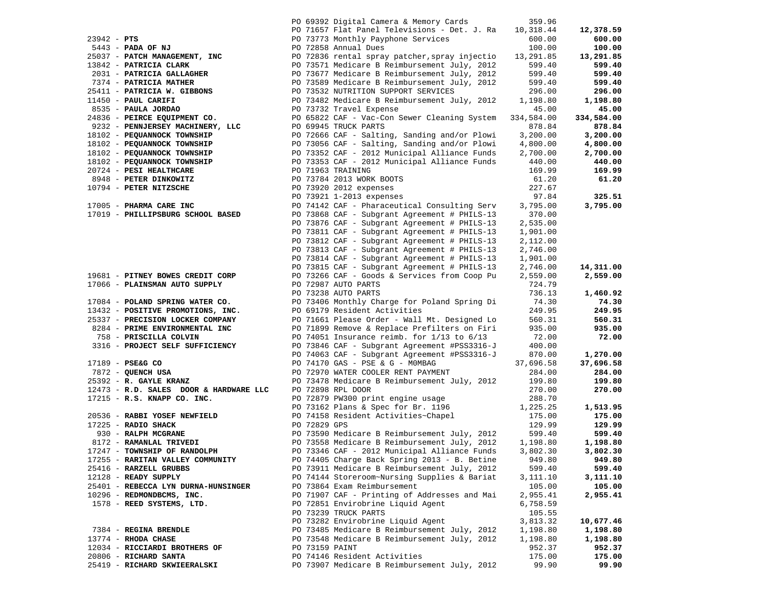| Vendor | Description | Amount | Total |
|---|---|---|---|
| | PO 69392 Digital Camera & Memory Cards | 359.96 | |
| | PO 71657 Flat Panel Televisions - Det. J. Ra | 10,318.44 | **12,378.59** |
| 23942 - **PTS** | PO 73773 Monthly Payphone Services | 600.00 | **600.00** |
| 5443 - **PADA OF NJ** | PO 72858 Annual Dues | 100.00 | **100.00** |
| 25037 - **PATCH MANAGEMENT, INC** | PO 72836 rental spray patcher,spray injectio | 13,291.85 | **13,291.85** |
| 13842 - **PATRICIA CLARK** | PO 73571 Medicare B Reimbursement July, 2012 | 599.40 | **599.40** |
| 2031 - **PATRICIA GALLAGHER** | PO 73677 Medicare B Reimbursement July, 2012 | 599.40 | **599.40** |
| 7374 - **PATRICIA MATHER** | PO 73589 Medicare B Reimbursement July, 2012 | 599.40 | **599.40** |
| 25411 - **PATRICIA W. GIBBONS** | PO 73532 NUTRITION SUPPORT SERVICES | 296.00 | **296.00** |
| 11450 - **PAUL CARIFI** | PO 73482 Medicare B Reimbursement July, 2012 | 1,198.80 | **1,198.80** |
| 8535 - **PAULA JORDAO** | PO 73732 Travel Expense | 45.00 | **45.00** |
| 24836 - **PEIRCE EQUIPMENT CO.** | PO 65822 CAF - Vac-Con Sewer Cleaning System | 334,584.00 | **334,584.00** |
| 9232 - **PENNJERSEY MACHINERY, LLC** | PO 69945 TRUCK PARTS | 878.84 | **878.84** |
| 18102 - **PEQUANNOCK TOWNSHIP** | PO 72666 CAF - Salting, Sanding and/or Plowi | 3,200.00 | **3,200.00** |
| 18102 - **PEQUANNOCK TOWNSHIP** | PO 73056 CAF - Salting, Sanding and/or Plowi | 4,800.00 | **4,800.00** |
| 18102 - **PEQUANNOCK TOWNSHIP** | PO 73352 CAF - 2012 Municipal Alliance Funds | 2,700.00 | **2,700.00** |
| 18102 - **PEQUANNOCK TOWNSHIP** | PO 73353 CAF - 2012 Municipal Alliance Funds | 440.00 | **440.00** |
| 20724 - **PESI HEALTHCARE** | PO 71963 TRAINING | 169.99 | **169.99** |
| 8948 - **PETER DINKOWITZ** | PO 73784 2013 WORK BOOTS | 61.20 | **61.20** |
| 10794 - **PETER NITZSCHE** | PO 73920 2012 expenses | 227.67 | |
| | PO 73921 1-2013 expenses | 97.84 | **325.51** |
| 17005 - **PHARMA CARE INC** | PO 74142 CAF - Pharaceutical Consulting Serv | 3,795.00 | **3,795.00** |
| 17019 - **PHILLIPSBURG SCHOOL BASED** | PO 73868 CAF - Subgrant Agreement # PHILS-13 | 370.00 | |
| | PO 73876 CAF - Subgrant Agreement # PHILS-13 | 2,535.00 | |
| | PO 73811 CAF - Subgrant Agreement # PHILS-13 | 1,901.00 | |
| | PO 73812 CAF - Subgrant Agreement # PHILS-13 | 2,112.00 | |
| | PO 73813 CAF - Subgrant Agreement # PHILS-13 | 2,746.00 | |
| | PO 73814 CAF - Subgrant Agreement # PHILS-13 | 1,901.00 | |
| | PO 73815 CAF - Subgrant Agreement # PHILS-13 | 2,746.00 | **14,311.00** |
| 19681 - **PITNEY BOWES CREDIT CORP** | PO 73266 CAF - Goods & Services from Coop Pu | 2,559.00 | **2,559.00** |
| 17066 - **PLAINSMAN AUTO SUPPLY** | PO 72987 AUTO PARTS | 724.79 | |
| | PO 73238 AUTO PARTS | 736.13 | **1,460.92** |
| 17084 - **POLAND SPRING WATER CO.** | PO 73406 Monthly Charge for Poland Spring Di | 74.30 | **74.30** |
| 13432 - **POSITIVE PROMOTIONS, INC.** | PO 69179 Resident Activities | 249.95 | **249.95** |
| 25337 - **PRECISION LOCKER COMPANY** | PO 71661 Please Order - Wall Mt. Designed Lo | 560.31 | **560.31** |
| 8284 - **PRIME ENVIRONMENTAL INC** | PO 71899 Remove & Replace Prefilters on Firi | 935.00 | **935.00** |
| 758 - **PRISCILLA COLVIN** | PO 74051 Insurance reimb. for 1/13 to 6/13 | 72.00 | **72.00** |
| 3316 - **PROJECT SELF SUFFICIENCY** | PO 73846 CAF - Subgrant Agreement #PSS3316-J | 400.00 | |
| | PO 74063 CAF - Subgrant Agreement #PSS3316-J | 870.00 | **1,270.00** |
| 17189 - **PSE&G CO** | PO 74170 GAS - PSE & G - M0MBAG | 37,696.58 | **37,696.58** |
| 7872 - **QUENCH USA** | PO 72970 WATER COOLER RENT PAYMENT | 284.00 | **284.00** |
| 25392 - **R. GAYLE KRANZ** | PO 73478 Medicare B Reimbursement July, 2012 | 199.80 | **199.80** |
| 12473 - **R.D. SALES DOOR & HARDWARE LLC** | PO 72898 RPL DOOR | 270.00 | **270.00** |
| 17215 - **R.S. KNAPP CO. INC.** | PO 72879 PW300 print engine usage | 288.70 | |
| | PO 73162 Plans & Spec for Br. 1196 | 1,225.25 | **1,513.95** |
| 20536 - **RABBI YOSEF NEWFIELD** | PO 74158 Resident Activities~Chapel | 175.00 | **175.00** |
| 17225 - **RADIO SHACK** | PO 72829 GPS | 129.99 | **129.99** |
| 930 - **RALPH MCGRANE** | PO 73590 Medicare B Reimbursement July, 2012 | 599.40 | **599.40** |
| 8172 - **RAMANLAL TRIVEDI** | PO 73558 Medicare B Reimbursement July, 2012 | 1,198.80 | **1,198.80** |
| 17247 - **TOWNSHIP OF RANDOLPH** | PO 73346 CAF - 2012 Municipal Alliance Funds | 3,802.30 | **3,802.30** |
| 17255 - **RARITAN VALLEY COMMUNITY** | PO 74405 Charge Back Spring 2013 - B. Betine | 949.80 | **949.80** |
| 25416 - **RARZELL GRUBBS** | PO 73911 Medicare B Reimbursement July, 2012 | 599.40 | **599.40** |
| 12128 - **READY SUPPLY** | PO 74144 Storeroom~Nursing Supplies & Bariat | 3,111.10 | **3,111.10** |
| 25401 - **REBECCA LYN DURNA-HUNSINGER** | PO 73864 Exam Reimbursement | 105.00 | **105.00** |
| 10296 - **REDMONDBCMS, INC.** | PO 71907 CAF - Printing of Addresses and Mai | 2,955.41 | **2,955.41** |
| 1578 - **REED SYSTEMS, LTD.** | PO 72851 Envirobrine Liquid Agent | 6,758.59 | |
| | PO 73239 TRUCK PARTS | 105.55 | |
| | PO 73282 Envirobrine Liquid Agent | 3,813.32 | **10,677.46** |
| 7384 - **REGINA BRENDLE** | PO 73485 Medicare B Reimbursement July, 2012 | 1,198.80 | **1,198.80** |
| 13774 - **RHODA CHASE** | PO 73548 Medicare B Reimbursement July, 2012 | 1,198.80 | **1,198.80** |
| 12034 - **RICCIARDI BROTHERS OF** | PO 73159 PAINT | 952.37 | **952.37** |
| 20806 - **RICHARD SANTA** | PO 74146 Resident Activities | 175.00 | **175.00** |
| 25419 - **RICHARD SKWIEERALSKI** | PO 73907 Medicare B Reimbursement July, 2012 | 99.90 | **99.90** |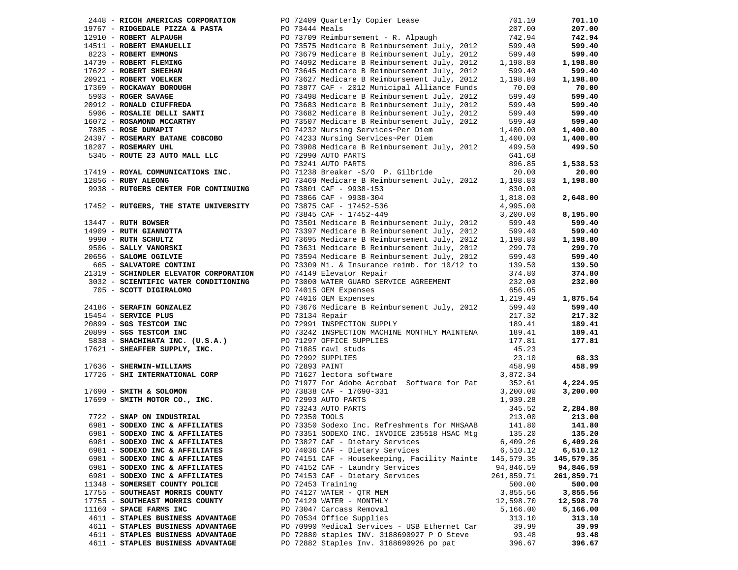| Vendor | PO / Description | Amount | Total |
|---|---|---|---|
| 2448 - **RICOH AMERICAS CORPORATION** | PO 72409 Quarterly Copier Lease | 701.10 | **701.10** |
| 19767 - **RIDGEDALE PIZZA & PASTA** | PO 73444 Meals | 207.00 | **207.00** |
| 12910 - **ROBERT ALPAUGH** | PO 73709 Reimbursement - R. Alpaugh | 742.94 | **742.94** |
| 14511 - **ROBERT EMANUELLI** | PO 73575 Medicare B Reimbursement July, 2012 | 599.40 | **599.40** |
| 8223 - **ROBERT EMMONS** | PO 73679 Medicare B Reimbursement July, 2012 | 599.40 | **599.40** |
| 14739 - **ROBERT FLEMING** | PO 74092 Medicare B Reimbursement July, 2012 | 1,198.80 | **1,198.80** |
| 17622 - **ROBERT SHEEHAN** | PO 73645 Medicare B Reimbursement July, 2012 | 599.40 | **599.40** |
| 20921 - **ROBERT VOELKER** | PO 73627 Medicare B Reimbursement July, 2012 | 1,198.80 | **1,198.80** |
| 17369 - **ROCKAWAY BOROUGH** | PO 73877 CAF - 2012 Municipal Alliance Funds | 70.00 | **70.00** |
| 5903 - **ROGER SAVAGE** | PO 73498 Medicare B Reimbursement July, 2012 | 599.40 | **599.40** |
| 20912 - **RONALD CIUFFREDA** | PO 73683 Medicare B Reimbursement July, 2012 | 599.40 | **599.40** |
| 5906 - **ROSALIE DELLI SANTI** | PO 73682 Medicare B Reimbursement July, 2012 | 599.40 | **599.40** |
| 16072 - **ROSAMOND MCCARTHY** | PO 73507 Medicare B Reimbursement July, 2012 | 599.40 | **599.40** |
| 7805 - **ROSE DUMAPIT** | PO 74232 Nursing Services~Per Diem | 1,400.00 | **1,400.00** |
| 24397 - **ROSEMARY BATANE COBCOBO** | PO 74233 Nursing Services~Per Diem | 1,400.00 | **1,400.00** |
| 18207 - **ROSEMARY UHL** | PO 73908 Medicare B Reimbursement July, 2012 | 499.50 | **499.50** |
| 5345 - **ROUTE 23 AUTO MALL LLC** | PO 72990 AUTO PARTS | 641.68 | |
| | PO 73241 AUTO PARTS | 896.85 | **1,538.53** |
| 17419 - **ROYAL COMMUNICATIONS INC.** | PO 71238 Breaker -S/O P. Gilbride | 20.00 | **20.00** |
| 12856 - **RUBY ALEONG** | PO 73469 Medicare B Reimbursement July, 2012 | 1,198.80 | **1,198.80** |
| 9938 - **RUTGERS CENTER FOR CONTINUING** | PO 73801 CAF - 9938-153 | 830.00 | |
| | PO 73866 CAF - 9938-304 | 1,818.00 | **2,648.00** |
| 17452 - **RUTGERS, THE STATE UNIVERSITY** | PO 73875 CAF - 17452-536 | 4,995.00 | |
| | PO 73845 CAF - 17452-449 | 3,200.00 | **8,195.00** |
| 13447 - **RUTH BOWSER** | PO 73501 Medicare B Reimbursement July, 2012 | 599.40 | **599.40** |
| 14909 - **RUTH GIANNOTTA** | PO 73397 Medicare B Reimbursement July, 2012 | 599.40 | **599.40** |
| 9990 - **RUTH SCHULTZ** | PO 73695 Medicare B Reimbursement July, 2012 | 1,198.80 | **1,198.80** |
| 9506 - **SALLY VANORSKI** | PO 73631 Medicare B Reimbursement July, 2012 | 299.70 | **299.70** |
| 20656 - **SALOME OGILVIE** | PO 73594 Medicare B Reimbursement July, 2012 | 599.40 | **599.40** |
| 665 - **SALVATORE CONTINI** | PO 73309 Mi. & Insurance reimb. for 10/12 to | 139.50 | **139.50** |
| 21319 - **SCHINDLER ELEVATOR CORPORATION** | PO 74149 Elevator Repair | 374.80 | **374.80** |
| 3032 - **SCIENTIFIC WATER CONDITIONING** | PO 73000 WATER GUARD SERVICE AGREEMENT | 232.00 | **232.00** |
| 705 - **SCOTT DIGIRALOMO** | PO 74015 OEM Expenses | 656.05 | |
| | PO 74016 OEM Expenses | 1,219.49 | **1,875.54** |
| 24186 - **SERAFIN GONZALEZ** | PO 73676 Medicare B Reimbursement July, 2012 | 599.40 | **599.40** |
| 15454 - **SERVICE PLUS** | PO 73134 Repair | 217.32 | **217.32** |
| 20899 - **SGS TESTCOM INC** | PO 72991 INSPECTION SUPPLY | 189.41 | **189.41** |
| 20899 - **SGS TESTCOM INC** | PO 73242 INSPECTION MACHINE MONTHLY MAINTENA | 189.41 | **189.41** |
| 5838 - **SHACHIHATA INC. (U.S.A.)** | PO 71297 OFFICE SUPPLIES | 177.81 | **177.81** |
| 17621 - **SHEAFFER SUPPLY, INC.** | PO 71885 rawl studs | 45.23 | |
| | PO 72992 SUPPLIES | 23.10 | **68.33** |
| 17636 - **SHERWIN-WILLIAMS** | PO 72893 PAINT | 458.99 | **458.99** |
| 17726 - **SHI INTERNATIONAL CORP** | PO 71627 lectora software | 3,872.34 | |
| | PO 71977 For Adobe Acrobat Software for Pat | 352.61 | **4,224.95** |
| 17690 - **SMITH & SOLOMON** | PO 73838 CAF - 17690-331 | 3,200.00 | **3,200.00** |
| 17699 - **SMITH MOTOR CO., INC.** | PO 72993 AUTO PARTS | 1,939.28 | |
| | PO 73243 AUTO PARTS | 345.52 | **2,284.80** |
| 7722 - **SNAP ON INDUSTRIAL** | PO 72350 TOOLS | 213.00 | **213.00** |
| 6981 - **SODEXO INC & AFFILIATES** | PO 73350 Sodexo Inc. Refreshments for MHSAAB | 141.80 | **141.80** |
| 6981 - **SODEXO INC & AFFILIATES** | PO 73351 SODEXO INC. INVOICE 235518 HSAC Mtg | 135.20 | **135.20** |
| 6981 - **SODEXO INC & AFFILIATES** | PO 73827 CAF - Dietary Services | 6,409.26 | **6,409.26** |
| 6981 - **SODEXO INC & AFFILIATES** | PO 74036 CAF - Dietary Services | 6,510.12 | **6,510.12** |
| 6981 - **SODEXO INC & AFFILIATES** | PO 74151 CAF - Housekeeping, Facility Mainte | 145,579.35 | **145,579.35** |
| 6981 - **SODEXO INC & AFFILIATES** | PO 74152 CAF - Laundry Services | 94,846.59 | **94,846.59** |
| 6981 - **SODEXO INC & AFFILIATES** | PO 74153 CAF - Dietary Services | 261,859.71 | **261,859.71** |
| 11348 - **SOMERSET COUNTY POLICE** | PO 72453 Training | 500.00 | **500.00** |
| 17755 - **SOUTHEAST MORRIS COUNTY** | PO 74127 WATER - QTR MEM | 3,855.56 | **3,855.56** |
| 17755 - **SOUTHEAST MORRIS COUNTY** | PO 74129 WATER - MONTHLY | 12,598.70 | **12,598.70** |
| 11160 - **SPACE FARMS INC** | PO 73047 Carcass Removal | 5,166.00 | **5,166.00** |
| 4611 - **STAPLES BUSINESS ADVANTAGE** | PO 70534 Office Supplies | 313.10 | **313.10** |
| 4611 - **STAPLES BUSINESS ADVANTAGE** | PO 70990 Medical Services - USB Ethernet Car | 39.99 | **39.99** |
| 4611 - **STAPLES BUSINESS ADVANTAGE** | PO 72880 staples INV. 3188690927 P O Steve | 93.48 | **93.48** |
| 4611 - **STAPLES BUSINESS ADVANTAGE** | PO 72882 Staples Inv. 3188690926 po pat | 396.67 | **396.67** |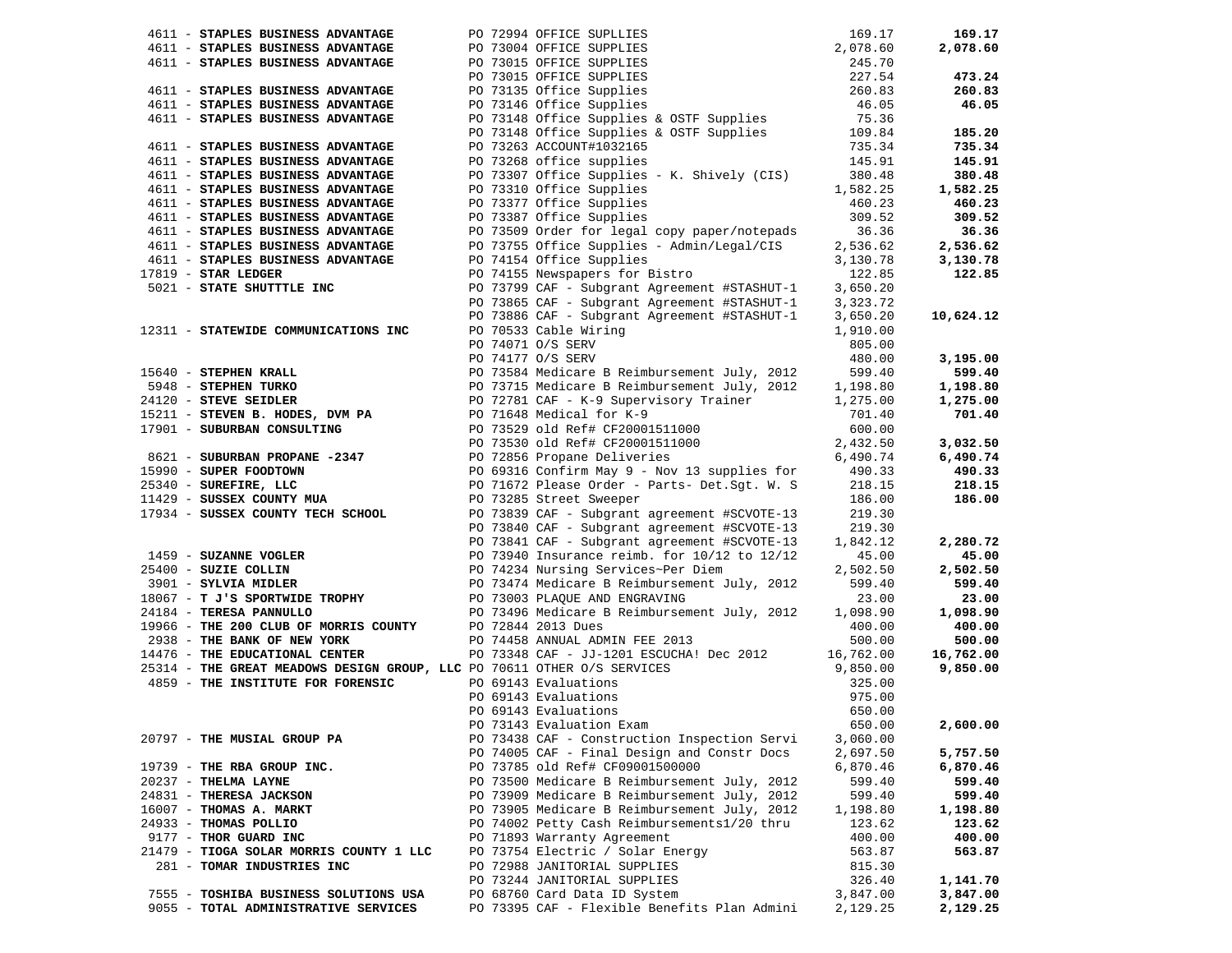| Vendor | PO / Description | Amount | Total |
|---|---|---|---|
| 4611 - **STAPLES BUSINESS ADVANTAGE** | PO 72994 OFFICE SUPLLIES | 169.17 | **169.17** |
| 4611 - **STAPLES BUSINESS ADVANTAGE** | PO 73004 OFFICE SUPPLIES | 2,078.60 | **2,078.60** |
| 4611 - **STAPLES BUSINESS ADVANTAGE** | PO 73015 OFFICE SUPPLIES | 245.70 | |
| | PO 73015 OFFICE SUPPLIES | 227.54 | **473.24** |
| 4611 - **STAPLES BUSINESS ADVANTAGE** | PO 73135 Office Supplies | 260.83 | **260.83** |
| 4611 - **STAPLES BUSINESS ADVANTAGE** | PO 73146 Office Supplies | 46.05 | **46.05** |
| 4611 - **STAPLES BUSINESS ADVANTAGE** | PO 73148 Office Supplies & OSTF Supplies | 75.36 | |
| | PO 73148 Office Supplies & OSTF Supplies | 109.84 | **185.20** |
| 4611 - **STAPLES BUSINESS ADVANTAGE** | PO 73263 ACCOUNT#1032165 | 735.34 | **735.34** |
| 4611 - **STAPLES BUSINESS ADVANTAGE** | PO 73268 office supplies | 145.91 | **145.91** |
| 4611 - **STAPLES BUSINESS ADVANTAGE** | PO 73307 Office Supplies - K. Shively (CIS) | 380.48 | **380.48** |
| 4611 - **STAPLES BUSINESS ADVANTAGE** | PO 73310 Office Supplies | 1,582.25 | **1,582.25** |
| 4611 - **STAPLES BUSINESS ADVANTAGE** | PO 73377 Office Supplies | 460.23 | **460.23** |
| 4611 - **STAPLES BUSINESS ADVANTAGE** | PO 73387 Office Supplies | 309.52 | **309.52** |
| 4611 - **STAPLES BUSINESS ADVANTAGE** | PO 73509 Order for legal copy paper/notepads | 36.36 | **36.36** |
| 4611 - **STAPLES BUSINESS ADVANTAGE** | PO 73755 Office Supplies - Admin/Legal/CIS | 2,536.62 | **2,536.62** |
| 4611 - **STAPLES BUSINESS ADVANTAGE** | PO 74154 Office Supplies | 3,130.78 | **3,130.78** |
| 17819 - **STAR LEDGER** | PO 74155 Newspapers for Bistro | 122.85 | **122.85** |
| 5021 - **STATE SHUTTTLE INC** | PO 73799 CAF - Subgrant Agreement #STASHUT-1 | 3,650.20 | |
| | PO 73865 CAF - Subgrant Agreement #STASHUT-1 | 3,323.72 | |
| | PO 73886 CAF - Subgrant Agreement #STASHUT-1 | 3,650.20 | **10,624.12** |
| 12311 - **STATEWIDE COMMUNICATIONS INC** | PO 70533 Cable Wiring | 1,910.00 | |
| | PO 74071 O/S SERV | 805.00 | |
| | PO 74177 O/S SERV | 480.00 | **3,195.00** |
| 15640 - **STEPHEN KRALL** | PO 73584 Medicare B Reimbursement July, 2012 | 599.40 | **599.40** |
| 5948 - **STEPHEN TURKO** | PO 73715 Medicare B Reimbursement July, 2012 | 1,198.80 | **1,198.80** |
| 24120 - **STEVE SEIDLER** | PO 72781 CAF - K-9 Supervisory Trainer | 1,275.00 | **1,275.00** |
| 15211 - **STEVEN B. HODES, DVM PA** | PO 71648 Medical for K-9 | 701.40 | **701.40** |
| 17901 - **SUBURBAN CONSULTING** | PO 73529 old Ref# CF20001511000 | 600.00 | |
| | PO 73530 old Ref# CF20001511000 | 2,432.50 | **3,032.50** |
| 8621 - **SUBURBAN PROPANE -2347** | PO 72856 Propane Deliveries | 6,490.74 | **6,490.74** |
| 15990 - **SUPER FOODTOWN** | PO 69316 Confirm May 9 - Nov 13 supplies for | 490.33 | **490.33** |
| 25340 - **SUREFIRE, LLC** | PO 71672 Please Order - Parts- Det.Sgt. W. S | 218.15 | **218.15** |
| 11429 - **SUSSEX COUNTY MUA** | PO 73285 Street Sweeper | 186.00 | **186.00** |
| 17934 - **SUSSEX COUNTY TECH SCHOOL** | PO 73839 CAF - Subgrant agreement #SCVOTE-13 | 219.30 | |
| | PO 73840 CAF - Subgrant agreement #SCVOTE-13 | 219.30 | |
| | PO 73841 CAF - Subgrant agreement #SCVOTE-13 | 1,842.12 | **2,280.72** |
| 1459 - **SUZANNE VOGLER** | PO 73940 Insurance reimb. for 10/12 to 12/12 | 45.00 | **45.00** |
| 25400 - **SUZIE COLLIN** | PO 74234 Nursing Services~Per Diem | 2,502.50 | **2,502.50** |
| 3901 - **SYLVIA MIDLER** | PO 73474 Medicare B Reimbursement July, 2012 | 599.40 | **599.40** |
| 18067 - **T J'S SPORTWIDE TROPHY** | PO 73003 PLAQUE AND ENGRAVING | 23.00 | **23.00** |
| 24184 - **TERESA PANNULLO** | PO 73496 Medicare B Reimbursement July, 2012 | 1,098.90 | **1,098.90** |
| 19966 - **THE 200 CLUB OF MORRIS COUNTY** | PO 72844 2013 Dues | 400.00 | **400.00** |
| 2938 - **THE BANK OF NEW YORK** | PO 74458 ANNUAL ADMIN FEE 2013 | 500.00 | **500.00** |
| 14476 - **THE EDUCATIONAL CENTER** | PO 73348 CAF - JJ-1201 ESCUCHA! Dec 2012 | 16,762.00 | **16,762.00** |
| 25314 - **THE GREAT MEADOWS DESIGN GROUP, LLC** | PO 70611 OTHER O/S SERVICES | 9,850.00 | **9,850.00** |
| 4859 - **THE INSTITUTE FOR FORENSIC** | PO 69143 Evaluations | 325.00 | |
| | PO 69143 Evaluations | 975.00 | |
| | PO 69143 Evaluations | 650.00 | |
| | PO 73143 Evaluation Exam | 650.00 | **2,600.00** |
| 20797 - **THE MUSIAL GROUP PA** | PO 73438 CAF - Construction Inspection Servi | 3,060.00 | |
| | PO 74005 CAF - Final Design and Constr Docs | 2,697.50 | **5,757.50** |
| 19739 - **THE RBA GROUP INC.** | PO 73785 old Ref# CF09001500000 | 6,870.46 | **6,870.46** |
| 20237 - **THELMA LAYNE** | PO 73500 Medicare B Reimbursement July, 2012 | 599.40 | **599.40** |
| 24831 - **THERESA JACKSON** | PO 73909 Medicare B Reimbursement July, 2012 | 599.40 | **599.40** |
| 16007 - **THOMAS A. MARKT** | PO 73905 Medicare B Reimbursement July, 2012 | 1,198.80 | **1,198.80** |
| 24933 - **THOMAS POLLIO** | PO 74002 Petty Cash Reimbursements1/20 thru | 123.62 | **123.62** |
| 9177 - **THOR GUARD INC** | PO 71893 Warranty Agreement | 400.00 | **400.00** |
| 21479 - **TIOGA SOLAR MORRIS COUNTY 1 LLC** | PO 73754 Electric / Solar Energy | 563.87 | **563.87** |
| 281 - **TOMAR INDUSTRIES INC** | PO 72988 JANITORIAL SUPPLIES | 815.30 | |
| | PO 73244 JANITORIAL SUPPLIES | 326.40 | **1,141.70** |
| 7555 - **TOSHIBA BUSINESS SOLUTIONS USA** | PO 68760 Card Data ID System | 3,847.00 | **3,847.00** |
| 9055 - **TOTAL ADMINISTRATIVE SERVICES** | PO 73395 CAF - Flexible Benefits Plan Admini | 2,129.25 | **2,129.25** |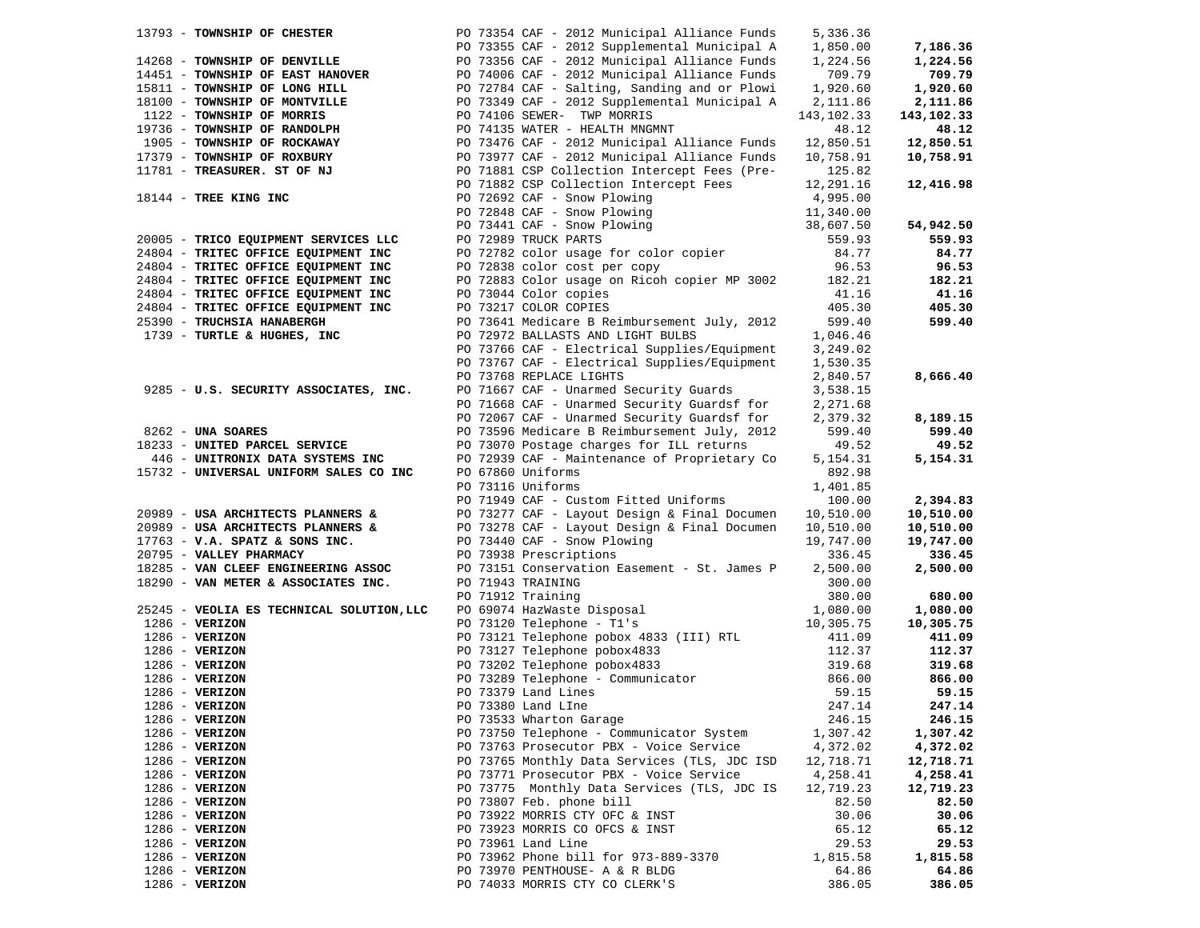| Vendor | Description | Amount | Total |
|---|---|---|---|
| 13793 - **TOWNSHIP OF CHESTER** | PO 73354 CAF - 2012 Municipal Alliance Funds | 5,336.36 | |
| | PO 73355 CAF - 2012 Supplemental Municipal A | 1,850.00 | **7,186.36** |
| 14268 - **TOWNSHIP OF DENVILLE** | PO 73356 CAF - 2012 Municipal Alliance Funds | 1,224.56 | **1,224.56** |
| 14451 - **TOWNSHIP OF EAST HANOVER** | PO 74006 CAF - 2012 Municipal Alliance Funds | 709.79 | **709.79** |
| 15811 - **TOWNSHIP OF LONG HILL** | PO 72784 CAF - Salting, Sanding and or Plowi | 1,920.60 | **1,920.60** |
| 18100 - **TOWNSHIP OF MONTVILLE** | PO 73349 CAF - 2012 Supplemental Municipal A | 2,111.86 | **2,111.86** |
| 1122 - **TOWNSHIP OF MORRIS** | PO 74106 SEWER- TWP MORRIS | 143,102.33 | **143,102.33** |
| 19736 - **TOWNSHIP OF RANDOLPH** | PO 74135 WATER - HEALTH MNGMNT | 48.12 | **48.12** |
| 1905 - **TOWNSHIP OF ROCKAWAY** | PO 73476 CAF - 2012 Municipal Alliance Funds | 12,850.51 | **12,850.51** |
| 17379 - **TOWNSHIP OF ROXBURY** | PO 73977 CAF - 2012 Municipal Alliance Funds | 10,758.91 | **10,758.91** |
| 11781 - **TREASURER. ST OF NJ** | PO 71881 CSP Collection Intercept Fees (Pre- | 125.82 | |
| | PO 71882 CSP Collection Intercept Fees | 12,291.16 | **12,416.98** |
| 18144 - **TREE KING INC** | PO 72692 CAF - Snow Plowing | 4,995.00 | |
| | PO 72848 CAF - Snow Plowing | 11,340.00 | |
| | PO 73441 CAF - Snow Plowing | 38,607.50 | **54,942.50** |
| 20005 - **TRICO EQUIPMENT SERVICES LLC** | PO 72989 TRUCK PARTS | 559.93 | **559.93** |
| 24804 - **TRITEC OFFICE EQUIPMENT INC** | PO 72782 color usage for color copier | 84.77 | **84.77** |
| 24804 - **TRITEC OFFICE EQUIPMENT INC** | PO 72838 color cost per copy | 96.53 | **96.53** |
| 24804 - **TRITEC OFFICE EQUIPMENT INC** | PO 72883 Color usage on Ricoh copier MP 3002 | 182.21 | **182.21** |
| 24804 - **TRITEC OFFICE EQUIPMENT INC** | PO 73044 Color copies | 41.16 | **41.16** |
| 24804 - **TRITEC OFFICE EQUIPMENT INC** | PO 73217 COLOR COPIES | 405.30 | **405.30** |
| 25390 - **TRUCHSIA HANABERGH** | PO 73641 Medicare B Reimbursement July, 2012 | 599.40 | **599.40** |
| 1739 - **TURTLE & HUGHES, INC** | PO 72972 BALLASTS AND LIGHT BULBS | 1,046.46 | |
| | PO 73766 CAF - Electrical Supplies/Equipment | 3,249.02 | |
| | PO 73767 CAF - Electrical Supplies/Equipment | 1,530.35 | |
| | PO 73768 REPLACE LIGHTS | 2,840.57 | **8,666.40** |
| 9285 - **U.S. SECURITY ASSOCIATES, INC.** | PO 71667 CAF - Unarmed Security Guards | 3,538.15 | |
| | PO 71668 CAF - Unarmed Security Guardsf for | 2,271.68 | |
| | PO 72067 CAF - Unarmed Security Guardsf for | 2,379.32 | **8,189.15** |
| 8262 - **UNA SOARES** | PO 73596 Medicare B Reimbursement July, 2012 | 599.40 | **599.40** |
| 18233 - **UNITED PARCEL SERVICE** | PO 73070 Postage charges for ILL returns | 49.52 | **49.52** |
| 446 - **UNITRONIX DATA SYSTEMS INC** | PO 72939 CAF - Maintenance of Proprietary Co | 5,154.31 | **5,154.31** |
| 15732 - **UNIVERSAL UNIFORM SALES CO INC** | PO 67860 Uniforms | 892.98 | |
| | PO 73116 Uniforms | 1,401.85 | |
| | PO 71949 CAF - Custom Fitted Uniforms | 100.00 | **2,394.83** |
| 20989 - **USA ARCHITECTS PLANNERS &** | PO 73277 CAF - Layout Design & Final Documen | 10,510.00 | **10,510.00** |
| 20989 - **USA ARCHITECTS PLANNERS &** | PO 73278 CAF - Layout Design & Final Documen | 10,510.00 | **10,510.00** |
| 17763 - **V.A. SPATZ & SONS INC.** | PO 73440 CAF - Snow Plowing | 19,747.00 | **19,747.00** |
| 20795 - **VALLEY PHARMACY** | PO 73938 Prescriptions | 336.45 | **336.45** |
| 18285 - **VAN CLEEF ENGINEERING ASSOC** | PO 73151 Conservation Easement - St. James P | 2,500.00 | **2,500.00** |
| 18290 - **VAN METER & ASSOCIATES INC.** | PO 71943 TRAINING | 300.00 | |
| | PO 71912 Training | 380.00 | **680.00** |
| 25245 - **VEOLIA ES TECHNICAL SOLUTION,LLC** | PO 69074 HazWaste Disposal | 1,080.00 | **1,080.00** |
| 1286 - **VERIZON** | PO 73120 Telephone - T1's | 10,305.75 | **10,305.75** |
| 1286 - **VERIZON** | PO 73121 Telephone pobox 4833 (III) RTL | 411.09 | **411.09** |
| 1286 - **VERIZON** | PO 73127 Telephone pobox4833 | 112.37 | **112.37** |
| 1286 - **VERIZON** | PO 73202 Telephone pobox4833 | 319.68 | **319.68** |
| 1286 - **VERIZON** | PO 73289 Telephone - Communicator | 866.00 | **866.00** |
| 1286 - **VERIZON** | PO 73379 Land Lines | 59.15 | **59.15** |
| 1286 - **VERIZON** | PO 73380 Land LIne | 247.14 | **247.14** |
| 1286 - **VERIZON** | PO 73533 Wharton Garage | 246.15 | **246.15** |
| 1286 - **VERIZON** | PO 73750 Telephone - Communicator System | 1,307.42 | **1,307.42** |
| 1286 - **VERIZON** | PO 73763 Prosecutor PBX - Voice Service | 4,372.02 | **4,372.02** |
| 1286 - **VERIZON** | PO 73765 Monthly Data Services (TLS, JDC ISD | 12,718.71 | **12,718.71** |
| 1286 - **VERIZON** | PO 73771 Prosecutor PBX - Voice Service | 4,258.41 | **4,258.41** |
| 1286 - **VERIZON** | PO 73775 Monthly Data Services (TLS, JDC IS | 12,719.23 | **12,719.23** |
| 1286 - **VERIZON** | PO 73807 Feb. phone bill | 82.50 | **82.50** |
| 1286 - **VERIZON** | PO 73922 MORRIS CTY OFC & INST | 30.06 | **30.06** |
| 1286 - **VERIZON** | PO 73923 MORRIS CO OFCS & INST | 65.12 | **65.12** |
| 1286 - **VERIZON** | PO 73961 Land Line | 29.53 | **29.53** |
| 1286 - **VERIZON** | PO 73962 Phone bill for 973-889-3370 | 1,815.58 | **1,815.58** |
| 1286 - **VERIZON** | PO 73970 PENTHOUSE- A & R BLDG | 64.86 | **64.86** |
| 1286 - **VERIZON** | PO 74033 MORRIS CTY CO CLERK'S | 386.05 | **386.05** |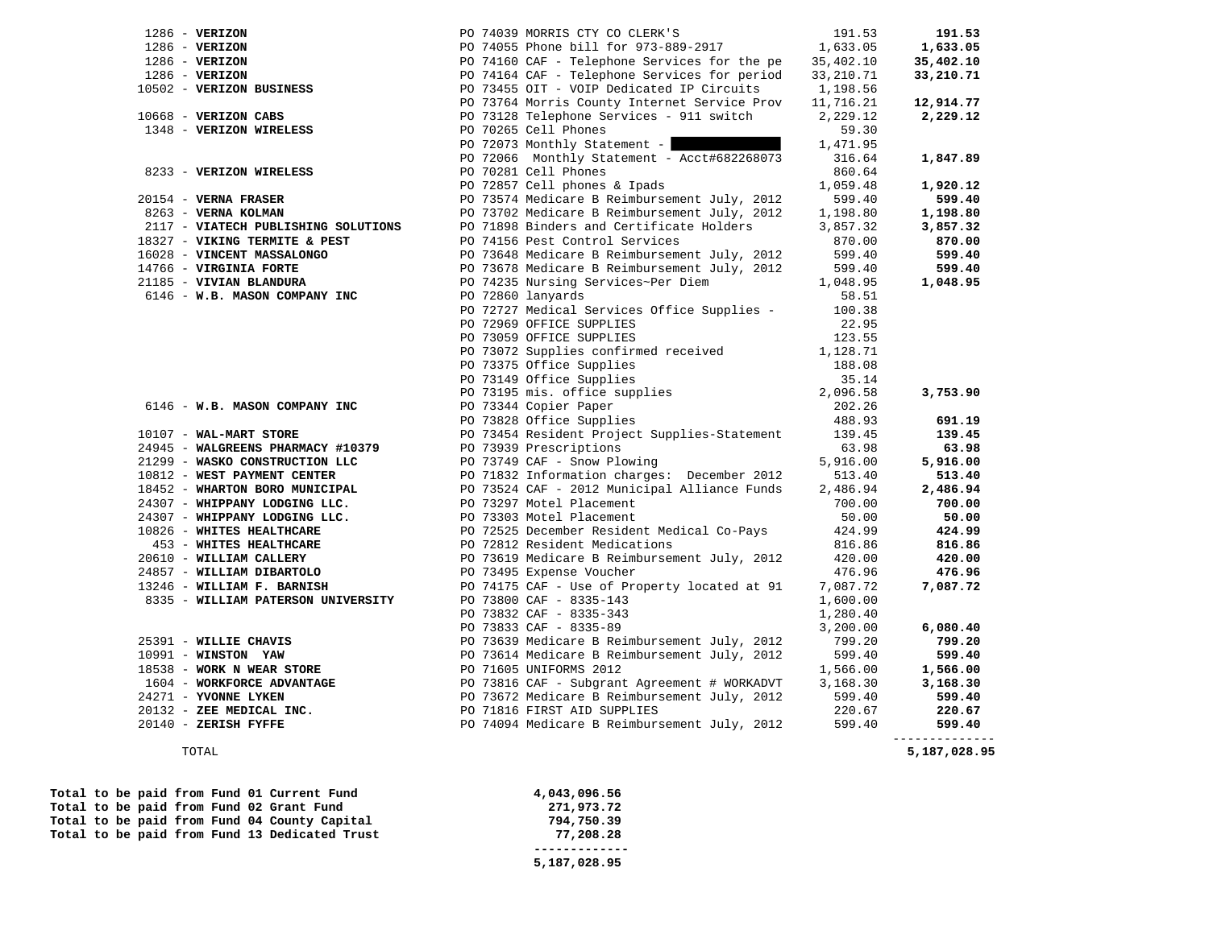| Vendor | Description | Amount | Total |
|---|---|---|---|
| 1286 - **VERIZON** | PO 74039 MORRIS CTY CO CLERK'S | 191.53 | **191.53** |
| 1286 - **VERIZON** | PO 74055 Phone bill for 973-889-2917 | 1,633.05 | **1,633.05** |
| 1286 - **VERIZON** | PO 74160 CAF - Telephone Services for the pe | 35,402.10 | **35,402.10** |
| 1286 - **VERIZON** | PO 74164 CAF - Telephone Services for period | 33,210.71 | **33,210.71** |
| 10502 - **VERIZON BUSINESS** | PO 73455 OIT - VOIP Dedicated IP Circuits | 1,198.56 | |
| | PO 73764 Morris County Internet Service Prov | 11,716.21 | **12,914.77** |
| 10668 - **VERIZON CABS** | PO 73128 Telephone Services - 911 switch | 2,229.12 | **2,229.12** |
| 1348 - **VERIZON WIRELESS** | PO 70265 Cell Phones | 59.30 | |
| | PO 72073 Monthly Statement - | 1,471.95 | |
| | PO 72066 Monthly Statement - Acct#682268073 | 316.64 | **1,847.89** |
| 8233 - **VERIZON WIRELESS** | PO 70281 Cell Phones | 860.64 | |
| | PO 72857 Cell phones & Ipads | 1,059.48 | **1,920.12** |
| 20154 - **VERNA FRASER** | PO 73574 Medicare B Reimbursement July, 2012 | 599.40 | **599.40** |
| 8263 - **VERNA KOLMAN** | PO 73702 Medicare B Reimbursement July, 2012 | 1,198.80 | **1,198.80** |
| 2117 - **VIATECH PUBLISHING SOLUTIONS** | PO 71898 Binders and Certificate Holders | 3,857.32 | **3,857.32** |
| 18327 - **VIKING TERMITE & PEST** | PO 74156 Pest Control Services | 870.00 | **870.00** |
| 16028 - **VINCENT MASSALONGO** | PO 73648 Medicare B Reimbursement July, 2012 | 599.40 | **599.40** |
| 14766 - **VIRGINIA FORTE** | PO 73678 Medicare B Reimbursement July, 2012 | 599.40 | **599.40** |
| 21185 - **VIVIAN BLANDURA** | PO 74235 Nursing Services~Per Diem | 1,048.95 | **1,048.95** |
| 6146 - **W.B. MASON COMPANY INC** | PO 72860 lanyards | 58.51 | |
| | PO 72727 Medical Services Office Supplies - | 100.38 | |
| | PO 72969 OFFICE SUPPLIES | 22.95 | |
| | PO 73059 OFFICE SUPPLIES | 123.55 | |
| | PO 73072 Supplies confirmed received | 1,128.71 | |
| | PO 73375 Office Supplies | 188.08 | |
| | PO 73149 Office Supplies | 35.14 | |
| | PO 73195 mis. office supplies | 2,096.58 | **3,753.90** |
| 6146 - **W.B. MASON COMPANY INC** | PO 73344 Copier Paper | 202.26 | |
| | PO 73828 Office Supplies | 488.93 | **691.19** |
| 10107 - **WAL-MART STORE** | PO 73454 Resident Project Supplies-Statement | 139.45 | **139.45** |
| 24945 - **WALGREENS PHARMACY #10379** | PO 73939 Prescriptions | 63.98 | **63.98** |
| 21299 - **WASKO CONSTRUCTION LLC** | PO 73749 CAF - Snow Plowing | 5,916.00 | **5,916.00** |
| 10812 - **WEST PAYMENT CENTER** | PO 71832 Information charges: December 2012 | 513.40 | **513.40** |
| 18452 - **WHARTON BORO MUNICIPAL** | PO 73524 CAF - 2012 Municipal Alliance Funds | 2,486.94 | **2,486.94** |
| 24307 - **WHIPPANY LODGING LLC.** | PO 73297 Motel Placement | 700.00 | **700.00** |
| 24307 - **WHIPPANY LODGING LLC.** | PO 73303 Motel Placement | 50.00 | **50.00** |
| 10826 - **WHITES HEALTHCARE** | PO 72525 December Resident Medical Co-Pays | 424.99 | **424.99** |
| 453 - **WHITES HEALTHCARE** | PO 72812 Resident Medications | 816.86 | **816.86** |
| 20610 - **WILLIAM CALLERY** | PO 73619 Medicare B Reimbursement July, 2012 | 420.00 | **420.00** |
| 24857 - **WILLIAM DIBARTOLO** | PO 73495 Expense Voucher | 476.96 | **476.96** |
| 13246 - **WILLIAM F. BARNISH** | PO 74175 CAF - Use of Property located at 91 | 7,087.72 | **7,087.72** |
| 8335 - **WILLIAM PATERSON UNIVERSITY** | PO 73800 CAF - 8335-143 | 1,600.00 | |
| | PO 73832 CAF - 8335-343 | 1,280.40 | |
| | PO 73833 CAF - 8335-89 | 3,200.00 | **6,080.40** |
| 25391 - **WILLIE CHAVIS** | PO 73639 Medicare B Reimbursement July, 2012 | 799.20 | **799.20** |
| 10991 - **WINSTON YAW** | PO 73614 Medicare B Reimbursement July, 2012 | 599.40 | **599.40** |
| 18538 - **WORK N WEAR STORE** | PO 71605 UNIFORMS 2012 | 1,566.00 | **1,566.00** |
| 1604 - **WORKFORCE ADVANTAGE** | PO 73816 CAF - Subgrant Agreement # WORKADVT | 3,168.30 | **3,168.30** |
| 24271 - **YVONNE LYKEN** | PO 73672 Medicare B Reimbursement July, 2012 | 599.40 | **599.40** |
| 20132 - **ZEE MEDICAL INC.** | PO 71816 FIRST AID SUPPLIES | 220.67 | **220.67** |
| 20140 - **ZERISH FYFFE** | PO 74094 Medicare B Reimbursement July, 2012 | 599.40 | **599.40** |
| TOTAL | | | **5,187,028.95** |

| | |
|---|---|
| **Total to be paid from Fund 01 Current Fund** | **4,043,096.56** |
| **Total to be paid from Fund 02 Grant Fund** | **271,973.72** |
| **Total to be paid from Fund 04 County Capital** | **794,750.39** |
| **Total to be paid from Fund 13 Dedicated Trust** | **77,208.28** |
| | **5,187,028.95** |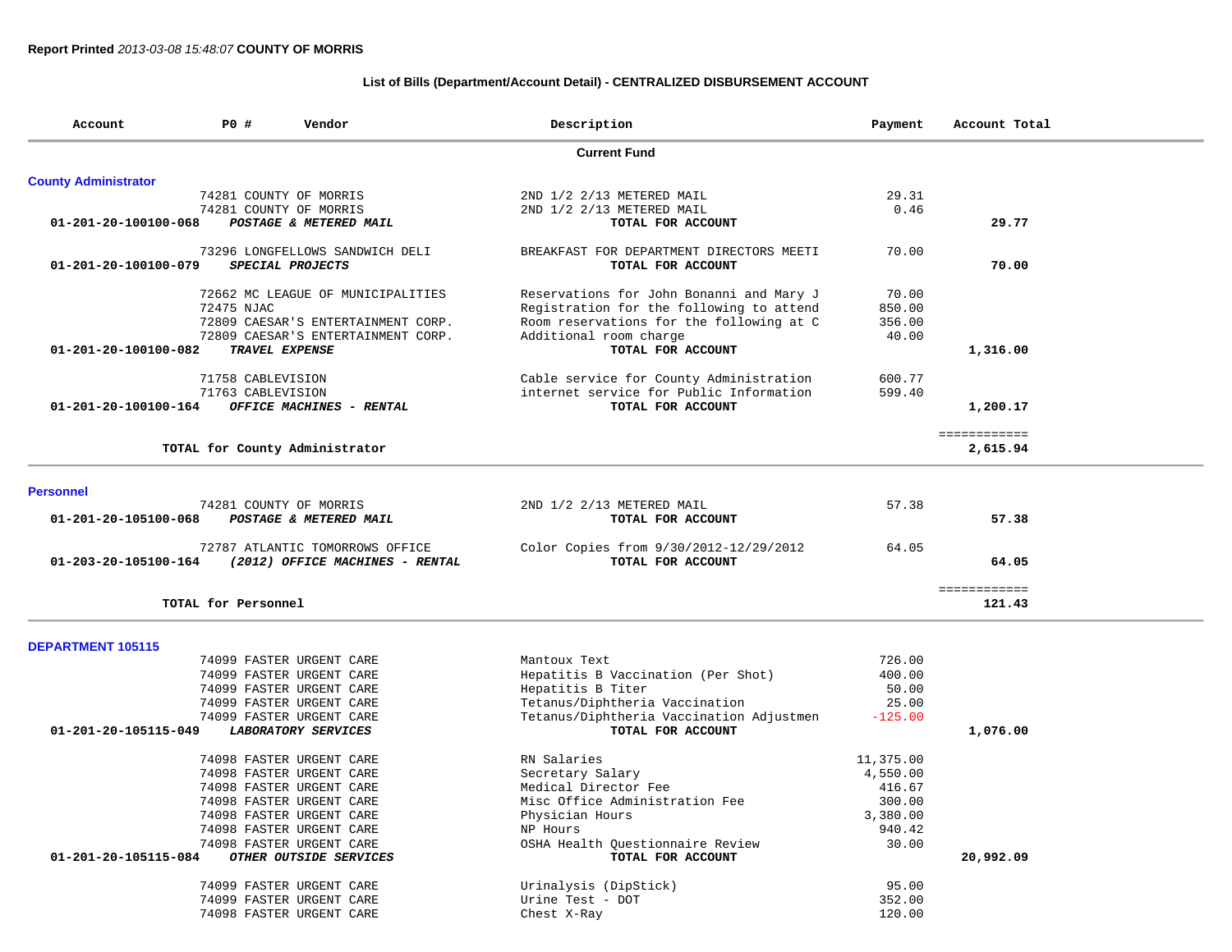**Report Printed** *2013-03-08 15:48:07* **COUNTY OF MORRIS**

**List of Bills (Department/Account Detail) - CENTRALIZED DISBURSEMENT ACCOUNT**

| Account | PO # Vendor | Description | Payment | Account Total |
|---|---|---|---|---|
| | | **Current Fund** | | |
| **County Administrator** | | | | |
| | 74281 COUNTY OF MORRIS | 2ND 1/2 2/13 METERED MAIL | 29.31 | |
| | 74281 COUNTY OF MORRIS | 2ND 1/2 2/13 METERED MAIL | 0.46 | |
| **01-201-20-100100-068** | ***POSTAGE & METERED MAIL*** | **TOTAL FOR ACCOUNT** | | **29.77** |
| | 73296 LONGFELLOWS SANDWICH DELI | BREAKFAST FOR DEPARTMENT DIRECTORS MEETI | 70.00 | |
| **01-201-20-100100-079** | ***SPECIAL PROJECTS*** | **TOTAL FOR ACCOUNT** | | **70.00** |
| | 72662 MC LEAGUE OF MUNICIPALITIES | Reservations for John Bonanni and Mary J | 70.00 | |
| | 72475 NJAC | Registration for the following to attend | 850.00 | |
| | 72809 CAESAR'S ENTERTAINMENT CORP. | Room reservations for the following at C | 356.00 | |
| | 72809 CAESAR'S ENTERTAINMENT CORP. | Additional room charge | 40.00 | |
| **01-201-20-100100-082** | ***TRAVEL EXPENSE*** | **TOTAL FOR ACCOUNT** | | **1,316.00** |
| | 71758 CABLEVISION | Cable service for County Administration | 600.77 | |
| | 71763 CABLEVISION | internet service for Public Information | 599.40 | |
| **01-201-20-100100-164** | ***OFFICE MACHINES - RENTAL*** | **TOTAL FOR ACCOUNT** | | **1,200.17** |
| | | | | ============ |
| | **TOTAL for County Administrator** | | | **2,615.94** |
| **Personnel** | | | | |
| | 74281 COUNTY OF MORRIS | 2ND 1/2 2/13 METERED MAIL | 57.38 | |
| **01-201-20-105100-068** | ***POSTAGE & METERED MAIL*** | **TOTAL FOR ACCOUNT** | | **57.38** |
| | 72787 ATLANTIC TOMORROWS OFFICE | Color Copies from 9/30/2012-12/29/2012 | 64.05 | |
| **01-203-20-105100-164** | ***(2012) OFFICE MACHINES - RENTAL*** | **TOTAL FOR ACCOUNT** | | **64.05** |
| | | | | ============ |
| | **TOTAL for Personnel** | | | **121.43** |
| **DEPARTMENT 105115** | | | | |
| | 74099 FASTER URGENT CARE | Mantoux Text | 726.00 | |
| | 74099 FASTER URGENT CARE | Hepatitis B Vaccination (Per Shot) | 400.00 | |
| | 74099 FASTER URGENT CARE | Hepatitis B Titer | 50.00 | |
| | 74099 FASTER URGENT CARE | Tetanus/Diphtheria Vaccination | 25.00 | |
| | 74099 FASTER URGENT CARE | Tetanus/Diphtheria Vaccination Adjustmen | -125.00 | |
| **01-201-20-105115-049** | ***LABORATORY SERVICES*** | **TOTAL FOR ACCOUNT** | | **1,076.00** |
| | 74098 FASTER URGENT CARE | RN Salaries | 11,375.00 | |
| | 74098 FASTER URGENT CARE | Secretary Salary | 4,550.00 | |
| | 74098 FASTER URGENT CARE | Medical Director Fee | 416.67 | |
| | 74098 FASTER URGENT CARE | Misc Office Administration Fee | 300.00 | |
| | 74098 FASTER URGENT CARE | Physician Hours | 3,380.00 | |
| | 74098 FASTER URGENT CARE | NP Hours | 940.42 | |
| | 74098 FASTER URGENT CARE | OSHA Health Questionnaire Review | 30.00 | |
| **01-201-20-105115-084** | ***OTHER OUTSIDE SERVICES*** | **TOTAL FOR ACCOUNT** | | **20,992.09** |
| | 74099 FASTER URGENT CARE | Urinalysis (DipStick) | 95.00 | |
| | 74099 FASTER URGENT CARE | Urine Test - DOT | 352.00 | |
| | 74098 FASTER URGENT CARE | Chest X-Ray | 120.00 | |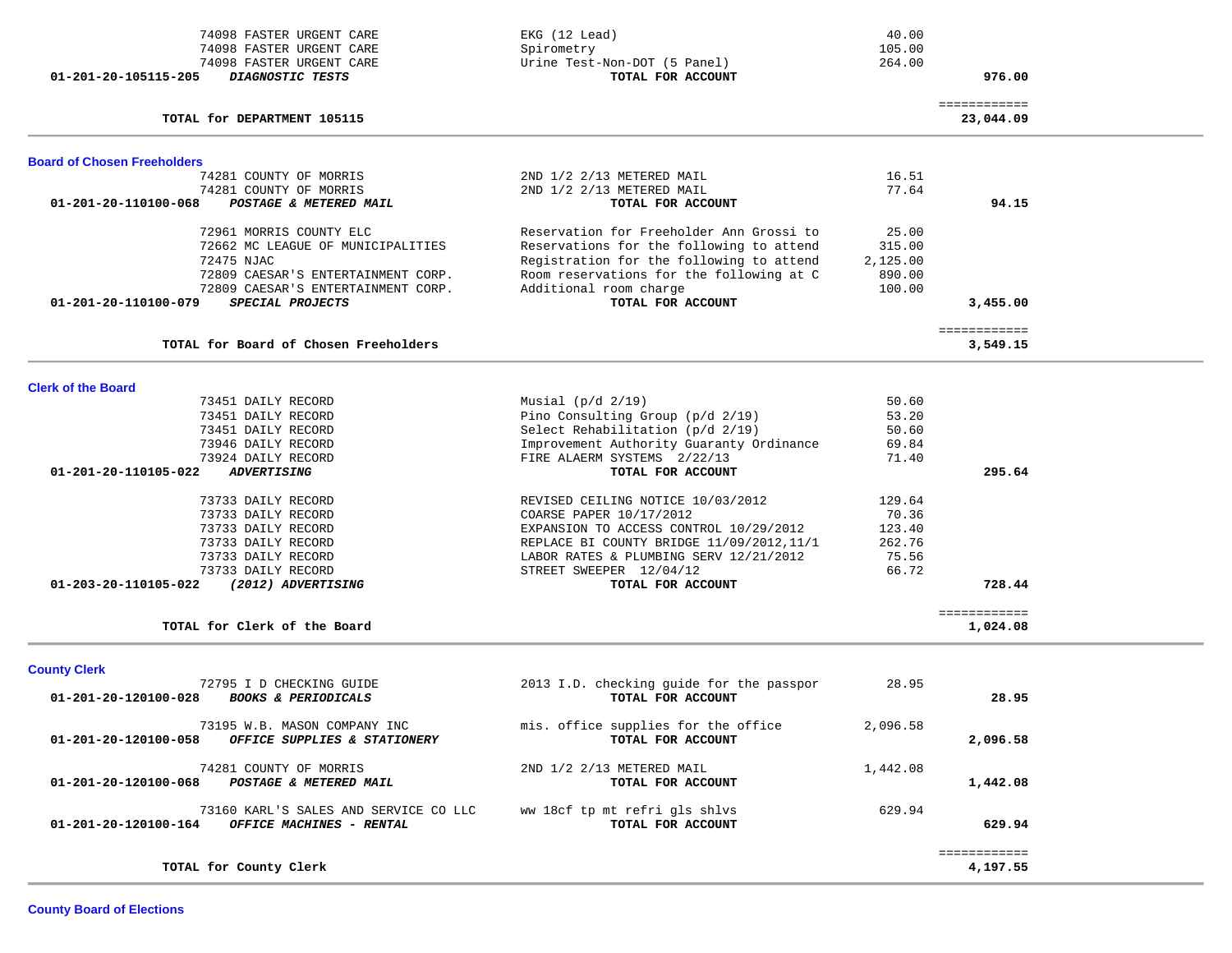| Account | Vendor / Account Name | Description | Amount | Total |
|---|---|---|---|---|
| | 74098 FASTER URGENT CARE | EKG (12 Lead) | 40.00 | |
| | 74098 FASTER URGENT CARE | Spirometry | 105.00 | |
| | 74098 FASTER URGENT CARE | Urine Test-Non-DOT (5 Panel) | 264.00 | |
| **01-201-20-105115-205** | ***DIAGNOSTIC TESTS*** | **TOTAL FOR ACCOUNT** | | **976.00** |
| | | | | ============ |
| | **TOTAL for DEPARTMENT 105115** | | | **23,044.09** |

## Board of Chosen Freeholders

| Account | Vendor / Account Name | Description | Amount | Total |
|---|---|---|---|---|
| | 74281 COUNTY OF MORRIS | 2ND 1/2 2/13 METERED MAIL | 16.51 | |
| | 74281 COUNTY OF MORRIS | 2ND 1/2 2/13 METERED MAIL | 77.64 | |
| **01-201-20-110100-068** | ***POSTAGE & METERED MAIL*** | **TOTAL FOR ACCOUNT** | | **94.15** |
| | 72961 MORRIS COUNTY ELC | Reservation for Freeholder Ann Grossi to | 25.00 | |
| | 72662 MC LEAGUE OF MUNICIPALITIES | Reservations for the following to attend | 315.00 | |
| | 72475 NJAC | Registration for the following to attend | 2,125.00 | |
| | 72809 CAESAR'S ENTERTAINMENT CORP. | Room reservations for the following at C | 890.00 | |
| | 72809 CAESAR'S ENTERTAINMENT CORP. | Additional room charge | 100.00 | |
| **01-201-20-110100-079** | ***SPECIAL PROJECTS*** | **TOTAL FOR ACCOUNT** | | **3,455.00** |
| | | | | ============ |
| | **TOTAL for Board of Chosen Freeholders** | | | **3,549.15** |

## Clerk of the Board

| Account | Vendor / Account Name | Description | Amount | Total |
|---|---|---|---|---|
| | 73451 DAILY RECORD | Musial (p/d 2/19) | 50.60 | |
| | 73451 DAILY RECORD | Pino Consulting Group (p/d 2/19) | 53.20 | |
| | 73451 DAILY RECORD | Select Rehabilitation (p/d 2/19) | 50.60 | |
| | 73946 DAILY RECORD | Improvement Authority Guaranty Ordinance | 69.84 | |
| | 73924 DAILY RECORD | FIRE ALAERM SYSTEMS 2/22/13 | 71.40 | |
| **01-201-20-110105-022** | ***ADVERTISING*** | **TOTAL FOR ACCOUNT** | | **295.64** |
| | 73733 DAILY RECORD | REVISED CEILING NOTICE 10/03/2012 | 129.64 | |
| | 73733 DAILY RECORD | COARSE PAPER 10/17/2012 | 70.36 | |
| | 73733 DAILY RECORD | EXPANSION TO ACCESS CONTROL 10/29/2012 | 123.40 | |
| | 73733 DAILY RECORD | REPLACE BI COUNTY BRIDGE 11/09/2012,11/1 | 262.76 | |
| | 73733 DAILY RECORD | LABOR RATES & PLUMBING SERV 12/21/2012 | 75.56 | |
| | 73733 DAILY RECORD | STREET SWEEPER 12/04/12 | 66.72 | |
| **01-203-20-110105-022** | ***(2012) ADVERTISING*** | **TOTAL FOR ACCOUNT** | | **728.44** |
| | | | | ============ |
| | **TOTAL for Clerk of the Board** | | | **1,024.08** |

## County Clerk

| Account | Vendor / Account Name | Description | Amount | Total |
|---|---|---|---|---|
| | 72795 I D CHECKING GUIDE | 2013 I.D. checking guide for the passpor | 28.95 | |
| **01-201-20-120100-028** | ***BOOKS & PERIODICALS*** | **TOTAL FOR ACCOUNT** | | **28.95** |
| | 73195 W.B. MASON COMPANY INC | mis. office supplies for the office | 2,096.58 | |
| **01-201-20-120100-058** | ***OFFICE SUPPLIES & STATIONERY*** | **TOTAL FOR ACCOUNT** | | **2,096.58** |
| | 74281 COUNTY OF MORRIS | 2ND 1/2 2/13 METERED MAIL | 1,442.08 | |
| **01-201-20-120100-068** | ***POSTAGE & METERED MAIL*** | **TOTAL FOR ACCOUNT** | | **1,442.08** |
| | 73160 KARL'S SALES AND SERVICE CO LLC | ww 18cf tp mt refri gls shlvs | 629.94 | |
| **01-201-20-120100-164** | ***OFFICE MACHINES - RENTAL*** | **TOTAL FOR ACCOUNT** | | **629.94** |
| | | | | ============ |
| | **TOTAL for County Clerk** | | | **4,197.55** |

## County Board of Elections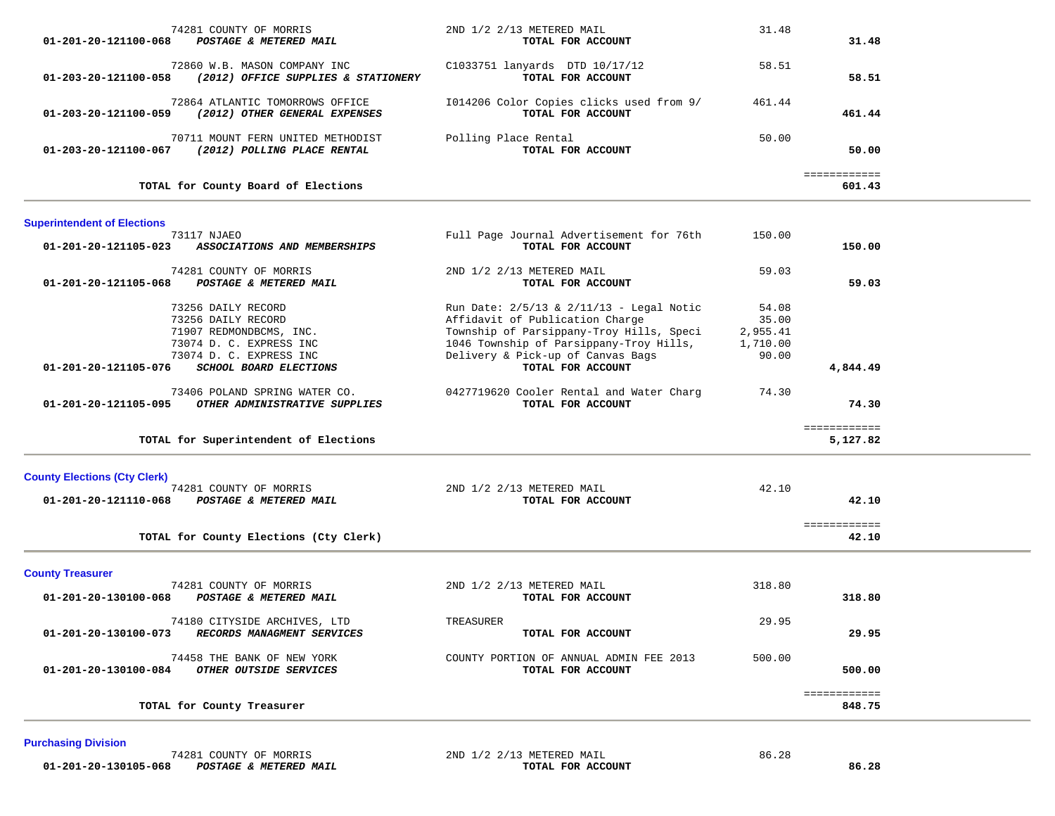| Account | Vendor / Description | Item | Amount | Total |
|---|---|---|---|---|
| | 74281 COUNTY OF MORRIS | 2ND 1/2 2/13 METERED MAIL | 31.48 | |
| **01-201-20-121100-068** | ***POSTAGE & METERED MAIL*** | **TOTAL FOR ACCOUNT** | | **31.48** |
| | 72860 W.B. MASON COMPANY INC | C1033751 lanyards DTD 10/17/12 | 58.51 | |
| **01-203-20-121100-058** | ***(2012) OFFICE SUPPLIES & STATIONERY*** | **TOTAL FOR ACCOUNT** | | **58.51** |
| | 72864 ATLANTIC TOMORROWS OFFICE | I014206 Color Copies clicks used from 9/ | 461.44 | |
| **01-203-20-121100-059** | ***(2012) OTHER GENERAL EXPENSES*** | **TOTAL FOR ACCOUNT** | | **461.44** |
| | 70711 MOUNT FERN UNITED METHODIST | Polling Place Rental | 50.00 | |
| **01-203-20-121100-067** | ***(2012) POLLING PLACE RENTAL*** | **TOTAL FOR ACCOUNT** | | **50.00** |
| | **TOTAL for County Board of Elections** | | | **601.43** |

## Superintendent of Elections

| Account | Vendor / Description | Item | Amount | Total |
|---|---|---|---|---|
| | 73117 NJAEO | Full Page Journal Advertisement for 76th | 150.00 | |
| **01-201-20-121105-023** | ***ASSOCIATIONS AND MEMBERSHIPS*** | **TOTAL FOR ACCOUNT** | | **150.00** |
| | 74281 COUNTY OF MORRIS | 2ND 1/2 2/13 METERED MAIL | 59.03 | |
| **01-201-20-121105-068** | ***POSTAGE & METERED MAIL*** | **TOTAL FOR ACCOUNT** | | **59.03** |
| | 73256 DAILY RECORD | Run Date: 2/5/13 & 2/11/13 - Legal Notic | 54.08 | |
| | 73256 DAILY RECORD | Affidavit of Publication Charge | 35.00 | |
| | 71907 REDMONDBCMS, INC. | Township of Parsippany-Troy Hills, Speci | 2,955.41 | |
| | 73074 D. C. EXPRESS INC | 1046 Township of Parsippany-Troy Hills, | 1,710.00 | |
| | 73074 D. C. EXPRESS INC | Delivery & Pick-up of Canvas Bags | 90.00 | |
| **01-201-20-121105-076** | ***SCHOOL BOARD ELECTIONS*** | **TOTAL FOR ACCOUNT** | | **4,844.49** |
| | 73406 POLAND SPRING WATER CO. | 0427719620 Cooler Rental and Water Charg | 74.30 | |
| **01-201-20-121105-095** | ***OTHER ADMINISTRATIVE SUPPLIES*** | **TOTAL FOR ACCOUNT** | | **74.30** |
| | **TOTAL for Superintendent of Elections** | | | **5,127.82** |

## County Elections (Cty Clerk)

| Account | Vendor / Description | Item | Amount | Total |
|---|---|---|---|---|
| | 74281 COUNTY OF MORRIS | 2ND 1/2 2/13 METERED MAIL | 42.10 | |
| **01-201-20-121110-068** | ***POSTAGE & METERED MAIL*** | **TOTAL FOR ACCOUNT** | | **42.10** |
| | **TOTAL for County Elections (Cty Clerk)** | | | **42.10** |

## County Treasurer

| Account | Vendor / Description | Item | Amount | Total |
|---|---|---|---|---|
| | 74281 COUNTY OF MORRIS | 2ND 1/2 2/13 METERED MAIL | 318.80 | |
| **01-201-20-130100-068** | ***POSTAGE & METERED MAIL*** | **TOTAL FOR ACCOUNT** | | **318.80** |
| | 74180 CITYSIDE ARCHIVES, LTD | TREASURER | 29.95 | |
| **01-201-20-130100-073** | ***RECORDS MANAGMENT SERVICES*** | **TOTAL FOR ACCOUNT** | | **29.95** |
| | 74458 THE BANK OF NEW YORK | COUNTY PORTION OF ANNUAL ADMIN FEE 2013 | 500.00 | |
| **01-201-20-130100-084** | ***OTHER OUTSIDE SERVICES*** | **TOTAL FOR ACCOUNT** | | **500.00** |
| | **TOTAL for County Treasurer** | | | **848.75** |

## Purchasing Division

| Account | Vendor / Description | Item | Amount | Total |
|---|---|---|---|---|
| | 74281 COUNTY OF MORRIS | 2ND 1/2 2/13 METERED MAIL | 86.28 | |
| **01-201-20-130105-068** | ***POSTAGE & METERED MAIL*** | **TOTAL FOR ACCOUNT** | | **86.28** |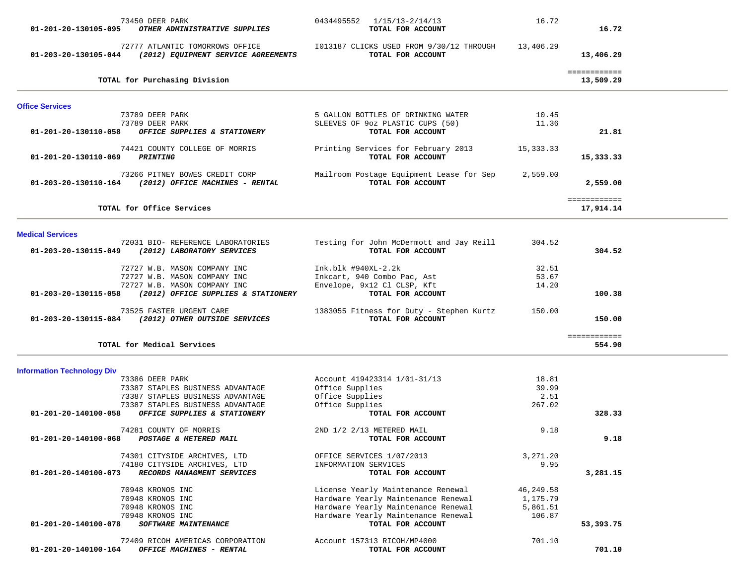| Account | Vendor / Description | Details | Amount | Total |
|---|---|---|---|---|
| | 73450 DEER PARK | 0434495552 1/15/13-2/14/13 | 16.72 | |
| 01-201-20-130105-095 | ***OTHER ADMINISTRATIVE SUPPLIES*** | **TOTAL FOR ACCOUNT** | | **16.72** |
| | 72777 ATLANTIC TOMORROWS OFFICE | I013187 CLICKS USED FROM 9/30/12 THROUGH | 13,406.29 | |
| 01-203-20-130105-044 | ***(2012) EQUIPMENT SERVICE AGREEMENTS*** | **TOTAL FOR ACCOUNT** | | **13,406.29** |
| | **TOTAL for Purchasing Division** | | | **13,509.29** |

## Office Services

| Account | Vendor / Description | Details | Amount | Total |
|---|---|---|---|---|
| | 73789 DEER PARK | 5 GALLON BOTTLES OF DRINKING WATER | 10.45 | |
| | 73789 DEER PARK | SLEEVES OF 9oz PLASTIC CUPS (50) | 11.36 | |
| 01-201-20-130110-058 | ***OFFICE SUPPLIES & STATIONERY*** | **TOTAL FOR ACCOUNT** | | **21.81** |
| | 74421 COUNTY COLLEGE OF MORRIS | Printing Services for February 2013 | 15,333.33 | |
| 01-201-20-130110-069 | ***PRINTING*** | **TOTAL FOR ACCOUNT** | | **15,333.33** |
| | 73266 PITNEY BOWES CREDIT CORP | Mailroom Postage Equipment Lease for Sep | 2,559.00 | |
| 01-203-20-130110-164 | ***(2012) OFFICE MACHINES - RENTAL*** | **TOTAL FOR ACCOUNT** | | **2,559.00** |
| | **TOTAL for Office Services** | | | **17,914.14** |

## Medical Services

| Account | Vendor / Description | Details | Amount | Total |
|---|---|---|---|---|
| | 72031 BIO- REFERENCE LABORATORIES | Testing for John McDermott and Jay Reill | 304.52 | |
| 01-203-20-130115-049 | ***(2012) LABORATORY SERVICES*** | **TOTAL FOR ACCOUNT** | | **304.52** |
| | 72727 W.B. MASON COMPANY INC | Ink.blk #940XL-2.2k | 32.51 | |
| | 72727 W.B. MASON COMPANY INC | Inkcart, 940 Combo Pac, Ast | 53.67 | |
| | 72727 W.B. MASON COMPANY INC | Envelope, 9x12 Cl CLSP, Kft | 14.20 | |
| 01-203-20-130115-058 | ***(2012) OFFICE SUPPLIES & STATIONERY*** | **TOTAL FOR ACCOUNT** | | **100.38** |
| | 73525 FASTER URGENT CARE | 1383055 Fitness for Duty - Stephen Kurtz | 150.00 | |
| 01-203-20-130115-084 | ***(2012) OTHER OUTSIDE SERVICES*** | **TOTAL FOR ACCOUNT** | | **150.00** |
| | **TOTAL for Medical Services** | | | **554.90** |

## Information Technology Div

| Account | Vendor / Description | Details | Amount | Total |
|---|---|---|---|---|
| | 73386 DEER PARK | Account 419423314 1/01-31/13 | 18.81 | |
| | 73387 STAPLES BUSINESS ADVANTAGE | Office Supplies | 39.99 | |
| | 73387 STAPLES BUSINESS ADVANTAGE | Office Supplies | 2.51 | |
| | 73387 STAPLES BUSINESS ADVANTAGE | Office Supplies | 267.02 | |
| 01-201-20-140100-058 | ***OFFICE SUPPLIES & STATIONERY*** | **TOTAL FOR ACCOUNT** | | **328.33** |
| | 74281 COUNTY OF MORRIS | 2ND 1/2 2/13 METERED MAIL | 9.18 | |
| 01-201-20-140100-068 | ***POSTAGE & METERED MAIL*** | **TOTAL FOR ACCOUNT** | | **9.18** |
| | 74301 CITYSIDE ARCHIVES, LTD | OFFICE SERVICES 1/07/2013 | 3,271.20 | |
| | 74180 CITYSIDE ARCHIVES, LTD | INFORMATION SERVICES | 9.95 | |
| 01-201-20-140100-073 | ***RECORDS MANAGMENT SERVICES*** | **TOTAL FOR ACCOUNT** | | **3,281.15** |
| | 70948 KRONOS INC | License Yearly Maintenance Renewal | 46,249.58 | |
| | 70948 KRONOS INC | Hardware Yearly Maintenance Renewal | 1,175.79 | |
| | 70948 KRONOS INC | Hardware Yearly Maintenance Renewal | 5,861.51 | |
| | 70948 KRONOS INC | Hardware Yearly Maintenance Renewal | 106.87 | |
| 01-201-20-140100-078 | ***SOFTWARE MAINTENANCE*** | **TOTAL FOR ACCOUNT** | | **53,393.75** |
| | 72409 RICOH AMERICAS CORPORATION | Account 157313 RICOH/MP4000 | 701.10 | |
| 01-201-20-140100-164 | ***OFFICE MACHINES - RENTAL*** | **TOTAL FOR ACCOUNT** | | **701.10** |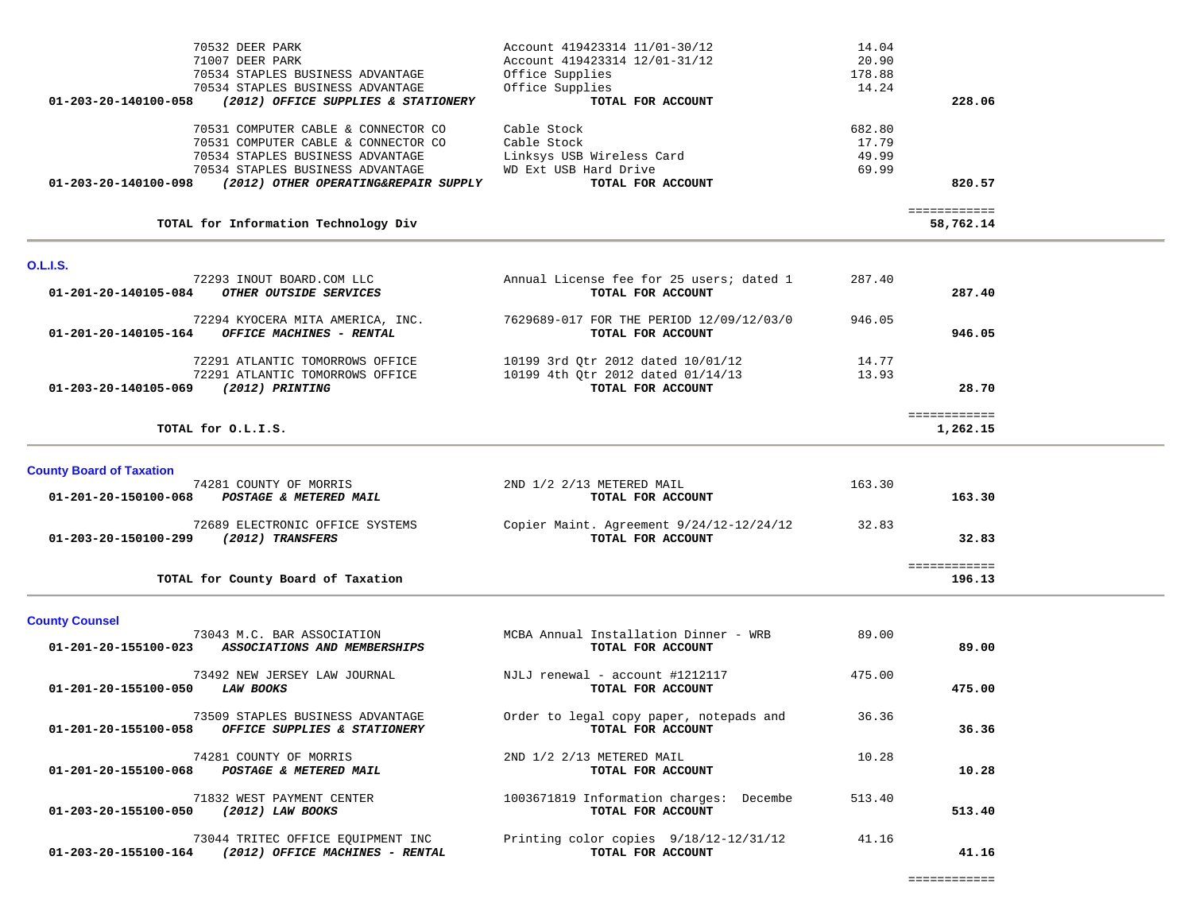| Account | Vendor / Account Description | Description | Amount | Total |
|---|---|---|---|---|
| | 70532 DEER PARK | Account 419423314 11/01-30/12 | 14.04 | |
| | 71007 DEER PARK | Account 419423314 12/01-31/12 | 20.90 | |
| | 70534 STAPLES BUSINESS ADVANTAGE | Office Supplies | 178.88 | |
| | 70534 STAPLES BUSINESS ADVANTAGE | Office Supplies | 14.24 | |
| **01-203-20-140100-058** | ***(2012) OFFICE SUPPLIES & STATIONERY*** | **TOTAL FOR ACCOUNT** | | **228.06** |
| | 70531 COMPUTER CABLE & CONNECTOR CO | Cable Stock | 682.80 | |
| | 70531 COMPUTER CABLE & CONNECTOR CO | Cable Stock | 17.79 | |
| | 70534 STAPLES BUSINESS ADVANTAGE | Linksys USB Wireless Card | 49.99 | |
| | 70534 STAPLES BUSINESS ADVANTAGE | WD Ext USB Hard Drive | 69.99 | |
| **01-203-20-140100-098** | ***(2012) OTHER OPERATING&REPAIR SUPPLY*** | **TOTAL FOR ACCOUNT** | | **820.57** |
| | | | | ============ |
| | **TOTAL for Information Technology Div** | | | **58,762.14** |

## O.L.I.S.

| Account | Vendor / Account Description | Description | Amount | Total |
|---|---|---|---|---|
| | 72293 INOUT BOARD.COM LLC | Annual License fee for 25 users; dated 1 | 287.40 | |
| **01-201-20-140105-084** | ***OTHER OUTSIDE SERVICES*** | **TOTAL FOR ACCOUNT** | | **287.40** |
| | 72294 KYOCERA MITA AMERICA, INC. | 7629689-017 FOR THE PERIOD 12/09/12/03/0 | 946.05 | |
| **01-201-20-140105-164** | ***OFFICE MACHINES - RENTAL*** | **TOTAL FOR ACCOUNT** | | **946.05** |
| | 72291 ATLANTIC TOMORROWS OFFICE | 10199 3rd Qtr 2012 dated 10/01/12 | 14.77 | |
| | 72291 ATLANTIC TOMORROWS OFFICE | 10199 4th Qtr 2012 dated 01/14/13 | 13.93 | |
| **01-203-20-140105-069** | ***(2012) PRINTING*** | **TOTAL FOR ACCOUNT** | | **28.70** |
| | | | | ============ |
| | **TOTAL for O.L.I.S.** | | | **1,262.15** |

## County Board of Taxation

| Account | Vendor / Account Description | Description | Amount | Total |
|---|---|---|---|---|
| | 74281 COUNTY OF MORRIS | 2ND 1/2 2/13 METERED MAIL | 163.30 | |
| **01-201-20-150100-068** | ***POSTAGE & METERED MAIL*** | **TOTAL FOR ACCOUNT** | | **163.30** |
| | 72689 ELECTRONIC OFFICE SYSTEMS | Copier Maint. Agreement 9/24/12-12/24/12 | 32.83 | |
| **01-203-20-150100-299** | ***(2012) TRANSFERS*** | **TOTAL FOR ACCOUNT** | | **32.83** |
| | | | | ============ |
| | **TOTAL for County Board of Taxation** | | | **196.13** |

## County Counsel

| Account | Vendor / Account Description | Description | Amount | Total |
|---|---|---|---|---|
| | 73043 M.C. BAR ASSOCIATION | MCBA Annual Installation Dinner - WRB | 89.00 | |
| **01-201-20-155100-023** | ***ASSOCIATIONS AND MEMBERSHIPS*** | **TOTAL FOR ACCOUNT** | | **89.00** |
| | 73492 NEW JERSEY LAW JOURNAL | NJLJ renewal - account #1212117 | 475.00 | |
| **01-201-20-155100-050** | ***LAW BOOKS*** | **TOTAL FOR ACCOUNT** | | **475.00** |
| | 73509 STAPLES BUSINESS ADVANTAGE | Order to legal copy paper, notepads and | 36.36 | |
| **01-201-20-155100-058** | ***OFFICE SUPPLIES & STATIONERY*** | **TOTAL FOR ACCOUNT** | | **36.36** |
| | 74281 COUNTY OF MORRIS | 2ND 1/2 2/13 METERED MAIL | 10.28 | |
| **01-201-20-155100-068** | ***POSTAGE & METERED MAIL*** | **TOTAL FOR ACCOUNT** | | **10.28** |
| | 71832 WEST PAYMENT CENTER | 1003671819 Information charges: Decembe | 513.40 | |
| **01-203-20-155100-050** | ***(2012) LAW BOOKS*** | **TOTAL FOR ACCOUNT** | | **513.40** |
| | 73044 TRITEC OFFICE EQUIPMENT INC | Printing color copies 9/18/12-12/31/12 | 41.16 | |
| **01-203-20-155100-164** | ***(2012) OFFICE MACHINES - RENTAL*** | **TOTAL FOR ACCOUNT** | | **41.16** |
| | | | | ============ |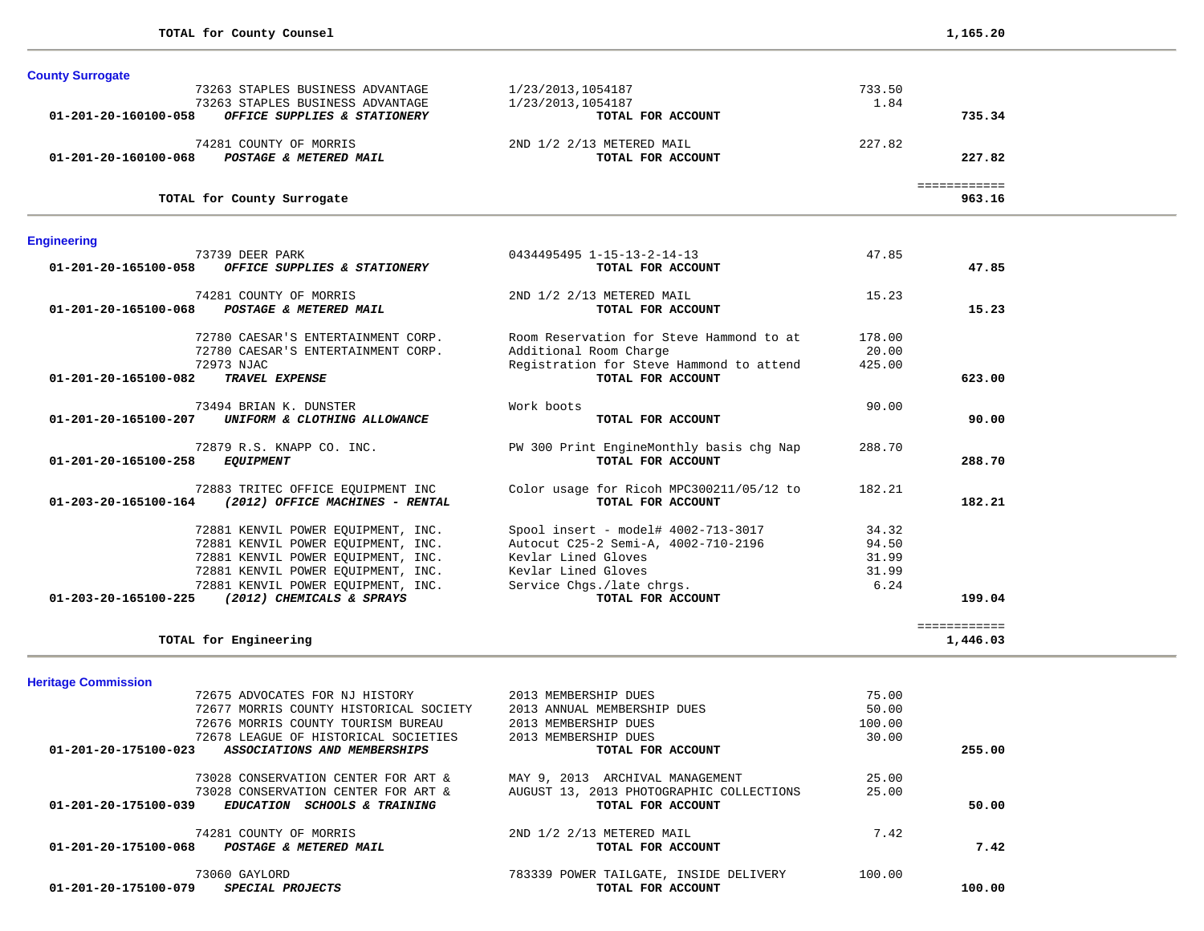**TOTAL for County Counsel** **1,165.20**

---

### County Surrogate

| Account | Vendor | Description | Amount | Total |
|---|---|---|---|---|
| | 73263 STAPLES BUSINESS ADVANTAGE | 1/23/2013,1054187 | 733.50 | |
| | 73263 STAPLES BUSINESS ADVANTAGE | 1/23/2013,1054187 | 1.84 | |
| **01-201-20-160100-058** | ***OFFICE SUPPLIES & STATIONERY*** | **TOTAL FOR ACCOUNT** | | **735.34** |
| | 74281 COUNTY OF MORRIS | 2ND 1/2 2/13 METERED MAIL | 227.82 | |
| **01-201-20-160100-068** | ***POSTAGE & METERED MAIL*** | **TOTAL FOR ACCOUNT** | | **227.82** |
| | | | | ============ |
| | **TOTAL for County Surrogate** | | | **963.16** |

---

### Engineering

| Account | Vendor | Description | Amount | Total |
|---|---|---|---|---|
| | 73739 DEER PARK | 0434495495 1-15-13-2-14-13 | 47.85 | |
| **01-201-20-165100-058** | ***OFFICE SUPPLIES & STATIONERY*** | **TOTAL FOR ACCOUNT** | | **47.85** |
| | 74281 COUNTY OF MORRIS | 2ND 1/2 2/13 METERED MAIL | 15.23 | |
| **01-201-20-165100-068** | ***POSTAGE & METERED MAIL*** | **TOTAL FOR ACCOUNT** | | **15.23** |
| | 72780 CAESAR'S ENTERTAINMENT CORP. | Room Reservation for Steve Hammond to at | 178.00 | |
| | 72780 CAESAR'S ENTERTAINMENT CORP. | Additional Room Charge | 20.00 | |
| | 72973 NJAC | Registration for Steve Hammond to attend | 425.00 | |
| **01-201-20-165100-082** | ***TRAVEL EXPENSE*** | **TOTAL FOR ACCOUNT** | | **623.00** |
| | 73494 BRIAN K. DUNSTER | Work boots | 90.00 | |
| **01-201-20-165100-207** | ***UNIFORM & CLOTHING ALLOWANCE*** | **TOTAL FOR ACCOUNT** | | **90.00** |
| | 72879 R.S. KNAPP CO. INC. | PW 300 Print EngineMonthly basis chg Nap | 288.70 | |
| **01-201-20-165100-258** | ***EQUIPMENT*** | **TOTAL FOR ACCOUNT** | | **288.70** |
| | 72883 TRITEC OFFICE EQUIPMENT INC | Color usage for Ricoh MPC300211/05/12 to | 182.21 | |
| **01-203-20-165100-164** | ***(2012) OFFICE MACHINES - RENTAL*** | **TOTAL FOR ACCOUNT** | | **182.21** |
| | 72881 KENVIL POWER EQUIPMENT, INC. | Spool insert - model# 4002-713-3017 | 34.32 | |
| | 72881 KENVIL POWER EQUIPMENT, INC. | Autocut C25-2 Semi-A, 4002-710-2196 | 94.50 | |
| | 72881 KENVIL POWER EQUIPMENT, INC. | Kevlar Lined Gloves | 31.99 | |
| | 72881 KENVIL POWER EQUIPMENT, INC. | Kevlar Lined Gloves | 31.99 | |
| | 72881 KENVIL POWER EQUIPMENT, INC. | Service Chgs./late chrgs. | 6.24 | |
| **01-203-20-165100-225** | ***(2012) CHEMICALS & SPRAYS*** | **TOTAL FOR ACCOUNT** | | **199.04** |
| | | | | ============ |
| | **TOTAL for Engineering** | | | **1,446.03** |

---

### Heritage Commission

| Account | Vendor | Description | Amount | Total |
|---|---|---|---|---|
| | 72675 ADVOCATES FOR NJ HISTORY | 2013 MEMBERSHIP DUES | 75.00 | |
| | 72677 MORRIS COUNTY HISTORICAL SOCIETY | 2013 ANNUAL MEMBERSHIP DUES | 50.00 | |
| | 72676 MORRIS COUNTY TOURISM BUREAU | 2013 MEMBERSHIP DUES | 100.00 | |
| | 72678 LEAGUE OF HISTORICAL SOCIETIES | 2013 MEMBERSHIP DUES | 30.00 | |
| **01-201-20-175100-023** | ***ASSOCIATIONS AND MEMBERSHIPS*** | **TOTAL FOR ACCOUNT** | | **255.00** |
| | 73028 CONSERVATION CENTER FOR ART & | MAY 9, 2013 ARCHIVAL MANAGEMENT | 25.00 | |
| | 73028 CONSERVATION CENTER FOR ART & | AUGUST 13, 2013 PHOTOGRAPHIC COLLECTIONS | 25.00 | |
| **01-201-20-175100-039** | ***EDUCATION SCHOOLS & TRAINING*** | **TOTAL FOR ACCOUNT** | | **50.00** |
| | 74281 COUNTY OF MORRIS | 2ND 1/2 2/13 METERED MAIL | 7.42 | |
| **01-201-20-175100-068** | ***POSTAGE & METERED MAIL*** | **TOTAL FOR ACCOUNT** | | **7.42** |
| | 73060 GAYLORD | 783339 POWER TAILGATE, INSIDE DELIVERY | 100.00 | |
| **01-201-20-175100-079** | ***SPECIAL PROJECTS*** | **TOTAL FOR ACCOUNT** | | **100.00** |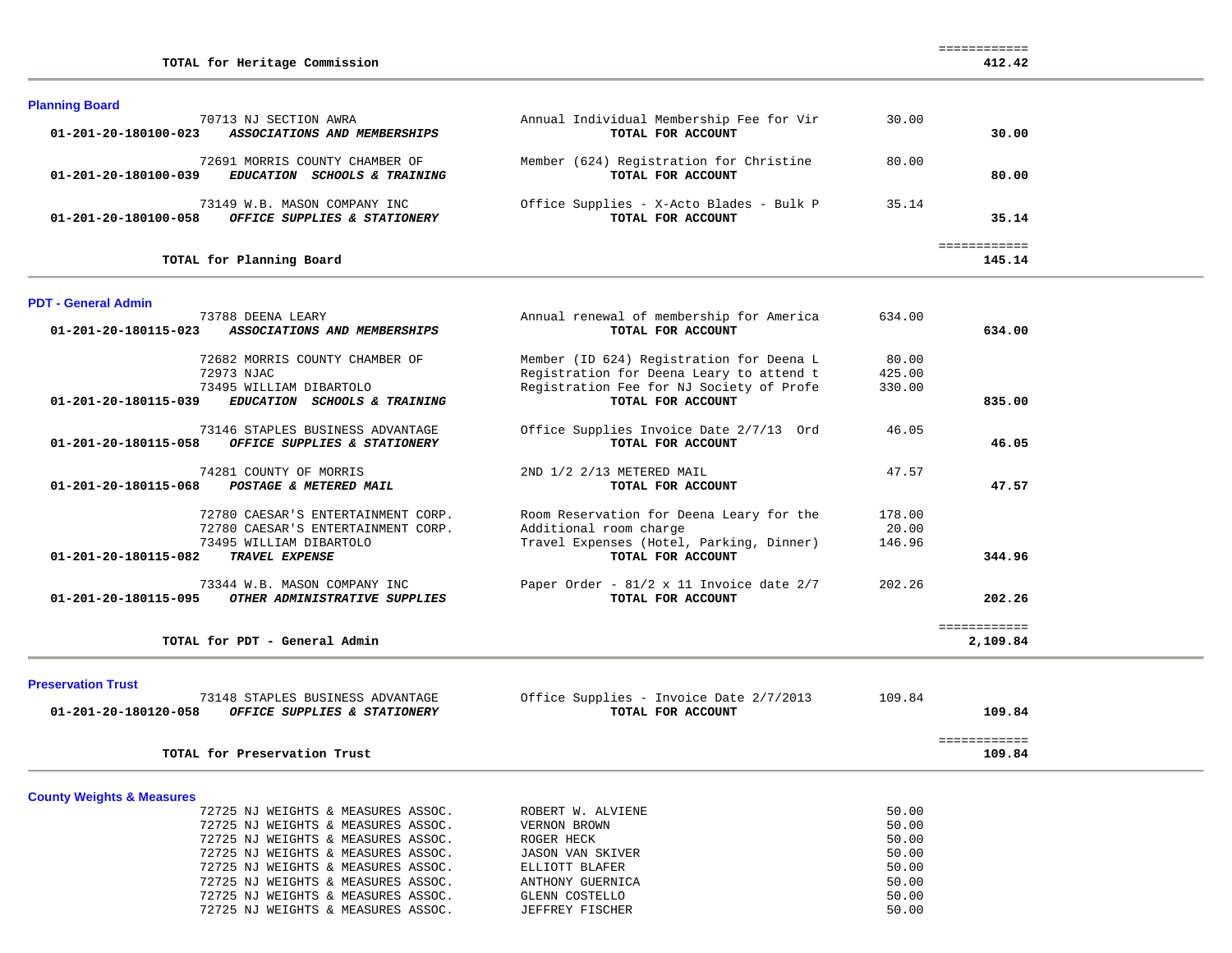| | | | |
|---|---|---|---|
| **TOTAL for Heritage Commission** | | | **412.42** |

## Planning Board

| Account | Vendor / Category | Description | Amount | Total |
|---|---|---|---|---|
| | 70713 NJ SECTION AWRA | Annual Individual Membership Fee for Vir | 30.00 | |
| **01-201-20-180100-023** | ***ASSOCIATIONS AND MEMBERSHIPS*** | **TOTAL FOR ACCOUNT** | | **30.00** |
| | 72691 MORRIS COUNTY CHAMBER OF | Member (624) Registration for Christine | 80.00 | |
| **01-201-20-180100-039** | ***EDUCATION SCHOOLS & TRAINING*** | **TOTAL FOR ACCOUNT** | | **80.00** |
| | 73149 W.B. MASON COMPANY INC | Office Supplies - X-Acto Blades - Bulk P | 35.14 | |
| **01-201-20-180100-058** | ***OFFICE SUPPLIES & STATIONERY*** | **TOTAL FOR ACCOUNT** | | **35.14** |
| | **TOTAL for Planning Board** | | | **145.14** |

## PDT - General Admin

| Account | Vendor / Category | Description | Amount | Total |
|---|---|---|---|---|
| | 73788 DEENA LEARY | Annual renewal of membership for America | 634.00 | |
| **01-201-20-180115-023** | ***ASSOCIATIONS AND MEMBERSHIPS*** | **TOTAL FOR ACCOUNT** | | **634.00** |
| | 72682 MORRIS COUNTY CHAMBER OF | Member (ID 624) Registration for Deena L | 80.00 | |
| | 72973 NJAC | Registration for Deena Leary to attend t | 425.00 | |
| | 73495 WILLIAM DIBARTOLO | Registration Fee for NJ Society of Profe | 330.00 | |
| **01-201-20-180115-039** | ***EDUCATION SCHOOLS & TRAINING*** | **TOTAL FOR ACCOUNT** | | **835.00** |
| | 73146 STAPLES BUSINESS ADVANTAGE | Office Supplies Invoice Date 2/7/13 Ord | 46.05 | |
| **01-201-20-180115-058** | ***OFFICE SUPPLIES & STATIONERY*** | **TOTAL FOR ACCOUNT** | | **46.05** |
| | 74281 COUNTY OF MORRIS | 2ND 1/2 2/13 METERED MAIL | 47.57 | |
| **01-201-20-180115-068** | ***POSTAGE & METERED MAIL*** | **TOTAL FOR ACCOUNT** | | **47.57** |
| | 72780 CAESAR'S ENTERTAINMENT CORP. | Room Reservation for Deena Leary for the | 178.00 | |
| | 72780 CAESAR'S ENTERTAINMENT CORP. | Additional room charge | 20.00 | |
| | 73495 WILLIAM DIBARTOLO | Travel Expenses (Hotel, Parking, Dinner) | 146.96 | |
| **01-201-20-180115-082** | ***TRAVEL EXPENSE*** | **TOTAL FOR ACCOUNT** | | **344.96** |
| | 73344 W.B. MASON COMPANY INC | Paper Order - 81/2 x 11 Invoice date 2/7 | 202.26 | |
| **01-201-20-180115-095** | ***OTHER ADMINISTRATIVE SUPPLIES*** | **TOTAL FOR ACCOUNT** | | **202.26** |
| | **TOTAL for PDT - General Admin** | | | **2,109.84** |

## Preservation Trust

| Account | Vendor / Category | Description | Amount | Total |
|---|---|---|---|---|
| | 73148 STAPLES BUSINESS ADVANTAGE | Office Supplies - Invoice Date 2/7/2013 | 109.84 | |
| **01-201-20-180120-058** | ***OFFICE SUPPLIES & STATIONERY*** | **TOTAL FOR ACCOUNT** | | **109.84** |
| | **TOTAL for Preservation Trust** | | | **109.84** |

## County Weights & Measures

| Account | Vendor / Category | Description | Amount | Total |
|---|---|---|---|---|
| | 72725 NJ WEIGHTS & MEASURES ASSOC. | ROBERT W. ALVIENE | 50.00 | |
| | 72725 NJ WEIGHTS & MEASURES ASSOC. | VERNON BROWN | 50.00 | |
| | 72725 NJ WEIGHTS & MEASURES ASSOC. | ROGER HECK | 50.00 | |
| | 72725 NJ WEIGHTS & MEASURES ASSOC. | JASON VAN SKIVER | 50.00 | |
| | 72725 NJ WEIGHTS & MEASURES ASSOC. | ELLIOTT BLAFER | 50.00 | |
| | 72725 NJ WEIGHTS & MEASURES ASSOC. | ANTHONY GUERNICA | 50.00 | |
| | 72725 NJ WEIGHTS & MEASURES ASSOC. | GLENN COSTELLO | 50.00 | |
| | 72725 NJ WEIGHTS & MEASURES ASSOC. | JEFFREY FISCHER | 50.00 | |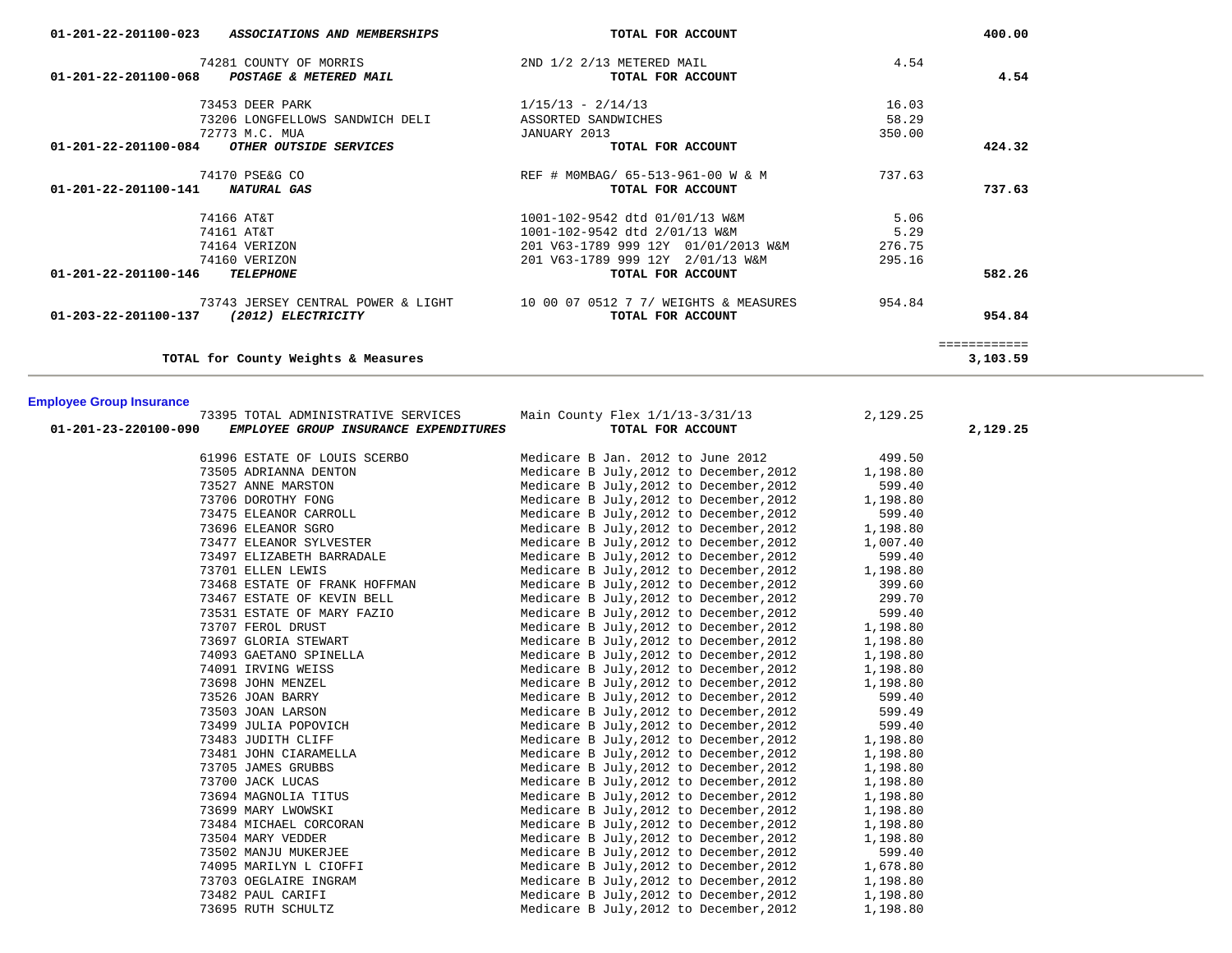| Account | Vendor | Description | Amount | Total |
|---|---|---|---|---|
| 01-201-22-201100-023 ***ASSOCIATIONS AND MEMBERSHIPS*** | | **TOTAL FOR ACCOUNT** | | **400.00** |
| | 74281 COUNTY OF MORRIS | 2ND 1/2 2/13 METERED MAIL | 4.54 | |
| 01-201-22-201100-068 ***POSTAGE & METERED MAIL*** | | **TOTAL FOR ACCOUNT** | | **4.54** |
| | 73453 DEER PARK | 1/15/13 - 2/14/13 | 16.03 | |
| | 73206 LONGFELLOWS SANDWICH DELI | ASSORTED SANDWICHES | 58.29 | |
| | 72773 M.C. MUA | JANUARY 2013 | 350.00 | |
| 01-201-22-201100-084 ***OTHER OUTSIDE SERVICES*** | | **TOTAL FOR ACCOUNT** | | **424.32** |
| | 74170 PSE&G CO | REF # M0MBAG/ 65-513-961-00 W & M | 737.63 | |
| 01-201-22-201100-141 ***NATURAL GAS*** | | **TOTAL FOR ACCOUNT** | | **737.63** |
| | 74166 AT&T | 1001-102-9542 dtd 01/01/13 W&M | 5.06 | |
| | 74161 AT&T | 1001-102-9542 dtd 2/01/13 W&M | 5.29 | |
| | 74164 VERIZON | 201 V63-1789 999 12Y 01/01/2013 W&M | 276.75 | |
| | 74160 VERIZON | 201 V63-1789 999 12Y 2/01/13 W&M | 295.16 | |
| 01-201-22-201100-146 ***TELEPHONE*** | | **TOTAL FOR ACCOUNT** | | **582.26** |
| | 73743 JERSEY CENTRAL POWER & LIGHT | 10 00 07 0512 7 7/ WEIGHTS & MEASURES | 954.84 | |
| 01-203-22-201100-137 ***(2012) ELECTRICITY*** | | **TOTAL FOR ACCOUNT** | | **954.84** |
| | | | | ============ |
| **TOTAL for County Weights & Measures** | | | | **3,103.59** |

## Employee Group Insurance

| Account | Vendor | Description | Amount | Total |
|---|---|---|---|---|
| | 73395 TOTAL ADMINISTRATIVE SERVICES | Main County Flex 1/1/13-3/31/13 | 2,129.25 | |
| 01-201-23-220100-090 ***EMPLOYEE GROUP INSURANCE EXPENDITURES*** | | **TOTAL FOR ACCOUNT** | | **2,129.25** |
| | 61996 ESTATE OF LOUIS SCERBO | Medicare B Jan. 2012 to June 2012 | 499.50 | |
| | 73505 ADRIANNA DENTON | Medicare B July,2012 to December,2012 | 1,198.80 | |
| | 73527 ANNE MARSTON | Medicare B July,2012 to December,2012 | 599.40 | |
| | 73706 DOROTHY FONG | Medicare B July,2012 to December,2012 | 1,198.80 | |
| | 73475 ELEANOR CARROLL | Medicare B July,2012 to December,2012 | 599.40 | |
| | 73696 ELEANOR SGRO | Medicare B July,2012 to December,2012 | 1,198.80 | |
| | 73477 ELEANOR SYLVESTER | Medicare B July,2012 to December,2012 | 1,007.40 | |
| | 73497 ELIZABETH BARRADALE | Medicare B July,2012 to December,2012 | 599.40 | |
| | 73701 ELLEN LEWIS | Medicare B July,2012 to December,2012 | 1,198.80 | |
| | 73468 ESTATE OF FRANK HOFFMAN | Medicare B July,2012 to December,2012 | 399.60 | |
| | 73467 ESTATE OF KEVIN BELL | Medicare B July,2012 to December,2012 | 299.70 | |
| | 73531 ESTATE OF MARY FAZIO | Medicare B July,2012 to December,2012 | 599.40 | |
| | 73707 FEROL DRUST | Medicare B July,2012 to December,2012 | 1,198.80 | |
| | 73697 GLORIA STEWART | Medicare B July,2012 to December,2012 | 1,198.80 | |
| | 74093 GAETANO SPINELLA | Medicare B July,2012 to December,2012 | 1,198.80 | |
| | 74091 IRVING WEISS | Medicare B July,2012 to December,2012 | 1,198.80 | |
| | 73698 JOHN MENZEL | Medicare B July,2012 to December,2012 | 1,198.80 | |
| | 73526 JOAN BARRY | Medicare B July,2012 to December,2012 | 599.40 | |
| | 73503 JOAN LARSON | Medicare B July,2012 to December,2012 | 599.49 | |
| | 73499 JULIA POPOVICH | Medicare B July,2012 to December,2012 | 599.40 | |
| | 73483 JUDITH CLIFF | Medicare B July,2012 to December,2012 | 1,198.80 | |
| | 73481 JOHN CIARAMELLA | Medicare B July,2012 to December,2012 | 1,198.80 | |
| | 73705 JAMES GRUBBS | Medicare B July,2012 to December,2012 | 1,198.80 | |
| | 73700 JACK LUCAS | Medicare B July,2012 to December,2012 | 1,198.80 | |
| | 73694 MAGNOLIA TITUS | Medicare B July,2012 to December,2012 | 1,198.80 | |
| | 73699 MARY LWOWSKI | Medicare B July,2012 to December,2012 | 1,198.80 | |
| | 73484 MICHAEL CORCORAN | Medicare B July,2012 to December,2012 | 1,198.80 | |
| | 73504 MARY VEDDER | Medicare B July,2012 to December,2012 | 1,198.80 | |
| | 73502 MANJU MUKERJEE | Medicare B July,2012 to December,2012 | 599.40 | |
| | 74095 MARILYN L CIOFFI | Medicare B July,2012 to December,2012 | 1,678.80 | |
| | 73703 OEGLAIRE INGRAM | Medicare B July,2012 to December,2012 | 1,198.80 | |
| | 73482 PAUL CARIFI | Medicare B July,2012 to December,2012 | 1,198.80 | |
| | 73695 RUTH SCHULTZ | Medicare B July,2012 to December,2012 | 1,198.80 | |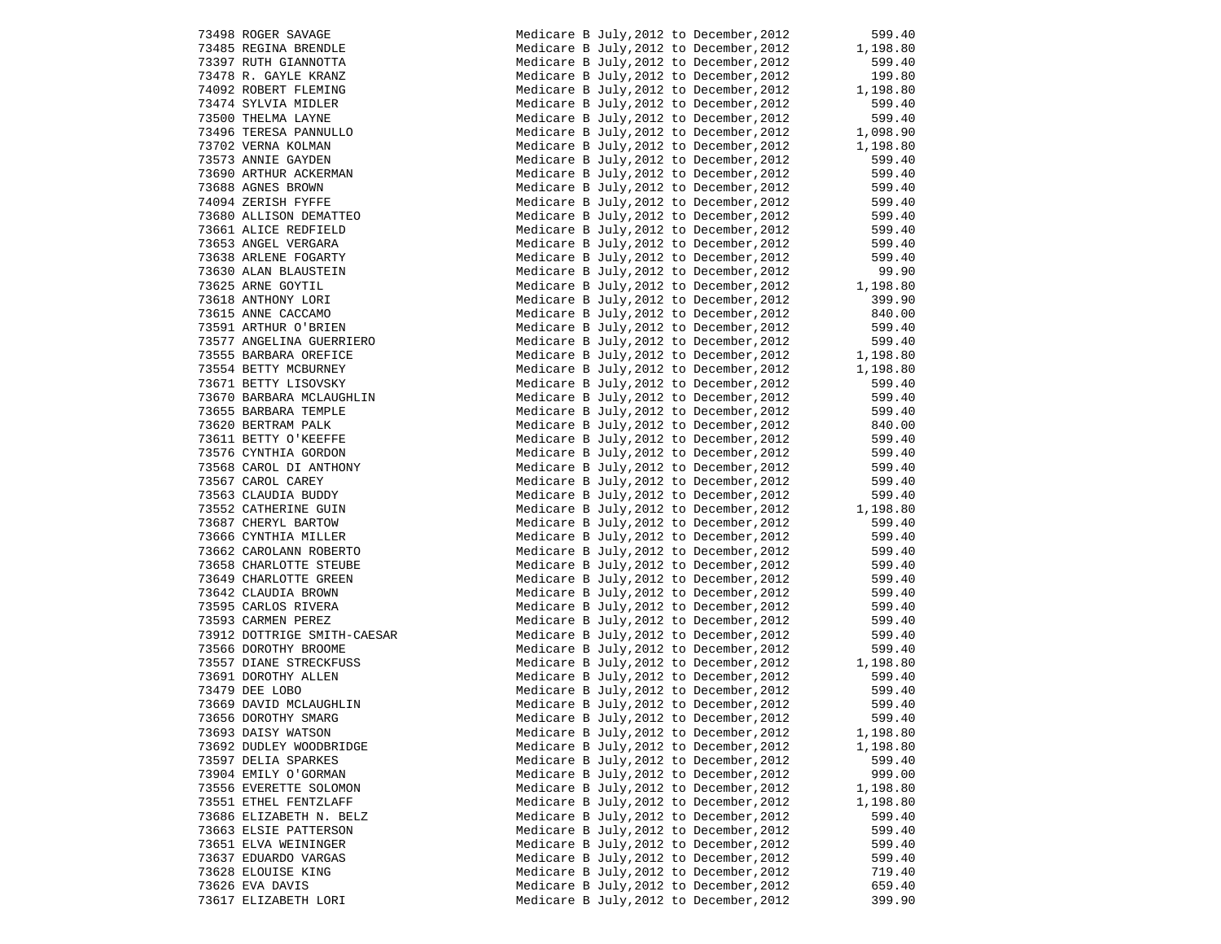| | | | |
|---|---|---|---|
| 73498 | ROGER SAVAGE | Medicare B July,2012 to December,2012 | 599.40 |
| 73485 | REGINA BRENDLE | Medicare B July,2012 to December,2012 | 1,198.80 |
| 73397 | RUTH GIANNOTTA | Medicare B July,2012 to December,2012 | 599.40 |
| 73478 | R. GAYLE KRANZ | Medicare B July,2012 to December,2012 | 199.80 |
| 74092 | ROBERT FLEMING | Medicare B July,2012 to December,2012 | 1,198.80 |
| 73474 | SYLVIA MIDLER | Medicare B July,2012 to December,2012 | 599.40 |
| 73500 | THELMA LAYNE | Medicare B July,2012 to December,2012 | 599.40 |
| 73496 | TERESA PANNULLO | Medicare B July,2012 to December,2012 | 1,098.90 |
| 73702 | VERNA KOLMAN | Medicare B July,2012 to December,2012 | 1,198.80 |
| 73573 | ANNIE GAYDEN | Medicare B July,2012 to December,2012 | 599.40 |
| 73690 | ARTHUR ACKERMAN | Medicare B July,2012 to December,2012 | 599.40 |
| 73688 | AGNES BROWN | Medicare B July,2012 to December,2012 | 599.40 |
| 74094 | ZERISH FYFFE | Medicare B July,2012 to December,2012 | 599.40 |
| 73680 | ALLISON DEMATTEO | Medicare B July,2012 to December,2012 | 599.40 |
| 73661 | ALICE REDFIELD | Medicare B July,2012 to December,2012 | 599.40 |
| 73653 | ANGEL VERGARA | Medicare B July,2012 to December,2012 | 599.40 |
| 73638 | ARLENE FOGARTY | Medicare B July,2012 to December,2012 | 599.40 |
| 73630 | ALAN BLAUSTEIN | Medicare B July,2012 to December,2012 | 99.90 |
| 73625 | ARNE GOYTIL | Medicare B July,2012 to December,2012 | 1,198.80 |
| 73618 | ANTHONY LORI | Medicare B July,2012 to December,2012 | 399.90 |
| 73615 | ANNE CACCAMO | Medicare B July,2012 to December,2012 | 840.00 |
| 73591 | ARTHUR O'BRIEN | Medicare B July,2012 to December,2012 | 599.40 |
| 73577 | ANGELINA GUERRIERO | Medicare B July,2012 to December,2012 | 599.40 |
| 73555 | BARBARA OREFICE | Medicare B July,2012 to December,2012 | 1,198.80 |
| 73554 | BETTY MCBURNEY | Medicare B July,2012 to December,2012 | 1,198.80 |
| 73671 | BETTY LISOVSKY | Medicare B July,2012 to December,2012 | 599.40 |
| 73670 | BARBARA MCLAUGHLIN | Medicare B July,2012 to December,2012 | 599.40 |
| 73655 | BARBARA TEMPLE | Medicare B July,2012 to December,2012 | 599.40 |
| 73620 | BERTRAM PALK | Medicare B July,2012 to December,2012 | 840.00 |
| 73611 | BETTY O'KEEFFE | Medicare B July,2012 to December,2012 | 599.40 |
| 73576 | CYNTHIA GORDON | Medicare B July,2012 to December,2012 | 599.40 |
| 73568 | CAROL DI ANTHONY | Medicare B July,2012 to December,2012 | 599.40 |
| 73567 | CAROL CAREY | Medicare B July,2012 to December,2012 | 599.40 |
| 73563 | CLAUDIA BUDDY | Medicare B July,2012 to December,2012 | 599.40 |
| 73552 | CATHERINE GUIN | Medicare B July,2012 to December,2012 | 1,198.80 |
| 73687 | CHERYL BARTOW | Medicare B July,2012 to December,2012 | 599.40 |
| 73666 | CYNTHIA MILLER | Medicare B July,2012 to December,2012 | 599.40 |
| 73662 | CAROLANN ROBERTO | Medicare B July,2012 to December,2012 | 599.40 |
| 73658 | CHARLOTTE STEUBE | Medicare B July,2012 to December,2012 | 599.40 |
| 73649 | CHARLOTTE GREEN | Medicare B July,2012 to December,2012 | 599.40 |
| 73642 | CLAUDIA BROWN | Medicare B July,2012 to December,2012 | 599.40 |
| 73595 | CARLOS RIVERA | Medicare B July,2012 to December,2012 | 599.40 |
| 73593 | CARMEN PEREZ | Medicare B July,2012 to December,2012 | 599.40 |
| 73912 | DOTTRIGE SMITH-CAESAR | Medicare B July,2012 to December,2012 | 599.40 |
| 73566 | DOROTHY BROOME | Medicare B July,2012 to December,2012 | 599.40 |
| 73557 | DIANE STRECKFUSS | Medicare B July,2012 to December,2012 | 1,198.80 |
| 73691 | DOROTHY ALLEN | Medicare B July,2012 to December,2012 | 599.40 |
| 73479 | DEE LOBO | Medicare B July,2012 to December,2012 | 599.40 |
| 73669 | DAVID MCLAUGHLIN | Medicare B July,2012 to December,2012 | 599.40 |
| 73656 | DOROTHY SMARG | Medicare B July,2012 to December,2012 | 599.40 |
| 73693 | DAISY WATSON | Medicare B July,2012 to December,2012 | 1,198.80 |
| 73692 | DUDLEY WOODBRIDGE | Medicare B July,2012 to December,2012 | 1,198.80 |
| 73597 | DELIA SPARKES | Medicare B July,2012 to December,2012 | 599.40 |
| 73904 | EMILY O'GORMAN | Medicare B July,2012 to December,2012 | 999.00 |
| 73556 | EVERETTE SOLOMON | Medicare B July,2012 to December,2012 | 1,198.80 |
| 73551 | ETHEL FENTZLAFF | Medicare B July,2012 to December,2012 | 1,198.80 |
| 73686 | ELIZABETH N. BELZ | Medicare B July,2012 to December,2012 | 599.40 |
| 73663 | ELSIE PATTERSON | Medicare B July,2012 to December,2012 | 599.40 |
| 73651 | ELVA WEININGER | Medicare B July,2012 to December,2012 | 599.40 |
| 73637 | EDUARDO VARGAS | Medicare B July,2012 to December,2012 | 599.40 |
| 73628 | ELOUISE KING | Medicare B July,2012 to December,2012 | 719.40 |
| 73626 | EVA DAVIS | Medicare B July,2012 to December,2012 | 659.40 |
| 73617 | ELIZABETH LORI | Medicare B July,2012 to December,2012 | 399.90 |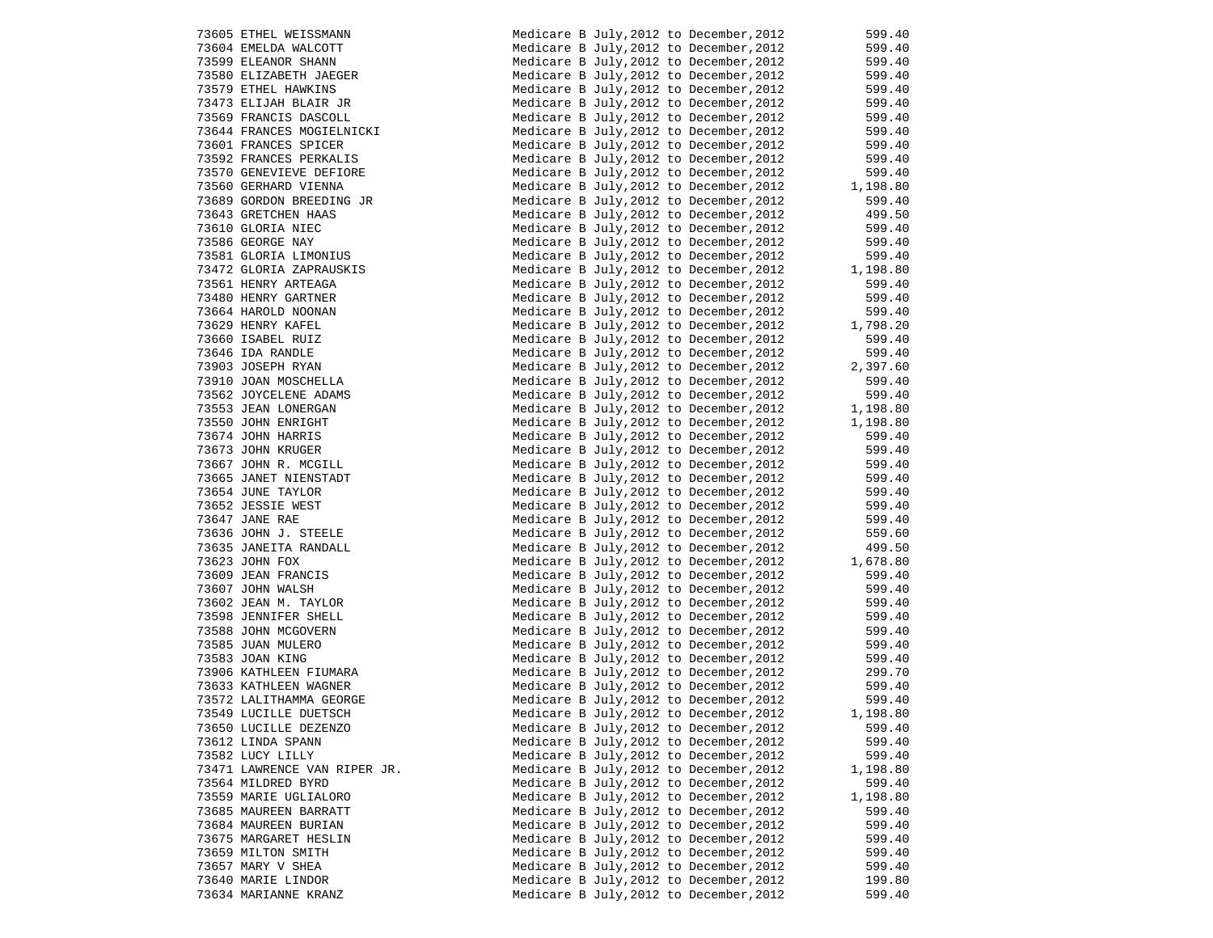| | | | |
|---|---|---|---|
| 73605 | ETHEL WEISSMANN | Medicare B July,2012 to December,2012 | 599.40 |
| 73604 | EMELDA WALCOTT | Medicare B July,2012 to December,2012 | 599.40 |
| 73599 | ELEANOR SHANN | Medicare B July,2012 to December,2012 | 599.40 |
| 73580 | ELIZABETH JAEGER | Medicare B July,2012 to December,2012 | 599.40 |
| 73579 | ETHEL HAWKINS | Medicare B July,2012 to December,2012 | 599.40 |
| 73473 | ELIJAH BLAIR JR | Medicare B July,2012 to December,2012 | 599.40 |
| 73569 | FRANCIS DASCOLL | Medicare B July,2012 to December,2012 | 599.40 |
| 73644 | FRANCES MOGIELNICKI | Medicare B July,2012 to December,2012 | 599.40 |
| 73601 | FRANCES SPICER | Medicare B July,2012 to December,2012 | 599.40 |
| 73592 | FRANCES PERKALIS | Medicare B July,2012 to December,2012 | 599.40 |
| 73570 | GENEVIEVE DEFIORE | Medicare B July,2012 to December,2012 | 599.40 |
| 73560 | GERHARD VIENNA | Medicare B July,2012 to December,2012 | 1,198.80 |
| 73689 | GORDON BREEDING JR | Medicare B July,2012 to December,2012 | 599.40 |
| 73643 | GRETCHEN HAAS | Medicare B July,2012 to December,2012 | 499.50 |
| 73610 | GLORIA NIEC | Medicare B July,2012 to December,2012 | 599.40 |
| 73586 | GEORGE NAY | Medicare B July,2012 to December,2012 | 599.40 |
| 73581 | GLORIA LIMONIUS | Medicare B July,2012 to December,2012 | 599.40 |
| 73472 | GLORIA ZAPRAUSKIS | Medicare B July,2012 to December,2012 | 1,198.80 |
| 73561 | HENRY ARTEAGA | Medicare B July,2012 to December,2012 | 599.40 |
| 73480 | HENRY GARTNER | Medicare B July,2012 to December,2012 | 599.40 |
| 73664 | HAROLD NOONAN | Medicare B July,2012 to December,2012 | 599.40 |
| 73629 | HENRY KAFEL | Medicare B July,2012 to December,2012 | 1,798.20 |
| 73660 | ISABEL RUIZ | Medicare B July,2012 to December,2012 | 599.40 |
| 73646 | IDA RANDLE | Medicare B July,2012 to December,2012 | 599.40 |
| 73903 | JOSEPH RYAN | Medicare B July,2012 to December,2012 | 2,397.60 |
| 73910 | JOAN MOSCHELLA | Medicare B July,2012 to December,2012 | 599.40 |
| 73562 | JOYCELENE ADAMS | Medicare B July,2012 to December,2012 | 599.40 |
| 73553 | JEAN LONERGAN | Medicare B July,2012 to December,2012 | 1,198.80 |
| 73550 | JOHN ENRIGHT | Medicare B July,2012 to December,2012 | 1,198.80 |
| 73674 | JOHN HARRIS | Medicare B July,2012 to December,2012 | 599.40 |
| 73673 | JOHN KRUGER | Medicare B July,2012 to December,2012 | 599.40 |
| 73667 | JOHN R. MCGILL | Medicare B July,2012 to December,2012 | 599.40 |
| 73665 | JANET NIENSTADT | Medicare B July,2012 to December,2012 | 599.40 |
| 73654 | JUNE TAYLOR | Medicare B July,2012 to December,2012 | 599.40 |
| 73652 | JESSIE WEST | Medicare B July,2012 to December,2012 | 599.40 |
| 73647 | JANE RAE | Medicare B July,2012 to December,2012 | 599.40 |
| 73636 | JOHN J. STEELE | Medicare B July,2012 to December,2012 | 559.60 |
| 73635 | JANEITA RANDALL | Medicare B July,2012 to December,2012 | 499.50 |
| 73623 | JOHN FOX | Medicare B July,2012 to December,2012 | 1,678.80 |
| 73609 | JEAN FRANCIS | Medicare B July,2012 to December,2012 | 599.40 |
| 73607 | JOHN WALSH | Medicare B July,2012 to December,2012 | 599.40 |
| 73602 | JEAN M. TAYLOR | Medicare B July,2012 to December,2012 | 599.40 |
| 73598 | JENNIFER SHELL | Medicare B July,2012 to December,2012 | 599.40 |
| 73588 | JOHN MCGOVERN | Medicare B July,2012 to December,2012 | 599.40 |
| 73585 | JUAN MULERO | Medicare B July,2012 to December,2012 | 599.40 |
| 73583 | JOAN KING | Medicare B July,2012 to December,2012 | 599.40 |
| 73906 | KATHLEEN FIUMARA | Medicare B July,2012 to December,2012 | 299.70 |
| 73633 | KATHLEEN WAGNER | Medicare B July,2012 to December,2012 | 599.40 |
| 73572 | LALITHAMMA GEORGE | Medicare B July,2012 to December,2012 | 599.40 |
| 73549 | LUCILLE DUETSCH | Medicare B July,2012 to December,2012 | 1,198.80 |
| 73650 | LUCILLE DEZENZO | Medicare B July,2012 to December,2012 | 599.40 |
| 73612 | LINDA SPANN | Medicare B July,2012 to December,2012 | 599.40 |
| 73582 | LUCY LILLY | Medicare B July,2012 to December,2012 | 599.40 |
| 73471 | LAWRENCE VAN RIPER JR. | Medicare B July,2012 to December,2012 | 1,198.80 |
| 73564 | MILDRED BYRD | Medicare B July,2012 to December,2012 | 599.40 |
| 73559 | MARIE UGLIALORO | Medicare B July,2012 to December,2012 | 1,198.80 |
| 73685 | MAUREEN BARRATT | Medicare B July,2012 to December,2012 | 599.40 |
| 73684 | MAUREEN BURIAN | Medicare B July,2012 to December,2012 | 599.40 |
| 73675 | MARGARET HESLIN | Medicare B July,2012 to December,2012 | 599.40 |
| 73659 | MILTON SMITH | Medicare B July,2012 to December,2012 | 599.40 |
| 73657 | MARY V SHEA | Medicare B July,2012 to December,2012 | 599.40 |
| 73640 | MARIE LINDOR | Medicare B July,2012 to December,2012 | 199.80 |
| 73634 | MARIANNE KRANZ | Medicare B July,2012 to December,2012 | 599.40 |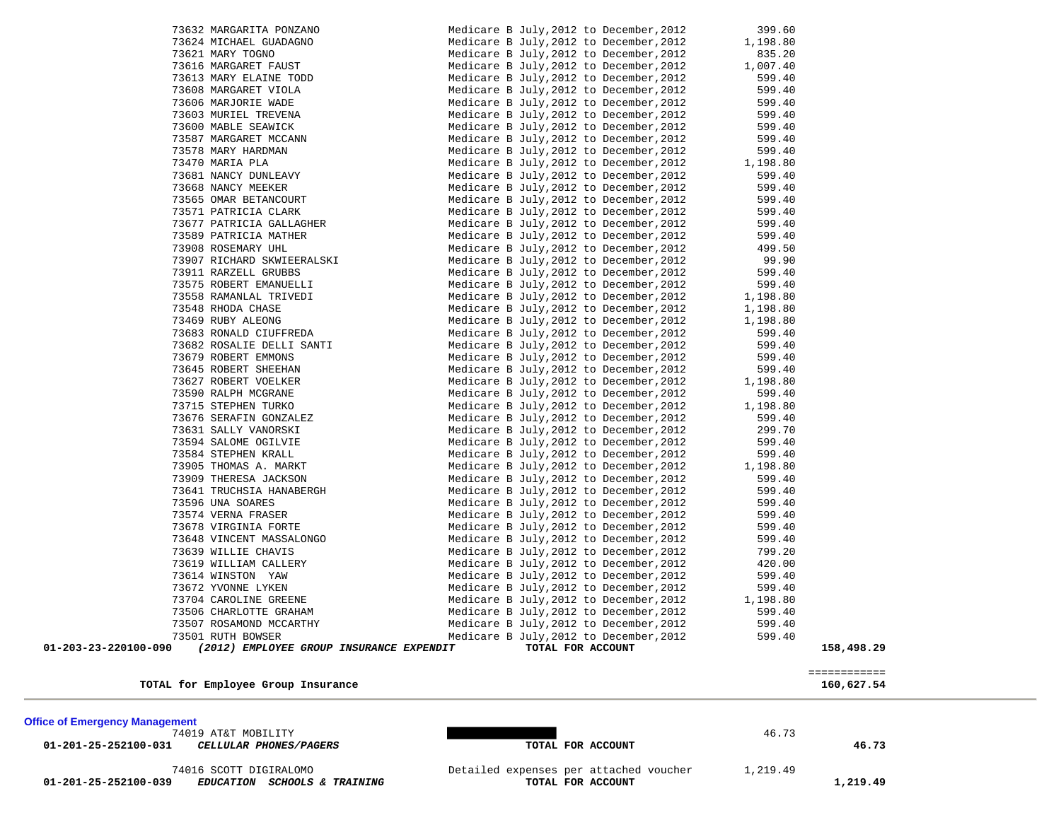| Account | Vendor | Description | Amount | Total |
|---|---|---|---|---|
| | 73632 MARGARITA PONZANO | Medicare B July,2012 to December,2012 | 399.60 | |
| | 73624 MICHAEL GUADAGNO | Medicare B July,2012 to December,2012 | 1,198.80 | |
| | 73621 MARY TOGNO | Medicare B July,2012 to December,2012 | 835.20 | |
| | 73616 MARGARET FAUST | Medicare B July,2012 to December,2012 | 1,007.40 | |
| | 73613 MARY ELAINE TODD | Medicare B July,2012 to December,2012 | 599.40 | |
| | 73608 MARGARET VIOLA | Medicare B July,2012 to December,2012 | 599.40 | |
| | 73606 MARJORIE WADE | Medicare B July,2012 to December,2012 | 599.40 | |
| | 73603 MURIEL TREVENA | Medicare B July,2012 to December,2012 | 599.40 | |
| | 73600 MABLE SEAWICK | Medicare B July,2012 to December,2012 | 599.40 | |
| | 73587 MARGARET MCCANN | Medicare B July,2012 to December,2012 | 599.40 | |
| | 73578 MARY HARDMAN | Medicare B July,2012 to December,2012 | 599.40 | |
| | 73470 MARIA PLA | Medicare B July,2012 to December,2012 | 1,198.80 | |
| | 73681 NANCY DUNLEAVY | Medicare B July,2012 to December,2012 | 599.40 | |
| | 73668 NANCY MEEKER | Medicare B July,2012 to December,2012 | 599.40 | |
| | 73565 OMAR BETANCOURT | Medicare B July,2012 to December,2012 | 599.40 | |
| | 73571 PATRICIA CLARK | Medicare B July,2012 to December,2012 | 599.40 | |
| | 73677 PATRICIA GALLAGHER | Medicare B July,2012 to December,2012 | 599.40 | |
| | 73589 PATRICIA MATHER | Medicare B July,2012 to December,2012 | 599.40 | |
| | 73908 ROSEMARY UHL | Medicare B July,2012 to December,2012 | 499.50 | |
| | 73907 RICHARD SKWIEERALSKI | Medicare B July,2012 to December,2012 | 99.90 | |
| | 73911 RARZELL GRUBBS | Medicare B July,2012 to December,2012 | 599.40 | |
| | 73575 ROBERT EMANUELLI | Medicare B July,2012 to December,2012 | 599.40 | |
| | 73558 RAMANLAL TRIVEDI | Medicare B July,2012 to December,2012 | 1,198.80 | |
| | 73548 RHODA CHASE | Medicare B July,2012 to December,2012 | 1,198.80 | |
| | 73469 RUBY ALEONG | Medicare B July,2012 to December,2012 | 1,198.80 | |
| | 73683 RONALD CIUFFREDA | Medicare B July,2012 to December,2012 | 599.40 | |
| | 73682 ROSALIE DELLI SANTI | Medicare B July,2012 to December,2012 | 599.40 | |
| | 73679 ROBERT EMMONS | Medicare B July,2012 to December,2012 | 599.40 | |
| | 73645 ROBERT SHEEHAN | Medicare B July,2012 to December,2012 | 599.40 | |
| | 73627 ROBERT VOELKER | Medicare B July,2012 to December,2012 | 1,198.80 | |
| | 73590 RALPH MCGRANE | Medicare B July,2012 to December,2012 | 599.40 | |
| | 73715 STEPHEN TURKO | Medicare B July,2012 to December,2012 | 1,198.80 | |
| | 73676 SERAFIN GONZALEZ | Medicare B July,2012 to December,2012 | 599.40 | |
| | 73631 SALLY VANORSKI | Medicare B July,2012 to December,2012 | 299.70 | |
| | 73594 SALOME OGILVIE | Medicare B July,2012 to December,2012 | 599.40 | |
| | 73584 STEPHEN KRALL | Medicare B July,2012 to December,2012 | 599.40 | |
| | 73905 THOMAS A. MARKT | Medicare B July,2012 to December,2012 | 1,198.80 | |
| | 73909 THERESA JACKSON | Medicare B July,2012 to December,2012 | 599.40 | |
| | 73641 TRUCHSIA HANABERGH | Medicare B July,2012 to December,2012 | 599.40 | |
| | 73596 UNA SOARES | Medicare B July,2012 to December,2012 | 599.40 | |
| | 73574 VERNA FRASER | Medicare B July,2012 to December,2012 | 599.40 | |
| | 73678 VIRGINIA FORTE | Medicare B July,2012 to December,2012 | 599.40 | |
| | 73648 VINCENT MASSALONGO | Medicare B July,2012 to December,2012 | 599.40 | |
| | 73639 WILLIE CHAVIS | Medicare B July,2012 to December,2012 | 799.20 | |
| | 73619 WILLIAM CALLERY | Medicare B July,2012 to December,2012 | 420.00 | |
| | 73614 WINSTON YAW | Medicare B July,2012 to December,2012 | 599.40 | |
| | 73672 YVONNE LYKEN | Medicare B July,2012 to December,2012 | 599.40 | |
| | 73704 CAROLINE GREENE | Medicare B July,2012 to December,2012 | 1,198.80 | |
| | 73506 CHARLOTTE GRAHAM | Medicare B July,2012 to December,2012 | 599.40 | |
| | 73507 ROSAMOND MCCARTHY | Medicare B July,2012 to December,2012 | 599.40 | |
| | 73501 RUTH BOWSER | Medicare B July,2012 to December,2012 | 599.40 | |
| **01-203-23-220100-090** | ***(2012) EMPLOYEE GROUP INSURANCE EXPENDIT*** | **TOTAL FOR ACCOUNT** | | **158,498.29** |

**TOTAL for Employee Group Insurance** ============ **160,627.54**

## Office of Emergency Management

| Account | Vendor | Description | Amount | Total |
|---|---|---|---|---|
| | 74019 AT&T MOBILITY | | 46.73 | |
| **01-201-25-252100-031** | ***CELLULAR PHONES/PAGERS*** | **TOTAL FOR ACCOUNT** | | **46.73** |
| | 74016 SCOTT DIGIRALOMO | Detailed expenses per attached voucher | 1,219.49 | |
| **01-201-25-252100-039** | ***EDUCATION SCHOOLS & TRAINING*** | **TOTAL FOR ACCOUNT** | | **1,219.49** |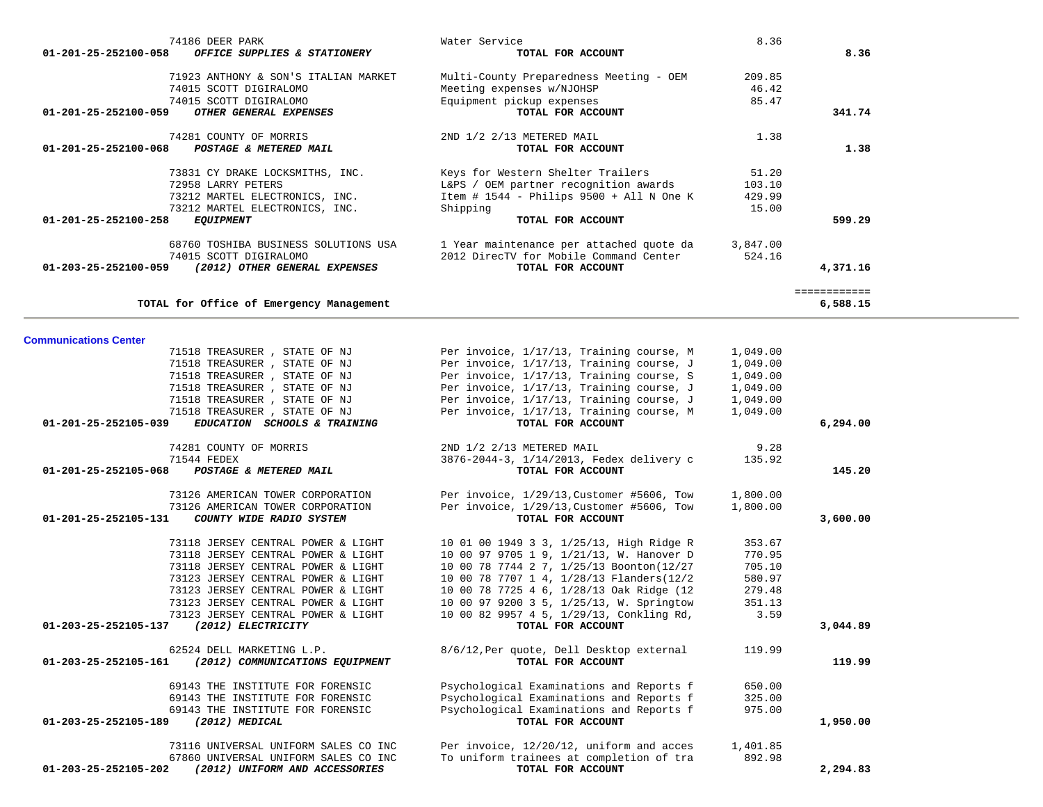| Account | Vendor | Description | Amount | Total |
|---|---|---|---|---|
| | 74186 DEER PARK | Water Service | 8.36 | |
| 01-201-25-252100-058 | ***OFFICE SUPPLIES & STATIONERY*** | **TOTAL FOR ACCOUNT** | | **8.36** |
| | 71923 ANTHONY & SON'S ITALIAN MARKET | Multi-County Preparedness Meeting - OEM | 209.85 | |
| | 74015 SCOTT DIGIRALOMO | Meeting expenses w/NJOHSP | 46.42 | |
| | 74015 SCOTT DIGIRALOMO | Equipment pickup expenses | 85.47 | |
| 01-201-25-252100-059 | ***OTHER GENERAL EXPENSES*** | **TOTAL FOR ACCOUNT** | | **341.74** |
| | 74281 COUNTY OF MORRIS | 2ND 1/2 2/13 METERED MAIL | 1.38 | |
| 01-201-25-252100-068 | ***POSTAGE & METERED MAIL*** | **TOTAL FOR ACCOUNT** | | **1.38** |
| | 73831 CY DRAKE LOCKSMITHS, INC. | Keys for Western Shelter Trailers | 51.20 | |
| | 72958 LARRY PETERS | L&PS / OEM partner recognition awards | 103.10 | |
| | 73212 MARTEL ELECTRONICS, INC. | Item # 1544 - Philips 9500 + All N One K | 429.99 | |
| | 73212 MARTEL ELECTRONICS, INC. | Shipping | 15.00 | |
| 01-201-25-252100-258 | ***EQUIPMENT*** | **TOTAL FOR ACCOUNT** | | **599.29** |
| | 68760 TOSHIBA BUSINESS SOLUTIONS USA | 1 Year maintenance per attached quote da | 3,847.00 | |
| | 74015 SCOTT DIGIRALOMO | 2012 DirecTV for Mobile Command Center | 524.16 | |
| 01-203-25-252100-059 | ***(2012) OTHER GENERAL EXPENSES*** | **TOTAL FOR ACCOUNT** | | **4,371.16** |
| | | | | ============ |
| | **TOTAL for Office of Emergency Management** | | | **6,588.15** |

**Communications Center**

| Account | Vendor | Description | Amount | Total |
|---|---|---|---|---|
| | 71518 TREASURER , STATE OF NJ | Per invoice, 1/17/13, Training course, M | 1,049.00 | |
| | 71518 TREASURER , STATE OF NJ | Per invoice, 1/17/13, Training course, J | 1,049.00 | |
| | 71518 TREASURER , STATE OF NJ | Per invoice, 1/17/13, Training course, S | 1,049.00 | |
| | 71518 TREASURER , STATE OF NJ | Per invoice, 1/17/13, Training course, J | 1,049.00 | |
| | 71518 TREASURER , STATE OF NJ | Per invoice, 1/17/13, Training course, J | 1,049.00 | |
| | 71518 TREASURER , STATE OF NJ | Per invoice, 1/17/13, Training course, M | 1,049.00 | |
| 01-201-25-252105-039 | ***EDUCATION SCHOOLS & TRAINING*** | **TOTAL FOR ACCOUNT** | | **6,294.00** |
| | 74281 COUNTY OF MORRIS | 2ND 1/2 2/13 METERED MAIL | 9.28 | |
| | 71544 FEDEX | 3876-2044-3, 1/14/2013, Fedex delivery c | 135.92 | |
| 01-201-25-252105-068 | ***POSTAGE & METERED MAIL*** | **TOTAL FOR ACCOUNT** | | **145.20** |
| | 73126 AMERICAN TOWER CORPORATION | Per invoice, 1/29/13,Customer #5606, Tow | 1,800.00 | |
| | 73126 AMERICAN TOWER CORPORATION | Per invoice, 1/29/13,Customer #5606, Tow | 1,800.00 | |
| 01-201-25-252105-131 | ***COUNTY WIDE RADIO SYSTEM*** | **TOTAL FOR ACCOUNT** | | **3,600.00** |
| | 73118 JERSEY CENTRAL POWER & LIGHT | 10 01 00 1949 3 3, 1/25/13, High Ridge R | 353.67 | |
| | 73118 JERSEY CENTRAL POWER & LIGHT | 10 00 97 9705 1 9, 1/21/13, W. Hanover D | 770.95 | |
| | 73118 JERSEY CENTRAL POWER & LIGHT | 10 00 78 7744 2 7, 1/25/13 Boonton(12/27 | 705.10 | |
| | 73123 JERSEY CENTRAL POWER & LIGHT | 10 00 78 7707 1 4, 1/28/13 Flanders(12/2 | 580.97 | |
| | 73123 JERSEY CENTRAL POWER & LIGHT | 10 00 78 7725 4 6, 1/28/13 Oak Ridge (12 | 279.48 | |
| | 73123 JERSEY CENTRAL POWER & LIGHT | 10 00 97 9200 3 5, 1/25/13, W. Springtow | 351.13 | |
| | 73123 JERSEY CENTRAL POWER & LIGHT | 10 00 82 9957 4 5, 1/29/13, Conkling Rd, | 3.59 | |
| 01-203-25-252105-137 | ***(2012) ELECTRICITY*** | **TOTAL FOR ACCOUNT** | | **3,044.89** |
| | 62524 DELL MARKETING L.P. | 8/6/12,Per quote, Dell Desktop external | 119.99 | |
| 01-203-25-252105-161 | ***(2012) COMMUNICATIONS EQUIPMENT*** | **TOTAL FOR ACCOUNT** | | **119.99** |
| | 69143 THE INSTITUTE FOR FORENSIC | Psychological Examinations and Reports f | 650.00 | |
| | 69143 THE INSTITUTE FOR FORENSIC | Psychological Examinations and Reports f | 325.00 | |
| | 69143 THE INSTITUTE FOR FORENSIC | Psychological Examinations and Reports f | 975.00 | |
| 01-203-25-252105-189 | ***(2012) MEDICAL*** | **TOTAL FOR ACCOUNT** | | **1,950.00** |
| | 73116 UNIVERSAL UNIFORM SALES CO INC | Per invoice, 12/20/12, uniform and acces | 1,401.85 | |
| | 67860 UNIVERSAL UNIFORM SALES CO INC | To uniform trainees at completion of tra | 892.98 | |
| 01-203-25-252105-202 | ***(2012) UNIFORM AND ACCESSORIES*** | **TOTAL FOR ACCOUNT** | | **2,294.83** |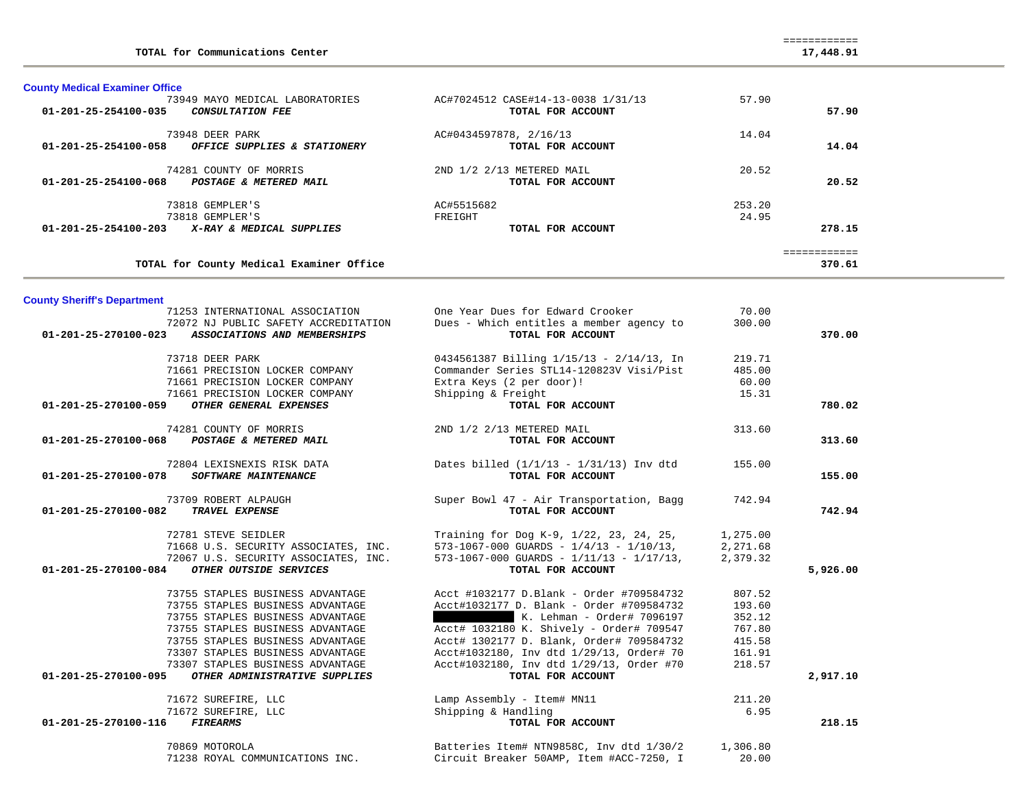| | | | |
|---|---|---|---|
| TOTAL for Communications Center | | | ============ 17,448.91 |

## County Medical Examiner Office

| Account / Vendor | Description | Amount | Total |
|---|---|---|---|
| 73949 MAYO MEDICAL LABORATORIES | AC#7024512 CASE#14-13-0038 1/31/13 | 57.90 | |
| 01-201-25-254100-035 *CONSULTATION FEE* | TOTAL FOR ACCOUNT | | 57.90 |
| 73948 DEER PARK | AC#0434597878, 2/16/13 | 14.04 | |
| 01-201-25-254100-058 *OFFICE SUPPLIES & STATIONERY* | TOTAL FOR ACCOUNT | | 14.04 |
| 74281 COUNTY OF MORRIS | 2ND 1/2 2/13 METERED MAIL | 20.52 | |
| 01-201-25-254100-068 *POSTAGE & METERED MAIL* | TOTAL FOR ACCOUNT | | 20.52 |
| 73818 GEMPLER'S | AC#5515682 | 253.20 | |
| 73818 GEMPLER'S | FREIGHT | 24.95 | |
| 01-201-25-254100-203 *X-RAY & MEDICAL SUPPLIES* | TOTAL FOR ACCOUNT | | 278.15 |
| TOTAL for County Medical Examiner Office | | | ============ 370.61 |

## County Sheriff's Department

| Account / Vendor | Description | Amount | Total |
|---|---|---|---|
| 71253 INTERNATIONAL ASSOCIATION | One Year Dues for Edward Crooker | 70.00 | |
| 72072 NJ PUBLIC SAFETY ACCREDITATION | Dues - Which entitles a member agency to | 300.00 | |
| 01-201-25-270100-023 *ASSOCIATIONS AND MEMBERSHIPS* | TOTAL FOR ACCOUNT | | 370.00 |
| 73718 DEER PARK | 0434561387 Billing 1/15/13 - 2/14/13, In | 219.71 | |
| 71661 PRECISION LOCKER COMPANY | Commander Series STL14-120823V Visi/Pist | 485.00 | |
| 71661 PRECISION LOCKER COMPANY | Extra Keys (2 per door)! | 60.00 | |
| 71661 PRECISION LOCKER COMPANY | Shipping & Freight | 15.31 | |
| 01-201-25-270100-059 *OTHER GENERAL EXPENSES* | TOTAL FOR ACCOUNT | | 780.02 |
| 74281 COUNTY OF MORRIS | 2ND 1/2 2/13 METERED MAIL | 313.60 | |
| 01-201-25-270100-068 *POSTAGE & METERED MAIL* | TOTAL FOR ACCOUNT | | 313.60 |
| 72804 LEXISNEXIS RISK DATA | Dates billed (1/1/13 - 1/31/13) Inv dtd | 155.00 | |
| 01-201-25-270100-078 *SOFTWARE MAINTENANCE* | TOTAL FOR ACCOUNT | | 155.00 |
| 73709 ROBERT ALPAUGH | Super Bowl 47 - Air Transportation, Bagg | 742.94 | |
| 01-201-25-270100-082 *TRAVEL EXPENSE* | TOTAL FOR ACCOUNT | | 742.94 |
| 72781 STEVE SEIDLER | Training for Dog K-9, 1/22, 23, 24, 25, | 1,275.00 | |
| 71668 U.S. SECURITY ASSOCIATES, INC. | 573-1067-000 GUARDS - 1/4/13 - 1/10/13, | 2,271.68 | |
| 72067 U.S. SECURITY ASSOCIATES, INC. | 573-1067-000 GUARDS - 1/11/13 - 1/17/13, | 2,379.32 | |
| 01-201-25-270100-084 *OTHER OUTSIDE SERVICES* | TOTAL FOR ACCOUNT | | 5,926.00 |
| 73755 STAPLES BUSINESS ADVANTAGE | Acct #1032177 D.Blank - Order #709584732 | 807.52 | |
| 73755 STAPLES BUSINESS ADVANTAGE | Acct#1032177 D. Blank - Order #709584732 | 193.60 | |
| 73755 STAPLES BUSINESS ADVANTAGE | [REDACTED] K. Lehman - Order# 7096197 | 352.12 | |
| 73755 STAPLES BUSINESS ADVANTAGE | Acct# 1032180 K. Shively - Order# 709547 | 767.80 | |
| 73755 STAPLES BUSINESS ADVANTAGE | Acct# 1302177 D. Blank, Order# 709584732 | 415.58 | |
| 73307 STAPLES BUSINESS ADVANTAGE | Acct#1032180, Inv dtd 1/29/13, Order# 70 | 161.91 | |
| 73307 STAPLES BUSINESS ADVANTAGE | Acct#1032180, Inv dtd 1/29/13, Order #70 | 218.57 | |
| 01-201-25-270100-095 *OTHER ADMINISTRATIVE SUPPLIES* | TOTAL FOR ACCOUNT | | 2,917.10 |
| 71672 SUREFIRE, LLC | Lamp Assembly - Item# MN11 | 211.20 | |
| 71672 SUREFIRE, LLC | Shipping & Handling | 6.95 | |
| 01-201-25-270100-116 *FIREARMS* | TOTAL FOR ACCOUNT | | 218.15 |
| 70869 MOTOROLA | Batteries Item# NTN9858C, Inv dtd 1/30/2 | 1,306.80 | |
| 71238 ROYAL COMMUNICATIONS INC. | Circuit Breaker 50AMP, Item #ACC-7250, I | 20.00 | |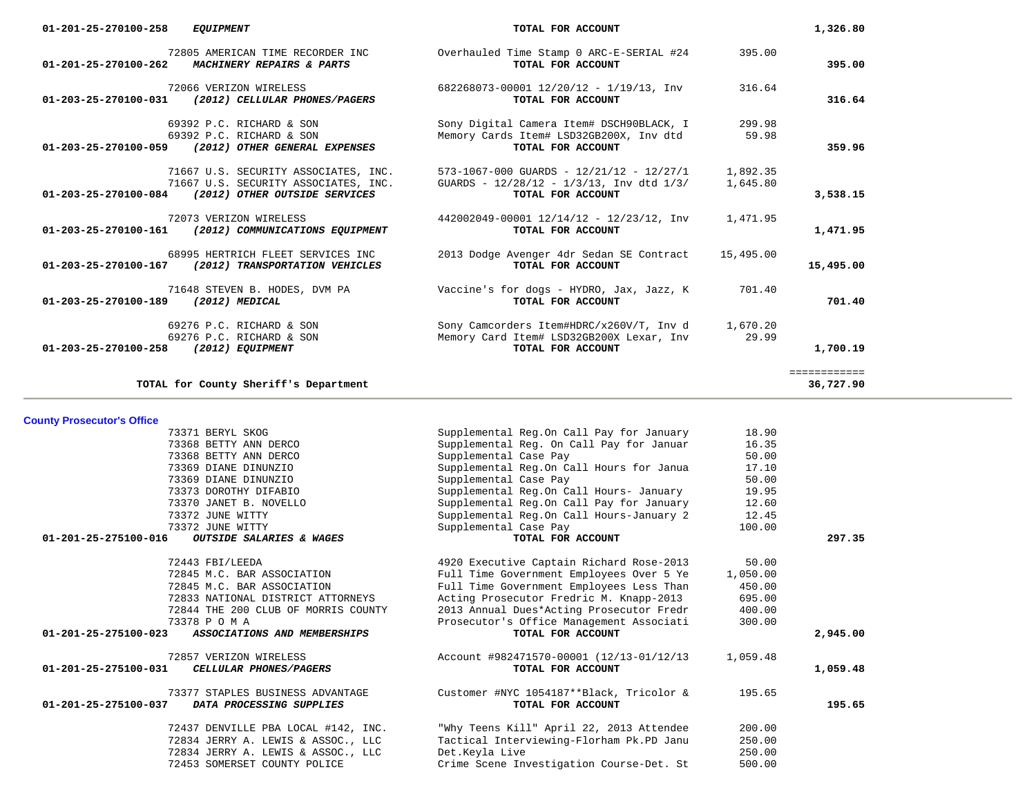| Account / Vendor | Description | Amount | Total |
|---|---|---|---|
| 01-201-25-270100-258 ***EQUIPMENT*** | **TOTAL FOR ACCOUNT** | | **1,326.80** |
| 72805 AMERICAN TIME RECORDER INC | Overhauled Time Stamp 0 ARC-E-SERIAL #24 | 395.00 | |
| 01-201-25-270100-262 ***MACHINERY REPAIRS & PARTS*** | **TOTAL FOR ACCOUNT** | | **395.00** |
| 72066 VERIZON WIRELESS | 682268073-00001 12/20/12 - 1/19/13, Inv | 316.64 | |
| 01-203-25-270100-031 ***(2012) CELLULAR PHONES/PAGERS*** | **TOTAL FOR ACCOUNT** | | **316.64** |
| 69392 P.C. RICHARD & SON | Sony Digital Camera Item# DSCH90BLACK, I | 299.98 | |
| 69392 P.C. RICHARD & SON | Memory Cards Item# LSD32GB200X, Inv dtd | 59.98 | |
| 01-203-25-270100-059 ***(2012) OTHER GENERAL EXPENSES*** | **TOTAL FOR ACCOUNT** | | **359.96** |
| 71667 U.S. SECURITY ASSOCIATES, INC. | 573-1067-000 GUARDS - 12/21/12 - 12/27/1 | 1,892.35 | |
| 71667 U.S. SECURITY ASSOCIATES, INC. | GUARDS - 12/28/12 - 1/3/13, Inv dtd 1/3/ | 1,645.80 | |
| 01-203-25-270100-084 ***(2012) OTHER OUTSIDE SERVICES*** | **TOTAL FOR ACCOUNT** | | **3,538.15** |
| 72073 VERIZON WIRELESS | 442002049-00001 12/14/12 - 12/23/12, Inv | 1,471.95 | |
| 01-203-25-270100-161 ***(2012) COMMUNICATIONS EQUIPMENT*** | **TOTAL FOR ACCOUNT** | | **1,471.95** |
| 68995 HERTRICH FLEET SERVICES INC | 2013 Dodge Avenger 4dr Sedan SE Contract | 15,495.00 | |
| 01-203-25-270100-167 ***(2012) TRANSPORTATION VEHICLES*** | **TOTAL FOR ACCOUNT** | | **15,495.00** |
| 71648 STEVEN B. HODES, DVM PA | Vaccine's for dogs - HYDRO, Jax, Jazz, K | 701.40 | |
| 01-203-25-270100-189 ***(2012) MEDICAL*** | **TOTAL FOR ACCOUNT** | | **701.40** |
| 69276 P.C. RICHARD & SON | Sony Camcorders Item#HDRC/x260V/T, Inv d | 1,670.20 | |
| 69276 P.C. RICHARD & SON | Memory Card Item# LSD32GB200X Lexar, Inv | 29.99 | |
| 01-203-25-270100-258 ***(2012) EQUIPMENT*** | **TOTAL FOR ACCOUNT** | | **1,700.19** |
| | | | ============ |
| **TOTAL for County Sheriff's Department** | | | **36,727.90** |

## County Prosecutor's Office

| Account / Vendor | Description | Amount | Total |
|---|---|---|---|
| 73371 BERYL SKOG | Supplemental Reg.On Call Pay for January | 18.90 | |
| 73368 BETTY ANN DERCO | Supplemental Reg. On Call Pay for Januar | 16.35 | |
| 73368 BETTY ANN DERCO | Supplemental Case Pay | 50.00 | |
| 73369 DIANE DINUNZIO | Supplemental Reg.On Call Hours for Janua | 17.10 | |
| 73369 DIANE DINUNZIO | Supplemental Case Pay | 50.00 | |
| 73373 DOROTHY DIFABIO | Supplemental Reg.On Call Hours- January | 19.95 | |
| 73370 JANET B. NOVELLO | Supplemental Reg.On Call Pay for January | 12.60 | |
| 73372 JUNE WITTY | Supplemental Reg.On Call Hours-January 2 | 12.45 | |
| 73372 JUNE WITTY | Supplemental Case Pay | 100.00 | |
| 01-201-25-275100-016 ***OUTSIDE SALARIES & WAGES*** | **TOTAL FOR ACCOUNT** | | **297.35** |
| 72443 FBI/LEEDA | 4920 Executive Captain Richard Rose-2013 | 50.00 | |
| 72845 M.C. BAR ASSOCIATION | Full Time Government Employees Over 5 Ye | 1,050.00 | |
| 72845 M.C. BAR ASSOCIATION | Full Time Government Employees Less Than | 450.00 | |
| 72833 NATIONAL DISTRICT ATTORNEYS | Acting Prosecutor Fredric M. Knapp-2013 | 695.00 | |
| 72844 THE 200 CLUB OF MORRIS COUNTY | 2013 Annual Dues*Acting Prosecutor Fredr | 400.00 | |
| 73378 P O M A | Prosecutor's Office Management Associati | 300.00 | |
| 01-201-25-275100-023 ***ASSOCIATIONS AND MEMBERSHIPS*** | **TOTAL FOR ACCOUNT** | | **2,945.00** |
| 72857 VERIZON WIRELESS | Account #982471570-00001 (12/13-01/12/13 | 1,059.48 | |
| 01-201-25-275100-031 ***CELLULAR PHONES/PAGERS*** | **TOTAL FOR ACCOUNT** | | **1,059.48** |
| 73377 STAPLES BUSINESS ADVANTAGE | Customer #NYC 1054187**Black, Tricolor & | 195.65 | |
| 01-201-25-275100-037 ***DATA PROCESSING SUPPLIES*** | **TOTAL FOR ACCOUNT** | | **195.65** |
| 72437 DENVILLE PBA LOCAL #142, INC. | "Why Teens Kill" April 22, 2013 Attendee | 200.00 | |
| 72834 JERRY A. LEWIS & ASSOC., LLC | Tactical Interviewing-Florham Pk.PD Janu | 250.00 | |
| 72834 JERRY A. LEWIS & ASSOC., LLC | Det.Keyla Live | 250.00 | |
| 72453 SOMERSET COUNTY POLICE | Crime Scene Investigation Course-Det. St | 500.00 | |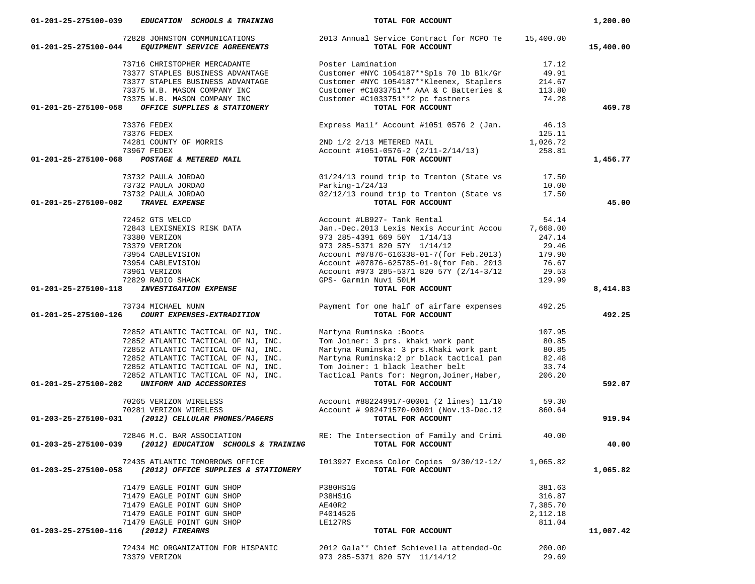| Account | Vendor | Description | Amount | Total |
|---|---|---|---|---|
| 01-201-25-275100-039 *EDUCATION SCHOOLS & TRAINING* | | **TOTAL FOR ACCOUNT** | | 1,200.00 |
| | 72828 JOHNSTON COMMUNICATIONS | 2013 Annual Service Contract for MCPO Te | 15,400.00 | |
| 01-201-25-275100-044 *EQUIPMENT SERVICE AGREEMENTS* | | **TOTAL FOR ACCOUNT** | | 15,400.00 |
| | 73716 CHRISTOPHER MERCADANTE | Poster Lamination | 17.12 | |
| | 73377 STAPLES BUSINESS ADVANTAGE | Customer #NYC 1054187**Spls 70 lb Blk/Gr | 49.91 | |
| | 73377 STAPLES BUSINESS ADVANTAGE | Customer #NYC 1054187**Kleenex, Staplers | 214.67 | |
| | 73375 W.B. MASON COMPANY INC | Customer #C1033751** AAA & C Batteries & | 113.80 | |
| | 73375 W.B. MASON COMPANY INC | Customer #C1033751**2 pc fastners | 74.28 | |
| 01-201-25-275100-058 *OFFICE SUPPLIES & STATIONERY* | | **TOTAL FOR ACCOUNT** | | 469.78 |
| | 73376 FEDEX | Express Mail* Account #1051 0576 2 (Jan. | 46.13 | |
| | 73376 FEDEX | | 125.11 | |
| | 74281 COUNTY OF MORRIS | 2ND 1/2 2/13 METERED MAIL | 1,026.72 | |
| | 73967 FEDEX | Account #1051-0576-2 (2/11-2/14/13) | 258.81 | |
| 01-201-25-275100-068 *POSTAGE & METERED MAIL* | | **TOTAL FOR ACCOUNT** | | 1,456.77 |
| | 73732 PAULA JORDAO | 01/24/13 round trip to Trenton (State vs | 17.50 | |
| | 73732 PAULA JORDAO | Parking-1/24/13 | 10.00 | |
| | 73732 PAULA JORDAO | 02/12/13 round trip to Trenton (State vs | 17.50 | |
| 01-201-25-275100-082 *TRAVEL EXPENSE* | | **TOTAL FOR ACCOUNT** | | 45.00 |
| | 72452 GTS WELCO | Account #LB927- Tank Rental | 54.14 | |
| | 72843 LEXISNEXIS RISK DATA | Jan.-Dec.2013 Lexis Nexis Accurint Accou | 7,668.00 | |
| | 73380 VERIZON | 973 285-4391 669 50Y 1/14/13 | 247.14 | |
| | 73379 VERIZON | 973 285-5371 820 57Y 1/14/12 | 29.46 | |
| | 73954 CABLEVISION | Account #07876-616338-01-7(for Feb.2013) | 179.90 | |
| | 73954 CABLEVISION | Account #07876-625785-01-9(for Feb. 2013 | 76.67 | |
| | 73961 VERIZON | Account #973 285-5371 820 57Y (2/14-3/12 | 29.53 | |
| | 72829 RADIO SHACK | GPS- Garmin Nuvi 50LM | 129.99 | |
| 01-201-25-275100-118 *INVESTIGATION EXPENSE* | | **TOTAL FOR ACCOUNT** | | 8,414.83 |
| | 73734 MICHAEL NUNN | Payment for one half of airfare expenses | 492.25 | |
| 01-201-25-275100-126 *COURT EXPENSES-EXTRADITION* | | **TOTAL FOR ACCOUNT** | | 492.25 |
| | 72852 ATLANTIC TACTICAL OF NJ, INC. | Martyna Ruminska :Boots | 107.95 | |
| | 72852 ATLANTIC TACTICAL OF NJ, INC. | Tom Joiner: 3 prs. khaki work pant | 80.85 | |
| | 72852 ATLANTIC TACTICAL OF NJ, INC. | Martyna Ruminska: 3 prs.Khaki work pant | 80.85 | |
| | 72852 ATLANTIC TACTICAL OF NJ, INC. | Martyna Ruminska:2 pr black tactical pan | 82.48 | |
| | 72852 ATLANTIC TACTICAL OF NJ, INC. | Tom Joiner: 1 black leather belt | 33.74 | |
| | 72852 ATLANTIC TACTICAL OF NJ, INC. | Tactical Pants for: Negron,Joiner,Haber, | 206.20 | |
| 01-201-25-275100-202 *UNIFORM AND ACCESSORIES* | | **TOTAL FOR ACCOUNT** | | 592.07 |
| | 70265 VERIZON WIRELESS | Account #882249917-00001 (2 lines) 11/10 | 59.30 | |
| | 70281 VERIZON WIRELESS | Account # 982471570-00001 (Nov.13-Dec.12 | 860.64 | |
| 01-203-25-275100-031 *(2012) CELLULAR PHONES/PAGERS* | | **TOTAL FOR ACCOUNT** | | 919.94 |
| | 72846 M.C. BAR ASSOCIATION | RE: The Intersection of Family and Crimi | 40.00 | |
| 01-203-25-275100-039 *(2012) EDUCATION SCHOOLS & TRAINING* | | **TOTAL FOR ACCOUNT** | | 40.00 |
| | 72435 ATLANTIC TOMORROWS OFFICE | I013927 Excess Color Copies 9/30/12-12/ | 1,065.82 | |
| 01-203-25-275100-058 *(2012) OFFICE SUPPLIES & STATIONERY* | | **TOTAL FOR ACCOUNT** | | 1,065.82 |
| | 71479 EAGLE POINT GUN SHOP | P380HS1G | 381.63 | |
| | 71479 EAGLE POINT GUN SHOP | P38HS1G | 316.87 | |
| | 71479 EAGLE POINT GUN SHOP | AE40R2 | 7,385.70 | |
| | 71479 EAGLE POINT GUN SHOP | P4014526 | 2,112.18 | |
| | 71479 EAGLE POINT GUN SHOP | LE127RS | 811.04 | |
| 01-203-25-275100-116 *(2012) FIREARMS* | | **TOTAL FOR ACCOUNT** | | 11,007.42 |
| | 72434 MC ORGANIZATION FOR HISPANIC | 2012 Gala** Chief Schievella attended-Oc | 200.00 | |
| | 73379 VERIZON | 973 285-5371 820 57Y 11/14/12 | 29.69 | |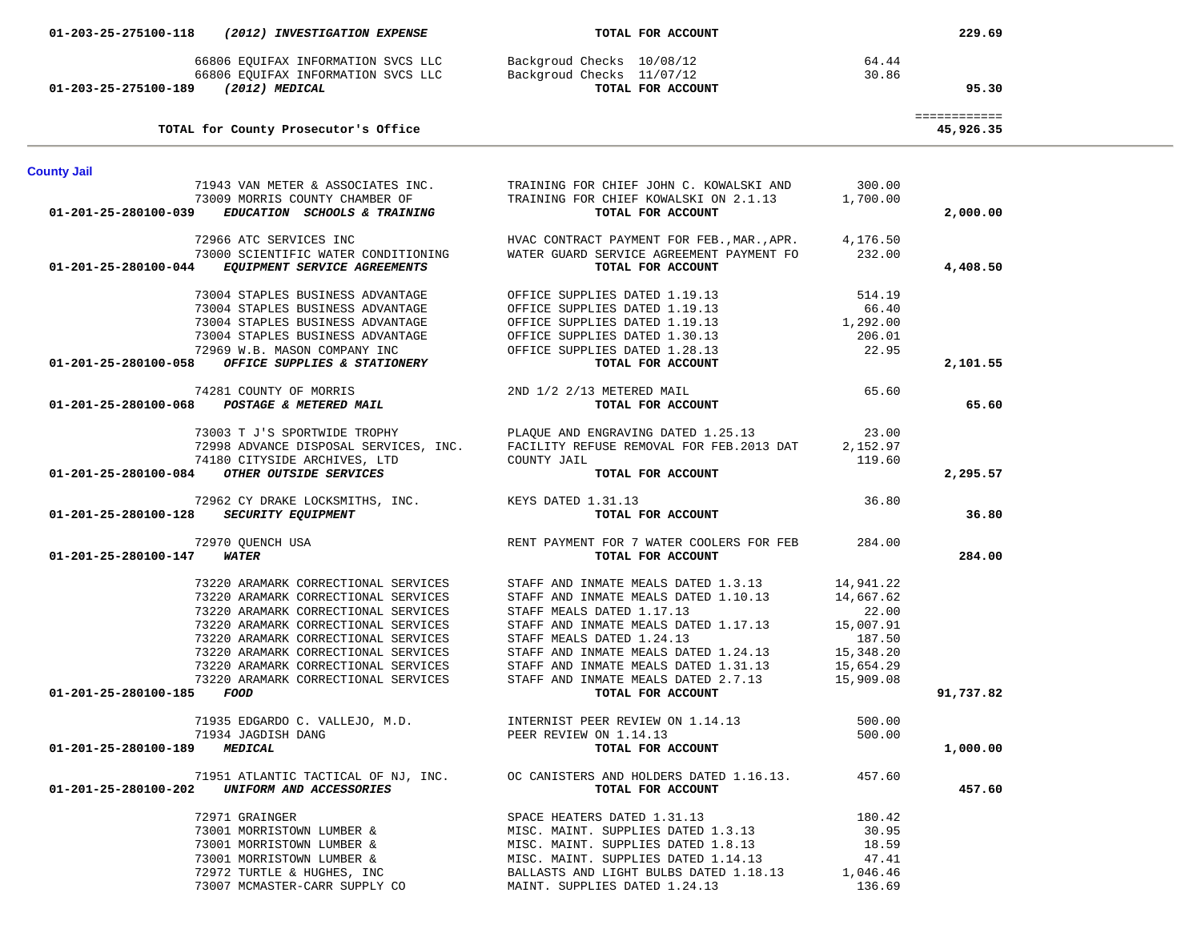| Account / Vendor | Description | Amount | Total |
|---|---|---|---|
| 01-203-25-275100-118 *(2012) INVESTIGATION EXPENSE* | **TOTAL FOR ACCOUNT** | | **229.69** |
| 66806 EQUIFAX INFORMATION SVCS LLC | Backgroud Checks 10/08/12 | 64.44 | |
| 66806 EQUIFAX INFORMATION SVCS LLC | Backgroud Checks 11/07/12 | 30.86 | |
| 01-203-25-275100-189 *(2012) MEDICAL* | **TOTAL FOR ACCOUNT** | | **95.30** |
| | | | ============ |
| **TOTAL for County Prosecutor's Office** | | | **45,926.35** |

**County Jail**

| Account / Vendor | Description | Amount | Total |
|---|---|---|---|
| 71943 VAN METER & ASSOCIATES INC. | TRAINING FOR CHIEF JOHN C. KOWALSKI AND | 300.00 | |
| 73009 MORRIS COUNTY CHAMBER OF | TRAINING FOR CHIEF KOWALSKI ON 2.1.13 | 1,700.00 | |
| 01-201-25-280100-039 *EDUCATION SCHOOLS & TRAINING* | **TOTAL FOR ACCOUNT** | | **2,000.00** |
| 72966 ATC SERVICES INC | HVAC CONTRACT PAYMENT FOR FEB.,MAR.,APR. | 4,176.50 | |
| 73000 SCIENTIFIC WATER CONDITIONING | WATER GUARD SERVICE AGREEMENT PAYMENT FO | 232.00 | |
| 01-201-25-280100-044 *EQUIPMENT SERVICE AGREEMENTS* | **TOTAL FOR ACCOUNT** | | **4,408.50** |
| 73004 STAPLES BUSINESS ADVANTAGE | OFFICE SUPPLIES DATED 1.19.13 | 514.19 | |
| 73004 STAPLES BUSINESS ADVANTAGE | OFFICE SUPPLIES DATED 1.19.13 | 66.40 | |
| 73004 STAPLES BUSINESS ADVANTAGE | OFFICE SUPPLIES DATED 1.19.13 | 1,292.00 | |
| 73004 STAPLES BUSINESS ADVANTAGE | OFFICE SUPPLIES DATED 1.30.13 | 206.01 | |
| 72969 W.B. MASON COMPANY INC | OFFICE SUPPLIES DATED 1.28.13 | 22.95 | |
| 01-201-25-280100-058 *OFFICE SUPPLIES & STATIONERY* | **TOTAL FOR ACCOUNT** | | **2,101.55** |
| 74281 COUNTY OF MORRIS | 2ND 1/2 2/13 METERED MAIL | 65.60 | |
| 01-201-25-280100-068 *POSTAGE & METERED MAIL* | **TOTAL FOR ACCOUNT** | | **65.60** |
| 73003 T J'S SPORTWIDE TROPHY | PLAQUE AND ENGRAVING DATED 1.25.13 | 23.00 | |
| 72998 ADVANCE DISPOSAL SERVICES, INC. | FACILITY REFUSE REMOVAL FOR FEB.2013 DAT | 2,152.97 | |
| 74180 CITYSIDE ARCHIVES, LTD | COUNTY JAIL | 119.60 | |
| 01-201-25-280100-084 *OTHER OUTSIDE SERVICES* | **TOTAL FOR ACCOUNT** | | **2,295.57** |
| 72962 CY DRAKE LOCKSMITHS, INC. | KEYS DATED 1.31.13 | 36.80 | |
| 01-201-25-280100-128 *SECURITY EQUIPMENT* | **TOTAL FOR ACCOUNT** | | **36.80** |
| 72970 QUENCH USA | RENT PAYMENT FOR 7 WATER COOLERS FOR FEB | 284.00 | |
| 01-201-25-280100-147 *WATER* | **TOTAL FOR ACCOUNT** | | **284.00** |
| 73220 ARAMARK CORRECTIONAL SERVICES | STAFF AND INMATE MEALS DATED 1.3.13 | 14,941.22 | |
| 73220 ARAMARK CORRECTIONAL SERVICES | STAFF AND INMATE MEALS DATED 1.10.13 | 14,667.62 | |
| 73220 ARAMARK CORRECTIONAL SERVICES | STAFF MEALS DATED 1.17.13 | 22.00 | |
| 73220 ARAMARK CORRECTIONAL SERVICES | STAFF AND INMATE MEALS DATED 1.17.13 | 15,007.91 | |
| 73220 ARAMARK CORRECTIONAL SERVICES | STAFF MEALS DATED 1.24.13 | 187.50 | |
| 73220 ARAMARK CORRECTIONAL SERVICES | STAFF AND INMATE MEALS DATED 1.24.13 | 15,348.20 | |
| 73220 ARAMARK CORRECTIONAL SERVICES | STAFF AND INMATE MEALS DATED 1.31.13 | 15,654.29 | |
| 73220 ARAMARK CORRECTIONAL SERVICES | STAFF AND INMATE MEALS DATED 2.7.13 | 15,909.08 | |
| 01-201-25-280100-185 *FOOD* | **TOTAL FOR ACCOUNT** | | **91,737.82** |
| 71935 EDGARDO C. VALLEJO, M.D. | INTERNIST PEER REVIEW ON 1.14.13 | 500.00 | |
| 71934 JAGDISH DANG | PEER REVIEW ON 1.14.13 | 500.00 | |
| 01-201-25-280100-189 *MEDICAL* | **TOTAL FOR ACCOUNT** | | **1,000.00** |
| 71951 ATLANTIC TACTICAL OF NJ, INC. | OC CANISTERS AND HOLDERS DATED 1.16.13. | 457.60 | |
| 01-201-25-280100-202 *UNIFORM AND ACCESSORIES* | **TOTAL FOR ACCOUNT** | | **457.60** |
| 72971 GRAINGER | SPACE HEATERS DATED 1.31.13 | 180.42 | |
| 73001 MORRISTOWN LUMBER & | MISC. MAINT. SUPPLIES DATED 1.3.13 | 30.95 | |
| 73001 MORRISTOWN LUMBER & | MISC. MAINT. SUPPLIES DATED 1.8.13 | 18.59 | |
| 73001 MORRISTOWN LUMBER & | MISC. MAINT. SUPPLIES DATED 1.14.13 | 47.41 | |
| 72972 TURTLE & HUGHES, INC | BALLASTS AND LIGHT BULBS DATED 1.18.13 | 1,046.46 | |
| 73007 MCMASTER-CARR SUPPLY CO | MAINT. SUPPLIES DATED 1.24.13 | 136.69 | |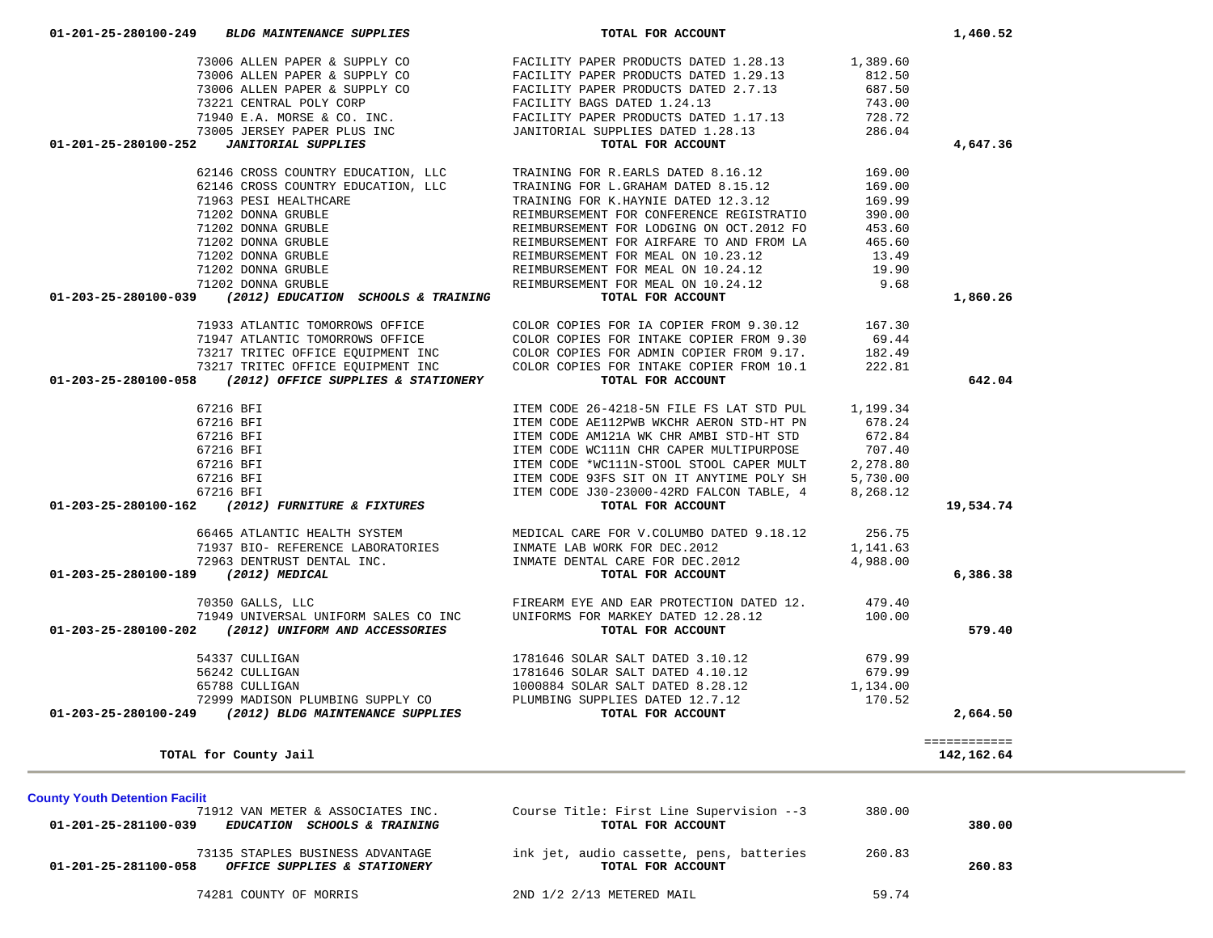| Account / Vendor | Description | Amount | Total |
|---|---|---|---|
| 01-201-25-280100-249 ***BLDG MAINTENANCE SUPPLIES*** | **TOTAL FOR ACCOUNT** | | 1,460.52 |
| 73006 ALLEN PAPER & SUPPLY CO | FACILITY PAPER PRODUCTS DATED 1.28.13 | 1,389.60 | |
| 73006 ALLEN PAPER & SUPPLY CO | FACILITY PAPER PRODUCTS DATED 1.29.13 | 812.50 | |
| 73006 ALLEN PAPER & SUPPLY CO | FACILITY PAPER PRODUCTS DATED 2.7.13 | 687.50 | |
| 73221 CENTRAL POLY CORP | FACILITY BAGS DATED 1.24.13 | 743.00 | |
| 71940 E.A. MORSE & CO. INC. | FACILITY PAPER PRODUCTS DATED 1.17.13 | 728.72 | |
| 73005 JERSEY PAPER PLUS INC | JANITORIAL SUPPLIES DATED 1.28.13 | 286.04 | |
| 01-201-25-280100-252 ***JANITORIAL SUPPLIES*** | **TOTAL FOR ACCOUNT** | | 4,647.36 |
| 62146 CROSS COUNTRY EDUCATION, LLC | TRAINING FOR R.EARLS DATED 8.16.12 | 169.00 | |
| 62146 CROSS COUNTRY EDUCATION, LLC | TRAINING FOR L.GRAHAM DATED 8.15.12 | 169.00 | |
| 71963 PESI HEALTHCARE | TRAINING FOR K.HAYNIE DATED 12.3.12 | 169.99 | |
| 71202 DONNA GRUBLE | REIMBURSEMENT FOR CONFERENCE REGISTRATIO | 390.00 | |
| 71202 DONNA GRUBLE | REIMBURSEMENT FOR LODGING ON OCT.2012 FO | 453.60 | |
| 71202 DONNA GRUBLE | REIMBURSEMENT FOR AIRFARE TO AND FROM LA | 465.60 | |
| 71202 DONNA GRUBLE | REIMBURSEMENT FOR MEAL ON 10.23.12 | 13.49 | |
| 71202 DONNA GRUBLE | REIMBURSEMENT FOR MEAL ON 10.24.12 | 19.90 | |
| 71202 DONNA GRUBLE | REIMBURSEMENT FOR MEAL ON 10.24.12 | 9.68 | |
| 01-203-25-280100-039 ***(2012) EDUCATION SCHOOLS & TRAINING*** | **TOTAL FOR ACCOUNT** | | 1,860.26 |
| 71933 ATLANTIC TOMORROWS OFFICE | COLOR COPIES FOR IA COPIER FROM 9.30.12 | 167.30 | |
| 71947 ATLANTIC TOMORROWS OFFICE | COLOR COPIES FOR INTAKE COPIER FROM 9.30 | 69.44 | |
| 73217 TRITEC OFFICE EQUIPMENT INC | COLOR COPIES FOR ADMIN COPIER FROM 9.17. | 182.49 | |
| 73217 TRITEC OFFICE EQUIPMENT INC | COLOR COPIES FOR INTAKE COPIER FROM 10.1 | 222.81 | |
| 01-203-25-280100-058 ***(2012) OFFICE SUPPLIES & STATIONERY*** | **TOTAL FOR ACCOUNT** | | 642.04 |
| 67216 BFI | ITEM CODE 26-4218-5N FILE FS LAT STD PUL | 1,199.34 | |
| 67216 BFI | ITEM CODE AE112PWB WKCHR AERON STD-HT PN | 678.24 | |
| 67216 BFI | ITEM CODE AM121A WK CHR AMBI STD-HT STD | 672.84 | |
| 67216 BFI | ITEM CODE WC111N CHR CAPER MULTIPURPOSE | 707.40 | |
| 67216 BFI | ITEM CODE *WC111N-STOOL STOOL CAPER MULT | 2,278.80 | |
| 67216 BFI | ITEM CODE 93FS SIT ON IT ANYTIME POLY SH | 5,730.00 | |
| 67216 BFI | ITEM CODE J30-23000-42RD FALCON TABLE, 4 | 8,268.12 | |
| 01-203-25-280100-162 ***(2012) FURNITURE & FIXTURES*** | **TOTAL FOR ACCOUNT** | | 19,534.74 |
| 66465 ATLANTIC HEALTH SYSTEM | MEDICAL CARE FOR V.COLUMBO DATED 9.18.12 | 256.75 | |
| 71937 BIO- REFERENCE LABORATORIES | INMATE LAB WORK FOR DEC.2012 | 1,141.63 | |
| 72963 DENTRUST DENTAL INC. | INMATE DENTAL CARE FOR DEC.2012 | 4,988.00 | |
| 01-203-25-280100-189 ***(2012) MEDICAL*** | **TOTAL FOR ACCOUNT** | | 6,386.38 |
| 70350 GALLS, LLC | FIREARM EYE AND EAR PROTECTION DATED 12. | 479.40 | |
| 71949 UNIVERSAL UNIFORM SALES CO INC | UNIFORMS FOR MARKEY DATED 12.28.12 | 100.00 | |
| 01-203-25-280100-202 ***(2012) UNIFORM AND ACCESSORIES*** | **TOTAL FOR ACCOUNT** | | 579.40 |
| 54337 CULLIGAN | 1781646 SOLAR SALT DATED 3.10.12 | 679.99 | |
| 56242 CULLIGAN | 1781646 SOLAR SALT DATED 4.10.12 | 679.99 | |
| 65788 CULLIGAN | 1000884 SOLAR SALT DATED 8.28.12 | 1,134.00 | |
| 72999 MADISON PLUMBING SUPPLY CO | PLUMBING SUPPLIES DATED 12.7.12 | 170.52 | |
| 01-203-25-280100-249 ***(2012) BLDG MAINTENANCE SUPPLIES*** | **TOTAL FOR ACCOUNT** | | 2,664.50 |
| | | | ============ |
| **TOTAL for County Jail** | | | 142,162.64 |

**County Youth Detention Facilit**

| Account / Vendor | Description | Amount | Total |
|---|---|---|---|
| 71912 VAN METER & ASSOCIATES INC. | Course Title: First Line Supervision --3 | 380.00 | |
| 01-201-25-281100-039 ***EDUCATION SCHOOLS & TRAINING*** | **TOTAL FOR ACCOUNT** | | 380.00 |
| 73135 STAPLES BUSINESS ADVANTAGE | ink jet, audio cassette, pens, batteries | 260.83 | |
| 01-201-25-281100-058 ***OFFICE SUPPLIES & STATIONERY*** | **TOTAL FOR ACCOUNT** | | 260.83 |
| 74281 COUNTY OF MORRIS | 2ND 1/2 2/13 METERED MAIL | 59.74 | |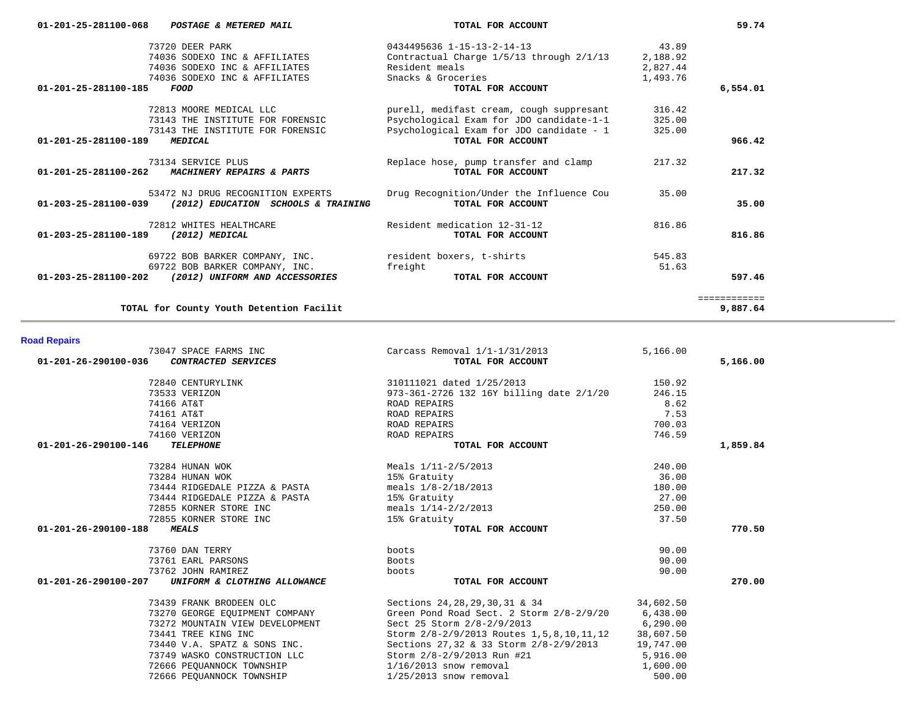| Account | Vendor | Description | Amount | Total |
|---|---|---|---|---|
| 01-201-25-281100-068 ***POSTAGE & METERED MAIL*** | | **TOTAL FOR ACCOUNT** | | **59.74** |
| | 73720 DEER PARK | 0434495636 1-15-13-2-14-13 | 43.89 | |
| | 74036 SODEXO INC & AFFILIATES | Contractual Charge 1/5/13 through 2/1/13 | 2,188.92 | |
| | 74036 SODEXO INC & AFFILIATES | Resident meals | 2,827.44 | |
| | 74036 SODEXO INC & AFFILIATES | Snacks & Groceries | 1,493.76 | |
| 01-201-25-281100-185 ***FOOD*** | | **TOTAL FOR ACCOUNT** | | **6,554.01** |
| | 72813 MOORE MEDICAL LLC | purell, medifast cream, cough suppresant | 316.42 | |
| | 73143 THE INSTITUTE FOR FORENSIC | Psychological Exam for JDO candidate-1-1 | 325.00 | |
| | 73143 THE INSTITUTE FOR FORENSIC | Psychological Exam for JDO candidate - 1 | 325.00 | |
| 01-201-25-281100-189 ***MEDICAL*** | | **TOTAL FOR ACCOUNT** | | **966.42** |
| | 73134 SERVICE PLUS | Replace hose, pump transfer and clamp | 217.32 | |
| 01-201-25-281100-262 ***MACHINERY REPAIRS & PARTS*** | | **TOTAL FOR ACCOUNT** | | **217.32** |
| | 53472 NJ DRUG RECOGNITION EXPERTS | Drug Recognition/Under the Influence Cou | 35.00 | |
| 01-203-25-281100-039 ***(2012) EDUCATION SCHOOLS & TRAINING*** | | **TOTAL FOR ACCOUNT** | | **35.00** |
| | 72812 WHITES HEALTHCARE | Resident medication 12-31-12 | 816.86 | |
| 01-203-25-281100-189 ***(2012) MEDICAL*** | | **TOTAL FOR ACCOUNT** | | **816.86** |
| | 69722 BOB BARKER COMPANY, INC. | resident boxers, t-shirts | 545.83 | |
| | 69722 BOB BARKER COMPANY, INC. | freight | 51.63 | |
| 01-203-25-281100-202 ***(2012) UNIFORM AND ACCESSORIES*** | | **TOTAL FOR ACCOUNT** | | **597.46** |
| | | | | ============ |
| **TOTAL for County Youth Detention Facilit** | | | | **9,887.64** |

**Road Repairs**

| Account | Vendor | Description | Amount | Total |
|---|---|---|---|---|
| | 73047 SPACE FARMS INC | Carcass Removal 1/1-1/31/2013 | 5,166.00 | |
| 01-201-26-290100-036 ***CONTRACTED SERVICES*** | | **TOTAL FOR ACCOUNT** | | **5,166.00** |
| | 72840 CENTURYLINK | 310111021 dated 1/25/2013 | 150.92 | |
| | 73533 VERIZON | 973-361-2726 132 16Y billing date 2/1/20 | 246.15 | |
| | 74166 AT&T | ROAD REPAIRS | 8.62 | |
| | 74161 AT&T | ROAD REPAIRS | 7.53 | |
| | 74164 VERIZON | ROAD REPAIRS | 700.03 | |
| | 74160 VERIZON | ROAD REPAIRS | 746.59 | |
| 01-201-26-290100-146 ***TELEPHONE*** | | **TOTAL FOR ACCOUNT** | | **1,859.84** |
| | 73284 HUNAN WOK | Meals 1/11-2/5/2013 | 240.00 | |
| | 73284 HUNAN WOK | 15% Gratuity | 36.00 | |
| | 73444 RIDGEDALE PIZZA & PASTA | meals 1/8-2/18/2013 | 180.00 | |
| | 73444 RIDGEDALE PIZZA & PASTA | 15% Gratuity | 27.00 | |
| | 72855 KORNER STORE INC | meals 1/14-2/2/2013 | 250.00 | |
| | 72855 KORNER STORE INC | 15% Gratuity | 37.50 | |
| 01-201-26-290100-188 ***MEALS*** | | **TOTAL FOR ACCOUNT** | | **770.50** |
| | 73760 DAN TERRY | boots | 90.00 | |
| | 73761 EARL PARSONS | Boots | 90.00 | |
| | 73762 JOHN RAMIREZ | boots | 90.00 | |
| 01-201-26-290100-207 ***UNIFORM & CLOTHING ALLOWANCE*** | | **TOTAL FOR ACCOUNT** | | **270.00** |
| | 73439 FRANK BRODEEN OLC | Sections 24,28,29,30,31 & 34 | 34,602.50 | |
| | 73270 GEORGE EQUIPMENT COMPANY | Green Pond Road Sect. 2 Storm 2/8-2/9/20 | 6,438.00 | |
| | 73272 MOUNTAIN VIEW DEVELOPMENT | Sect 25 Storm 2/8-2/9/2013 | 6,290.00 | |
| | 73441 TREE KING INC | Storm 2/8-2/9/2013 Routes 1,5,8,10,11,12 | 38,607.50 | |
| | 73440 V.A. SPATZ & SONS INC. | Sections 27,32 & 33 Storm 2/8-2/9/2013 | 19,747.00 | |
| | 73749 WASKO CONSTRUCTION LLC | Storm 2/8-2/9/2013 Run #21 | 5,916.00 | |
| | 72666 PEQUANNOCK TOWNSHIP | 1/16/2013 snow removal | 1,600.00 | |
| | 72666 PEQUANNOCK TOWNSHIP | 1/25/2013 snow removal | 500.00 | |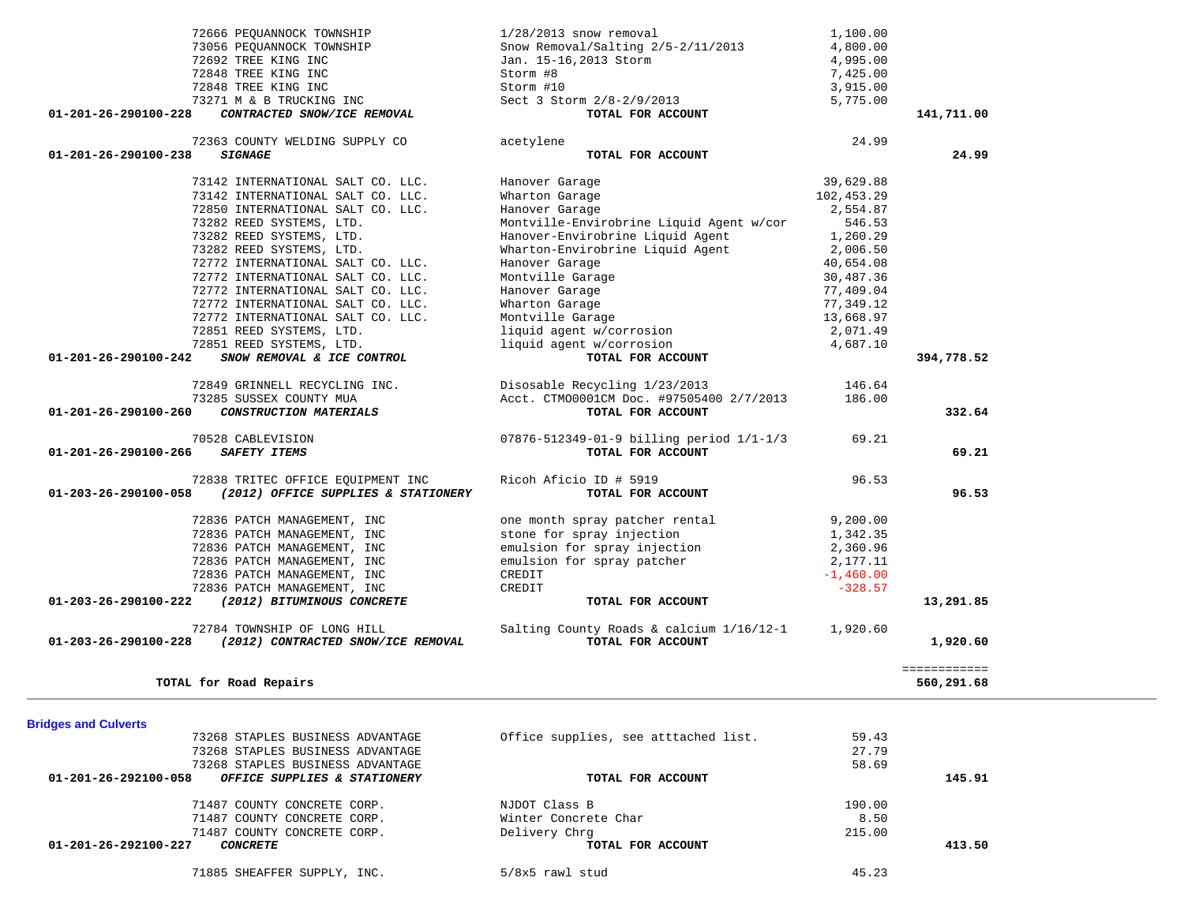| Account | Vendor / Account Name | Description | Amount | Total |
|---|---|---|---|---|
| | 72666 PEQUANNOCK TOWNSHIP | 1/28/2013 snow removal | 1,100.00 | |
| | 73056 PEQUANNOCK TOWNSHIP | Snow Removal/Salting 2/5-2/11/2013 | 4,800.00 | |
| | 72692 TREE KING INC | Jan. 15-16,2013 Storm | 4,995.00 | |
| | 72848 TREE KING INC | Storm #8 | 7,425.00 | |
| | 72848 TREE KING INC | Storm #10 | 3,915.00 | |
| | 73271 M & B TRUCKING INC | Sect 3 Storm 2/8-2/9/2013 | 5,775.00 | |
| **01-201-26-290100-228** | ***CONTRACTED SNOW/ICE REMOVAL*** | **TOTAL FOR ACCOUNT** | | **141,711.00** |
| | 72363 COUNTY WELDING SUPPLY CO | acetylene | 24.99 | |
| **01-201-26-290100-238** | ***SIGNAGE*** | **TOTAL FOR ACCOUNT** | | **24.99** |
| | 73142 INTERNATIONAL SALT CO. LLC. | Hanover Garage | 39,629.88 | |
| | 73142 INTERNATIONAL SALT CO. LLC. | Wharton Garage | 102,453.29 | |
| | 72850 INTERNATIONAL SALT CO. LLC. | Hanover Garage | 2,554.87 | |
| | 73282 REED SYSTEMS, LTD. | Montville-Envirobrine Liquid Agent w/cor | 546.53 | |
| | 73282 REED SYSTEMS, LTD. | Hanover-Envirobrine Liquid Agent | 1,260.29 | |
| | 73282 REED SYSTEMS, LTD. | Wharton-Envirobrine Liquid Agent | 2,006.50 | |
| | 72772 INTERNATIONAL SALT CO. LLC. | Hanover Garage | 40,654.08 | |
| | 72772 INTERNATIONAL SALT CO. LLC. | Montville Garage | 30,487.36 | |
| | 72772 INTERNATIONAL SALT CO. LLC. | Hanover Garage | 77,409.04 | |
| | 72772 INTERNATIONAL SALT CO. LLC. | Wharton Garage | 77,349.12 | |
| | 72772 INTERNATIONAL SALT CO. LLC. | Montville Garage | 13,668.97 | |
| | 72851 REED SYSTEMS, LTD. | liquid agent w/corrosion | 2,071.49 | |
| | 72851 REED SYSTEMS, LTD. | liquid agent w/corrosion | 4,687.10 | |
| **01-201-26-290100-242** | ***SNOW REMOVAL & ICE CONTROL*** | **TOTAL FOR ACCOUNT** | | **394,778.52** |
| | 72849 GRINNELL RECYCLING INC. | Disosable Recycling 1/23/2013 | 146.64 | |
| | 73285 SUSSEX COUNTY MUA | Acct. CTMO0001CM Doc. #97505400 2/7/2013 | 186.00 | |
| **01-201-26-290100-260** | ***CONSTRUCTION MATERIALS*** | **TOTAL FOR ACCOUNT** | | **332.64** |
| | 70528 CABLEVISION | 07876-512349-01-9 billing period 1/1-1/3 | 69.21 | |
| **01-201-26-290100-266** | ***SAFETY ITEMS*** | **TOTAL FOR ACCOUNT** | | **69.21** |
| | 72838 TRITEC OFFICE EQUIPMENT INC | Ricoh Aficio ID # 5919 | 96.53 | |
| **01-203-26-290100-058** | ***(2012) OFFICE SUPPLIES & STATIONERY*** | **TOTAL FOR ACCOUNT** | | **96.53** |
| | 72836 PATCH MANAGEMENT, INC | one month spray patcher rental | 9,200.00 | |
| | 72836 PATCH MANAGEMENT, INC | stone for spray injection | 1,342.35 | |
| | 72836 PATCH MANAGEMENT, INC | emulsion for spray injection | 2,360.96 | |
| | 72836 PATCH MANAGEMENT, INC | emulsion for spray patcher | 2,177.11 | |
| | 72836 PATCH MANAGEMENT, INC | CREDIT | -1,460.00 | |
| | 72836 PATCH MANAGEMENT, INC | CREDIT | -328.57 | |
| **01-203-26-290100-222** | ***(2012) BITUMINOUS CONCRETE*** | **TOTAL FOR ACCOUNT** | | **13,291.85** |
| | 72784 TOWNSHIP OF LONG HILL | Salting County Roads & calcium 1/16/12-1 | 1,920.60 | |
| **01-203-26-290100-228** | ***(2012) CONTRACTED SNOW/ICE REMOVAL*** | **TOTAL FOR ACCOUNT** | | **1,920.60** |
| | | | | ============ |
| | **TOTAL for Road Repairs** | | | **560,291.68** |

**Bridges and Culverts**

| Account | Vendor / Account Name | Description | Amount | Total |
|---|---|---|---|---|
| | 73268 STAPLES BUSINESS ADVANTAGE | Office supplies, see atttached list. | 59.43 | |
| | 73268 STAPLES BUSINESS ADVANTAGE | | 27.79 | |
| | 73268 STAPLES BUSINESS ADVANTAGE | | 58.69 | |
| **01-201-26-292100-058** | ***OFFICE SUPPLIES & STATIONERY*** | **TOTAL FOR ACCOUNT** | | **145.91** |
| | 71487 COUNTY CONCRETE CORP. | NJDOT Class B | 190.00 | |
| | 71487 COUNTY CONCRETE CORP. | Winter Concrete Char | 8.50 | |
| | 71487 COUNTY CONCRETE CORP. | Delivery Chrg | 215.00 | |
| **01-201-26-292100-227** | ***CONCRETE*** | **TOTAL FOR ACCOUNT** | | **413.50** |
| | 71885 SHEAFFER SUPPLY, INC. | 5/8x5 rawl stud | 45.23 | |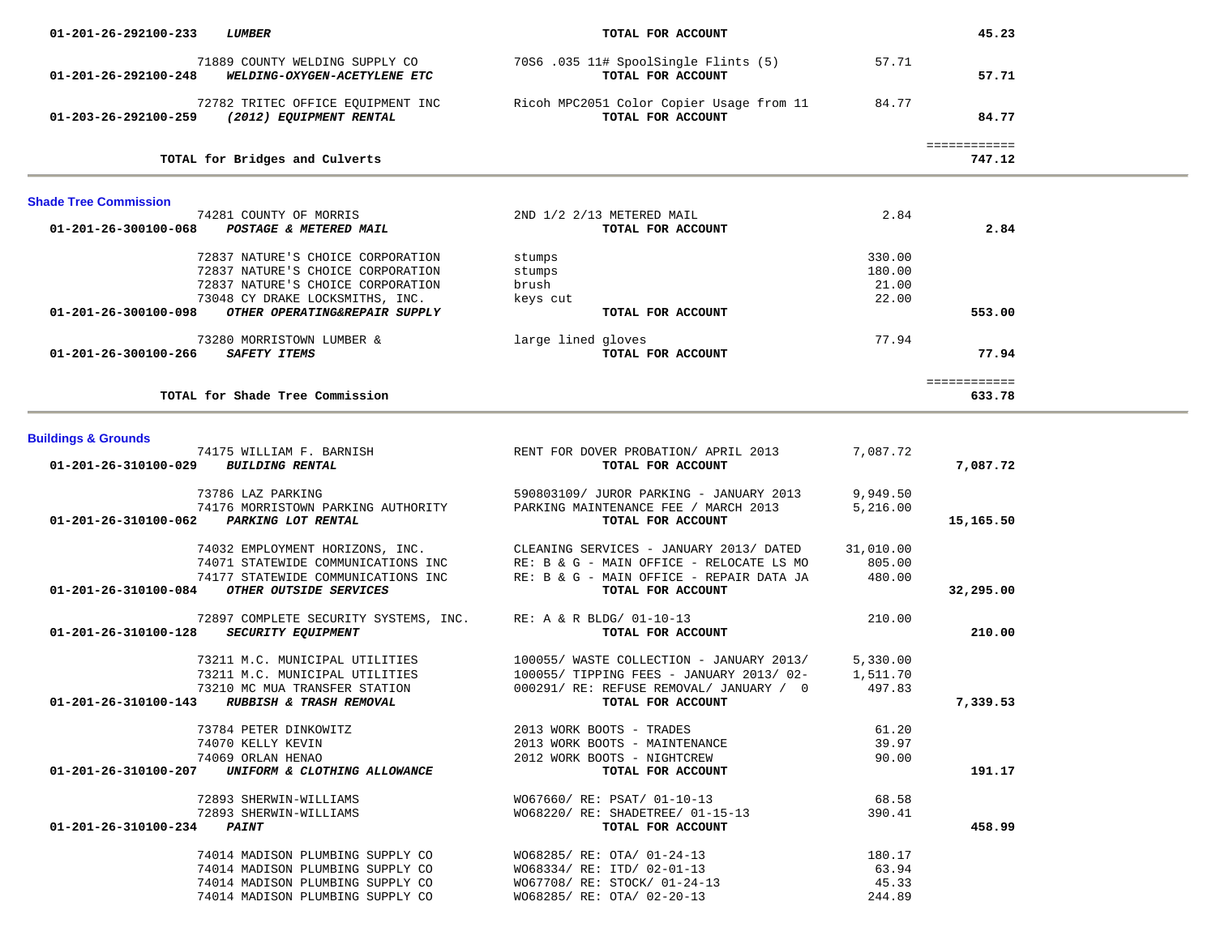| Account | Vendor / Account Name | Description | Amount | Total |
|---|---|---|---|---|
| 01-201-26-292100-233 | ***LUMBER*** | **TOTAL FOR ACCOUNT** | | **45.23** |
| | 71889 COUNTY WELDING SUPPLY CO | 70S6 .035 11# SpoolSingle Flints (5) | 57.71 | |
| 01-201-26-292100-248 | ***WELDING-OXYGEN-ACETYLENE ETC*** | **TOTAL FOR ACCOUNT** | | **57.71** |
| | 72782 TRITEC OFFICE EQUIPMENT INC | Ricoh MPC2051 Color Copier Usage from 11 | 84.77 | |
| 01-203-26-292100-259 | ***(2012) EQUIPMENT RENTAL*** | **TOTAL FOR ACCOUNT** | | **84.77** |
| | **TOTAL for Bridges and Culverts** | | | ============ **747.12** |

## Shade Tree Commission

| Account | Vendor / Account Name | Description | Amount | Total |
|---|---|---|---|---|
| | 74281 COUNTY OF MORRIS | 2ND 1/2 2/13 METERED MAIL | 2.84 | |
| 01-201-26-300100-068 | ***POSTAGE & METERED MAIL*** | **TOTAL FOR ACCOUNT** | | **2.84** |
| | 72837 NATURE'S CHOICE CORPORATION | stumps | 330.00 | |
| | 72837 NATURE'S CHOICE CORPORATION | stumps | 180.00 | |
| | 72837 NATURE'S CHOICE CORPORATION | brush | 21.00 | |
| | 73048 CY DRAKE LOCKSMITHS, INC. | keys cut | 22.00 | |
| 01-201-26-300100-098 | ***OTHER OPERATING&REPAIR SUPPLY*** | **TOTAL FOR ACCOUNT** | | **553.00** |
| | 73280 MORRISTOWN LUMBER & | large lined gloves | 77.94 | |
| 01-201-26-300100-266 | ***SAFETY ITEMS*** | **TOTAL FOR ACCOUNT** | | **77.94** |
| | **TOTAL for Shade Tree Commission** | | | ============ **633.78** |

## Buildings & Grounds

| Account | Vendor / Account Name | Description | Amount | Total |
|---|---|---|---|---|
| | 74175 WILLIAM F. BARNISH | RENT FOR DOVER PROBATION/ APRIL 2013 | 7,087.72 | |
| 01-201-26-310100-029 | ***BUILDING RENTAL*** | **TOTAL FOR ACCOUNT** | | **7,087.72** |
| | 73786 LAZ PARKING | 590803109/ JUROR PARKING - JANUARY 2013 | 9,949.50 | |
| | 74176 MORRISTOWN PARKING AUTHORITY | PARKING MAINTENANCE FEE / MARCH 2013 | 5,216.00 | |
| 01-201-26-310100-062 | ***PARKING LOT RENTAL*** | **TOTAL FOR ACCOUNT** | | **15,165.50** |
| | 74032 EMPLOYMENT HORIZONS, INC. | CLEANING SERVICES - JANUARY 2013/ DATED | 31,010.00 | |
| | 74071 STATEWIDE COMMUNICATIONS INC | RE: B & G - MAIN OFFICE - RELOCATE LS MO | 805.00 | |
| | 74177 STATEWIDE COMMUNICATIONS INC | RE: B & G - MAIN OFFICE - REPAIR DATA JA | 480.00 | |
| 01-201-26-310100-084 | ***OTHER OUTSIDE SERVICES*** | **TOTAL FOR ACCOUNT** | | **32,295.00** |
| | 72897 COMPLETE SECURITY SYSTEMS, INC. | RE: A & R BLDG/ 01-10-13 | 210.00 | |
| 01-201-26-310100-128 | ***SECURITY EQUIPMENT*** | **TOTAL FOR ACCOUNT** | | **210.00** |
| | 73211 M.C. MUNICIPAL UTILITIES | 100055/ WASTE COLLECTION - JANUARY 2013/ | 5,330.00 | |
| | 73211 M.C. MUNICIPAL UTILITIES | 100055/ TIPPING FEES - JANUARY 2013/ 02- | 1,511.70 | |
| | 73210 MC MUA TRANSFER STATION | 000291/ RE: REFUSE REMOVAL/ JANUARY / 0 | 497.83 | |
| 01-201-26-310100-143 | ***RUBBISH & TRASH REMOVAL*** | **TOTAL FOR ACCOUNT** | | **7,339.53** |
| | 73784 PETER DINKOWITZ | 2013 WORK BOOTS - TRADES | 61.20 | |
| | 74070 KELLY KEVIN | 2013 WORK BOOTS - MAINTENANCE | 39.97 | |
| | 74069 ORLAN HENAO | 2012 WORK BOOTS - NIGHTCREW | 90.00 | |
| 01-201-26-310100-207 | ***UNIFORM & CLOTHING ALLOWANCE*** | **TOTAL FOR ACCOUNT** | | **191.17** |
| | 72893 SHERWIN-WILLIAMS | WO67660/ RE: PSAT/ 01-10-13 | 68.58 | |
| | 72893 SHERWIN-WILLIAMS | WO68220/ RE: SHADETREE/ 01-15-13 | 390.41 | |
| 01-201-26-310100-234 | ***PAINT*** | **TOTAL FOR ACCOUNT** | | **458.99** |
| | 74014 MADISON PLUMBING SUPPLY CO | WO68285/ RE: OTA/ 01-24-13 | 180.17 | |
| | 74014 MADISON PLUMBING SUPPLY CO | WO68334/ RE: ITD/ 02-01-13 | 63.94 | |
| | 74014 MADISON PLUMBING SUPPLY CO | WO67708/ RE: STOCK/ 01-24-13 | 45.33 | |
| | 74014 MADISON PLUMBING SUPPLY CO | WO68285/ RE: OTA/ 02-20-13 | 244.89 | |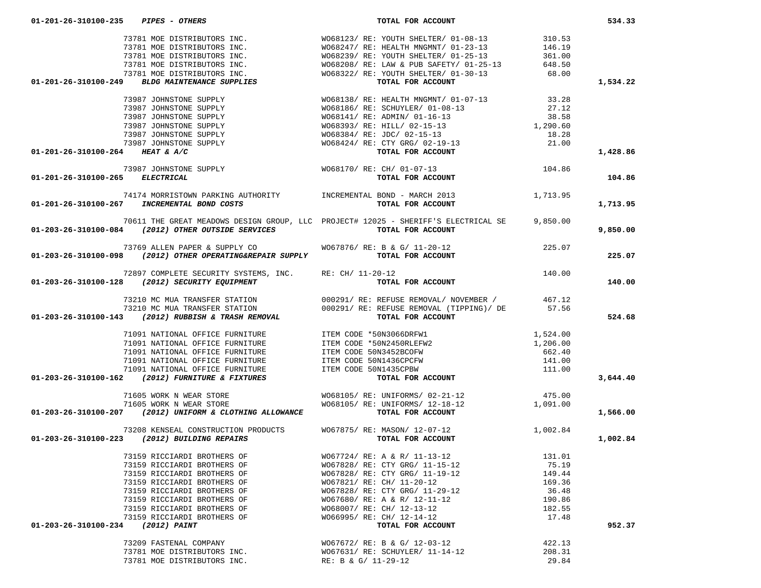| Account | Description | Vendor / Reference | Amount | Total |
|---|---|---|---|---|
| 01-201-26-310100-235 | *PIPES - OTHERS* | TOTAL FOR ACCOUNT | | 534.33 |
| | 73781 MOE DISTRIBUTORS INC. | WO68123/ RE: YOUTH SHELTER/ 01-08-13 | 310.53 | |
| | 73781 MOE DISTRIBUTORS INC. | WO68247/ RE: HEALTH MNGMNT/ 01-23-13 | 146.19 | |
| | 73781 MOE DISTRIBUTORS INC. | WO68239/ RE: YOUTH SHELTER/ 01-25-13 | 361.00 | |
| | 73781 MOE DISTRIBUTORS INC. | WO68208/ RE: LAW & PUB SAFETY/ 01-25-13 | 648.50 | |
| | 73781 MOE DISTRIBUTORS INC. | WO68322/ RE: YOUTH SHELTER/ 01-30-13 | 68.00 | |
| 01-201-26-310100-249 | *BLDG MAINTENANCE SUPPLIES* | TOTAL FOR ACCOUNT | | 1,534.22 |
| | 73987 JOHNSTONE SUPPLY | WO68138/ RE: HEALTH MNGMNT/ 01-07-13 | 33.28 | |
| | 73987 JOHNSTONE SUPPLY | WO68186/ RE: SCHUYLER/ 01-08-13 | 27.12 | |
| | 73987 JOHNSTONE SUPPLY | WO68141/ RE: ADMIN/ 01-16-13 | 38.58 | |
| | 73987 JOHNSTONE SUPPLY | WO68393/ RE: HILL/ 02-15-13 | 1,290.60 | |
| | 73987 JOHNSTONE SUPPLY | WO68384/ RE: JDC/ 02-15-13 | 18.28 | |
| | 73987 JOHNSTONE SUPPLY | WO68424/ RE: CTY GRG/ 02-19-13 | 21.00 | |
| 01-201-26-310100-264 | *HEAT & A/C* | TOTAL FOR ACCOUNT | | 1,428.86 |
| | 73987 JOHNSTONE SUPPLY | WO68170/ RE: CH/ 01-07-13 | 104.86 | |
| 01-201-26-310100-265 | *ELECTRICAL* | TOTAL FOR ACCOUNT | | 104.86 |
| | 74174 MORRISTOWN PARKING AUTHORITY | INCREMENTAL BOND - MARCH 2013 | 1,713.95 | |
| 01-201-26-310100-267 | *INCREMENTAL BOND COSTS* | TOTAL FOR ACCOUNT | | 1,713.95 |
| | 70611 THE GREAT MEADOWS DESIGN GROUP, LLC | PROJECT# 12025 - SHERIFF'S ELECTRICAL SE | 9,850.00 | |
| 01-203-26-310100-084 | *(2012) OTHER OUTSIDE SERVICES* | TOTAL FOR ACCOUNT | | 9,850.00 |
| | 73769 ALLEN PAPER & SUPPLY CO | WO67876/ RE: B & G/ 11-20-12 | 225.07 | |
| 01-203-26-310100-098 | *(2012) OTHER OPERATING&REPAIR SUPPLY* | TOTAL FOR ACCOUNT | | 225.07 |
| | 72897 COMPLETE SECURITY SYSTEMS, INC. | RE: CH/ 11-20-12 | 140.00 | |
| 01-203-26-310100-128 | *(2012) SECURITY EQUIPMENT* | TOTAL FOR ACCOUNT | | 140.00 |
| | 73210 MC MUA TRANSFER STATION | 000291/ RE: REFUSE REMOVAL/ NOVEMBER / | 467.12 | |
| | 73210 MC MUA TRANSFER STATION | 000291/ RE: REFUSE REMOVAL (TIPPING)/ DE | 57.56 | |
| 01-203-26-310100-143 | *(2012) RUBBISH & TRASH REMOVAL* | TOTAL FOR ACCOUNT | | 524.68 |
| | 71091 NATIONAL OFFICE FURNITURE | ITEM CODE *50N3066DRFW1 | 1,524.00 | |
| | 71091 NATIONAL OFFICE FURNITURE | ITEM CODE *50N2450RLEFW2 | 1,206.00 | |
| | 71091 NATIONAL OFFICE FURNITURE | ITEM CODE 50N3452BCOFW | 662.40 | |
| | 71091 NATIONAL OFFICE FURNITURE | ITEM CODE 50N1436CPCFW | 141.00 | |
| | 71091 NATIONAL OFFICE FURNITURE | ITEM CODE 50N1435CPBW | 111.00 | |
| 01-203-26-310100-162 | *(2012) FURNITURE & FIXTURES* | TOTAL FOR ACCOUNT | | 3,644.40 |
| | 71605 WORK N WEAR STORE | WO68105/ RE: UNIFORMS/ 02-21-12 | 475.00 | |
| | 71605 WORK N WEAR STORE | WO68105/ RE: UNIFORMS/ 12-18-12 | 1,091.00 | |
| 01-203-26-310100-207 | *(2012) UNIFORM & CLOTHING ALLOWANCE* | TOTAL FOR ACCOUNT | | 1,566.00 |
| | 73208 KENSEAL CONSTRUCTION PRODUCTS | WO67875/ RE: MASON/ 12-07-12 | 1,002.84 | |
| 01-203-26-310100-223 | *(2012) BUILDING REPAIRS* | TOTAL FOR ACCOUNT | | 1,002.84 |
| | 73159 RICCIARDI BROTHERS OF | WO67724/ RE: A & R/ 11-13-12 | 131.01 | |
| | 73159 RICCIARDI BROTHERS OF | WO67828/ RE: CTY GRG/ 11-15-12 | 75.19 | |
| | 73159 RICCIARDI BROTHERS OF | WO67828/ RE: CTY GRG/ 11-19-12 | 149.44 | |
| | 73159 RICCIARDI BROTHERS OF | WO67821/ RE: CH/ 11-20-12 | 169.36 | |
| | 73159 RICCIARDI BROTHERS OF | WO67828/ RE: CTY GRG/ 11-29-12 | 36.48 | |
| | 73159 RICCIARDI BROTHERS OF | WO67680/ RE: A & R/ 12-11-12 | 190.86 | |
| | 73159 RICCIARDI BROTHERS OF | WO68007/ RE: CH/ 12-13-12 | 182.55 | |
| | 73159 RICCIARDI BROTHERS OF | WO66995/ RE: CH/ 12-14-12 | 17.48 | |
| 01-203-26-310100-234 | *(2012) PAINT* | TOTAL FOR ACCOUNT | | 952.37 |
| | 73209 FASTENAL COMPANY | WO67672/ RE: B & G/ 12-03-12 | 422.13 | |
| | 73781 MOE DISTRIBUTORS INC. | WO67631/ RE: SCHUYLER/ 11-14-12 | 208.31 | |
| | 73781 MOE DISTRIBUTORS INC. | RE: B & G/ 11-29-12 | 29.84 | |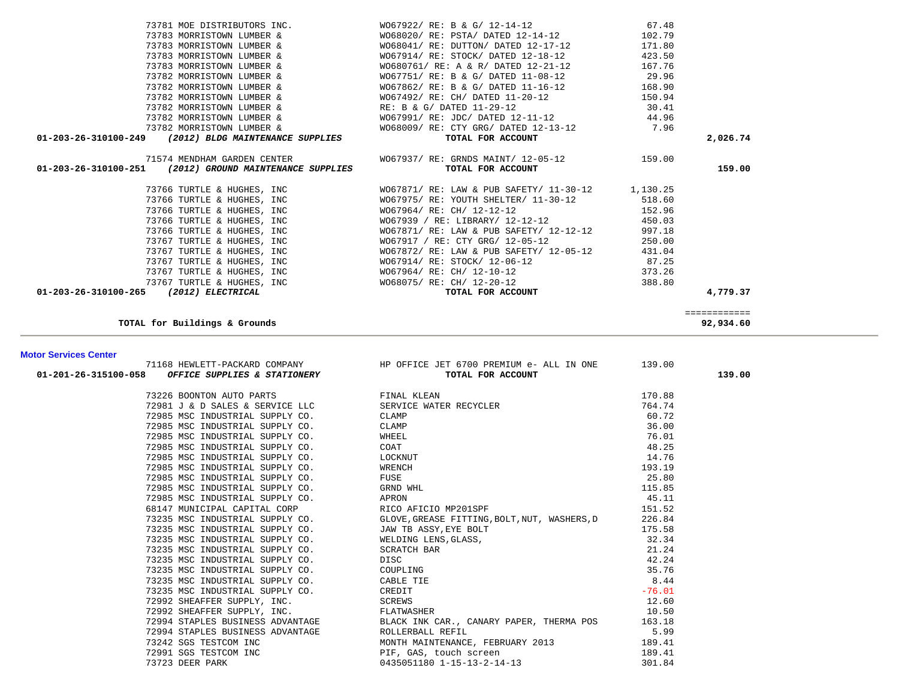| Vendor | Description | Amount | Total |
|---|---|---|---|
| 73781 MOE DISTRIBUTORS INC. | WO67922/ RE: B & G/ 12-14-12 | 67.48 | |
| 73783 MORRISTOWN LUMBER & | WO68020/ RE: PSTA/ DATED 12-14-12 | 102.79 | |
| 73783 MORRISTOWN LUMBER & | WO68041/ RE: DUTTON/ DATED 12-17-12 | 171.80 | |
| 73783 MORRISTOWN LUMBER & | WO67914/ RE: STOCK/ DATED 12-18-12 | 423.50 | |
| 73783 MORRISTOWN LUMBER & | WO680761/ RE: A & R/ DATED 12-21-12 | 167.76 | |
| 73782 MORRISTOWN LUMBER & | WO67751/ RE: B & G/ DATED 11-08-12 | 29.96 | |
| 73782 MORRISTOWN LUMBER & | WO67862/ RE: B & G/ DATED 11-16-12 | 168.90 | |
| 73782 MORRISTOWN LUMBER & | WO67492/ RE: CH/ DATED 11-20-12 | 150.94 | |
| 73782 MORRISTOWN LUMBER & | RE: B & G/ DATED 11-29-12 | 30.41 | |
| 73782 MORRISTOWN LUMBER & | WO67991/ RE: JDC/ DATED 12-11-12 | 44.96 | |
| 73782 MORRISTOWN LUMBER & | WO68009/ RE: CTY GRG/ DATED 12-13-12 | 7.96 | |
| **01-203-26-310100-249** ***(2012) BLDG MAINTENANCE SUPPLIES*** | **TOTAL FOR ACCOUNT** | | **2,026.74** |
| 71574 MENDHAM GARDEN CENTER | WO67937/ RE: GRNDS MAINT/ 12-05-12 | 159.00 | |
| **01-203-26-310100-251** ***(2012) GROUND MAINTENANCE SUPPLIES*** | **TOTAL FOR ACCOUNT** | | **159.00** |
| 73766 TURTLE & HUGHES, INC | WO67871/ RE: LAW & PUB SAFETY/ 11-30-12 | 1,130.25 | |
| 73766 TURTLE & HUGHES, INC | WO67975/ RE: YOUTH SHELTER/ 11-30-12 | 518.60 | |
| 73766 TURTLE & HUGHES, INC | WO67964/ RE: CH/ 12-12-12 | 152.96 | |
| 73766 TURTLE & HUGHES, INC | WO67939 / RE: LIBRARY/ 12-12-12 | 450.03 | |
| 73766 TURTLE & HUGHES, INC | WO67871/ RE: LAW & PUB SAFETY/ 12-12-12 | 997.18 | |
| 73767 TURTLE & HUGHES, INC | WO67917 / RE: CTY GRG/ 12-05-12 | 250.00 | |
| 73767 TURTLE & HUGHES, INC | WO67872/ RE: LAW & PUB SAFETY/ 12-05-12 | 431.04 | |
| 73767 TURTLE & HUGHES, INC | WO67914/ RE: STOCK/ 12-06-12 | 87.25 | |
| 73767 TURTLE & HUGHES, INC | WO67964/ RE: CH/ 12-10-12 | 373.26 | |
| 73767 TURTLE & HUGHES, INC | WO68075/ RE: CH/ 12-20-12 | 388.80 | |
| **01-203-26-310100-265** ***(2012) ELECTRICAL*** | **TOTAL FOR ACCOUNT** | | **4,779.37** |
| | | | ============ |
| **TOTAL for Buildings & Grounds** | | | **92,934.60** |

**Motor Services Center**

| Vendor | Description | Amount | Total |
|---|---|---|---|
| 71168 HEWLETT-PACKARD COMPANY | HP OFFICE JET 6700 PREMIUM e- ALL IN ONE | 139.00 | |
| **01-201-26-315100-058** ***OFFICE SUPPLIES & STATIONERY*** | **TOTAL FOR ACCOUNT** | | **139.00** |
| 73226 BOONTON AUTO PARTS | FINAL KLEAN | 170.88 | |
| 72981 J & D SALES & SERVICE LLC | SERVICE WATER RECYCLER | 764.74 | |
| 72985 MSC INDUSTRIAL SUPPLY CO. | CLAMP | 60.72 | |
| 72985 MSC INDUSTRIAL SUPPLY CO. | CLAMP | 36.00 | |
| 72985 MSC INDUSTRIAL SUPPLY CO. | WHEEL | 76.01 | |
| 72985 MSC INDUSTRIAL SUPPLY CO. | COAT | 48.25 | |
| 72985 MSC INDUSTRIAL SUPPLY CO. | LOCKNUT | 14.76 | |
| 72985 MSC INDUSTRIAL SUPPLY CO. | WRENCH | 193.19 | |
| 72985 MSC INDUSTRIAL SUPPLY CO. | FUSE | 25.80 | |
| 72985 MSC INDUSTRIAL SUPPLY CO. | GRND WHL | 115.85 | |
| 72985 MSC INDUSTRIAL SUPPLY CO. | APRON | 45.11 | |
| 68147 MUNICIPAL CAPITAL CORP | RICO AFICIO MP201SPF | 151.52 | |
| 73235 MSC INDUSTRIAL SUPPLY CO. | GLOVE,GREASE FITTING,BOLT,NUT, WASHERS,D | 226.84 | |
| 73235 MSC INDUSTRIAL SUPPLY CO. | JAW TB ASSY,EYE BOLT | 175.58 | |
| 73235 MSC INDUSTRIAL SUPPLY CO. | WELDING LENS,GLASS, | 32.34 | |
| 73235 MSC INDUSTRIAL SUPPLY CO. | SCRATCH BAR | 21.24 | |
| 73235 MSC INDUSTRIAL SUPPLY CO. | DISC | 42.24 | |
| 73235 MSC INDUSTRIAL SUPPLY CO. | COUPLING | 35.76 | |
| 73235 MSC INDUSTRIAL SUPPLY CO. | CABLE TIE | 8.44 | |
| 73235 MSC INDUSTRIAL SUPPLY CO. | CREDIT | -76.01 | |
| 72992 SHEAFFER SUPPLY, INC. | SCREWS | 12.60 | |
| 72992 SHEAFFER SUPPLY, INC. | FLATWASHER | 10.50 | |
| 72994 STAPLES BUSINESS ADVANTAGE | BLACK INK CAR., CANARY PAPER, THERMA POS | 163.18 | |
| 72994 STAPLES BUSINESS ADVANTAGE | ROLLERBALL REFIL | 5.99 | |
| 73242 SGS TESTCOM INC | MONTH MAINTENANCE, FEBRUARY 2013 | 189.41 | |
| 72991 SGS TESTCOM INC | PIF, GAS, touch screen | 189.41 | |
| 73723 DEER PARK | 0435051180 1-15-13-2-14-13 | 301.84 | |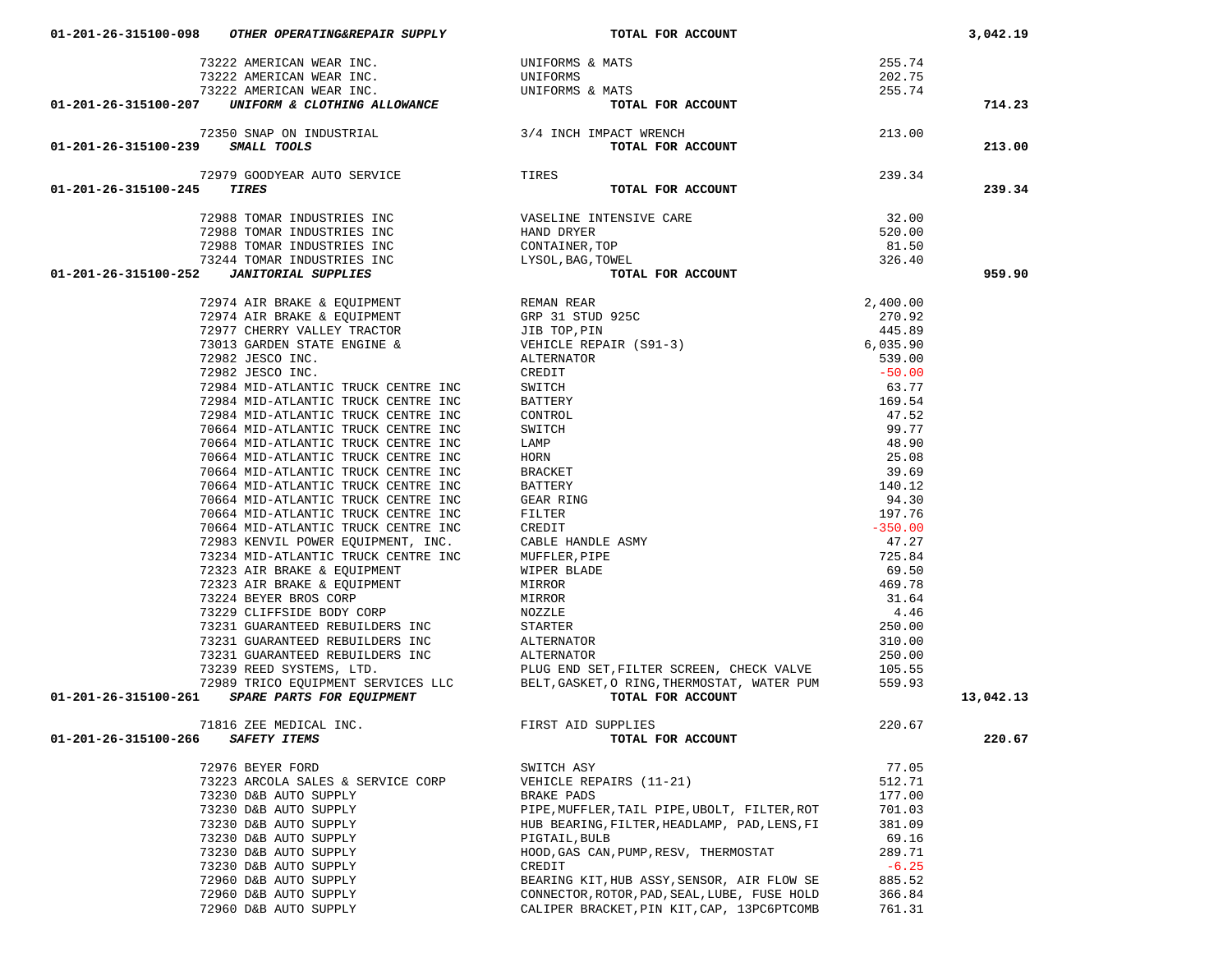| Account | Vendor | Description | Amount | Total |
|---|---|---|---|---|
| 01-201-26-315100-098 ***OTHER OPERATING&REPAIR SUPPLY*** | | **TOTAL FOR ACCOUNT** | | **3,042.19** |
| | 73222 AMERICAN WEAR INC. | UNIFORMS & MATS | 255.74 | |
| | 73222 AMERICAN WEAR INC. | UNIFORMS | 202.75 | |
| | 73222 AMERICAN WEAR INC. | UNIFORMS & MATS | 255.74 | |
| 01-201-26-315100-207 ***UNIFORM & CLOTHING ALLOWANCE*** | | **TOTAL FOR ACCOUNT** | | **714.23** |
| | 72350 SNAP ON INDUSTRIAL | 3/4 INCH IMPACT WRENCH | 213.00 | |
| 01-201-26-315100-239 ***SMALL TOOLS*** | | **TOTAL FOR ACCOUNT** | | **213.00** |
| | 72979 GOODYEAR AUTO SERVICE | TIRES | 239.34 | |
| 01-201-26-315100-245 ***TIRES*** | | **TOTAL FOR ACCOUNT** | | **239.34** |
| | 72988 TOMAR INDUSTRIES INC | VASELINE INTENSIVE CARE | 32.00 | |
| | 72988 TOMAR INDUSTRIES INC | HAND DRYER | 520.00 | |
| | 72988 TOMAR INDUSTRIES INC | CONTAINER,TOP | 81.50 | |
| | 73244 TOMAR INDUSTRIES INC | LYSOL,BAG,TOWEL | 326.40 | |
| 01-201-26-315100-252 ***JANITORIAL SUPPLIES*** | | **TOTAL FOR ACCOUNT** | | **959.90** |
| | 72974 AIR BRAKE & EQUIPMENT | REMAN REAR | 2,400.00 | |
| | 72974 AIR BRAKE & EQUIPMENT | GRP 31 STUD 925C | 270.92 | |
| | 72977 CHERRY VALLEY TRACTOR | JIB TOP,PIN | 445.89 | |
| | 73013 GARDEN STATE ENGINE & | VEHICLE REPAIR (S91-3) | 6,035.90 | |
| | 72982 JESCO INC. | ALTERNATOR | 539.00 | |
| | 72982 JESCO INC. | CREDIT | -50.00 | |
| | 72984 MID-ATLANTIC TRUCK CENTRE INC | SWITCH | 63.77 | |
| | 72984 MID-ATLANTIC TRUCK CENTRE INC | BATTERY | 169.54 | |
| | 72984 MID-ATLANTIC TRUCK CENTRE INC | CONTROL | 47.52 | |
| | 70664 MID-ATLANTIC TRUCK CENTRE INC | SWITCH | 99.77 | |
| | 70664 MID-ATLANTIC TRUCK CENTRE INC | LAMP | 48.90 | |
| | 70664 MID-ATLANTIC TRUCK CENTRE INC | HORN | 25.08 | |
| | 70664 MID-ATLANTIC TRUCK CENTRE INC | BRACKET | 39.69 | |
| | 70664 MID-ATLANTIC TRUCK CENTRE INC | BATTERY | 140.12 | |
| | 70664 MID-ATLANTIC TRUCK CENTRE INC | GEAR RING | 94.30 | |
| | 70664 MID-ATLANTIC TRUCK CENTRE INC | FILTER | 197.76 | |
| | 70664 MID-ATLANTIC TRUCK CENTRE INC | CREDIT | -350.00 | |
| | 72983 KENVIL POWER EQUIPMENT, INC. | CABLE HANDLE ASMY | 47.27 | |
| | 73234 MID-ATLANTIC TRUCK CENTRE INC | MUFFLER,PIPE | 725.84 | |
| | 72323 AIR BRAKE & EQUIPMENT | WIPER BLADE | 69.50 | |
| | 72323 AIR BRAKE & EQUIPMENT | MIRROR | 469.78 | |
| | 73224 BEYER BROS CORP | MIRROR | 31.64 | |
| | 73229 CLIFFSIDE BODY CORP | NOZZLE | 4.46 | |
| | 73231 GUARANTEED REBUILDERS INC | STARTER | 250.00 | |
| | 73231 GUARANTEED REBUILDERS INC | ALTERNATOR | 310.00 | |
| | 73231 GUARANTEED REBUILDERS INC | ALTERNATOR | 250.00 | |
| | 73239 REED SYSTEMS, LTD. | PLUG END SET,FILTER SCREEN, CHECK VALVE | 105.55 | |
| | 72989 TRICO EQUIPMENT SERVICES LLC | BELT,GASKET,O RING,THERMOSTAT, WATER PUM | 559.93 | |
| 01-201-26-315100-261 ***SPARE PARTS FOR EQUIPMENT*** | | **TOTAL FOR ACCOUNT** | | **13,042.13** |
| | 71816 ZEE MEDICAL INC. | FIRST AID SUPPLIES | 220.67 | |
| 01-201-26-315100-266 ***SAFETY ITEMS*** | | **TOTAL FOR ACCOUNT** | | **220.67** |
| | 72976 BEYER FORD | SWITCH ASY | 77.05 | |
| | 73223 ARCOLA SALES & SERVICE CORP | VEHICLE REPAIRS (11-21) | 512.71 | |
| | 73230 D&B AUTO SUPPLY | BRAKE PADS | 177.00 | |
| | 73230 D&B AUTO SUPPLY | PIPE,MUFFLER,TAIL PIPE,UBOLT, FILTER,ROT | 701.03 | |
| | 73230 D&B AUTO SUPPLY | HUB BEARING,FILTER,HEADLAMP, PAD,LENS,FI | 381.09 | |
| | 73230 D&B AUTO SUPPLY | PIGTAIL,BULB | 69.16 | |
| | 73230 D&B AUTO SUPPLY | HOOD,GAS CAN,PUMP,RESV, THERMOSTAT | 289.71 | |
| | 73230 D&B AUTO SUPPLY | CREDIT | -6.25 | |
| | 72960 D&B AUTO SUPPLY | BEARING KIT,HUB ASSY,SENSOR, AIR FLOW SE | 885.52 | |
| | 72960 D&B AUTO SUPPLY | CONNECTOR,ROTOR,PAD,SEAL,LUBE, FUSE HOLD | 366.84 | |
| | 72960 D&B AUTO SUPPLY | CALIPER BRACKET,PIN KIT,CAP, 13PC6PTCOMB | 761.31 | |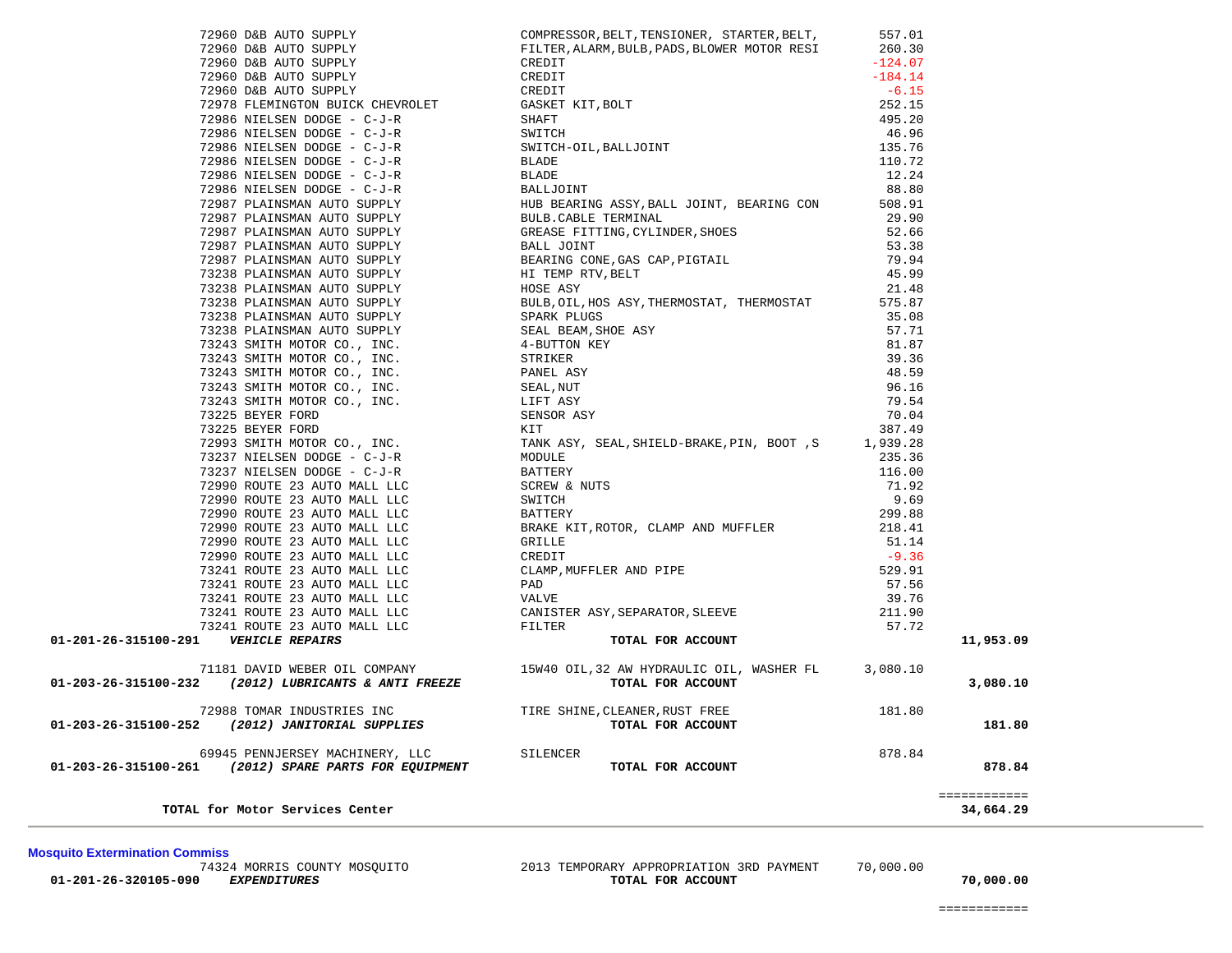| PO / Vendor | Description | Amount | Total |
|---|---|---|---|
| 72960 D&B AUTO SUPPLY | COMPRESSOR,BELT,TENSIONER, STARTER,BELT, | 557.01 | |
| 72960 D&B AUTO SUPPLY | FILTER,ALARM,BULB,PADS,BLOWER MOTOR RESI | 260.30 | |
| 72960 D&B AUTO SUPPLY | CREDIT | -124.07 | |
| 72960 D&B AUTO SUPPLY | CREDIT | -184.14 | |
| 72960 D&B AUTO SUPPLY | CREDIT | -6.15 | |
| 72978 FLEMINGTON BUICK CHEVROLET | GASKET KIT,BOLT | 252.15 | |
| 72986 NIELSEN DODGE - C-J-R | SHAFT | 495.20 | |
| 72986 NIELSEN DODGE - C-J-R | SWITCH | 46.96 | |
| 72986 NIELSEN DODGE - C-J-R | SWITCH-OIL,BALLJOINT | 135.76 | |
| 72986 NIELSEN DODGE - C-J-R | BLADE | 110.72 | |
| 72986 NIELSEN DODGE - C-J-R | BLADE | 12.24 | |
| 72986 NIELSEN DODGE - C-J-R | BALLJOINT | 88.80 | |
| 72987 PLAINSMAN AUTO SUPPLY | HUB BEARING ASSY,BALL JOINT, BEARING CON | 508.91 | |
| 72987 PLAINSMAN AUTO SUPPLY | BULB.CABLE TERMINAL | 29.90 | |
| 72987 PLAINSMAN AUTO SUPPLY | GREASE FITTING,CYLINDER,SHOES | 52.66 | |
| 72987 PLAINSMAN AUTO SUPPLY | BALL JOINT | 53.38 | |
| 72987 PLAINSMAN AUTO SUPPLY | BEARING CONE,GAS CAP,PIGTAIL | 79.94 | |
| 73238 PLAINSMAN AUTO SUPPLY | HI TEMP RTV,BELT | 45.99 | |
| 73238 PLAINSMAN AUTO SUPPLY | HOSE ASY | 21.48 | |
| 73238 PLAINSMAN AUTO SUPPLY | BULB,OIL,HOS ASY,THERMOSTAT, THERMOSTAT | 575.87 | |
| 73238 PLAINSMAN AUTO SUPPLY | SPARK PLUGS | 35.08 | |
| 73238 PLAINSMAN AUTO SUPPLY | SEAL BEAM,SHOE ASY | 57.71 | |
| 73243 SMITH MOTOR CO., INC. | 4-BUTTON KEY | 81.87 | |
| 73243 SMITH MOTOR CO., INC. | STRIKER | 39.36 | |
| 73243 SMITH MOTOR CO., INC. | PANEL ASY | 48.59 | |
| 73243 SMITH MOTOR CO., INC. | SEAL,NUT | 96.16 | |
| 73243 SMITH MOTOR CO., INC. | LIFT ASY | 79.54 | |
| 73225 BEYER FORD | SENSOR ASY | 70.04 | |
| 73225 BEYER FORD | KIT | 387.49 | |
| 72993 SMITH MOTOR CO., INC. | TANK ASY, SEAL,SHIELD-BRAKE,PIN, BOOT ,S | 1,939.28 | |
| 73237 NIELSEN DODGE - C-J-R | MODULE | 235.36 | |
| 73237 NIELSEN DODGE - C-J-R | BATTERY | 116.00 | |
| 72990 ROUTE 23 AUTO MALL LLC | SCREW & NUTS | 71.92 | |
| 72990 ROUTE 23 AUTO MALL LLC | SWITCH | 9.69 | |
| 72990 ROUTE 23 AUTO MALL LLC | BATTERY | 299.88 | |
| 72990 ROUTE 23 AUTO MALL LLC | BRAKE KIT,ROTOR, CLAMP AND MUFFLER | 218.41 | |
| 72990 ROUTE 23 AUTO MALL LLC | GRILLE | 51.14 | |
| 72990 ROUTE 23 AUTO MALL LLC | CREDIT | -9.36 | |
| 73241 ROUTE 23 AUTO MALL LLC | CLAMP,MUFFLER AND PIPE | 529.91 | |
| 73241 ROUTE 23 AUTO MALL LLC | PAD | 57.56 | |
| 73241 ROUTE 23 AUTO MALL LLC | VALVE | 39.76 | |
| 73241 ROUTE 23 AUTO MALL LLC | CANISTER ASY,SEPARATOR,SLEEVE | 211.90 | |
| 73241 ROUTE 23 AUTO MALL LLC | FILTER | 57.72 | |
| **01-201-26-315100-291** ***VEHICLE REPAIRS*** | **TOTAL FOR ACCOUNT** | | **11,953.09** |
| 71181 DAVID WEBER OIL COMPANY | 15W40 OIL,32 AW HYDRAULIC OIL, WASHER FL | 3,080.10 | |
| **01-203-26-315100-232** ***(2012) LUBRICANTS & ANTI FREEZE*** | **TOTAL FOR ACCOUNT** | | **3,080.10** |
| 72988 TOMAR INDUSTRIES INC | TIRE SHINE,CLEANER,RUST FREE | 181.80 | |
| **01-203-26-315100-252** ***(2012) JANITORIAL SUPPLIES*** | **TOTAL FOR ACCOUNT** | | **181.80** |
| 69945 PENNJERSEY MACHINERY, LLC | SILENCER | 878.84 | |
| **01-203-26-315100-261** ***(2012) SPARE PARTS FOR EQUIPMENT*** | **TOTAL FOR ACCOUNT** | | **878.84** |
| | | | ============ |
| **TOTAL for Motor Services Center** | | | **34,664.29** |

**Mosquito Extermination Commiss**

| PO / Vendor | Description | Amount | Total |
|---|---|---|---|
| 74324 MORRIS COUNTY MOSQUITO | 2013 TEMPORARY APPROPRIATION 3RD PAYMENT | 70,000.00 | |
| **01-201-26-320105-090** ***EXPENDITURES*** | **TOTAL FOR ACCOUNT** | | **70,000.00** |
| | | | ============ |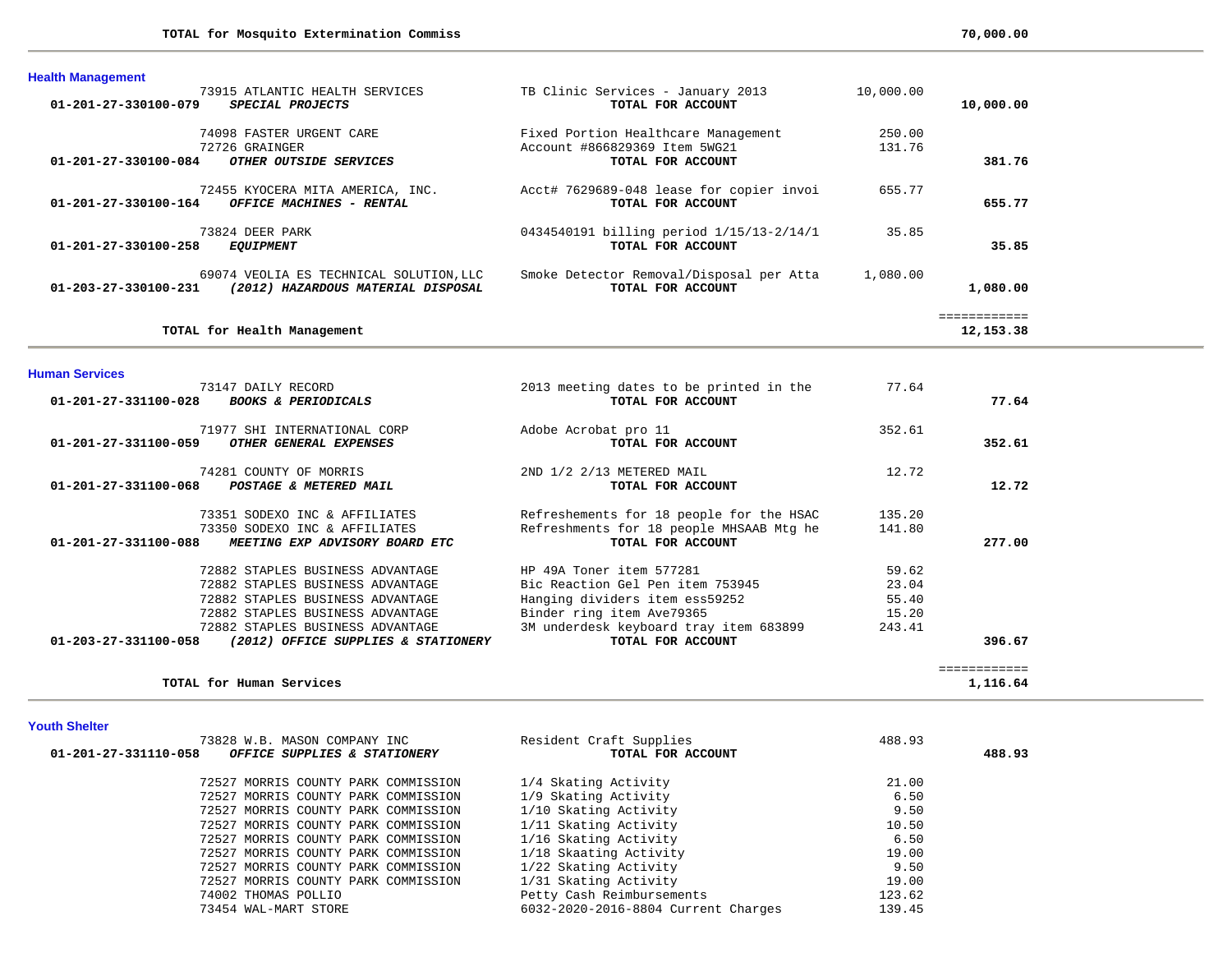| | | | |
|---|---|---|---|
| **TOTAL for Mosquito Extermination Commiss** | | | **70,000.00** |

### Health Management

| Account / Vendor | Description | Amount | Total |
|---|---|---|---|
| 73915 ATLANTIC HEALTH SERVICES | TB Clinic Services - January 2013 | 10,000.00 | |
| **01-201-27-330100-079** ***SPECIAL PROJECTS*** | **TOTAL FOR ACCOUNT** | | **10,000.00** |
| 74098 FASTER URGENT CARE | Fixed Portion Healthcare Management | 250.00 | |
| 72726 GRAINGER | Account #866829369 Item 5WG21 | 131.76 | |
| **01-201-27-330100-084** ***OTHER OUTSIDE SERVICES*** | **TOTAL FOR ACCOUNT** | | **381.76** |
| 72455 KYOCERA MITA AMERICA, INC. | Acct# 7629689-048 lease for copier invoi | 655.77 | |
| **01-201-27-330100-164** ***OFFICE MACHINES - RENTAL*** | **TOTAL FOR ACCOUNT** | | **655.77** |
| 73824 DEER PARK | 0434540191 billing period 1/15/13-2/14/1 | 35.85 | |
| **01-201-27-330100-258** ***EQUIPMENT*** | **TOTAL FOR ACCOUNT** | | **35.85** |
| 69074 VEOLIA ES TECHNICAL SOLUTION,LLC | Smoke Detector Removal/Disposal per Atta | 1,080.00 | |
| **01-203-27-330100-231** ***(2012) HAZARDOUS MATERIAL DISPOSAL*** | **TOTAL FOR ACCOUNT** | | **1,080.00** |
| | | | ============ |
| **TOTAL for Health Management** | | | **12,153.38** |

### Human Services

| Account / Vendor | Description | Amount | Total |
|---|---|---|---|
| 73147 DAILY RECORD | 2013 meeting dates to be printed in the | 77.64 | |
| **01-201-27-331100-028** ***BOOKS & PERIODICALS*** | **TOTAL FOR ACCOUNT** | | **77.64** |
| 71977 SHI INTERNATIONAL CORP | Adobe Acrobat pro 11 | 352.61 | |
| **01-201-27-331100-059** ***OTHER GENERAL EXPENSES*** | **TOTAL FOR ACCOUNT** | | **352.61** |
| 74281 COUNTY OF MORRIS | 2ND 1/2 2/13 METERED MAIL | 12.72 | |
| **01-201-27-331100-068** ***POSTAGE & METERED MAIL*** | **TOTAL FOR ACCOUNT** | | **12.72** |
| 73351 SODEXO INC & AFFILIATES | Refreshements for 18 people for the HSAC | 135.20 | |
| 73350 SODEXO INC & AFFILIATES | Refreshments for 18 people MHSAAB Mtg he | 141.80 | |
| **01-201-27-331100-088** ***MEETING EXP ADVISORY BOARD ETC*** | **TOTAL FOR ACCOUNT** | | **277.00** |
| 72882 STAPLES BUSINESS ADVANTAGE | HP 49A Toner item 577281 | 59.62 | |
| 72882 STAPLES BUSINESS ADVANTAGE | Bic Reaction Gel Pen item 753945 | 23.04 | |
| 72882 STAPLES BUSINESS ADVANTAGE | Hanging dividers item ess59252 | 55.40 | |
| 72882 STAPLES BUSINESS ADVANTAGE | Binder ring item Ave79365 | 15.20 | |
| 72882 STAPLES BUSINESS ADVANTAGE | 3M underdesk keyboard tray item 683899 | 243.41 | |
| **01-203-27-331100-058** ***(2012) OFFICE SUPPLIES & STATIONERY*** | **TOTAL FOR ACCOUNT** | | **396.67** |
| | | | ============ |
| **TOTAL for Human Services** | | | **1,116.64** |

### Youth Shelter

| Account / Vendor | Description | Amount | Total |
|---|---|---|---|
| 73828 W.B. MASON COMPANY INC | Resident Craft Supplies | 488.93 | |
| **01-201-27-331110-058** ***OFFICE SUPPLIES & STATIONERY*** | **TOTAL FOR ACCOUNT** | | **488.93** |
| 72527 MORRIS COUNTY PARK COMMISSION | 1/4 Skating Activity | 21.00 | |
| 72527 MORRIS COUNTY PARK COMMISSION | 1/9 Skating Activity | 6.50 | |
| 72527 MORRIS COUNTY PARK COMMISSION | 1/10 Skating Activity | 9.50 | |
| 72527 MORRIS COUNTY PARK COMMISSION | 1/11 Skating Activity | 10.50 | |
| 72527 MORRIS COUNTY PARK COMMISSION | 1/16 Skating Activity | 6.50 | |
| 72527 MORRIS COUNTY PARK COMMISSION | 1/18 Skaating Activity | 19.00 | |
| 72527 MORRIS COUNTY PARK COMMISSION | 1/22 Skating Activity | 9.50 | |
| 72527 MORRIS COUNTY PARK COMMISSION | 1/31 Skating Activity | 19.00 | |
| 74002 THOMAS POLLIO | Petty Cash Reimbursements | 123.62 | |
| 73454 WAL-MART STORE | 6032-2020-2016-8804 Current Charges | 139.45 | |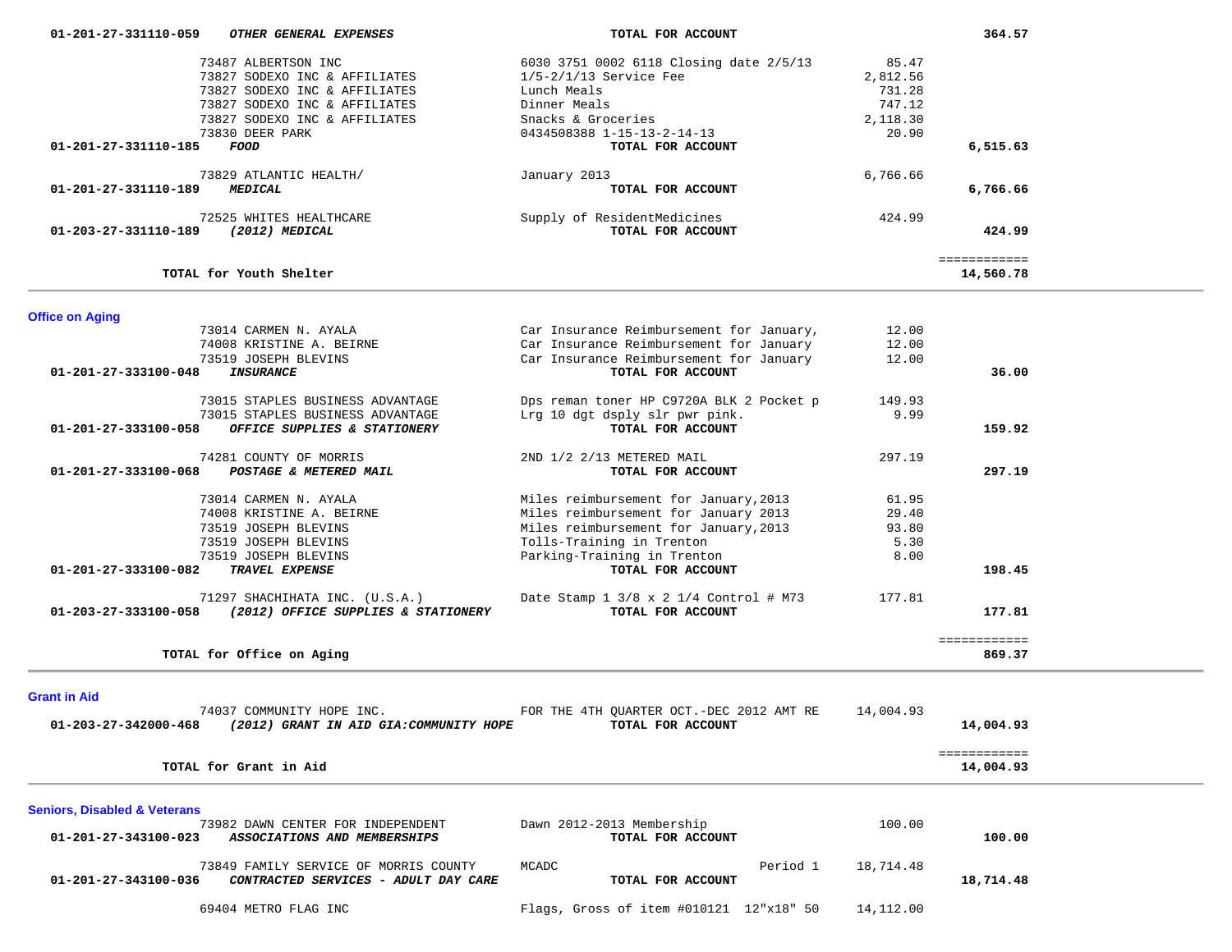| Account | Description / Vendor | Detail | Amount | Total |
|---|---|---|---|---|
| 01-201-27-331110-059 | ***OTHER GENERAL EXPENSES*** | **TOTAL FOR ACCOUNT** | | **364.57** |
| | 73487 ALBERTSON INC | 6030 3751 0002 6118 Closing date 2/5/13 | 85.47 | |
| | 73827 SODEXO INC & AFFILIATES | 1/5-2/1/13 Service Fee | 2,812.56 | |
| | 73827 SODEXO INC & AFFILIATES | Lunch Meals | 731.28 | |
| | 73827 SODEXO INC & AFFILIATES | Dinner Meals | 747.12 | |
| | 73827 SODEXO INC & AFFILIATES | Snacks & Groceries | 2,118.30 | |
| | 73830 DEER PARK | 0434508388 1-15-13-2-14-13 | 20.90 | |
| 01-201-27-331110-185 | ***FOOD*** | **TOTAL FOR ACCOUNT** | | **6,515.63** |
| | 73829 ATLANTIC HEALTH/ | January 2013 | 6,766.66 | |
| 01-201-27-331110-189 | ***MEDICAL*** | **TOTAL FOR ACCOUNT** | | **6,766.66** |
| | 72525 WHITES HEALTHCARE | Supply of ResidentMedicines | 424.99 | |
| 01-203-27-331110-189 | ***(2012) MEDICAL*** | **TOTAL FOR ACCOUNT** | | **424.99** |
| | | | | ============ |
| | **TOTAL for Youth Shelter** | | | **14,560.78** |

**Office on Aging**

| Account | Description / Vendor | Detail | Amount | Total |
|---|---|---|---|---|
| | 73014 CARMEN N. AYALA | Car Insurance Reimbursement for January, | 12.00 | |
| | 74008 KRISTINE A. BEIRNE | Car Insurance Reimbursement for January | 12.00 | |
| | 73519 JOSEPH BLEVINS | Car Insurance Reimbursement for January | 12.00 | |
| 01-201-27-333100-048 | ***INSURANCE*** | **TOTAL FOR ACCOUNT** | | **36.00** |
| | 73015 STAPLES BUSINESS ADVANTAGE | Dps reman toner HP C9720A BLK 2 Pocket p | 149.93 | |
| | 73015 STAPLES BUSINESS ADVANTAGE | Lrg 10 dgt dsply slr pwr pink. | 9.99 | |
| 01-201-27-333100-058 | ***OFFICE SUPPLIES & STATIONERY*** | **TOTAL FOR ACCOUNT** | | **159.92** |
| | 74281 COUNTY OF MORRIS | 2ND 1/2 2/13 METERED MAIL | 297.19 | |
| 01-201-27-333100-068 | ***POSTAGE & METERED MAIL*** | **TOTAL FOR ACCOUNT** | | **297.19** |
| | 73014 CARMEN N. AYALA | Miles reimbursement for January,2013 | 61.95 | |
| | 74008 KRISTINE A. BEIRNE | Miles reimbursement for January 2013 | 29.40 | |
| | 73519 JOSEPH BLEVINS | Miles reimbursement for January,2013 | 93.80 | |
| | 73519 JOSEPH BLEVINS | Tolls-Training in Trenton | 5.30 | |
| | 73519 JOSEPH BLEVINS | Parking-Training in Trenton | 8.00 | |
| 01-201-27-333100-082 | ***TRAVEL EXPENSE*** | **TOTAL FOR ACCOUNT** | | **198.45** |
| | 71297 SHACHIHATA INC. (U.S.A.) | Date Stamp 1 3/8 x 2 1/4 Control # M73 | 177.81 | |
| 01-203-27-333100-058 | ***(2012) OFFICE SUPPLIES & STATIONERY*** | **TOTAL FOR ACCOUNT** | | **177.81** |
| | | | | ============ |
| | **TOTAL for Office on Aging** | | | **869.37** |

**Grant in Aid**

| Account | Description / Vendor | Detail | Amount | Total |
|---|---|---|---|---|
| | 74037 COMMUNITY HOPE INC. | FOR THE 4TH QUARTER OCT.-DEC 2012 AMT RE | 14,004.93 | |
| 01-203-27-342000-468 | ***(2012) GRANT IN AID GIA:COMMUNITY HOPE*** | **TOTAL FOR ACCOUNT** | | **14,004.93** |
| | | | | ============ |
| | **TOTAL for Grant in Aid** | | | **14,004.93** |

**Seniors, Disabled & Veterans**

| Account | Description / Vendor | Detail | Amount | Total |
|---|---|---|---|---|
| | 73982 DAWN CENTER FOR INDEPENDENT | Dawn 2012-2013 Membership | 100.00 | |
| 01-201-27-343100-023 | ***ASSOCIATIONS AND MEMBERSHIPS*** | **TOTAL FOR ACCOUNT** | | **100.00** |
| | 73849 FAMILY SERVICE OF MORRIS COUNTY | MCADC Period 1 | 18,714.48 | |
| 01-201-27-343100-036 | ***CONTRACTED SERVICES - ADULT DAY CARE*** | **TOTAL FOR ACCOUNT** | | **18,714.48** |
| | 69404 METRO FLAG INC | Flags, Gross of item #010121 12"x18" 50 | 14,112.00 | |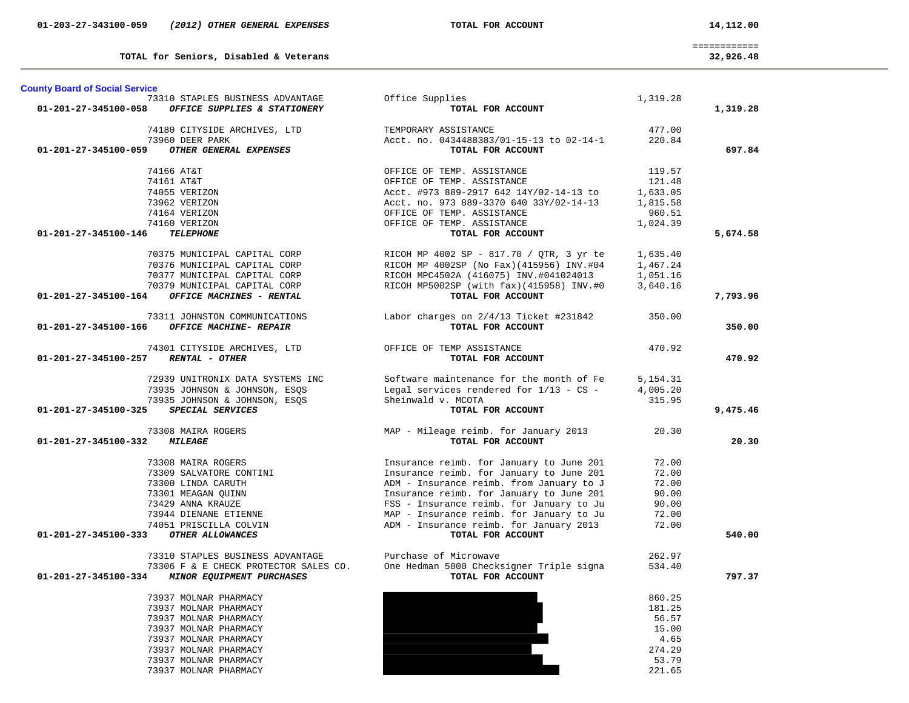| | | | | |
|---|---|---|---|---|
| 01-203-27-343100-059 *(2012) OTHER GENERAL EXPENSES* | | **TOTAL FOR ACCOUNT** | | 14,112.00 |
| | | | | ============ |
| **TOTAL for Seniors, Disabled & Veterans** | | | | 32,926.48 |

**County Board of Social Service**

| Account | Vendor | Description | Amount | Total |
|---|---|---|---|---|
| | 73310 STAPLES BUSINESS ADVANTAGE | Office Supplies | 1,319.28 | |
| 01-201-27-345100-058 *OFFICE SUPPLIES & STATIONERY* | | **TOTAL FOR ACCOUNT** | | **1,319.28** |
| | 74180 CITYSIDE ARCHIVES, LTD | TEMPORARY ASSISTANCE | 477.00 | |
| | 73960 DEER PARK | Acct. no. 0434488383/01-15-13 to 02-14-1 | 220.84 | |
| 01-201-27-345100-059 *OTHER GENERAL EXPENSES* | | **TOTAL FOR ACCOUNT** | | **697.84** |
| | 74166 AT&T | OFFICE OF TEMP. ASSISTANCE | 119.57 | |
| | 74161 AT&T | OFFICE OF TEMP. ASSISTANCE | 121.48 | |
| | 74055 VERIZON | Acct. #973 889-2917 642 14Y/02-14-13 to | 1,633.05 | |
| | 73962 VERIZON | Acct. no. 973 889-3370 640 33Y/02-14-13 | 1,815.58 | |
| | 74164 VERIZON | OFFICE OF TEMP. ASSISTANCE | 960.51 | |
| | 74160 VERIZON | OFFICE OF TEMP. ASSISTANCE | 1,024.39 | |
| 01-201-27-345100-146 *TELEPHONE* | | **TOTAL FOR ACCOUNT** | | **5,674.58** |
| | 70375 MUNICIPAL CAPITAL CORP | RICOH MP 4002 SP - 817.70 / QTR, 3 yr te | 1,635.40 | |
| | 70376 MUNICIPAL CAPITAL CORP | RICOH MP 4002SP (No Fax)(415956) INV.#04 | 1,467.24 | |
| | 70377 MUNICIPAL CAPITAL CORP | RICOH MPC4502A (416075) INV.#041024013 | 1,051.16 | |
| | 70379 MUNICIPAL CAPITAL CORP | RICOH MP5002SP (with fax)(415958) INV.#0 | 3,640.16 | |
| 01-201-27-345100-164 *OFFICE MACHINES - RENTAL* | | **TOTAL FOR ACCOUNT** | | **7,793.96** |
| | 73311 JOHNSTON COMMUNICATIONS | Labor charges on 2/4/13 Ticket #231842 | 350.00 | |
| 01-201-27-345100-166 *OFFICE MACHINE- REPAIR* | | **TOTAL FOR ACCOUNT** | | **350.00** |
| | 74301 CITYSIDE ARCHIVES, LTD | OFFICE OF TEMP ASSISTANCE | 470.92 | |
| 01-201-27-345100-257 *RENTAL - OTHER* | | **TOTAL FOR ACCOUNT** | | **470.92** |
| | 72939 UNITRONIX DATA SYSTEMS INC | Software maintenance for the month of Fe | 5,154.31 | |
| | 73935 JOHNSON & JOHNSON, ESQS | Legal services rendered for 1/13 - CS - | 4,005.20 | |
| | 73935 JOHNSON & JOHNSON, ESQS | Sheinwald v. MCOTA | 315.95 | |
| 01-201-27-345100-325 *SPECIAL SERVICES* | | **TOTAL FOR ACCOUNT** | | **9,475.46** |
| | 73308 MAIRA ROGERS | MAP - Mileage reimb. for January 2013 | 20.30 | |
| 01-201-27-345100-332 *MILEAGE* | | **TOTAL FOR ACCOUNT** | | **20.30** |
| | 73308 MAIRA ROGERS | Insurance reimb. for January to June 201 | 72.00 | |
| | 73309 SALVATORE CONTINI | Insurance reimb. for January to June 201 | 72.00 | |
| | 73300 LINDA CARUTH | ADM - Insurance reimb. from January to J | 72.00 | |
| | 73301 MEAGAN QUINN | Insurance reimb. for January to June 201 | 90.00 | |
| | 73429 ANNA KRAUZE | FSS - Insurance reimb. for January to Ju | 90.00 | |
| | 73944 DIENANE ETIENNE | MAP - Insurance reimb. for January to Ju | 72.00 | |
| | 74051 PRISCILLA COLVIN | ADM - Insurance reimb. for January 2013 | 72.00 | |
| 01-201-27-345100-333 *OTHER ALLOWANCES* | | **TOTAL FOR ACCOUNT** | | **540.00** |
| | 73310 STAPLES BUSINESS ADVANTAGE | Purchase of Microwave | 262.97 | |
| | 73306 F & E CHECK PROTECTOR SALES CO. | One Hedman 5000 Checksigner Triple signa | 534.40 | |
| 01-201-27-345100-334 *MINOR EQUIPMENT PURCHASES* | | **TOTAL FOR ACCOUNT** | | **797.37** |
| | 73937 MOLNAR PHARMACY | | 860.25 | |
| | 73937 MOLNAR PHARMACY | | 181.25 | |
| | 73937 MOLNAR PHARMACY | | 56.57 | |
| | 73937 MOLNAR PHARMACY | | 15.00 | |
| | 73937 MOLNAR PHARMACY | | 4.65 | |
| | 73937 MOLNAR PHARMACY | | 274.29 | |
| | 73937 MOLNAR PHARMACY | | 53.79 | |
| | 73937 MOLNAR PHARMACY | | 221.65 | |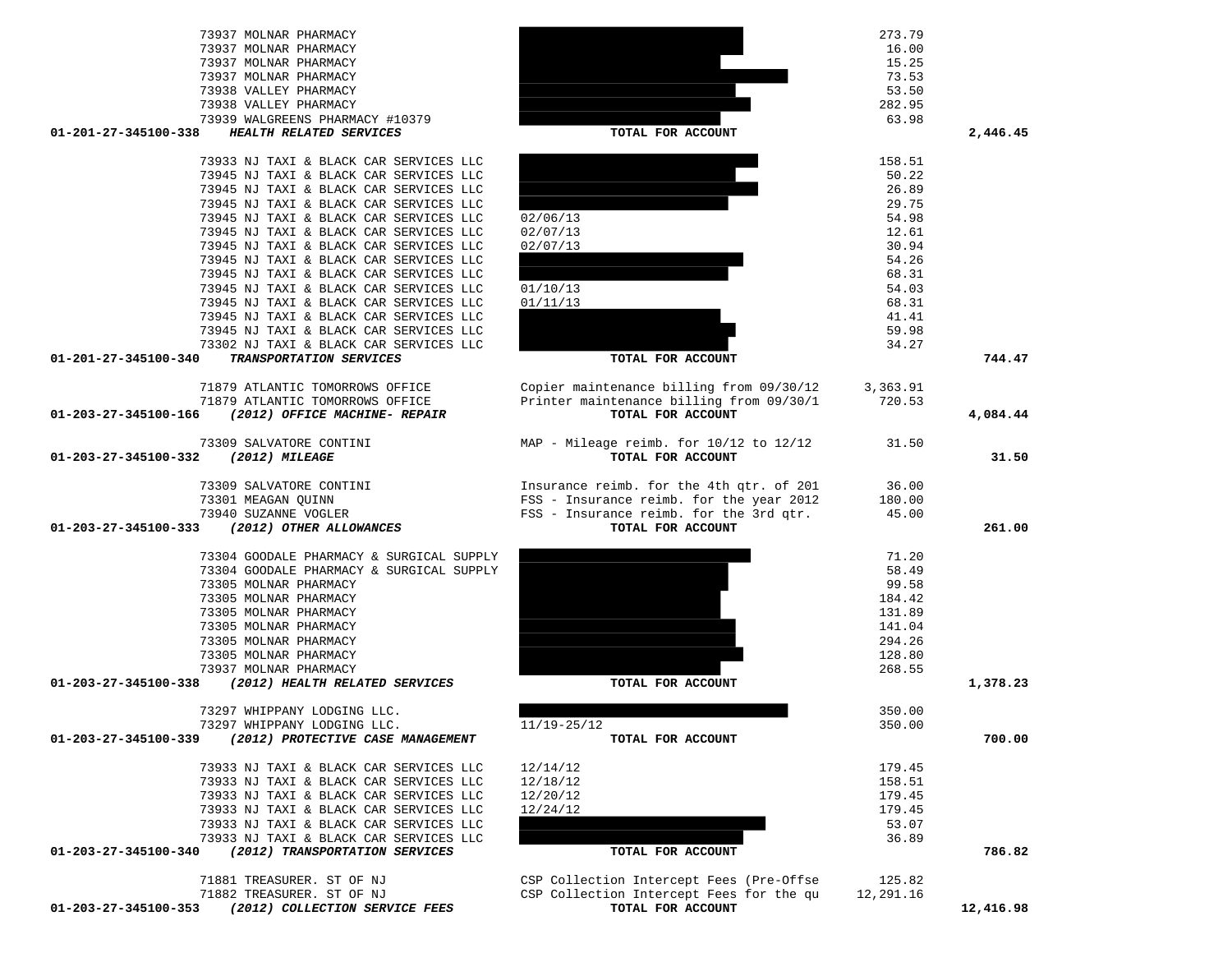| Account | Vendor | Description | Amount | Total |
|---|---|---|---|---|
| | 73937 MOLNAR PHARMACY | | 273.79 | |
| | 73937 MOLNAR PHARMACY | | 16.00 | |
| | 73937 MOLNAR PHARMACY | | 15.25 | |
| | 73937 MOLNAR PHARMACY | | 73.53 | |
| | 73938 VALLEY PHARMACY | | 53.50 | |
| | 73938 VALLEY PHARMACY | | 282.95 | |
| | 73939 WALGREENS PHARMACY #10379 | | 63.98 | |
| **01-201-27-345100-338** | ***HEALTH RELATED SERVICES*** | **TOTAL FOR ACCOUNT** | | **2,446.45** |
| | 73933 NJ TAXI & BLACK CAR SERVICES LLC | | 158.51 | |
| | 73945 NJ TAXI & BLACK CAR SERVICES LLC | | 50.22 | |
| | 73945 NJ TAXI & BLACK CAR SERVICES LLC | | 26.89 | |
| | 73945 NJ TAXI & BLACK CAR SERVICES LLC | | 29.75 | |
| | 73945 NJ TAXI & BLACK CAR SERVICES LLC | 02/06/13 | 54.98 | |
| | 73945 NJ TAXI & BLACK CAR SERVICES LLC | 02/07/13 | 12.61 | |
| | 73945 NJ TAXI & BLACK CAR SERVICES LLC | 02/07/13 | 30.94 | |
| | 73945 NJ TAXI & BLACK CAR SERVICES LLC | | 54.26 | |
| | 73945 NJ TAXI & BLACK CAR SERVICES LLC | | 68.31 | |
| | 73945 NJ TAXI & BLACK CAR SERVICES LLC | 01/10/13 | 54.03 | |
| | 73945 NJ TAXI & BLACK CAR SERVICES LLC | 01/11/13 | 68.31 | |
| | 73945 NJ TAXI & BLACK CAR SERVICES LLC | | 41.41 | |
| | 73945 NJ TAXI & BLACK CAR SERVICES LLC | | 59.98 | |
| | 73302 NJ TAXI & BLACK CAR SERVICES LLC | | 34.27 | |
| **01-201-27-345100-340** | ***TRANSPORTATION SERVICES*** | **TOTAL FOR ACCOUNT** | | **744.47** |
| | 71879 ATLANTIC TOMORROWS OFFICE | Copier maintenance billing from 09/30/12 | 3,363.91 | |
| | 71879 ATLANTIC TOMORROWS OFFICE | Printer maintenance billing from 09/30/1 | 720.53 | |
| **01-203-27-345100-166** | ***(2012) OFFICE MACHINE- REPAIR*** | **TOTAL FOR ACCOUNT** | | **4,084.44** |
| | 73309 SALVATORE CONTINI | MAP - Mileage reimb. for 10/12 to 12/12 | 31.50 | |
| **01-203-27-345100-332** | ***(2012) MILEAGE*** | **TOTAL FOR ACCOUNT** | | **31.50** |
| | 73309 SALVATORE CONTINI | Insurance reimb. for the 4th qtr. of 201 | 36.00 | |
| | 73301 MEAGAN QUINN | FSS - Insurance reimb. for the year 2012 | 180.00 | |
| | 73940 SUZANNE VOGLER | FSS - Insurance reimb. for the 3rd qtr. | 45.00 | |
| **01-203-27-345100-333** | ***(2012) OTHER ALLOWANCES*** | **TOTAL FOR ACCOUNT** | | **261.00** |
| | 73304 GOODALE PHARMACY & SURGICAL SUPPLY | | 71.20 | |
| | 73304 GOODALE PHARMACY & SURGICAL SUPPLY | | 58.49 | |
| | 73305 MOLNAR PHARMACY | | 99.58 | |
| | 73305 MOLNAR PHARMACY | | 184.42 | |
| | 73305 MOLNAR PHARMACY | | 131.89 | |
| | 73305 MOLNAR PHARMACY | | 141.04 | |
| | 73305 MOLNAR PHARMACY | | 294.26 | |
| | 73305 MOLNAR PHARMACY | | 128.80 | |
| | 73937 MOLNAR PHARMACY | | 268.55 | |
| **01-203-27-345100-338** | ***(2012) HEALTH RELATED SERVICES*** | **TOTAL FOR ACCOUNT** | | **1,378.23** |
| | 73297 WHIPPANY LODGING LLC. | | 350.00 | |
| | 73297 WHIPPANY LODGING LLC. | 11/19-25/12 | 350.00 | |
| **01-203-27-345100-339** | ***(2012) PROTECTIVE CASE MANAGEMENT*** | **TOTAL FOR ACCOUNT** | | **700.00** |
| | 73933 NJ TAXI & BLACK CAR SERVICES LLC | 12/14/12 | 179.45 | |
| | 73933 NJ TAXI & BLACK CAR SERVICES LLC | 12/18/12 | 158.51 | |
| | 73933 NJ TAXI & BLACK CAR SERVICES LLC | 12/20/12 | 179.45 | |
| | 73933 NJ TAXI & BLACK CAR SERVICES LLC | 12/24/12 | 179.45 | |
| | 73933 NJ TAXI & BLACK CAR SERVICES LLC | | 53.07 | |
| | 73933 NJ TAXI & BLACK CAR SERVICES LLC | | 36.89 | |
| **01-203-27-345100-340** | ***(2012) TRANSPORTATION SERVICES*** | **TOTAL FOR ACCOUNT** | | **786.82** |
| | 71881 TREASURER. ST OF NJ | CSP Collection Intercept Fees (Pre-Offse | 125.82 | |
| | 71882 TREASURER. ST OF NJ | CSP Collection Intercept Fees for the qu | 12,291.16 | |
| **01-203-27-345100-353** | ***(2012) COLLECTION SERVICE FEES*** | **TOTAL FOR ACCOUNT** | | **12,416.98** |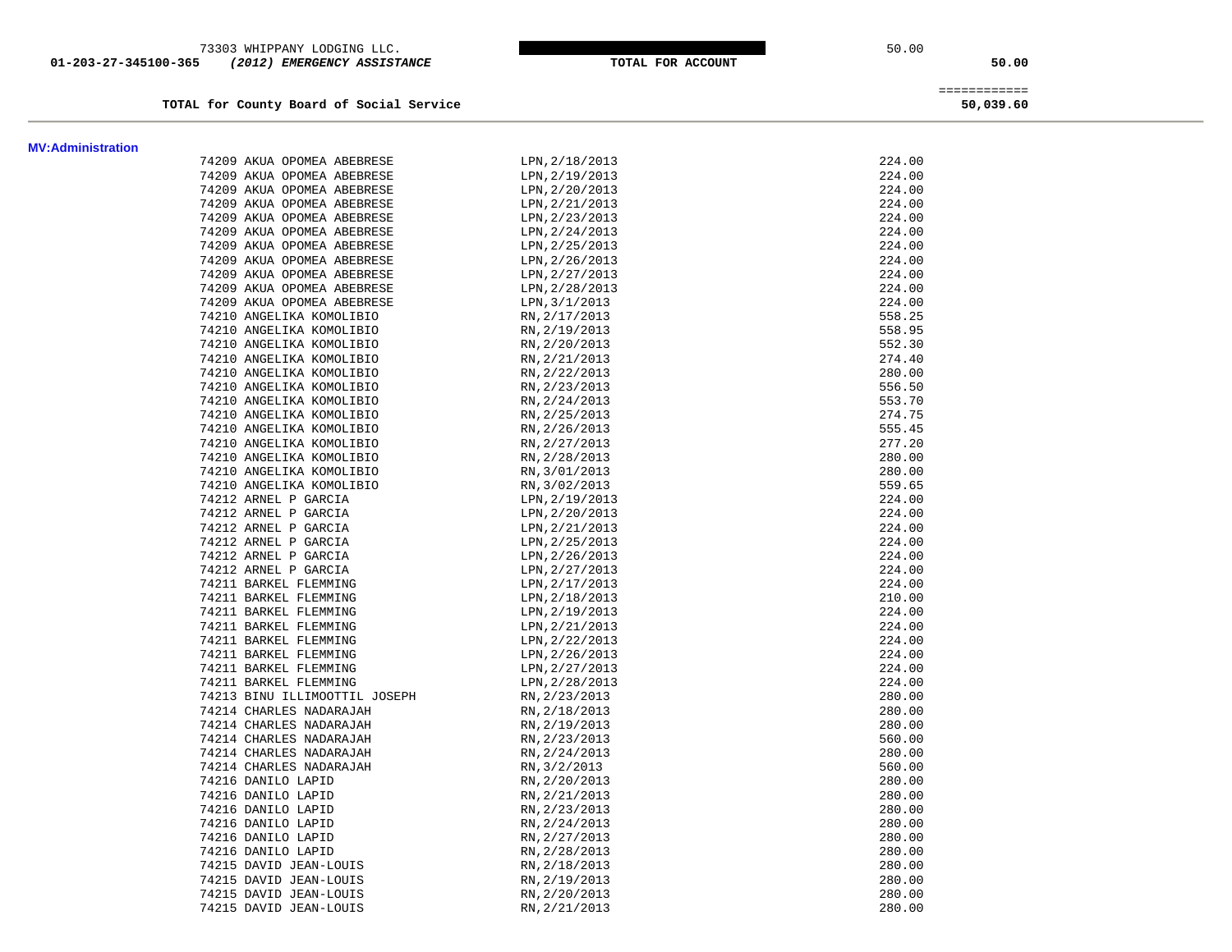| | | | | |
|---|---|---|---|---|
| | 73303 WHIPPANY LODGING LLC. | | 50.00 | |
| 01-203-27-345100-365 | ***(2012) EMERGENCY ASSISTANCE*** | **TOTAL FOR ACCOUNT** | | **50.00** |
| | | | | ============ |
| | **TOTAL for County Board of Social Service** | | | **50,039.60** |

**MV:Administration**

| Vendor | Description | Amount |
|---|---|---|
| 74209 AKUA OPOMEA ABEBRESE | LPN,2/18/2013 | 224.00 |
| 74209 AKUA OPOMEA ABEBRESE | LPN,2/19/2013 | 224.00 |
| 74209 AKUA OPOMEA ABEBRESE | LPN,2/20/2013 | 224.00 |
| 74209 AKUA OPOMEA ABEBRESE | LPN,2/21/2013 | 224.00 |
| 74209 AKUA OPOMEA ABEBRESE | LPN,2/23/2013 | 224.00 |
| 74209 AKUA OPOMEA ABEBRESE | LPN,2/24/2013 | 224.00 |
| 74209 AKUA OPOMEA ABEBRESE | LPN,2/25/2013 | 224.00 |
| 74209 AKUA OPOMEA ABEBRESE | LPN,2/26/2013 | 224.00 |
| 74209 AKUA OPOMEA ABEBRESE | LPN,2/27/2013 | 224.00 |
| 74209 AKUA OPOMEA ABEBRESE | LPN,2/28/2013 | 224.00 |
| 74209 AKUA OPOMEA ABEBRESE | LPN,3/1/2013 | 224.00 |
| 74210 ANGELIKA KOMOLIBIO | RN,2/17/2013 | 558.25 |
| 74210 ANGELIKA KOMOLIBIO | RN,2/19/2013 | 558.95 |
| 74210 ANGELIKA KOMOLIBIO | RN,2/20/2013 | 552.30 |
| 74210 ANGELIKA KOMOLIBIO | RN,2/21/2013 | 274.40 |
| 74210 ANGELIKA KOMOLIBIO | RN,2/22/2013 | 280.00 |
| 74210 ANGELIKA KOMOLIBIO | RN,2/23/2013 | 556.50 |
| 74210 ANGELIKA KOMOLIBIO | RN,2/24/2013 | 553.70 |
| 74210 ANGELIKA KOMOLIBIO | RN,2/25/2013 | 274.75 |
| 74210 ANGELIKA KOMOLIBIO | RN,2/26/2013 | 555.45 |
| 74210 ANGELIKA KOMOLIBIO | RN,2/27/2013 | 277.20 |
| 74210 ANGELIKA KOMOLIBIO | RN,2/28/2013 | 280.00 |
| 74210 ANGELIKA KOMOLIBIO | RN,3/01/2013 | 280.00 |
| 74210 ANGELIKA KOMOLIBIO | RN,3/02/2013 | 559.65 |
| 74212 ARNEL P GARCIA | LPN,2/19/2013 | 224.00 |
| 74212 ARNEL P GARCIA | LPN,2/20/2013 | 224.00 |
| 74212 ARNEL P GARCIA | LPN,2/21/2013 | 224.00 |
| 74212 ARNEL P GARCIA | LPN,2/25/2013 | 224.00 |
| 74212 ARNEL P GARCIA | LPN,2/26/2013 | 224.00 |
| 74212 ARNEL P GARCIA | LPN,2/27/2013 | 224.00 |
| 74211 BARKEL FLEMMING | LPN,2/17/2013 | 224.00 |
| 74211 BARKEL FLEMMING | LPN,2/18/2013 | 210.00 |
| 74211 BARKEL FLEMMING | LPN,2/19/2013 | 224.00 |
| 74211 BARKEL FLEMMING | LPN,2/21/2013 | 224.00 |
| 74211 BARKEL FLEMMING | LPN,2/22/2013 | 224.00 |
| 74211 BARKEL FLEMMING | LPN,2/26/2013 | 224.00 |
| 74211 BARKEL FLEMMING | LPN,2/27/2013 | 224.00 |
| 74211 BARKEL FLEMMING | LPN,2/28/2013 | 224.00 |
| 74213 BINU ILLIMOOTTIL JOSEPH | RN,2/23/2013 | 280.00 |
| 74214 CHARLES NADARAJAH | RN,2/18/2013 | 280.00 |
| 74214 CHARLES NADARAJAH | RN,2/19/2013 | 280.00 |
| 74214 CHARLES NADARAJAH | RN,2/23/2013 | 560.00 |
| 74214 CHARLES NADARAJAH | RN,2/24/2013 | 280.00 |
| 74214 CHARLES NADARAJAH | RN,3/2/2013 | 560.00 |
| 74216 DANILO LAPID | RN,2/20/2013 | 280.00 |
| 74216 DANILO LAPID | RN,2/21/2013 | 280.00 |
| 74216 DANILO LAPID | RN,2/23/2013 | 280.00 |
| 74216 DANILO LAPID | RN,2/24/2013 | 280.00 |
| 74216 DANILO LAPID | RN,2/27/2013 | 280.00 |
| 74216 DANILO LAPID | RN,2/28/2013 | 280.00 |
| 74215 DAVID JEAN-LOUIS | RN,2/18/2013 | 280.00 |
| 74215 DAVID JEAN-LOUIS | RN,2/19/2013 | 280.00 |
| 74215 DAVID JEAN-LOUIS | RN,2/20/2013 | 280.00 |
| 74215 DAVID JEAN-LOUIS | RN,2/21/2013 | 280.00 |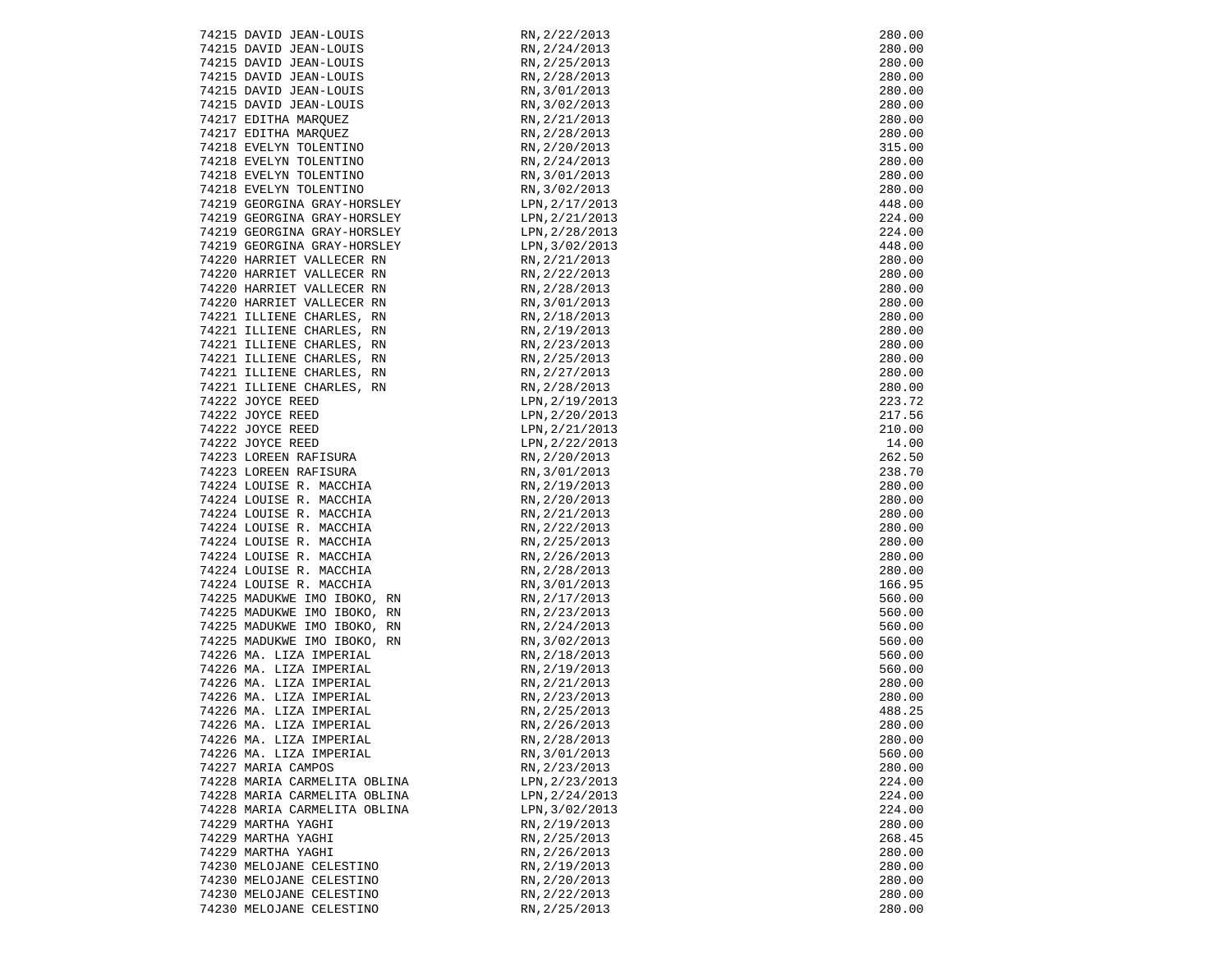| | | |
|---|---|---|
| 74215 DAVID JEAN-LOUIS | RN,2/22/2013 | 280.00 |
| 74215 DAVID JEAN-LOUIS | RN,2/24/2013 | 280.00 |
| 74215 DAVID JEAN-LOUIS | RN,2/25/2013 | 280.00 |
| 74215 DAVID JEAN-LOUIS | RN,2/28/2013 | 280.00 |
| 74215 DAVID JEAN-LOUIS | RN,3/01/2013 | 280.00 |
| 74215 DAVID JEAN-LOUIS | RN,3/02/2013 | 280.00 |
| 74217 EDITHA MARQUEZ | RN,2/21/2013 | 280.00 |
| 74217 EDITHA MARQUEZ | RN,2/28/2013 | 280.00 |
| 74218 EVELYN TOLENTINO | RN,2/20/2013 | 315.00 |
| 74218 EVELYN TOLENTINO | RN,2/24/2013 | 280.00 |
| 74218 EVELYN TOLENTINO | RN,3/01/2013 | 280.00 |
| 74218 EVELYN TOLENTINO | RN,3/02/2013 | 280.00 |
| 74219 GEORGINA GRAY-HORSLEY | LPN,2/17/2013 | 448.00 |
| 74219 GEORGINA GRAY-HORSLEY | LPN,2/21/2013 | 224.00 |
| 74219 GEORGINA GRAY-HORSLEY | LPN,2/28/2013 | 224.00 |
| 74219 GEORGINA GRAY-HORSLEY | LPN,3/02/2013 | 448.00 |
| 74220 HARRIET VALLECER RN | RN,2/21/2013 | 280.00 |
| 74220 HARRIET VALLECER RN | RN,2/22/2013 | 280.00 |
| 74220 HARRIET VALLECER RN | RN,2/28/2013 | 280.00 |
| 74220 HARRIET VALLECER RN | RN,3/01/2013 | 280.00 |
| 74221 ILLIENE CHARLES, RN | RN,2/18/2013 | 280.00 |
| 74221 ILLIENE CHARLES, RN | RN,2/19/2013 | 280.00 |
| 74221 ILLIENE CHARLES, RN | RN,2/23/2013 | 280.00 |
| 74221 ILLIENE CHARLES, RN | RN,2/25/2013 | 280.00 |
| 74221 ILLIENE CHARLES, RN | RN,2/27/2013 | 280.00 |
| 74221 ILLIENE CHARLES, RN | RN,2/28/2013 | 280.00 |
| 74222 JOYCE REED | LPN,2/19/2013 | 223.72 |
| 74222 JOYCE REED | LPN,2/20/2013 | 217.56 |
| 74222 JOYCE REED | LPN,2/21/2013 | 210.00 |
| 74222 JOYCE REED | LPN,2/22/2013 | 14.00 |
| 74223 LOREEN RAFISURA | RN,2/20/2013 | 262.50 |
| 74223 LOREEN RAFISURA | RN,3/01/2013 | 238.70 |
| 74224 LOUISE R. MACCHIA | RN,2/19/2013 | 280.00 |
| 74224 LOUISE R. MACCHIA | RN,2/20/2013 | 280.00 |
| 74224 LOUISE R. MACCHIA | RN,2/21/2013 | 280.00 |
| 74224 LOUISE R. MACCHIA | RN,2/22/2013 | 280.00 |
| 74224 LOUISE R. MACCHIA | RN,2/25/2013 | 280.00 |
| 74224 LOUISE R. MACCHIA | RN,2/26/2013 | 280.00 |
| 74224 LOUISE R. MACCHIA | RN,2/28/2013 | 280.00 |
| 74224 LOUISE R. MACCHIA | RN,3/01/2013 | 166.95 |
| 74225 MADUKWE IMO IBOKO, RN | RN,2/17/2013 | 560.00 |
| 74225 MADUKWE IMO IBOKO, RN | RN,2/23/2013 | 560.00 |
| 74225 MADUKWE IMO IBOKO, RN | RN,2/24/2013 | 560.00 |
| 74225 MADUKWE IMO IBOKO, RN | RN,3/02/2013 | 560.00 |
| 74226 MA. LIZA IMPERIAL | RN,2/18/2013 | 560.00 |
| 74226 MA. LIZA IMPERIAL | RN,2/19/2013 | 560.00 |
| 74226 MA. LIZA IMPERIAL | RN,2/21/2013 | 280.00 |
| 74226 MA. LIZA IMPERIAL | RN,2/23/2013 | 280.00 |
| 74226 MA. LIZA IMPERIAL | RN,2/25/2013 | 488.25 |
| 74226 MA. LIZA IMPERIAL | RN,2/26/2013 | 280.00 |
| 74226 MA. LIZA IMPERIAL | RN,2/28/2013 | 280.00 |
| 74226 MA. LIZA IMPERIAL | RN,3/01/2013 | 560.00 |
| 74227 MARIA CAMPOS | RN,2/23/2013 | 280.00 |
| 74228 MARIA CARMELITA OBLINA | LPN,2/23/2013 | 224.00 |
| 74228 MARIA CARMELITA OBLINA | LPN,2/24/2013 | 224.00 |
| 74228 MARIA CARMELITA OBLINA | LPN,3/02/2013 | 224.00 |
| 74229 MARTHA YAGHI | RN,2/19/2013 | 280.00 |
| 74229 MARTHA YAGHI | RN,2/25/2013 | 268.45 |
| 74229 MARTHA YAGHI | RN,2/26/2013 | 280.00 |
| 74230 MELOJANE CELESTINO | RN,2/19/2013 | 280.00 |
| 74230 MELOJANE CELESTINO | RN,2/20/2013 | 280.00 |
| 74230 MELOJANE CELESTINO | RN,2/22/2013 | 280.00 |
| 74230 MELOJANE CELESTINO | RN,2/25/2013 | 280.00 |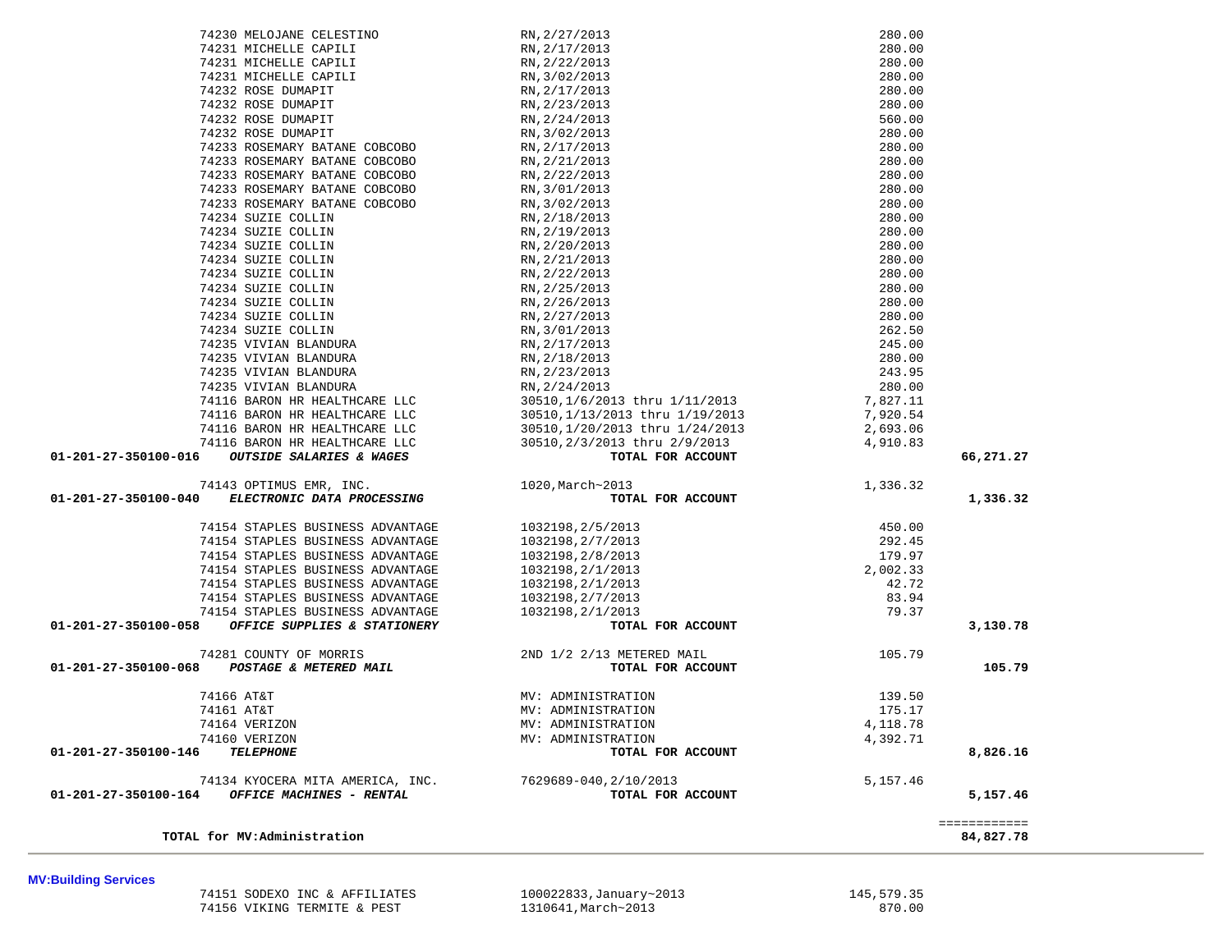| Account | Vendor | Description | Amount | Total |
|---|---|---|---|---|
| | 74230 MELOJANE CELESTINO | RN,2/27/2013 | 280.00 | |
| | 74231 MICHELLE CAPILI | RN,2/17/2013 | 280.00 | |
| | 74231 MICHELLE CAPILI | RN,2/22/2013 | 280.00 | |
| | 74231 MICHELLE CAPILI | RN,3/02/2013 | 280.00 | |
| | 74232 ROSE DUMAPIT | RN,2/17/2013 | 280.00 | |
| | 74232 ROSE DUMAPIT | RN,2/23/2013 | 280.00 | |
| | 74232 ROSE DUMAPIT | RN,2/24/2013 | 560.00 | |
| | 74232 ROSE DUMAPIT | RN,3/02/2013 | 280.00 | |
| | 74233 ROSEMARY BATANE COBCOBO | RN,2/17/2013 | 280.00 | |
| | 74233 ROSEMARY BATANE COBCOBO | RN,2/21/2013 | 280.00 | |
| | 74233 ROSEMARY BATANE COBCOBO | RN,2/22/2013 | 280.00 | |
| | 74233 ROSEMARY BATANE COBCOBO | RN,3/01/2013 | 280.00 | |
| | 74233 ROSEMARY BATANE COBCOBO | RN,3/02/2013 | 280.00 | |
| | 74234 SUZIE COLLIN | RN,2/18/2013 | 280.00 | |
| | 74234 SUZIE COLLIN | RN,2/19/2013 | 280.00 | |
| | 74234 SUZIE COLLIN | RN,2/20/2013 | 280.00 | |
| | 74234 SUZIE COLLIN | RN,2/21/2013 | 280.00 | |
| | 74234 SUZIE COLLIN | RN,2/22/2013 | 280.00 | |
| | 74234 SUZIE COLLIN | RN,2/25/2013 | 280.00 | |
| | 74234 SUZIE COLLIN | RN,2/26/2013 | 280.00 | |
| | 74234 SUZIE COLLIN | RN,2/27/2013 | 280.00 | |
| | 74234 SUZIE COLLIN | RN,3/01/2013 | 262.50 | |
| | 74235 VIVIAN BLANDURA | RN,2/17/2013 | 245.00 | |
| | 74235 VIVIAN BLANDURA | RN,2/18/2013 | 280.00 | |
| | 74235 VIVIAN BLANDURA | RN,2/23/2013 | 243.95 | |
| | 74235 VIVIAN BLANDURA | RN,2/24/2013 | 280.00 | |
| | 74116 BARON HR HEALTHCARE LLC | 30510,1/6/2013 thru 1/11/2013 | 7,827.11 | |
| | 74116 BARON HR HEALTHCARE LLC | 30510,1/13/2013 thru 1/19/2013 | 7,920.54 | |
| | 74116 BARON HR HEALTHCARE LLC | 30510,1/20/2013 thru 1/24/2013 | 2,693.06 | |
| | 74116 BARON HR HEALTHCARE LLC | 30510,2/3/2013 thru 2/9/2013 | 4,910.83 | |
| **01-201-27-350100-016** | ***OUTSIDE SALARIES & WAGES*** | **TOTAL FOR ACCOUNT** | | **66,271.27** |
| | 74143 OPTIMUS EMR, INC. | 1020,March~2013 | 1,336.32 | |
| **01-201-27-350100-040** | ***ELECTRONIC DATA PROCESSING*** | **TOTAL FOR ACCOUNT** | | **1,336.32** |
| | 74154 STAPLES BUSINESS ADVANTAGE | 1032198,2/5/2013 | 450.00 | |
| | 74154 STAPLES BUSINESS ADVANTAGE | 1032198,2/7/2013 | 292.45 | |
| | 74154 STAPLES BUSINESS ADVANTAGE | 1032198,2/8/2013 | 179.97 | |
| | 74154 STAPLES BUSINESS ADVANTAGE | 1032198,2/1/2013 | 2,002.33 | |
| | 74154 STAPLES BUSINESS ADVANTAGE | 1032198,2/1/2013 | 42.72 | |
| | 74154 STAPLES BUSINESS ADVANTAGE | 1032198,2/7/2013 | 83.94 | |
| | 74154 STAPLES BUSINESS ADVANTAGE | 1032198,2/1/2013 | 79.37 | |
| **01-201-27-350100-058** | ***OFFICE SUPPLIES & STATIONERY*** | **TOTAL FOR ACCOUNT** | | **3,130.78** |
| | 74281 COUNTY OF MORRIS | 2ND 1/2 2/13 METERED MAIL | 105.79 | |
| **01-201-27-350100-068** | ***POSTAGE & METERED MAIL*** | **TOTAL FOR ACCOUNT** | | **105.79** |
| | 74166 AT&T | MV: ADMINISTRATION | 139.50 | |
| | 74161 AT&T | MV: ADMINISTRATION | 175.17 | |
| | 74164 VERIZON | MV: ADMINISTRATION | 4,118.78 | |
| | 74160 VERIZON | MV: ADMINISTRATION | 4,392.71 | |
| **01-201-27-350100-146** | ***TELEPHONE*** | **TOTAL FOR ACCOUNT** | | **8,826.16** |
| | 74134 KYOCERA MITA AMERICA, INC. | 7629689-040,2/10/2013 | 5,157.46 | |
| **01-201-27-350100-164** | ***OFFICE MACHINES - RENTAL*** | **TOTAL FOR ACCOUNT** | | **5,157.46** |
| | **TOTAL for MV:Administration** | | | **84,827.78** |

**MV:Building Services**

| Vendor | Description | Amount |
|---|---|---|
| 74151 SODEXO INC & AFFILIATES | 100022833,January~2013 | 145,579.35 |
| 74156 VIKING TERMITE & PEST | 1310641,March~2013 | 870.00 |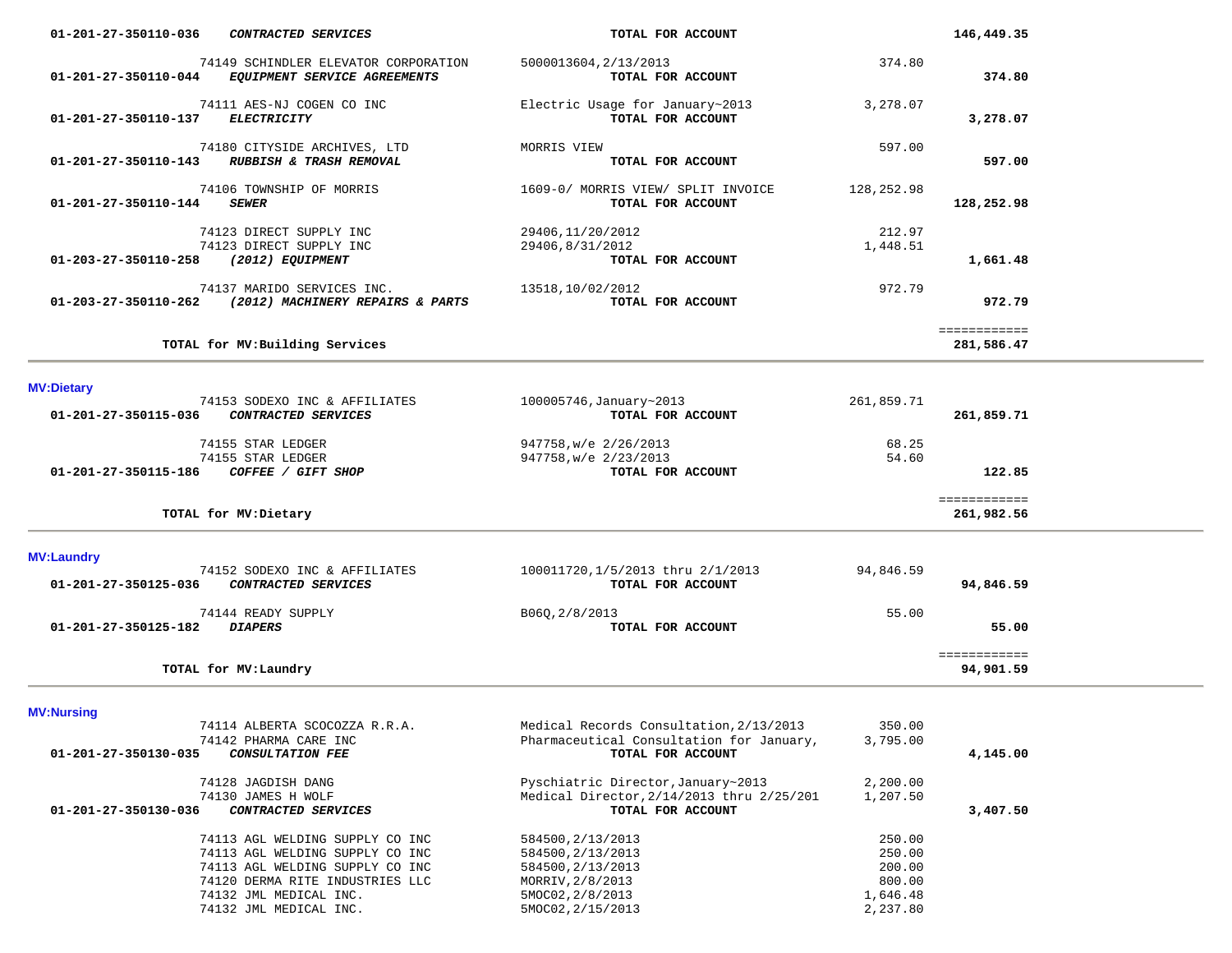| Account | Description / Vendor | Reference | Amount | Total |
|---|---|---|---|---|
| 01-201-27-350110-036 | ***CONTRACTED SERVICES*** | **TOTAL FOR ACCOUNT** | | **146,449.35** |
| | 74149 SCHINDLER ELEVATOR CORPORATION | 5000013604,2/13/2013 | 374.80 | |
| 01-201-27-350110-044 | ***EQUIPMENT SERVICE AGREEMENTS*** | **TOTAL FOR ACCOUNT** | | **374.80** |
| | 74111 AES-NJ COGEN CO INC | Electric Usage for January~2013 | 3,278.07 | |
| 01-201-27-350110-137 | ***ELECTRICITY*** | **TOTAL FOR ACCOUNT** | | **3,278.07** |
| | 74180 CITYSIDE ARCHIVES, LTD | MORRIS VIEW | 597.00 | |
| 01-201-27-350110-143 | ***RUBBISH & TRASH REMOVAL*** | **TOTAL FOR ACCOUNT** | | **597.00** |
| | 74106 TOWNSHIP OF MORRIS | 1609-0/ MORRIS VIEW/ SPLIT INVOICE | 128,252.98 | |
| 01-201-27-350110-144 | ***SEWER*** | **TOTAL FOR ACCOUNT** | | **128,252.98** |
| | 74123 DIRECT SUPPLY INC | 29406,11/20/2012 | 212.97 | |
| | 74123 DIRECT SUPPLY INC | 29406,8/31/2012 | 1,448.51 | |
| 01-203-27-350110-258 | ***(2012) EQUIPMENT*** | **TOTAL FOR ACCOUNT** | | **1,661.48** |
| | 74137 MARIDO SERVICES INC. | 13518,10/02/2012 | 972.79 | |
| 01-203-27-350110-262 | ***(2012) MACHINERY REPAIRS & PARTS*** | **TOTAL FOR ACCOUNT** | | **972.79** |
| | **TOTAL for MV:Building Services** | | | **281,586.47** |

**MV:Dietary**

| Account | Description / Vendor | Reference | Amount | Total |
|---|---|---|---|---|
| | 74153 SODEXO INC & AFFILIATES | 100005746,January~2013 | 261,859.71 | |
| 01-201-27-350115-036 | ***CONTRACTED SERVICES*** | **TOTAL FOR ACCOUNT** | | **261,859.71** |
| | 74155 STAR LEDGER | 947758,w/e 2/26/2013 | 68.25 | |
| | 74155 STAR LEDGER | 947758,w/e 2/23/2013 | 54.60 | |
| 01-201-27-350115-186 | ***COFFEE / GIFT SHOP*** | **TOTAL FOR ACCOUNT** | | **122.85** |
| | **TOTAL for MV:Dietary** | | | **261,982.56** |

**MV:Laundry**

| Account | Description / Vendor | Reference | Amount | Total |
|---|---|---|---|---|
| | 74152 SODEXO INC & AFFILIATES | 100011720,1/5/2013 thru 2/1/2013 | 94,846.59 | |
| 01-201-27-350125-036 | ***CONTRACTED SERVICES*** | **TOTAL FOR ACCOUNT** | | **94,846.59** |
| | 74144 READY SUPPLY | B06Q,2/8/2013 | 55.00 | |
| 01-201-27-350125-182 | ***DIAPERS*** | **TOTAL FOR ACCOUNT** | | **55.00** |
| | **TOTAL for MV:Laundry** | | | **94,901.59** |

**MV:Nursing**

| Account | Description / Vendor | Reference | Amount | Total |
|---|---|---|---|---|
| | 74114 ALBERTA SCOCOZZA R.R.A. | Medical Records Consultation,2/13/2013 | 350.00 | |
| | 74142 PHARMA CARE INC | Pharmaceutical Consultation for January, | 3,795.00 | |
| 01-201-27-350130-035 | ***CONSULTATION FEE*** | **TOTAL FOR ACCOUNT** | | **4,145.00** |
| | 74128 JAGDISH DANG | Pyschiatric Director,January~2013 | 2,200.00 | |
| | 74130 JAMES H WOLF | Medical Director,2/14/2013 thru 2/25/201 | 1,207.50 | |
| 01-201-27-350130-036 | ***CONTRACTED SERVICES*** | **TOTAL FOR ACCOUNT** | | **3,407.50** |
| | 74113 AGL WELDING SUPPLY CO INC | 584500,2/13/2013 | 250.00 | |
| | 74113 AGL WELDING SUPPLY CO INC | 584500,2/13/2013 | 250.00 | |
| | 74113 AGL WELDING SUPPLY CO INC | 584500,2/13/2013 | 200.00 | |
| | 74120 DERMA RITE INDUSTRIES LLC | MORRIV,2/8/2013 | 800.00 | |
| | 74132 JML MEDICAL INC. | 5MOC02,2/8/2013 | 1,646.48 | |
| | 74132 JML MEDICAL INC. | 5MOC02,2/15/2013 | 2,237.80 | |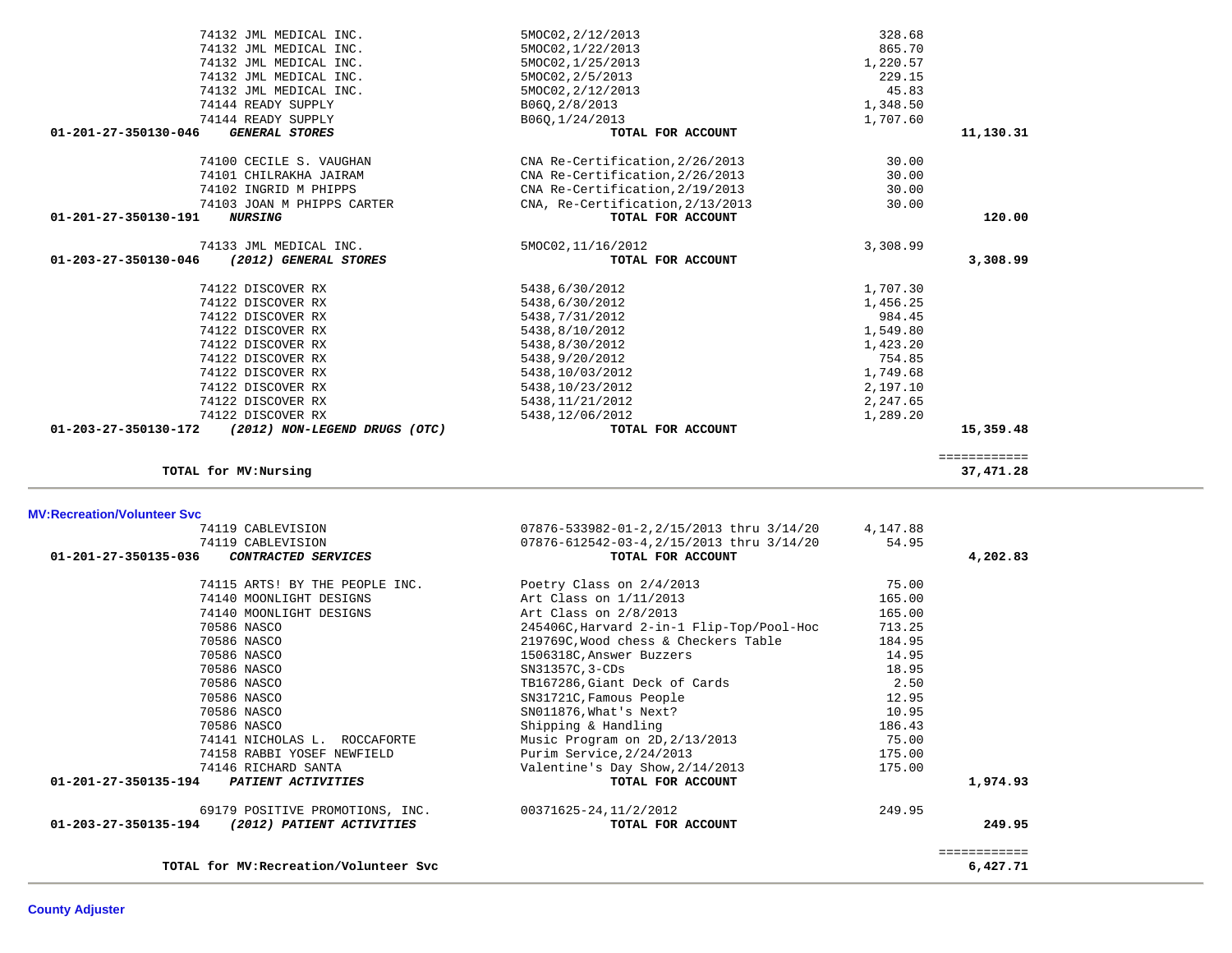| Account | Vendor | Description | Amount | Total |
|---|---|---|---|---|
| | 74132 JML MEDICAL INC. | 5MOC02,2/12/2013 | 328.68 | |
| | 74132 JML MEDICAL INC. | 5MOC02,1/22/2013 | 865.70 | |
| | 74132 JML MEDICAL INC. | 5MOC02,1/25/2013 | 1,220.57 | |
| | 74132 JML MEDICAL INC. | 5MOC02,2/5/2013 | 229.15 | |
| | 74132 JML MEDICAL INC. | 5MOC02,2/12/2013 | 45.83 | |
| | 74144 READY SUPPLY | B06Q,2/8/2013 | 1,348.50 | |
| | 74144 READY SUPPLY | B06Q,1/24/2013 | 1,707.60 | |
| **01-201-27-350130-046** | ***GENERAL STORES*** | **TOTAL FOR ACCOUNT** | | **11,130.31** |
| | 74100 CECILE S. VAUGHAN | CNA Re-Certification,2/26/2013 | 30.00 | |
| | 74101 CHILRAKHA JAIRAM | CNA Re-Certification,2/26/2013 | 30.00 | |
| | 74102 INGRID M PHIPPS | CNA Re-Certification,2/19/2013 | 30.00 | |
| | 74103 JOAN M PHIPPS CARTER | CNA, Re-Certification,2/13/2013 | 30.00 | |
| **01-201-27-350130-191** | ***NURSING*** | **TOTAL FOR ACCOUNT** | | **120.00** |
| | 74133 JML MEDICAL INC. | 5MOC02,11/16/2012 | 3,308.99 | |
| **01-203-27-350130-046** | ***(2012) GENERAL STORES*** | **TOTAL FOR ACCOUNT** | | **3,308.99** |
| | 74122 DISCOVER RX | 5438,6/30/2012 | 1,707.30 | |
| | 74122 DISCOVER RX | 5438,6/30/2012 | 1,456.25 | |
| | 74122 DISCOVER RX | 5438,7/31/2012 | 984.45 | |
| | 74122 DISCOVER RX | 5438,8/10/2012 | 1,549.80 | |
| | 74122 DISCOVER RX | 5438,8/30/2012 | 1,423.20 | |
| | 74122 DISCOVER RX | 5438,9/20/2012 | 754.85 | |
| | 74122 DISCOVER RX | 5438,10/03/2012 | 1,749.68 | |
| | 74122 DISCOVER RX | 5438,10/23/2012 | 2,197.10 | |
| | 74122 DISCOVER RX | 5438,11/21/2012 | 2,247.65 | |
| | 74122 DISCOVER RX | 5438,12/06/2012 | 1,289.20 | |
| **01-203-27-350130-172** | ***(2012) NON-LEGEND DRUGS (OTC)*** | **TOTAL FOR ACCOUNT** | | **15,359.48** |
| | **TOTAL for MV:Nursing** | | | **37,471.28** |

## MV:Recreation/Volunteer Svc

| Account | Vendor | Description | Amount | Total |
|---|---|---|---|---|
| | 74119 CABLEVISION | 07876-533982-01-2,2/15/2013 thru 3/14/20 | 4,147.88 | |
| | 74119 CABLEVISION | 07876-612542-03-4,2/15/2013 thru 3/14/20 | 54.95 | |
| **01-201-27-350135-036** | ***CONTRACTED SERVICES*** | **TOTAL FOR ACCOUNT** | | **4,202.83** |
| | 74115 ARTS! BY THE PEOPLE INC. | Poetry Class on 2/4/2013 | 75.00 | |
| | 74140 MOONLIGHT DESIGNS | Art Class on 1/11/2013 | 165.00 | |
| | 74140 MOONLIGHT DESIGNS | Art Class on 2/8/2013 | 165.00 | |
| | 70586 NASCO | 245406C,Harvard 2-in-1 Flip-Top/Pool-Hoc | 713.25 | |
| | 70586 NASCO | 219769C,Wood chess & Checkers Table | 184.95 | |
| | 70586 NASCO | 1506318C,Answer Buzzers | 14.95 | |
| | 70586 NASCO | SN31357C,3-CDs | 18.95 | |
| | 70586 NASCO | TB167286,Giant Deck of Cards | 2.50 | |
| | 70586 NASCO | SN31721C,Famous People | 12.95 | |
| | 70586 NASCO | SN011876,What's Next? | 10.95 | |
| | 70586 NASCO | Shipping & Handling | 186.43 | |
| | 74141 NICHOLAS L. ROCCAFORTE | Music Program on 2D,2/13/2013 | 75.00 | |
| | 74158 RABBI YOSEF NEWFIELD | Purim Service,2/24/2013 | 175.00 | |
| | 74146 RICHARD SANTA | Valentine's Day Show,2/14/2013 | 175.00 | |
| **01-201-27-350135-194** | ***PATIENT ACTIVITIES*** | **TOTAL FOR ACCOUNT** | | **1,974.93** |
| | 69179 POSITIVE PROMOTIONS, INC. | 00371625-24,11/2/2012 | 249.95 | |
| **01-203-27-350135-194** | ***(2012) PATIENT ACTIVITIES*** | **TOTAL FOR ACCOUNT** | | **249.95** |
| | **TOTAL for MV:Recreation/Volunteer Svc** | | | **6,427.71** |

## County Adjuster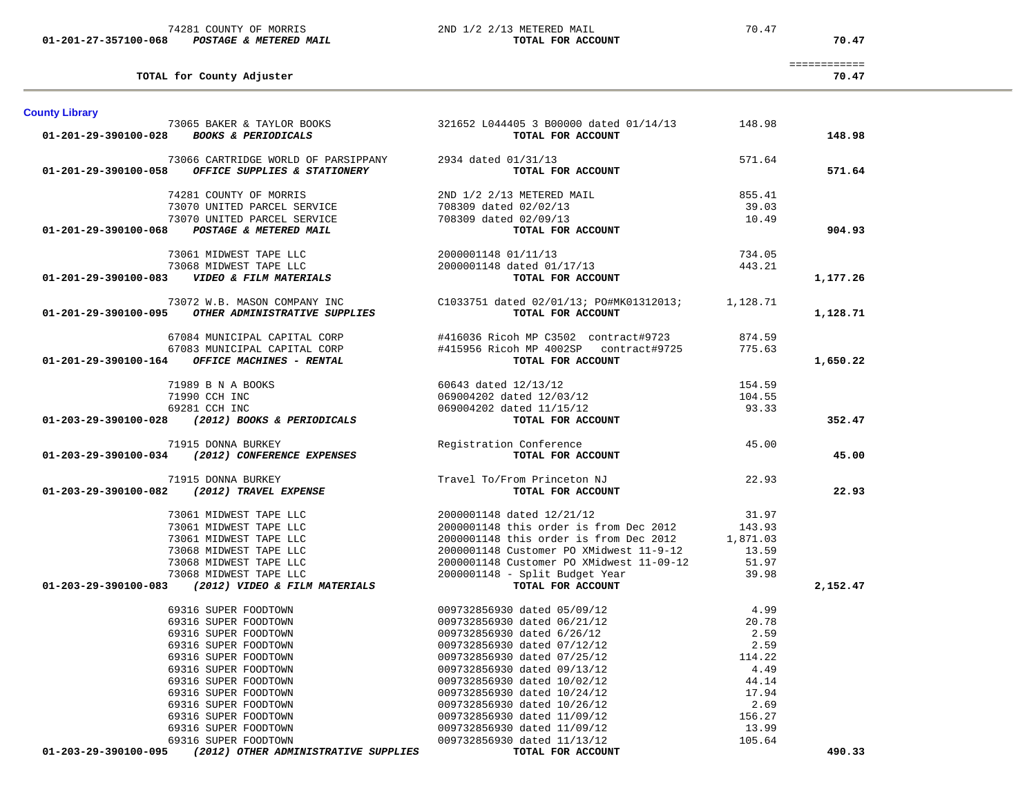| Account | Vendor / Description | Detail | Amount | Total |
|---|---|---|---|---|
| | 74281 COUNTY OF MORRIS | 2ND 1/2 2/13 METERED MAIL | 70.47 | |
| 01-201-27-357100-068 | *POSTAGE & METERED MAIL* | **TOTAL FOR ACCOUNT** | | **70.47** |
| | | | | ============ |
| | **TOTAL for County Adjuster** | | | **70.47** |

**County Library**

| Account | Vendor / Description | Detail | Amount | Total |
|---|---|---|---|---|
| | 73065 BAKER & TAYLOR BOOKS | 321652 L044405 3 B00000 dated 01/14/13 | 148.98 | |
| 01-201-29-390100-028 | *BOOKS & PERIODICALS* | **TOTAL FOR ACCOUNT** | | **148.98** |
| | 73066 CARTRIDGE WORLD OF PARSIPPANY | 2934 dated 01/31/13 | 571.64 | |
| 01-201-29-390100-058 | *OFFICE SUPPLIES & STATIONERY* | **TOTAL FOR ACCOUNT** | | **571.64** |
| | 74281 COUNTY OF MORRIS | 2ND 1/2 2/13 METERED MAIL | 855.41 | |
| | 73070 UNITED PARCEL SERVICE | 708309 dated 02/02/13 | 39.03 | |
| | 73070 UNITED PARCEL SERVICE | 708309 dated 02/09/13 | 10.49 | |
| 01-201-29-390100-068 | *POSTAGE & METERED MAIL* | **TOTAL FOR ACCOUNT** | | **904.93** |
| | 73061 MIDWEST TAPE LLC | 2000001148 01/11/13 | 734.05 | |
| | 73068 MIDWEST TAPE LLC | 2000001148 dated 01/17/13 | 443.21 | |
| 01-201-29-390100-083 | *VIDEO & FILM MATERIALS* | **TOTAL FOR ACCOUNT** | | **1,177.26** |
| | 73072 W.B. MASON COMPANY INC | C1033751 dated 02/01/13; PO#MK01312013; | 1,128.71 | |
| 01-201-29-390100-095 | *OTHER ADMINISTRATIVE SUPPLIES* | **TOTAL FOR ACCOUNT** | | **1,128.71** |
| | 67084 MUNICIPAL CAPITAL CORP | #416036 Ricoh MP C3502 contract#9723 | 874.59 | |
| | 67083 MUNICIPAL CAPITAL CORP | #415956 Ricoh MP 4002SP contract#9725 | 775.63 | |
| 01-201-29-390100-164 | *OFFICE MACHINES - RENTAL* | **TOTAL FOR ACCOUNT** | | **1,650.22** |
| | 71989 B N A BOOKS | 60643 dated 12/13/12 | 154.59 | |
| | 71990 CCH INC | 069004202 dated 12/03/12 | 104.55 | |
| | 69281 CCH INC | 069004202 dated 11/15/12 | 93.33 | |
| 01-203-29-390100-028 | *(2012) BOOKS & PERIODICALS* | **TOTAL FOR ACCOUNT** | | **352.47** |
| | 71915 DONNA BURKEY | Registration Conference | 45.00 | |
| 01-203-29-390100-034 | *(2012) CONFERENCE EXPENSES* | **TOTAL FOR ACCOUNT** | | **45.00** |
| | 71915 DONNA BURKEY | Travel To/From Princeton NJ | 22.93 | |
| 01-203-29-390100-082 | *(2012) TRAVEL EXPENSE* | **TOTAL FOR ACCOUNT** | | **22.93** |
| | 73061 MIDWEST TAPE LLC | 2000001148 dated 12/21/12 | 31.97 | |
| | 73061 MIDWEST TAPE LLC | 2000001148 this order is from Dec 2012 | 143.93 | |
| | 73061 MIDWEST TAPE LLC | 2000001148 this order is from Dec 2012 | 1,871.03 | |
| | 73068 MIDWEST TAPE LLC | 2000001148 Customer PO XMidwest 11-9-12 | 13.59 | |
| | 73068 MIDWEST TAPE LLC | 2000001148 Customer PO XMidwest 11-09-12 | 51.97 | |
| | 73068 MIDWEST TAPE LLC | 2000001148 - Split Budget Year | 39.98 | |
| 01-203-29-390100-083 | *(2012) VIDEO & FILM MATERIALS* | **TOTAL FOR ACCOUNT** | | **2,152.47** |
| | 69316 SUPER FOODTOWN | 009732856930 dated 05/09/12 | 4.99 | |
| | 69316 SUPER FOODTOWN | 009732856930 dated 06/21/12 | 20.78 | |
| | 69316 SUPER FOODTOWN | 009732856930 dated 6/26/12 | 2.59 | |
| | 69316 SUPER FOODTOWN | 009732856930 dated 07/12/12 | 2.59 | |
| | 69316 SUPER FOODTOWN | 009732856930 dated 07/25/12 | 114.22 | |
| | 69316 SUPER FOODTOWN | 009732856930 dated 09/13/12 | 4.49 | |
| | 69316 SUPER FOODTOWN | 009732856930 dated 10/02/12 | 44.14 | |
| | 69316 SUPER FOODTOWN | 009732856930 dated 10/24/12 | 17.94 | |
| | 69316 SUPER FOODTOWN | 009732856930 dated 10/26/12 | 2.69 | |
| | 69316 SUPER FOODTOWN | 009732856930 dated 11/09/12 | 156.27 | |
| | 69316 SUPER FOODTOWN | 009732856930 dated 11/09/12 | 13.99 | |
| | 69316 SUPER FOODTOWN | 009732856930 dated 11/13/12 | 105.64 | |
| 01-203-29-390100-095 | *(2012) OTHER ADMINISTRATIVE SUPPLIES* | **TOTAL FOR ACCOUNT** | | **490.33** |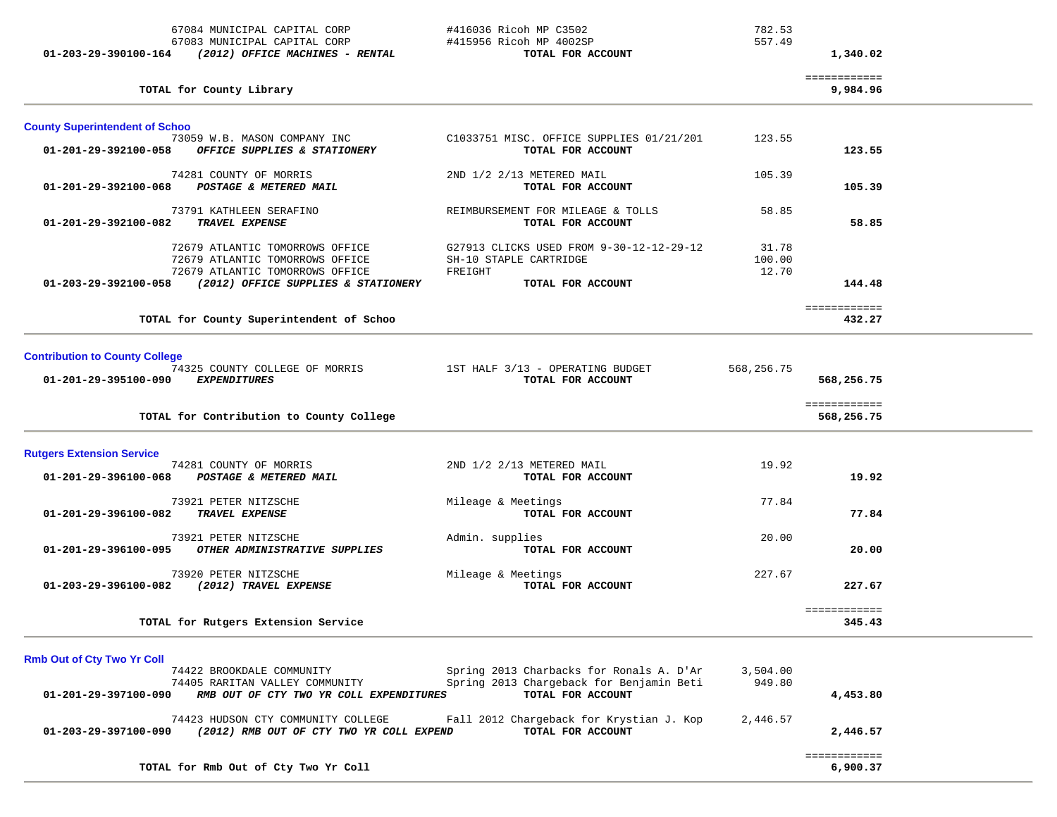| Account | Vendor / Description | Detail | Amount | Total |
|---|---|---|---|---|
| | 67084 MUNICIPAL CAPITAL CORP | #416036 Ricoh MP C3502 | 782.53 | |
| | 67083 MUNICIPAL CAPITAL CORP | #415956 Ricoh MP 4002SP | 557.49 | |
| **01-203-29-390100-164** | ***(2012) OFFICE MACHINES - RENTAL*** | **TOTAL FOR ACCOUNT** | | **1,340.02** |
| | | | | ============ |
| | **TOTAL for County Library** | | | **9,984.96** |

## County Superintendent of Schoo

| Account | Vendor / Description | Detail | Amount | Total |
|---|---|---|---|---|
| | 73059 W.B. MASON COMPANY INC | C1033751 MISC. OFFICE SUPPLIES 01/21/201 | 123.55 | |
| **01-201-29-392100-058** | ***OFFICE SUPPLIES & STATIONERY*** | **TOTAL FOR ACCOUNT** | | **123.55** |
| | 74281 COUNTY OF MORRIS | 2ND 1/2 2/13 METERED MAIL | 105.39 | |
| **01-201-29-392100-068** | ***POSTAGE & METERED MAIL*** | **TOTAL FOR ACCOUNT** | | **105.39** |
| | 73791 KATHLEEN SERAFINO | REIMBURSEMENT FOR MILEAGE & TOLLS | 58.85 | |
| **01-201-29-392100-082** | ***TRAVEL EXPENSE*** | **TOTAL FOR ACCOUNT** | | **58.85** |
| | 72679 ATLANTIC TOMORROWS OFFICE | G27913 CLICKS USED FROM 9-30-12-12-29-12 | 31.78 | |
| | 72679 ATLANTIC TOMORROWS OFFICE | SH-10 STAPLE CARTRIDGE | 100.00 | |
| | 72679 ATLANTIC TOMORROWS OFFICE | FREIGHT | 12.70 | |
| **01-203-29-392100-058** | ***(2012) OFFICE SUPPLIES & STATIONERY*** | **TOTAL FOR ACCOUNT** | | **144.48** |
| | | | | ============ |
| | **TOTAL for County Superintendent of Schoo** | | | **432.27** |

## Contribution to County College

| Account | Vendor / Description | Detail | Amount | Total |
|---|---|---|---|---|
| | 74325 COUNTY COLLEGE OF MORRIS | 1ST HALF 3/13 - OPERATING BUDGET | 568,256.75 | |
| **01-201-29-395100-090** | ***EXPENDITURES*** | **TOTAL FOR ACCOUNT** | | **568,256.75** |
| | | | | ============ |
| | **TOTAL for Contribution to County College** | | | **568,256.75** |

## Rutgers Extension Service

| Account | Vendor / Description | Detail | Amount | Total |
|---|---|---|---|---|
| | 74281 COUNTY OF MORRIS | 2ND 1/2 2/13 METERED MAIL | 19.92 | |
| **01-201-29-396100-068** | ***POSTAGE & METERED MAIL*** | **TOTAL FOR ACCOUNT** | | **19.92** |
| | 73921 PETER NITZSCHE | Mileage & Meetings | 77.84 | |
| **01-201-29-396100-082** | ***TRAVEL EXPENSE*** | **TOTAL FOR ACCOUNT** | | **77.84** |
| | 73921 PETER NITZSCHE | Admin. supplies | 20.00 | |
| **01-201-29-396100-095** | ***OTHER ADMINISTRATIVE SUPPLIES*** | **TOTAL FOR ACCOUNT** | | **20.00** |
| | 73920 PETER NITZSCHE | Mileage & Meetings | 227.67 | |
| **01-203-29-396100-082** | ***(2012) TRAVEL EXPENSE*** | **TOTAL FOR ACCOUNT** | | **227.67** |
| | | | | ============ |
| | **TOTAL for Rutgers Extension Service** | | | **345.43** |

## Rmb Out of Cty Two Yr Coll

| Account | Vendor / Description | Detail | Amount | Total |
|---|---|---|---|---|
| | 74422 BROOKDALE COMMUNITY | Spring 2013 Charbacks for Ronals A. D'Ar | 3,504.00 | |
| | 74405 RARITAN VALLEY COMMUNITY | Spring 2013 Chargeback for Benjamin Beti | 949.80 | |
| **01-201-29-397100-090** | ***RMB OUT OF CTY TWO YR COLL EXPENDITURES*** | **TOTAL FOR ACCOUNT** | | **4,453.80** |
| | 74423 HUDSON CTY COMMUNITY COLLEGE | Fall 2012 Chargeback for Krystian J. Kop | 2,446.57 | |
| **01-203-29-397100-090** | ***(2012) RMB OUT OF CTY TWO YR COLL EXPEND*** | **TOTAL FOR ACCOUNT** | | **2,446.57** |
| | | | | ============ |
| | **TOTAL for Rmb Out of Cty Two Yr Coll** | | | **6,900.37** |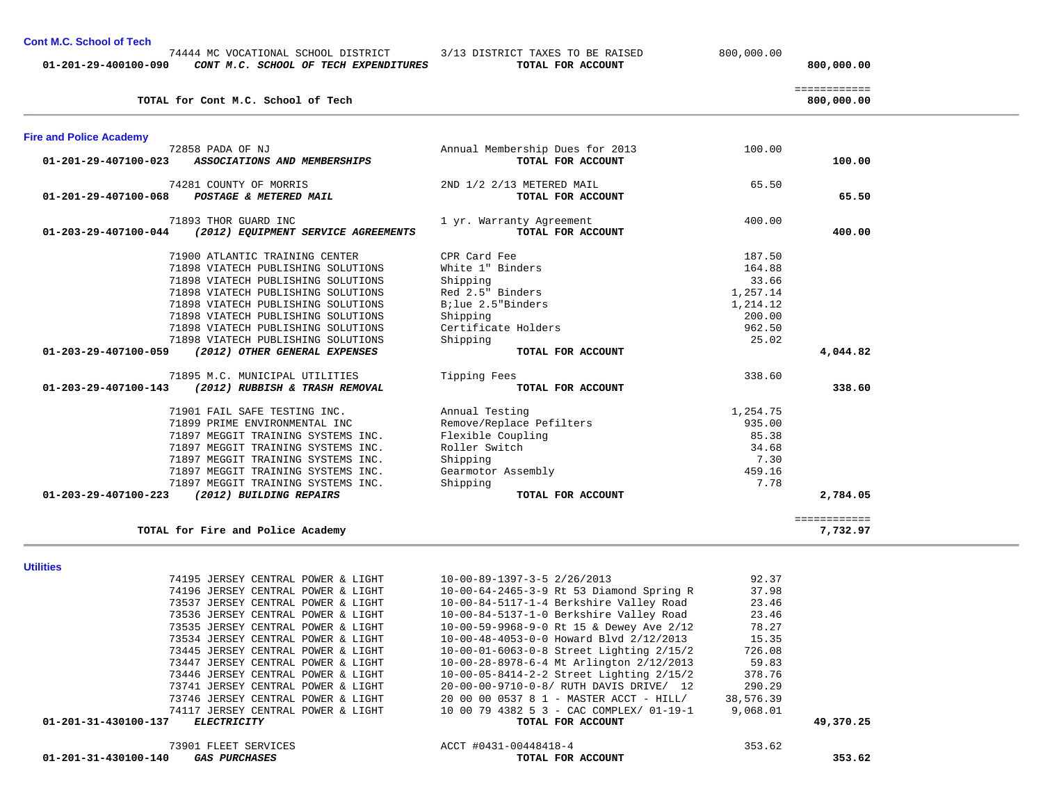### Cont M.C. School of Tech

| Account | Vendor / Description | Item | Amount | Total |
|---|---|---|---|---|
| | 74444 MC VOCATIONAL SCHOOL DISTRICT | 3/13 DISTRICT TAXES TO BE RAISED | 800,000.00 | |
| 01-201-29-400100-090 | ***CONT M.C. SCHOOL OF TECH EXPENDITURES*** | **TOTAL FOR ACCOUNT** | | **800,000.00** |
| | | | | ============ |
| | **TOTAL for Cont M.C. School of Tech** | | | **800,000.00** |

### Fire and Police Academy

| Account | Vendor / Description | Item | Amount | Total |
|---|---|---|---|---|
| | 72858 PADA OF NJ | Annual Membership Dues for 2013 | 100.00 | |
| 01-201-29-407100-023 | ***ASSOCIATIONS AND MEMBERSHIPS*** | **TOTAL FOR ACCOUNT** | | **100.00** |
| | 74281 COUNTY OF MORRIS | 2ND 1/2 2/13 METERED MAIL | 65.50 | |
| 01-201-29-407100-068 | ***POSTAGE & METERED MAIL*** | **TOTAL FOR ACCOUNT** | | **65.50** |
| | 71893 THOR GUARD INC | 1 yr. Warranty Agreement | 400.00 | |
| 01-203-29-407100-044 | ***(2012) EQUIPMENT SERVICE AGREEMENTS*** | **TOTAL FOR ACCOUNT** | | **400.00** |
| | 71900 ATLANTIC TRAINING CENTER | CPR Card Fee | 187.50 | |
| | 71898 VIATECH PUBLISHING SOLUTIONS | White 1" Binders | 164.88 | |
| | 71898 VIATECH PUBLISHING SOLUTIONS | Shipping | 33.66 | |
| | 71898 VIATECH PUBLISHING SOLUTIONS | Red 2.5" Binders | 1,257.14 | |
| | 71898 VIATECH PUBLISHING SOLUTIONS | B;lue 2.5"Binders | 1,214.12 | |
| | 71898 VIATECH PUBLISHING SOLUTIONS | Shipping | 200.00 | |
| | 71898 VIATECH PUBLISHING SOLUTIONS | Certificate Holders | 962.50 | |
| | 71898 VIATECH PUBLISHING SOLUTIONS | Shipping | 25.02 | |
| 01-203-29-407100-059 | ***(2012) OTHER GENERAL EXPENSES*** | **TOTAL FOR ACCOUNT** | | **4,044.82** |
| | 71895 M.C. MUNICIPAL UTILITIES | Tipping Fees | 338.60 | |
| 01-203-29-407100-143 | ***(2012) RUBBISH & TRASH REMOVAL*** | **TOTAL FOR ACCOUNT** | | **338.60** |
| | 71901 FAIL SAFE TESTING INC. | Annual Testing | 1,254.75 | |
| | 71899 PRIME ENVIRONMENTAL INC | Remove/Replace Pefilters | 935.00 | |
| | 71897 MEGGIT TRAINING SYSTEMS INC. | Flexible Coupling | 85.38 | |
| | 71897 MEGGIT TRAINING SYSTEMS INC. | Roller Switch | 34.68 | |
| | 71897 MEGGIT TRAINING SYSTEMS INC. | Shipping | 7.30 | |
| | 71897 MEGGIT TRAINING SYSTEMS INC. | Gearmotor Assembly | 459.16 | |
| | 71897 MEGGIT TRAINING SYSTEMS INC. | Shipping | 7.78 | |
| 01-203-29-407100-223 | ***(2012) BUILDING REPAIRS*** | **TOTAL FOR ACCOUNT** | | **2,784.05** |
| | | | | ============ |
| | **TOTAL for Fire and Police Academy** | | | **7,732.97** |

### Utilities

| Account | Vendor / Description | Item | Amount | Total |
|---|---|---|---|---|
| | 74195 JERSEY CENTRAL POWER & LIGHT | 10-00-89-1397-3-5 2/26/2013 | 92.37 | |
| | 74196 JERSEY CENTRAL POWER & LIGHT | 10-00-64-2465-3-9 Rt 53 Diamond Spring R | 37.98 | |
| | 73537 JERSEY CENTRAL POWER & LIGHT | 10-00-84-5117-1-4 Berkshire Valley Road | 23.46 | |
| | 73536 JERSEY CENTRAL POWER & LIGHT | 10-00-84-5137-1-0 Berkshire Valley Road | 23.46 | |
| | 73535 JERSEY CENTRAL POWER & LIGHT | 10-00-59-9968-9-0 Rt 15 & Dewey Ave 2/12 | 78.27 | |
| | 73534 JERSEY CENTRAL POWER & LIGHT | 10-00-48-4053-0-0 Howard Blvd 2/12/2013 | 15.35 | |
| | 73445 JERSEY CENTRAL POWER & LIGHT | 10-00-01-6063-0-8 Street Lighting 2/15/2 | 726.08 | |
| | 73447 JERSEY CENTRAL POWER & LIGHT | 10-00-28-8978-6-4 Mt Arlington 2/12/2013 | 59.83 | |
| | 73446 JERSEY CENTRAL POWER & LIGHT | 10-00-05-8414-2-2 Street Lighting 2/15/2 | 378.76 | |
| | 73741 JERSEY CENTRAL POWER & LIGHT | 20-00-00-9710-0-8/ RUTH DAVIS DRIVE/ 12 | 290.29 | |
| | 73746 JERSEY CENTRAL POWER & LIGHT | 20 00 00 0537 8 1 - MASTER ACCT - HILL/ | 38,576.39 | |
| | 74117 JERSEY CENTRAL POWER & LIGHT | 10 00 79 4382 5 3 - CAC COMPLEX/ 01-19-1 | 9,068.01 | |
| 01-201-31-430100-137 | ***ELECTRICITY*** | **TOTAL FOR ACCOUNT** | | **49,370.25** |
| | 73901 FLEET SERVICES | ACCT #0431-00448418-4 | 353.62 | |
| 01-201-31-430100-140 | ***GAS PURCHASES*** | **TOTAL FOR ACCOUNT** | | **353.62** |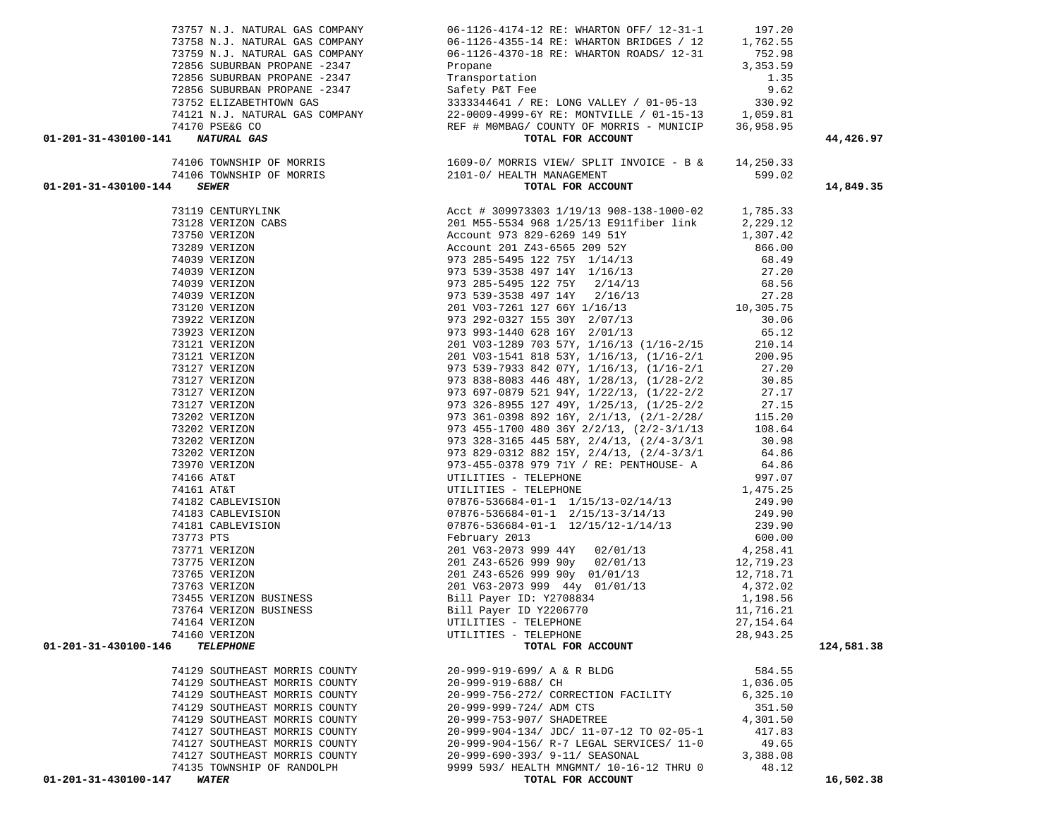| Account | Vendor | Description | Amount | Total |
|---|---|---|---|---|
| | 73757 N.J. NATURAL GAS COMPANY | 06-1126-4174-12 RE: WHARTON OFF/ 12-31-1 | 197.20 | |
| | 73758 N.J. NATURAL GAS COMPANY | 06-1126-4355-14 RE: WHARTON BRIDGES / 12 | 1,762.55 | |
| | 73759 N.J. NATURAL GAS COMPANY | 06-1126-4370-18 RE: WHARTON ROADS/ 12-31 | 752.98 | |
| | 72856 SUBURBAN PROPANE -2347 | Propane | 3,353.59 | |
| | 72856 SUBURBAN PROPANE -2347 | Transportation | 1.35 | |
| | 72856 SUBURBAN PROPANE -2347 | Safety P&T Fee | 9.62 | |
| | 73752 ELIZABETHTOWN GAS | 3333344641 / RE: LONG VALLEY / 01-05-13 | 330.92 | |
| | 74121 N.J. NATURAL GAS COMPANY | 22-0009-4999-6Y RE: MONTVILLE / 01-15-13 | 1,059.81 | |
| | 74170 PSE&G CO | REF # M0MBAG/ COUNTY OF MORRIS - MUNICIP | 36,958.95 | |
| **01-201-31-430100-141** | ***NATURAL GAS*** | **TOTAL FOR ACCOUNT** | | **44,426.97** |
| | 74106 TOWNSHIP OF MORRIS | 1609-0/ MORRIS VIEW/ SPLIT INVOICE - B & | 14,250.33 | |
| | 74106 TOWNSHIP OF MORRIS | 2101-0/ HEALTH MANAGEMENT | 599.02 | |
| **01-201-31-430100-144** | ***SEWER*** | **TOTAL FOR ACCOUNT** | | **14,849.35** |
| | 73119 CENTURYLINK | Acct # 309973303 1/19/13 908-138-1000-02 | 1,785.33 | |
| | 73128 VERIZON CABS | 201 M55-5534 968 1/25/13 E911fiber link | 2,229.12 | |
| | 73750 VERIZON | Account 973 829-6269 149 51Y | 1,307.42 | |
| | 73289 VERIZON | Account 201 Z43-6565 209 52Y | 866.00 | |
| | 74039 VERIZON | 973 285-5495 122 75Y 1/14/13 | 68.49 | |
| | 74039 VERIZON | 973 539-3538 497 14Y 1/16/13 | 27.20 | |
| | 74039 VERIZON | 973 285-5495 122 75Y 2/14/13 | 68.56 | |
| | 74039 VERIZON | 973 539-3538 497 14Y 2/16/13 | 27.28 | |
| | 73120 VERIZON | 201 V03-7261 127 66Y 1/16/13 | 10,305.75 | |
| | 73922 VERIZON | 973 292-0327 155 30Y 2/07/13 | 30.06 | |
| | 73923 VERIZON | 973 993-1440 628 16Y 2/01/13 | 65.12 | |
| | 73121 VERIZON | 201 V03-1289 703 57Y, 1/16/13 (1/16-2/15 | 210.14 | |
| | 73121 VERIZON | 201 V03-1541 818 53Y, 1/16/13, (1/16-2/1 | 200.95 | |
| | 73127 VERIZON | 973 539-7933 842 07Y, 1/16/13, (1/16-2/1 | 27.20 | |
| | 73127 VERIZON | 973 838-8083 446 48Y, 1/28/13, (1/28-2/2 | 30.85 | |
| | 73127 VERIZON | 973 697-0879 521 94Y, 1/22/13, (1/22-2/2 | 27.17 | |
| | 73127 VERIZON | 973 326-8955 127 49Y, 1/25/13, (1/25-2/2 | 27.15 | |
| | 73202 VERIZON | 973 361-0398 892 16Y, 2/1/13, (2/1-2/28/ | 115.20 | |
| | 73202 VERIZON | 973 455-1700 480 36Y 2/2/13, (2/2-3/1/13 | 108.64 | |
| | 73202 VERIZON | 973 328-3165 445 58Y, 2/4/13, (2/4-3/3/1 | 30.98 | |
| | 73202 VERIZON | 973 829-0312 882 15Y, 2/4/13, (2/4-3/3/1 | 64.86 | |
| | 73970 VERIZON | 973-455-0378 979 71Y / RE: PENTHOUSE- A | 64.86 | |
| | 74166 AT&T | UTILITIES - TELEPHONE | 997.07 | |
| | 74161 AT&T | UTILITIES - TELEPHONE | 1,475.25 | |
| | 74182 CABLEVISION | 07876-536684-01-1 1/15/13-02/14/13 | 249.90 | |
| | 74183 CABLEVISION | 07876-536684-01-1 2/15/13-3/14/13 | 249.90 | |
| | 74181 CABLEVISION | 07876-536684-01-1 12/15/12-1/14/13 | 239.90 | |
| | 73773 PTS | February 2013 | 600.00 | |
| | 73771 VERIZON | 201 V63-2073 999 44Y 02/01/13 | 4,258.41 | |
| | 73775 VERIZON | 201 Z43-6526 999 90y 02/01/13 | 12,719.23 | |
| | 73765 VERIZON | 201 Z43-6526 999 90y 01/01/13 | 12,718.71 | |
| | 73763 VERIZON | 201 V63-2073 999 44y 01/01/13 | 4,372.02 | |
| | 73455 VERIZON BUSINESS | Bill Payer ID: Y2708834 | 1,198.56 | |
| | 73764 VERIZON BUSINESS | Bill Payer ID Y2206770 | 11,716.21 | |
| | 74164 VERIZON | UTILITIES - TELEPHONE | 27,154.64 | |
| | 74160 VERIZON | UTILITIES - TELEPHONE | 28,943.25 | |
| **01-201-31-430100-146** | ***TELEPHONE*** | **TOTAL FOR ACCOUNT** | | **124,581.38** |
| | 74129 SOUTHEAST MORRIS COUNTY | 20-999-919-699/ A & R BLDG | 584.55 | |
| | 74129 SOUTHEAST MORRIS COUNTY | 20-999-919-688/ CH | 1,036.05 | |
| | 74129 SOUTHEAST MORRIS COUNTY | 20-999-756-272/ CORRECTION FACILITY | 6,325.10 | |
| | 74129 SOUTHEAST MORRIS COUNTY | 20-999-999-724/ ADM CTS | 351.50 | |
| | 74129 SOUTHEAST MORRIS COUNTY | 20-999-753-907/ SHADETREE | 4,301.50 | |
| | 74127 SOUTHEAST MORRIS COUNTY | 20-999-904-134/ JDC/ 11-07-12 TO 02-05-1 | 417.83 | |
| | 74127 SOUTHEAST MORRIS COUNTY | 20-999-904-156/ R-7 LEGAL SERVICES/ 11-0 | 49.65 | |
| | 74127 SOUTHEAST MORRIS COUNTY | 20-999-690-393/ 9-11/ SEASONAL | 3,388.08 | |
| | 74135 TOWNSHIP OF RANDOLPH | 9999 593/ HEALTH MNGMNT/ 10-16-12 THRU 0 | 48.12 | |
| **01-201-31-430100-147** | ***WATER*** | **TOTAL FOR ACCOUNT** | | **16,502.38** |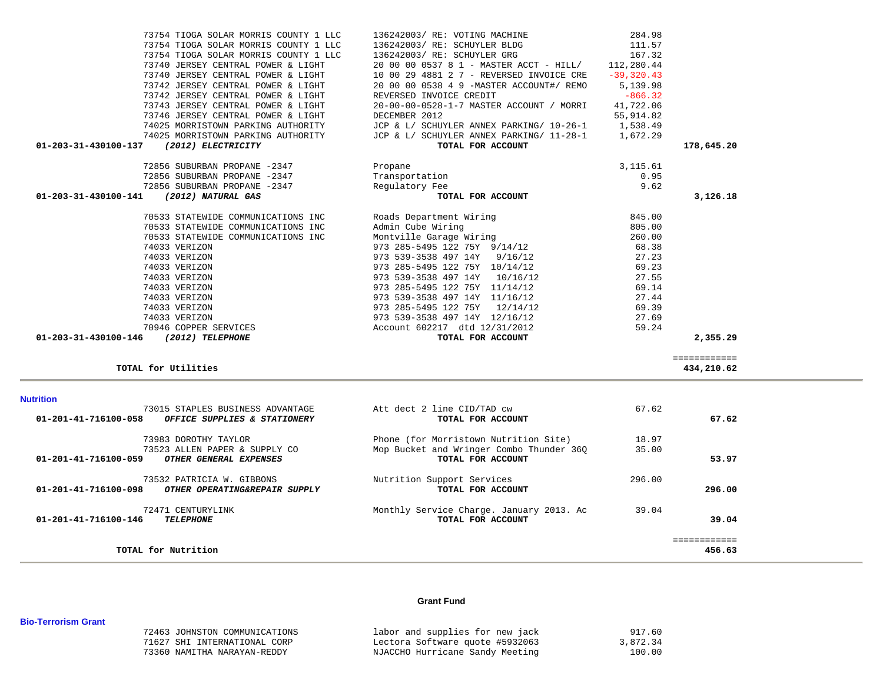| Account | Vendor | Description | Amount | Total |
|---|---|---|---|---|
| | 73754 TIOGA SOLAR MORRIS COUNTY 1 LLC | 136242003/ RE: VOTING MACHINE | 284.98 | |
| | 73754 TIOGA SOLAR MORRIS COUNTY 1 LLC | 136242003/ RE: SCHUYLER BLDG | 111.57 | |
| | 73754 TIOGA SOLAR MORRIS COUNTY 1 LLC | 136242003/ RE: SCHUYLER GRG | 167.32 | |
| | 73740 JERSEY CENTRAL POWER & LIGHT | 20 00 00 0537 8 1 - MASTER ACCT - HILL/ | 112,280.44 | |
| | 73740 JERSEY CENTRAL POWER & LIGHT | 10 00 29 4881 2 7 - REVERSED INVOICE CRE | -39,320.43 | |
| | 73742 JERSEY CENTRAL POWER & LIGHT | 20 00 00 0538 4 9 -MASTER ACCOUNT#/ REMO | 5,139.98 | |
| | 73742 JERSEY CENTRAL POWER & LIGHT | REVERSED INVOICE CREDIT | -866.32 | |
| | 73743 JERSEY CENTRAL POWER & LIGHT | 20-00-00-0528-1-7 MASTER ACCOUNT / MORRI | 41,722.06 | |
| | 73746 JERSEY CENTRAL POWER & LIGHT | DECEMBER 2012 | 55,914.82 | |
| | 74025 MORRISTOWN PARKING AUTHORITY | JCP & L/ SCHUYLER ANNEX PARKING/ 10-26-1 | 1,538.49 | |
| | 74025 MORRISTOWN PARKING AUTHORITY | JCP & L/ SCHUYLER ANNEX PARKING/ 11-28-1 | 1,672.29 | |
| **01-203-31-430100-137** | ***(2012) ELECTRICITY*** | **TOTAL FOR ACCOUNT** | | **178,645.20** |
| | 72856 SUBURBAN PROPANE -2347 | Propane | 3,115.61 | |
| | 72856 SUBURBAN PROPANE -2347 | Transportation | 0.95 | |
| | 72856 SUBURBAN PROPANE -2347 | Regulatory Fee | 9.62 | |
| **01-203-31-430100-141** | ***(2012) NATURAL GAS*** | **TOTAL FOR ACCOUNT** | | **3,126.18** |
| | 70533 STATEWIDE COMMUNICATIONS INC | Roads Department Wiring | 845.00 | |
| | 70533 STATEWIDE COMMUNICATIONS INC | Admin Cube Wiring | 805.00 | |
| | 70533 STATEWIDE COMMUNICATIONS INC | Montville Garage Wiring | 260.00 | |
| | 74033 VERIZON | 973 285-5495 122 75Y 9/14/12 | 68.38 | |
| | 74033 VERIZON | 973 539-3538 497 14Y 9/16/12 | 27.23 | |
| | 74033 VERIZON | 973 285-5495 122 75Y 10/14/12 | 69.23 | |
| | 74033 VERIZON | 973 539-3538 497 14Y 10/16/12 | 27.55 | |
| | 74033 VERIZON | 973 285-5495 122 75Y 11/14/12 | 69.14 | |
| | 74033 VERIZON | 973 539-3538 497 14Y 11/16/12 | 27.44 | |
| | 74033 VERIZON | 973 285-5495 122 75Y 12/14/12 | 69.39 | |
| | 74033 VERIZON | 973 539-3538 497 14Y 12/16/12 | 27.69 | |
| | 70946 COPPER SERVICES | Account 602217 dtd 12/31/2012 | 59.24 | |
| **01-203-31-430100-146** | ***(2012) TELEPHONE*** | **TOTAL FOR ACCOUNT** | | **2,355.29** |
| | **TOTAL for Utilities** | | | **434,210.62** |

## Nutrition

| Account | Vendor | Description | Amount | Total |
|---|---|---|---|---|
| | 73015 STAPLES BUSINESS ADVANTAGE | Att dect 2 line CID/TAD cw | 67.62 | |
| **01-201-41-716100-058** | ***OFFICE SUPPLIES & STATIONERY*** | **TOTAL FOR ACCOUNT** | | **67.62** |
| | 73983 DOROTHY TAYLOR | Phone (for Morristown Nutrition Site) | 18.97 | |
| | 73523 ALLEN PAPER & SUPPLY CO | Mop Bucket and Wringer Combo Thunder 36Q | 35.00 | |
| **01-201-41-716100-059** | ***OTHER GENERAL EXPENSES*** | **TOTAL FOR ACCOUNT** | | **53.97** |
| | 73532 PATRICIA W. GIBBONS | Nutrition Support Services | 296.00 | |
| **01-201-41-716100-098** | ***OTHER OPERATING&REPAIR SUPPLY*** | **TOTAL FOR ACCOUNT** | | **296.00** |
| | 72471 CENTURYLINK | Monthly Service Charge. January 2013. Ac | 39.04 | |
| **01-201-41-716100-146** | ***TELEPHONE*** | **TOTAL FOR ACCOUNT** | | **39.04** |
| | **TOTAL for Nutrition** | | | **456.63** |

## Grant Fund

### Bio-Terrorism Grant

| Vendor | Description | Amount |
|---|---|---|
| 72463 JOHNSTON COMMUNICATIONS | labor and supplies for new jack | 917.60 |
| 71627 SHI INTERNATIONAL CORP | Lectora Software quote #5932063 | 3,872.34 |
| 73360 NAMITHA NARAYAN-REDDY | NJACCHO Hurricane Sandy Meeting | 100.00 |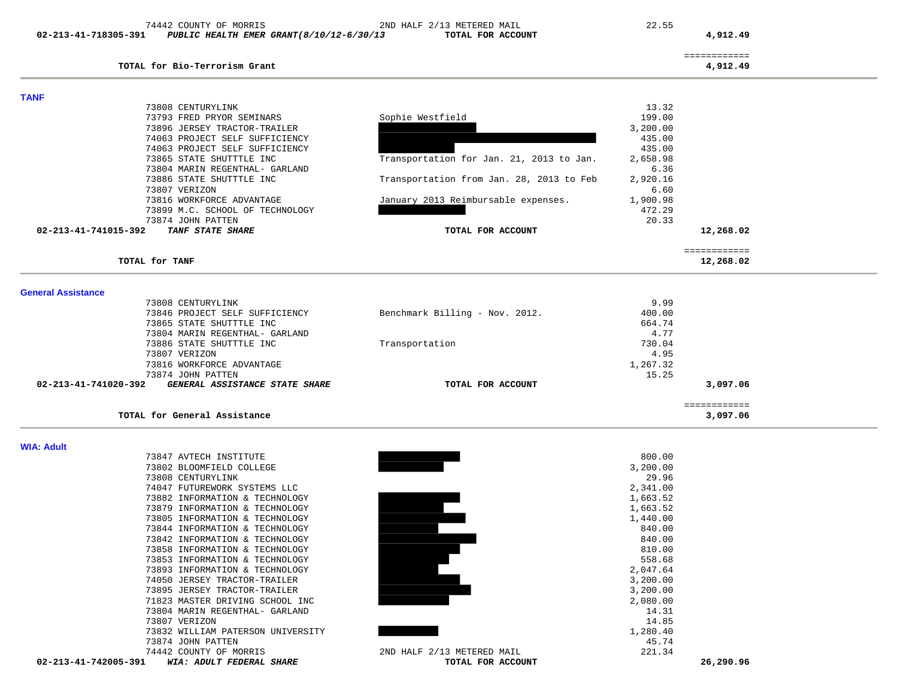| | | | | |
|---|---|---|---|---|
| | 74442 COUNTY OF MORRIS | 2ND HALF 2/13 METERED MAIL | 22.55 | |
| **02-213-41-718305-391** | ***PUBLIC HEALTH EMER GRANT(8/10/12-6/30/13*** | **TOTAL FOR ACCOUNT** | | **4,912.49** |
| | | | | ============ |
| | **TOTAL for Bio-Terrorism Grant** | | | **4,912.49** |

## TANF

| | | | | |
|---|---|---|---|---|
| | 73808 CENTURYLINK | | 13.32 | |
| | 73793 FRED PRYOR SEMINARS | Sophie Westfield | 199.00 | |
| | 73896 JERSEY TRACTOR-TRAILER | | 3,200.00 | |
| | 74063 PROJECT SELF SUFFICIENCY | | 435.00 | |
| | 74063 PROJECT SELF SUFFICIENCY | | 435.00 | |
| | 73865 STATE SHUTTTLE INC | Transportation for Jan. 21, 2013 to Jan. | 2,658.98 | |
| | 73804 MARIN REGENTHAL- GARLAND | | 6.36 | |
| | 73886 STATE SHUTTTLE INC | Transportation from Jan. 28, 2013 to Feb | 2,920.16 | |
| | 73807 VERIZON | | 6.60 | |
| | 73816 WORKFORCE ADVANTAGE | January 2013 Reimbursable expenses. | 1,900.98 | |
| | 73899 M.C. SCHOOL OF TECHNOLOGY | | 472.29 | |
| | 73874 JOHN PATTEN | | 20.33 | |
| **02-213-41-741015-392** | ***TANF STATE SHARE*** | **TOTAL FOR ACCOUNT** | | **12,268.02** |
| | | | | ============ |
| | **TOTAL for TANF** | | | **12,268.02** |

## General Assistance

| | | | | |
|---|---|---|---|---|
| | 73808 CENTURYLINK | | 9.99 | |
| | 73846 PROJECT SELF SUFFICIENCY | Benchmark Billing - Nov. 2012. | 400.00 | |
| | 73865 STATE SHUTTTLE INC | | 664.74 | |
| | 73804 MARIN REGENTHAL- GARLAND | | 4.77 | |
| | 73886 STATE SHUTTTLE INC | Transportation | 730.04 | |
| | 73807 VERIZON | | 4.95 | |
| | 73816 WORKFORCE ADVANTAGE | | 1,267.32 | |
| | 73874 JOHN PATTEN | | 15.25 | |
| **02-213-41-741020-392** | ***GENERAL ASSISTANCE STATE SHARE*** | **TOTAL FOR ACCOUNT** | | **3,097.06** |
| | | | | ============ |
| | **TOTAL for General Assistance** | | | **3,097.06** |

## WIA: Adult

| | | | | |
|---|---|---|---|---|
| | 73847 AVTECH INSTITUTE | | 800.00 | |
| | 73802 BLOOMFIELD COLLEGE | | 3,200.00 | |
| | 73808 CENTURYLINK | | 29.96 | |
| | 74047 FUTUREWORK SYSTEMS LLC | | 2,341.00 | |
| | 73882 INFORMATION & TECHNOLOGY | | 1,663.52 | |
| | 73879 INFORMATION & TECHNOLOGY | | 1,663.52 | |
| | 73805 INFORMATION & TECHNOLOGY | | 1,440.00 | |
| | 73844 INFORMATION & TECHNOLOGY | | 840.00 | |
| | 73842 INFORMATION & TECHNOLOGY | | 840.00 | |
| | 73858 INFORMATION & TECHNOLOGY | | 810.00 | |
| | 73853 INFORMATION & TECHNOLOGY | | 558.68 | |
| | 73893 INFORMATION & TECHNOLOGY | | 2,047.64 | |
| | 74050 JERSEY TRACTOR-TRAILER | | 3,200.00 | |
| | 73895 JERSEY TRACTOR-TRAILER | | 3,200.00 | |
| | 71823 MASTER DRIVING SCHOOL INC | | 2,080.00 | |
| | 73804 MARIN REGENTHAL- GARLAND | | 14.31 | |
| | 73807 VERIZON | | 14.85 | |
| | 73832 WILLIAM PATERSON UNIVERSITY | | 1,280.40 | |
| | 73874 JOHN PATTEN | | 45.74 | |
| | 74442 COUNTY OF MORRIS | 2ND HALF 2/13 METERED MAIL | 221.34 | |
| **02-213-41-742005-391** | ***WIA: ADULT FEDERAL SHARE*** | **TOTAL FOR ACCOUNT** | | **26,290.96** |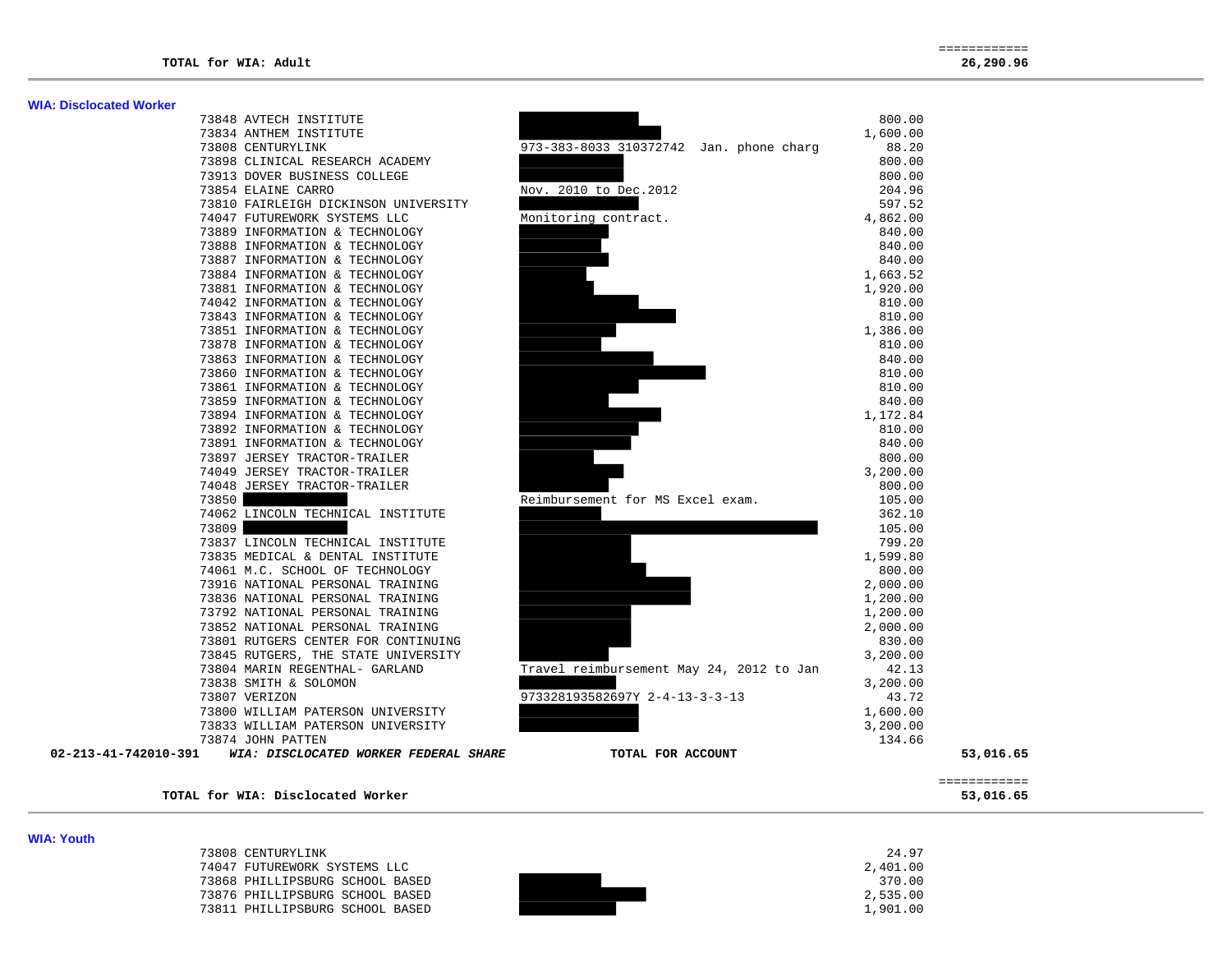| | | | |
|---|---|---|---|
| **TOTAL for WIA: Adult** | | | ============<br>**26,290.96** |

**WIA: Disclocated Worker**

| | | | |
|---|---|---|---|
| 73848 AVTECH INSTITUTE | | 800.00 | |
| 73834 ANTHEM INSTITUTE | | 1,600.00 | |
| 73808 CENTURYLINK | 973-383-8033 310372742 Jan. phone charg | 88.20 | |
| 73898 CLINICAL RESEARCH ACADEMY | | 800.00 | |
| 73913 DOVER BUSINESS COLLEGE | | 800.00 | |
| 73854 ELAINE CARRO | Nov. 2010 to Dec.2012 | 204.96 | |
| 73810 FAIRLEIGH DICKINSON UNIVERSITY | | 597.52 | |
| 74047 FUTUREWORK SYSTEMS LLC | Monitoring contract. | 4,862.00 | |
| 73889 INFORMATION & TECHNOLOGY | | 840.00 | |
| 73888 INFORMATION & TECHNOLOGY | | 840.00 | |
| 73887 INFORMATION & TECHNOLOGY | | 840.00 | |
| 73884 INFORMATION & TECHNOLOGY | | 1,663.52 | |
| 73881 INFORMATION & TECHNOLOGY | | 1,920.00 | |
| 74042 INFORMATION & TECHNOLOGY | | 810.00 | |
| 73843 INFORMATION & TECHNOLOGY | | 810.00 | |
| 73851 INFORMATION & TECHNOLOGY | | 1,386.00 | |
| 73878 INFORMATION & TECHNOLOGY | | 810.00 | |
| 73863 INFORMATION & TECHNOLOGY | | 840.00 | |
| 73860 INFORMATION & TECHNOLOGY | | 810.00 | |
| 73861 INFORMATION & TECHNOLOGY | | 810.00 | |
| 73859 INFORMATION & TECHNOLOGY | | 840.00 | |
| 73894 INFORMATION & TECHNOLOGY | | 1,172.84 | |
| 73892 INFORMATION & TECHNOLOGY | | 810.00 | |
| 73891 INFORMATION & TECHNOLOGY | | 840.00 | |
| 73897 JERSEY TRACTOR-TRAILER | | 800.00 | |
| 74049 JERSEY TRACTOR-TRAILER | | 3,200.00 | |
| 74048 JERSEY TRACTOR-TRAILER | | 800.00 | |
| 73850 | Reimbursement for MS Excel exam. | 105.00 | |
| 74062 LINCOLN TECHNICAL INSTITUTE | | 362.10 | |
| 73809 | | 105.00 | |
| 73837 LINCOLN TECHNICAL INSTITUTE | | 799.20 | |
| 73835 MEDICAL & DENTAL INSTITUTE | | 1,599.80 | |
| 74061 M.C. SCHOOL OF TECHNOLOGY | | 800.00 | |
| 73916 NATIONAL PERSONAL TRAINING | | 2,000.00 | |
| 73836 NATIONAL PERSONAL TRAINING | | 1,200.00 | |
| 73792 NATIONAL PERSONAL TRAINING | | 1,200.00 | |
| 73852 NATIONAL PERSONAL TRAINING | | 2,000.00 | |
| 73801 RUTGERS CENTER FOR CONTINUING | | 830.00 | |
| 73845 RUTGERS, THE STATE UNIVERSITY | | 3,200.00 | |
| 73804 MARIN REGENTHAL- GARLAND | Travel reimbursement May 24, 2012 to Jan | 42.13 | |
| 73838 SMITH & SOLOMON | | 3,200.00 | |
| 73807 VERIZON | 973328193582697Y 2-4-13-3-3-13 | 43.72 | |
| 73800 WILLIAM PATERSON UNIVERSITY | | 1,600.00 | |
| 73833 WILLIAM PATERSON UNIVERSITY | | 3,200.00 | |
| 73874 JOHN PATTEN | | 134.66 | |
| **02-213-41-742010-391** ***WIA: DISCLOCATED WORKER FEDERAL SHARE*** | **TOTAL FOR ACCOUNT** | | **53,016.65** |
| **TOTAL for WIA: Disclocated Worker** | | | ============<br>**53,016.65** |

**WIA: Youth**

| | | |
|---|---|---|
| 73808 CENTURYLINK | | 24.97 |
| 74047 FUTUREWORK SYSTEMS LLC | | 2,401.00 |
| 73868 PHILLIPSBURG SCHOOL BASED | | 370.00 |
| 73876 PHILLIPSBURG SCHOOL BASED | | 2,535.00 |
| 73811 PHILLIPSBURG SCHOOL BASED | | 1,901.00 |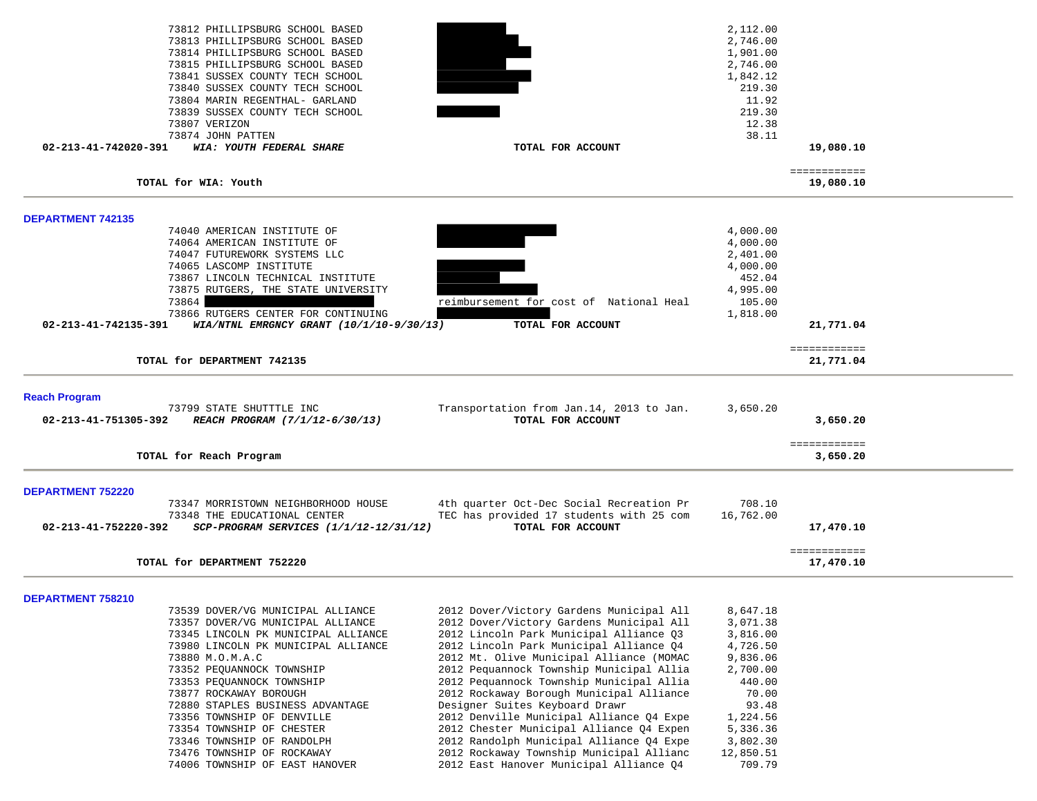| | | | | |
|---|---|---|---|---|
| | 73812 PHILLIPSBURG SCHOOL BASED | | 2,112.00 | |
| | 73813 PHILLIPSBURG SCHOOL BASED | | 2,746.00 | |
| | 73814 PHILLIPSBURG SCHOOL BASED | | 1,901.00 | |
| | 73815 PHILLIPSBURG SCHOOL BASED | | 2,746.00 | |
| | 73841 SUSSEX COUNTY TECH SCHOOL | | 1,842.12 | |
| | 73840 SUSSEX COUNTY TECH SCHOOL | | 219.30 | |
| | 73804 MARIN REGENTHAL- GARLAND | | 11.92 | |
| | 73839 SUSSEX COUNTY TECH SCHOOL | | 219.30 | |
| | 73807 VERIZON | | 12.38 | |
| | 73874 JOHN PATTEN | | 38.11 | |
| **02-213-41-742020-391** | ***WIA: YOUTH FEDERAL SHARE*** | **TOTAL FOR ACCOUNT** | | **19,080.10** |

| | |
|---|---|
| **TOTAL for WIA: Youth** | ============ **19,080.10** |

## DEPARTMENT 742135

| | | | | |
|---|---|---|---|---|
| | 74040 AMERICAN INSTITUTE OF | | 4,000.00 | |
| | 74064 AMERICAN INSTITUTE OF | | 4,000.00 | |
| | 74047 FUTUREWORK SYSTEMS LLC | | 2,401.00 | |
| | 74065 LASCOMP INSTITUTE | | 4,000.00 | |
| | 73867 LINCOLN TECHNICAL INSTITUTE | | 452.04 | |
| | 73875 RUTGERS, THE STATE UNIVERSITY | | 4,995.00 | |
| | 73864 | reimbursement for cost of National Heal | 105.00 | |
| | 73866 RUTGERS CENTER FOR CONTINUING | | 1,818.00 | |
| **02-213-41-742135-391** | ***WIA/NTNL EMRGNCY GRANT (10/1/10-9/30/13)*** | **TOTAL FOR ACCOUNT** | | **21,771.04** |

| | |
|---|---|
| **TOTAL for DEPARTMENT 742135** | ============ **21,771.04** |

## Reach Program

| | | | | |
|---|---|---|---|---|
| | 73799 STATE SHUTTTLE INC | Transportation from Jan.14, 2013 to Jan. | 3,650.20 | |
| **02-213-41-751305-392** | ***REACH PROGRAM (7/1/12-6/30/13)*** | **TOTAL FOR ACCOUNT** | | **3,650.20** |

| | |
|---|---|
| **TOTAL for Reach Program** | ============ **3,650.20** |

## DEPARTMENT 752220

| | | | | |
|---|---|---|---|---|
| | 73347 MORRISTOWN NEIGHBORHOOD HOUSE | 4th quarter Oct-Dec Social Recreation Pr | 708.10 | |
| | 73348 THE EDUCATIONAL CENTER | TEC has provided 17 students with 25 com | 16,762.00 | |
| **02-213-41-752220-392** | ***SCP-PROGRAM SERVICES (1/1/12-12/31/12)*** | **TOTAL FOR ACCOUNT** | | **17,470.10** |

| | |
|---|---|
| **TOTAL for DEPARTMENT 752220** | ============ **17,470.10** |

## DEPARTMENT 758210

| | | | | |
|---|---|---|---|---|
| | 73539 DOVER/VG MUNICIPAL ALLIANCE | 2012 Dover/Victory Gardens Municipal All | 8,647.18 | |
| | 73357 DOVER/VG MUNICIPAL ALLIANCE | 2012 Dover/Victory Gardens Municipal All | 3,071.38 | |
| | 73345 LINCOLN PK MUNICIPAL ALLIANCE | 2012 Lincoln Park Municipal Alliance Q3 | 3,816.00 | |
| | 73980 LINCOLN PK MUNICIPAL ALLIANCE | 2012 Lincoln Park Municipal Alliance Q4 | 4,726.50 | |
| | 73880 M.O.M.A.C | 2012 Mt. Olive Municipal Alliance (MOMAC | 9,836.06 | |
| | 73352 PEQUANNOCK TOWNSHIP | 2012 Pequannock Township Municipal Allia | 2,700.00 | |
| | 73353 PEQUANNOCK TOWNSHIP | 2012 Pequannock Township Municipal Allia | 440.00 | |
| | 73877 ROCKAWAY BOROUGH | 2012 Rockaway Borough Municipal Alliance | 70.00 | |
| | 72880 STAPLES BUSINESS ADVANTAGE | Designer Suites Keyboard Drawr | 93.48 | |
| | 73356 TOWNSHIP OF DENVILLE | 2012 Denville Municipal Alliance Q4 Expe | 1,224.56 | |
| | 73354 TOWNSHIP OF CHESTER | 2012 Chester Municipal Alliance Q4 Expen | 5,336.36 | |
| | 73346 TOWNSHIP OF RANDOLPH | 2012 Randolph Municipal Alliance Q4 Expe | 3,802.30 | |
| | 73476 TOWNSHIP OF ROCKAWAY | 2012 Rockaway Township Municipal Allianc | 12,850.51 | |
| | 74006 TOWNSHIP OF EAST HANOVER | 2012 East Hanover Municipal Alliance Q4 | 709.79 | |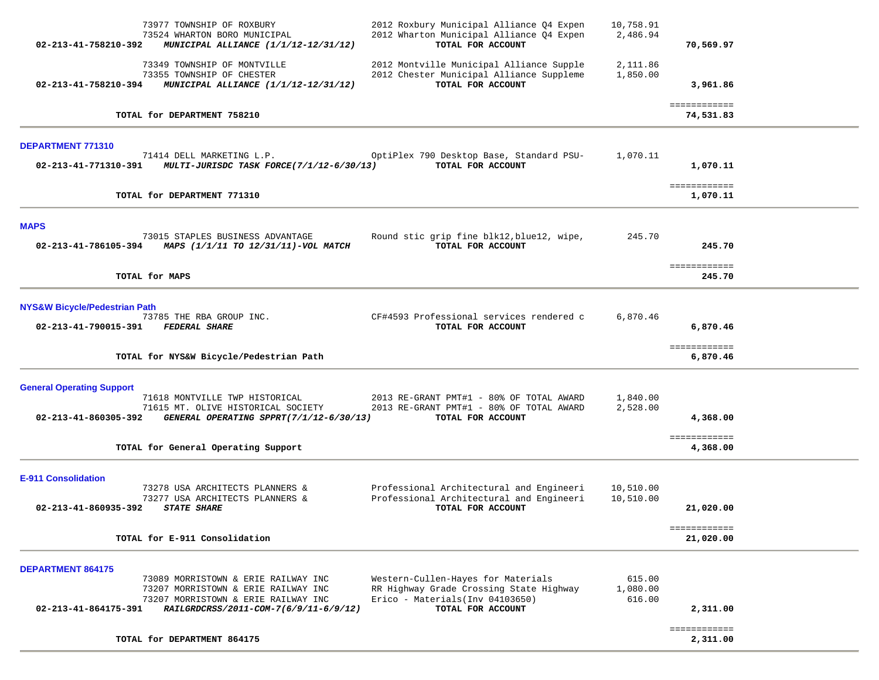| | | | |
|---|---|---|---|
| 73977 TOWNSHIP OF ROXBURY | 2012 Roxbury Municipal Alliance Q4 Expen | 10,758.91 | |
| 73524 WHARTON BORO MUNICIPAL | 2012 Wharton Municipal Alliance Q4 Expen | 2,486.94 | |
| **02-213-41-758210-392** ***MUNICIPAL ALLIANCE (1/1/12-12/31/12)*** | **TOTAL FOR ACCOUNT** | | **70,569.97** |
| 73349 TOWNSHIP OF MONTVILLE | 2012 Montville Municipal Alliance Supple | 2,111.86 | |
| 73355 TOWNSHIP OF CHESTER | 2012 Chester Municipal Alliance Suppleme | 1,850.00 | |
| **02-213-41-758210-394** ***MUNICIPAL ALLIANCE (1/1/12-12/31/12)*** | **TOTAL FOR ACCOUNT** | | **3,961.86** |
| | | | ============ |
| **TOTAL for DEPARTMENT 758210** | | | **74,531.83** |

**DEPARTMENT 771310**

| | | | |
|---|---|---|---|
| 71414 DELL MARKETING L.P. | OptiPlex 790 Desktop Base, Standard PSU- | 1,070.11 | |
| **02-213-41-771310-391** ***MULTI-JURISDC TASK FORCE(7/1/12-6/30/13)*** | **TOTAL FOR ACCOUNT** | | **1,070.11** |
| | | | ============ |
| **TOTAL for DEPARTMENT 771310** | | | **1,070.11** |

**MAPS**

| | | | |
|---|---|---|---|
| 73015 STAPLES BUSINESS ADVANTAGE | Round stic grip fine blk12,blue12, wipe, | 245.70 | |
| **02-213-41-786105-394** ***MAPS (1/1/11 TO 12/31/11)-VOL MATCH*** | **TOTAL FOR ACCOUNT** | | **245.70** |
| | | | ============ |
| **TOTAL for MAPS** | | | **245.70** |

**NYS&W Bicycle/Pedestrian Path**

| | | | |
|---|---|---|---|
| 73785 THE RBA GROUP INC. | CF#4593 Professional services rendered c | 6,870.46 | |
| **02-213-41-790015-391** ***FEDERAL SHARE*** | **TOTAL FOR ACCOUNT** | | **6,870.46** |
| | | | ============ |
| **TOTAL for NYS&W Bicycle/Pedestrian Path** | | | **6,870.46** |

**General Operating Support**

| | | | |
|---|---|---|---|
| 71618 MONTVILLE TWP HISTORICAL | 2013 RE-GRANT PMT#1 - 80% OF TOTAL AWARD | 1,840.00 | |
| 71615 MT. OLIVE HISTORICAL SOCIETY | 2013 RE-GRANT PMT#1 - 80% OF TOTAL AWARD | 2,528.00 | |
| **02-213-41-860305-392** ***GENERAL OPERATING SPPRT(7/1/12-6/30/13)*** | **TOTAL FOR ACCOUNT** | | **4,368.00** |
| | | | ============ |
| **TOTAL for General Operating Support** | | | **4,368.00** |

**E-911 Consolidation**

| | | | |
|---|---|---|---|
| 73278 USA ARCHITECTS PLANNERS & | Professional Architectural and Engineeri | 10,510.00 | |
| 73277 USA ARCHITECTS PLANNERS & | Professional Architectural and Engineeri | 10,510.00 | |
| **02-213-41-860935-392** ***STATE SHARE*** | **TOTAL FOR ACCOUNT** | | **21,020.00** |
| | | | ============ |
| **TOTAL for E-911 Consolidation** | | | **21,020.00** |

**DEPARTMENT 864175**

| | | | |
|---|---|---|---|
| 73089 MORRISTOWN & ERIE RAILWAY INC | Western-Cullen-Hayes for Materials | 615.00 | |
| 73207 MORRISTOWN & ERIE RAILWAY INC | RR Highway Grade Crossing State Highway | 1,080.00 | |
| 73207 MORRISTOWN & ERIE RAILWAY INC | Erico - Materials(Inv 04103650) | 616.00 | |
| **02-213-41-864175-391** ***RAILGRDCRSS/2011-COM-7(6/9/11-6/9/12)*** | **TOTAL FOR ACCOUNT** | | **2,311.00** |
| | | | ============ |
| **TOTAL for DEPARTMENT 864175** | | | **2,311.00** |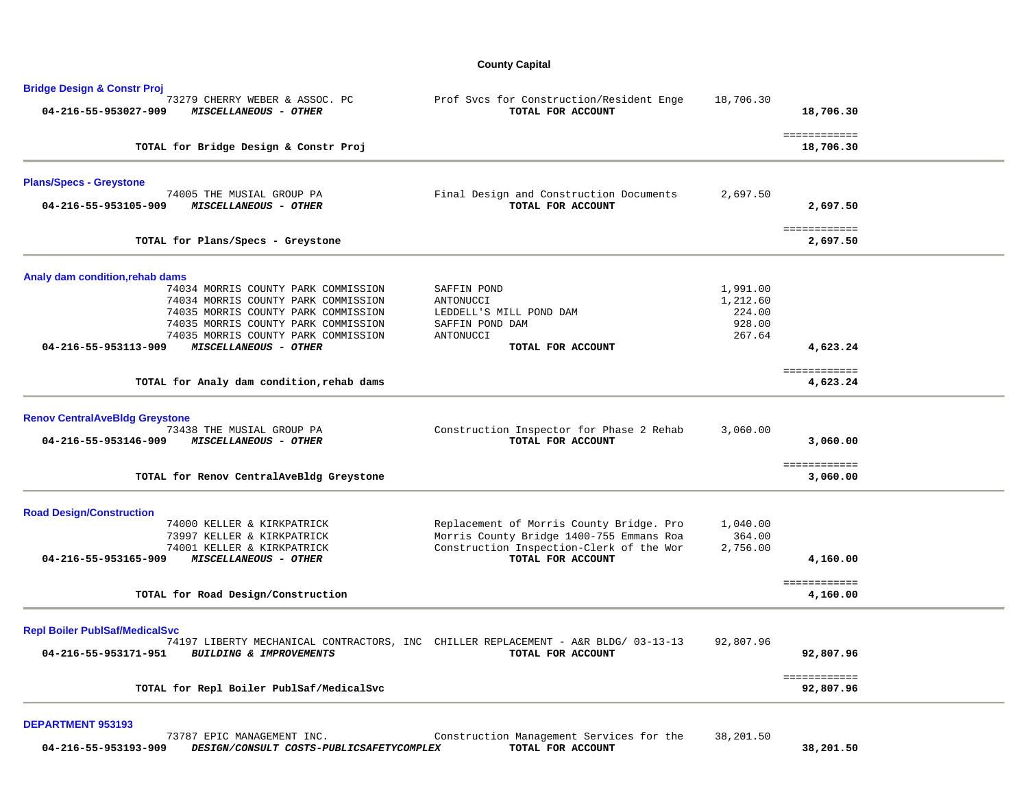**County Capital**

### Bridge Design & Constr Proj

| Account | Description | Vendor / Line Description | Amount | Total |
|---|---|---|---|---|
| | 73279 CHERRY WEBER & ASSOC. PC | Prof Svcs for Construction/Resident Enge | 18,706.30 | |
| **04-216-55-953027-909** | ***MISCELLANEOUS - OTHER*** | **TOTAL FOR ACCOUNT** | | **18,706.30** |

**TOTAL for Bridge Design & Constr Proj** — **18,706.30**

### Plans/Specs - Greystone

| Account | Description | Vendor / Line Description | Amount | Total |
|---|---|---|---|---|
| | 74005 THE MUSIAL GROUP PA | Final Design and Construction Documents | 2,697.50 | |
| **04-216-55-953105-909** | ***MISCELLANEOUS - OTHER*** | **TOTAL FOR ACCOUNT** | | **2,697.50** |

**TOTAL for Plans/Specs - Greystone** — **2,697.50**

### Analy dam condition,rehab dams

| Account | Description | Vendor / Line Description | Amount | Total |
|---|---|---|---|---|
| | 74034 MORRIS COUNTY PARK COMMISSION | SAFFIN POND | 1,991.00 | |
| | 74034 MORRIS COUNTY PARK COMMISSION | ANTONUCCI | 1,212.60 | |
| | 74035 MORRIS COUNTY PARK COMMISSION | LEDDELL'S MILL POND DAM | 224.00 | |
| | 74035 MORRIS COUNTY PARK COMMISSION | SAFFIN POND DAM | 928.00 | |
| | 74035 MORRIS COUNTY PARK COMMISSION | ANTONUCCI | 267.64 | |
| **04-216-55-953113-909** | ***MISCELLANEOUS - OTHER*** | **TOTAL FOR ACCOUNT** | | **4,623.24** |

**TOTAL for Analy dam condition,rehab dams** — **4,623.24**

### Renov CentralAveBldg Greystone

| Account | Description | Vendor / Line Description | Amount | Total |
|---|---|---|---|---|
| | 73438 THE MUSIAL GROUP PA | Construction Inspector for Phase 2 Rehab | 3,060.00 | |
| **04-216-55-953146-909** | ***MISCELLANEOUS - OTHER*** | **TOTAL FOR ACCOUNT** | | **3,060.00** |

**TOTAL for Renov CentralAveBldg Greystone** — **3,060.00**

### Road Design/Construction

| Account | Description | Vendor / Line Description | Amount | Total |
|---|---|---|---|---|
| | 74000 KELLER & KIRKPATRICK | Replacement of Morris County Bridge. Pro | 1,040.00 | |
| | 73997 KELLER & KIRKPATRICK | Morris County Bridge 1400-755 Emmans Roa | 364.00 | |
| | 74001 KELLER & KIRKPATRICK | Construction Inspection-Clerk of the Wor | 2,756.00 | |
| **04-216-55-953165-909** | ***MISCELLANEOUS - OTHER*** | **TOTAL FOR ACCOUNT** | | **4,160.00** |

**TOTAL for Road Design/Construction** — **4,160.00**

### Repl Boiler PublSaf/MedicalSvc

| Account | Description | Vendor / Line Description | Amount | Total |
|---|---|---|---|---|
| | 74197 LIBERTY MECHANICAL CONTRACTORS, INC | CHILLER REPLACEMENT - A&R BLDG/ 03-13-13 | 92,807.96 | |
| **04-216-55-953171-951** | ***BUILDING & IMPROVEMENTS*** | **TOTAL FOR ACCOUNT** | | **92,807.96** |

**TOTAL for Repl Boiler PublSaf/MedicalSvc** — **92,807.96**

### DEPARTMENT 953193

| Account | Description | Vendor / Line Description | Amount | Total |
|---|---|---|---|---|
| | 73787 EPIC MANAGEMENT INC. | Construction Management Services for the | 38,201.50 | |
| **04-216-55-953193-909** | ***DESIGN/CONSULT COSTS-PUBLICSAFETYCOMPLEX*** | **TOTAL FOR ACCOUNT** | | **38,201.50** |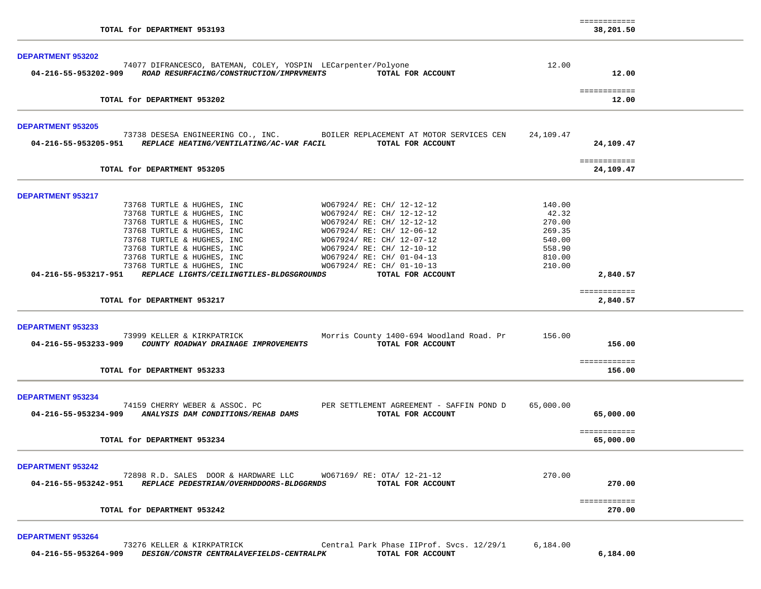| | | | |
|---|---|---|---|
| **TOTAL for DEPARTMENT 953193** | | | ============ **38,201.50** |

**DEPARTMENT 953202**

| Account / Vendor | Description | Amount | Total |
|---|---|---|---|
| 74077 DIFRANCESCO, BATEMAN, COLEY, YOSPIN | LECarpenter/Polyone | 12.00 | |
| **04-216-55-953202-909** ***ROAD RESURFACING/CONSTRUCTION/IMPRVMENTS*** | **TOTAL FOR ACCOUNT** | | **12.00** |
| **TOTAL for DEPARTMENT 953202** | | | ============ **12.00** |

**DEPARTMENT 953205**

| Account / Vendor | Description | Amount | Total |
|---|---|---|---|
| 73738 DESESA ENGINEERING CO., INC. | BOILER REPLACEMENT AT MOTOR SERVICES CEN | 24,109.47 | |
| **04-216-55-953205-951** ***REPLACE HEATING/VENTILATING/AC-VAR FACIL*** | **TOTAL FOR ACCOUNT** | | **24,109.47** |
| **TOTAL for DEPARTMENT 953205** | | | ============ **24,109.47** |

**DEPARTMENT 953217**

| Account / Vendor | Description | Amount | Total |
|---|---|---|---|
| 73768 TURTLE & HUGHES, INC | WO67924/ RE: CH/ 12-12-12 | 140.00 | |
| 73768 TURTLE & HUGHES, INC | WO67924/ RE: CH/ 12-12-12 | 42.32 | |
| 73768 TURTLE & HUGHES, INC | WO67924/ RE: CH/ 12-12-12 | 270.00 | |
| 73768 TURTLE & HUGHES, INC | WO67924/ RE: CH/ 12-06-12 | 269.35 | |
| 73768 TURTLE & HUGHES, INC | WO67924/ RE: CH/ 12-07-12 | 540.00 | |
| 73768 TURTLE & HUGHES, INC | WO67924/ RE: CH/ 12-10-12 | 558.90 | |
| 73768 TURTLE & HUGHES, INC | WO67924/ RE: CH/ 01-04-13 | 810.00 | |
| 73768 TURTLE & HUGHES, INC | WO67924/ RE: CH/ 01-10-13 | 210.00 | |
| **04-216-55-953217-951** ***REPLACE LIGHTS/CEILINGTILES-BLDGSGROUNDS*** | **TOTAL FOR ACCOUNT** | | **2,840.57** |
| **TOTAL for DEPARTMENT 953217** | | | ============ **2,840.57** |

**DEPARTMENT 953233**

| Account / Vendor | Description | Amount | Total |
|---|---|---|---|
| 73999 KELLER & KIRKPATRICK | Morris County 1400-694 Woodland Road. Pr | 156.00 | |
| **04-216-55-953233-909** ***COUNTY ROADWAY DRAINAGE IMPROVEMENTS*** | **TOTAL FOR ACCOUNT** | | **156.00** |
| **TOTAL for DEPARTMENT 953233** | | | ============ **156.00** |

**DEPARTMENT 953234**

| Account / Vendor | Description | Amount | Total |
|---|---|---|---|
| 74159 CHERRY WEBER & ASSOC. PC | PER SETTLEMENT AGREEMENT - SAFFIN POND D | 65,000.00 | |
| **04-216-55-953234-909** ***ANALYSIS DAM CONDITIONS/REHAB DAMS*** | **TOTAL FOR ACCOUNT** | | **65,000.00** |
| **TOTAL for DEPARTMENT 953234** | | | ============ **65,000.00** |

**DEPARTMENT 953242**

| Account / Vendor | Description | Amount | Total |
|---|---|---|---|
| 72898 R.D. SALES DOOR & HARDWARE LLC | WO67169/ RE: OTA/ 12-21-12 | 270.00 | |
| **04-216-55-953242-951** ***REPLACE PEDESTRIAN/OVERHDDOORS-BLDGGRNDS*** | **TOTAL FOR ACCOUNT** | | **270.00** |
| **TOTAL for DEPARTMENT 953242** | | | ============ **270.00** |

**DEPARTMENT 953264**

| Account / Vendor | Description | Amount | Total |
|---|---|---|---|
| 73276 KELLER & KIRKPATRICK | Central Park Phase IIProf. Svcs. 12/29/1 | 6,184.00 | |
| **04-216-55-953264-909** ***DESIGN/CONSTR CENTRALAVEFIELDS-CENTRALPK*** | **TOTAL FOR ACCOUNT** | | **6,184.00** |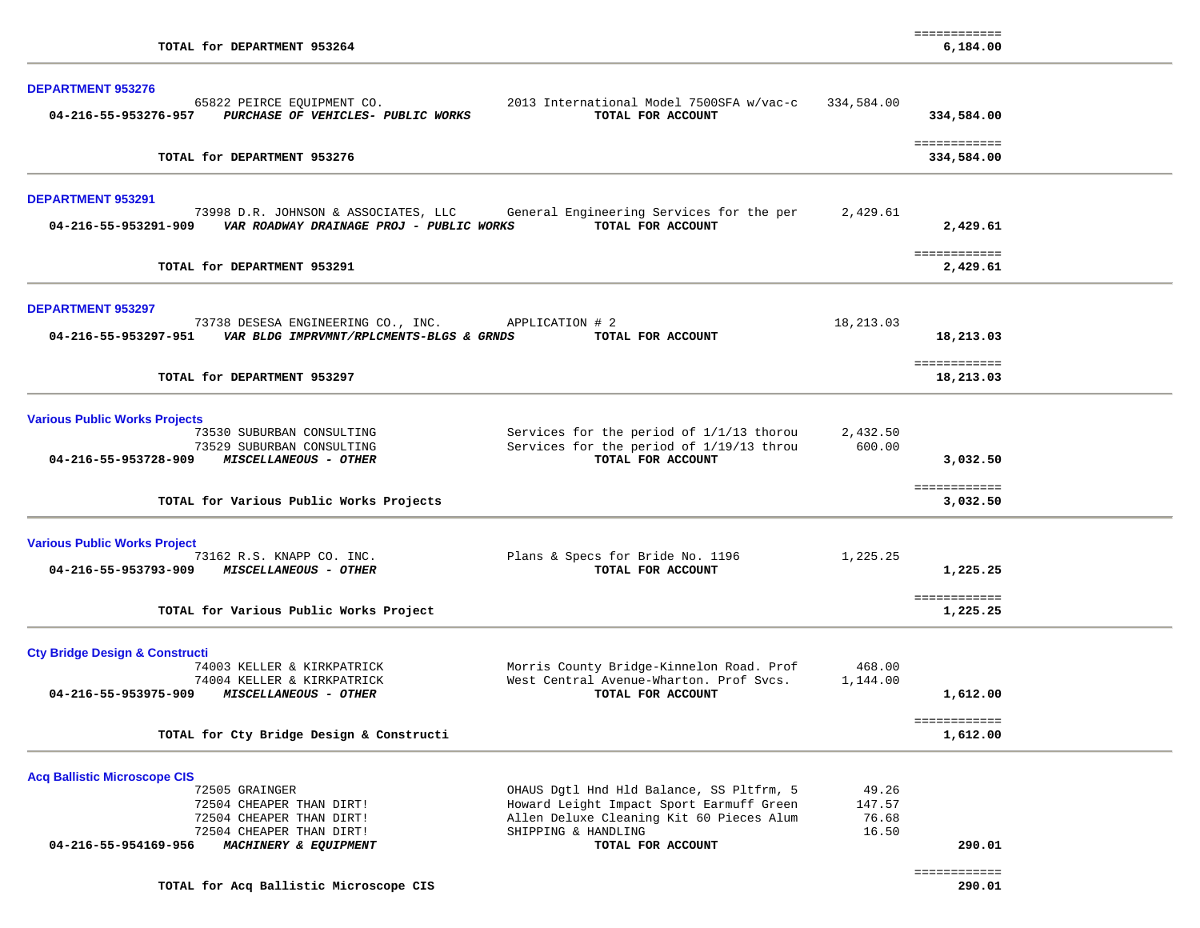| | | | | |
|---|---|---|---|---|
| | TOTAL for DEPARTMENT 953264 | | | 6,184.00 |

**DEPARTMENT 953276**

| Account | Vendor / Description | Item Description | Amount | Total |
|---|---|---|---|---|
| | 65822 PEIRCE EQUIPMENT CO. | 2013 International Model 7500SFA w/vac-c | 334,584.00 | |
| 04-216-55-953276-957 | *PURCHASE OF VEHICLES- PUBLIC WORKS* | TOTAL FOR ACCOUNT | | 334,584.00 |
| | TOTAL for DEPARTMENT 953276 | | | 334,584.00 |

**DEPARTMENT 953291**

| Account | Vendor / Description | Item Description | Amount | Total |
|---|---|---|---|---|
| | 73998 D.R. JOHNSON & ASSOCIATES, LLC | General Engineering Services for the per | 2,429.61 | |
| 04-216-55-953291-909 | *VAR ROADWAY DRAINAGE PROJ - PUBLIC WORKS* | TOTAL FOR ACCOUNT | | 2,429.61 |
| | TOTAL for DEPARTMENT 953291 | | | 2,429.61 |

**DEPARTMENT 953297**

| Account | Vendor / Description | Item Description | Amount | Total |
|---|---|---|---|---|
| | 73738 DESESA ENGINEERING CO., INC. | APPLICATION # 2 | 18,213.03 | |
| 04-216-55-953297-951 | *VAR BLDG IMPRVMNT/RPLCMENTS-BLGS & GRNDS* | TOTAL FOR ACCOUNT | | 18,213.03 |
| | TOTAL for DEPARTMENT 953297 | | | 18,213.03 |

**Various Public Works Projects**

| Account | Vendor / Description | Item Description | Amount | Total |
|---|---|---|---|---|
| | 73530 SUBURBAN CONSULTING | Services for the period of 1/1/13 thorou | 2,432.50 | |
| | 73529 SUBURBAN CONSULTING | Services for the period of 1/19/13 throu | 600.00 | |
| 04-216-55-953728-909 | *MISCELLANEOUS - OTHER* | TOTAL FOR ACCOUNT | | 3,032.50 |
| | TOTAL for Various Public Works Projects | | | 3,032.50 |

**Various Public Works Project**

| Account | Vendor / Description | Item Description | Amount | Total |
|---|---|---|---|---|
| | 73162 R.S. KNAPP CO. INC. | Plans & Specs for Bride No. 1196 | 1,225.25 | |
| 04-216-55-953793-909 | *MISCELLANEOUS - OTHER* | TOTAL FOR ACCOUNT | | 1,225.25 |
| | TOTAL for Various Public Works Project | | | 1,225.25 |

**Cty Bridge Design & Constructi**

| Account | Vendor / Description | Item Description | Amount | Total |
|---|---|---|---|---|
| | 74003 KELLER & KIRKPATRICK | Morris County Bridge-Kinnelon Road. Prof | 468.00 | |
| | 74004 KELLER & KIRKPATRICK | West Central Avenue-Wharton. Prof Svcs. | 1,144.00 | |
| 04-216-55-953975-909 | *MISCELLANEOUS - OTHER* | TOTAL FOR ACCOUNT | | 1,612.00 |
| | TOTAL for Cty Bridge Design & Constructi | | | 1,612.00 |

**Acq Ballistic Microscope CIS**

| Account | Vendor / Description | Item Description | Amount | Total |
|---|---|---|---|---|
| | 72505 GRAINGER | OHAUS Dgtl Hnd Hld Balance, SS Pltfrm, 5 | 49.26 | |
| | 72504 CHEAPER THAN DIRT! | Howard Leight Impact Sport Earmuff Green | 147.57 | |
| | 72504 CHEAPER THAN DIRT! | Allen Deluxe Cleaning Kit 60 Pieces Alum | 76.68 | |
| | 72504 CHEAPER THAN DIRT! | SHIPPING & HANDLING | 16.50 | |
| 04-216-55-954169-956 | *MACHINERY & EQUIPMENT* | TOTAL FOR ACCOUNT | | 290.01 |
| | TOTAL for Acq Ballistic Microscope CIS | | | 290.01 |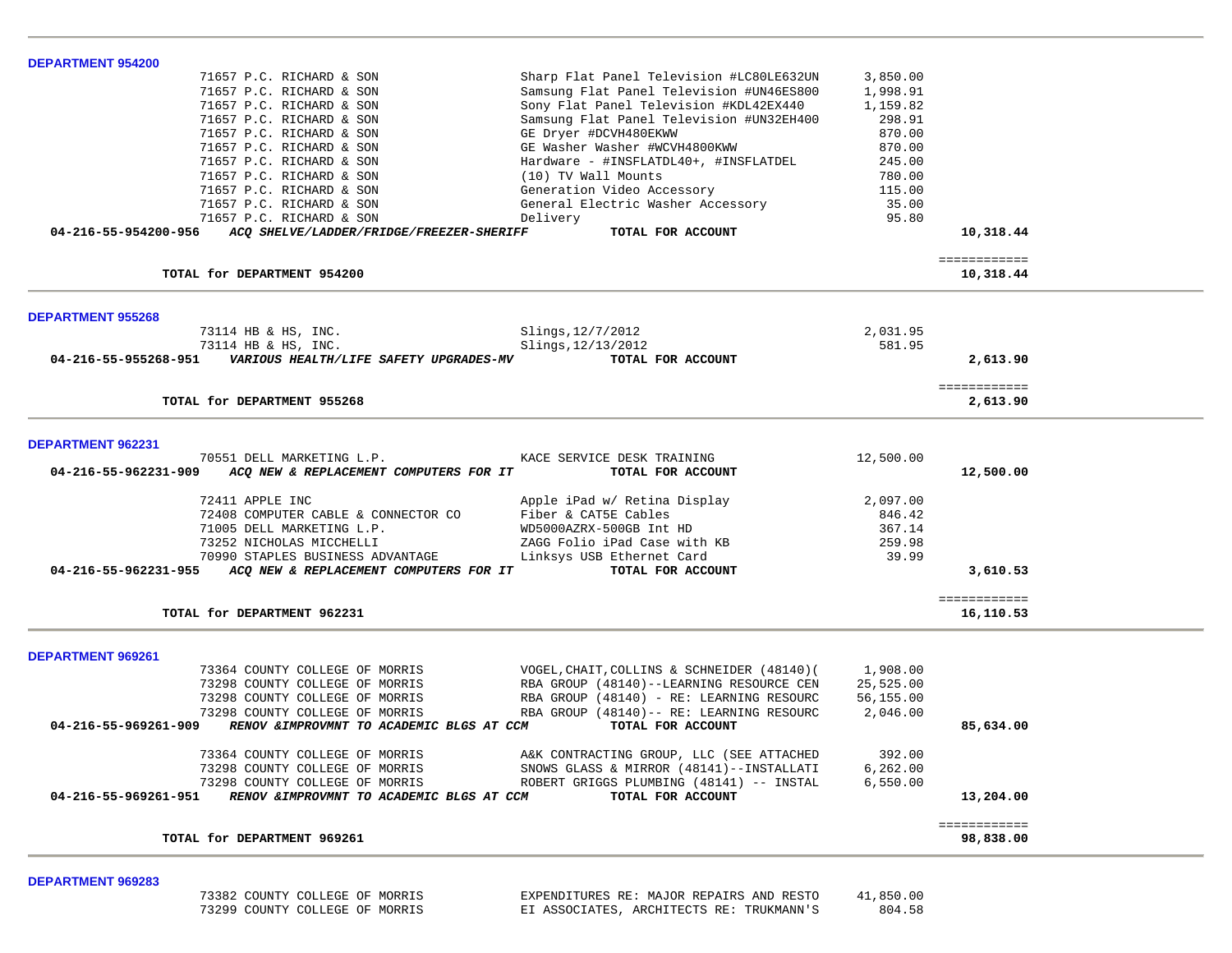**DEPARTMENT 954200**

| | Vendor | Description | Amount | Total |
|---|---|---|---|---|
| | 71657 P.C. RICHARD & SON | Sharp Flat Panel Television #LC80LE632UN | 3,850.00 | |
| | 71657 P.C. RICHARD & SON | Samsung Flat Panel Television #UN46ES800 | 1,998.91 | |
| | 71657 P.C. RICHARD & SON | Sony Flat Panel Television #KDL42EX440 | 1,159.82 | |
| | 71657 P.C. RICHARD & SON | Samsung Flat Panel Television #UN32EH400 | 298.91 | |
| | 71657 P.C. RICHARD & SON | GE Dryer #DCVH480EKWW | 870.00 | |
| | 71657 P.C. RICHARD & SON | GE Washer Washer #WCVH4800KWW | 870.00 | |
| | 71657 P.C. RICHARD & SON | Hardware - #INSFLATDL40+, #INSFLATDEL | 245.00 | |
| | 71657 P.C. RICHARD & SON | (10) TV Wall Mounts | 780.00 | |
| | 71657 P.C. RICHARD & SON | Generation Video Accessory | 115.00 | |
| | 71657 P.C. RICHARD & SON | General Electric Washer Accessory | 35.00 | |
| | 71657 P.C. RICHARD & SON | Delivery | 95.80 | |
| **04-216-55-954200-956** | ***ACQ SHELVE/LADDER/FRIDGE/FREEZER-SHERIFF*** | **TOTAL FOR ACCOUNT** | | **10,318.44** |
| | **TOTAL for DEPARTMENT 954200** | | | **10,318.44** |

**DEPARTMENT 955268**

| | Vendor | Description | Amount | Total |
|---|---|---|---|---|
| | 73114 HB & HS, INC. | Slings,12/7/2012 | 2,031.95 | |
| | 73114 HB & HS, INC. | Slings,12/13/2012 | 581.95 | |
| **04-216-55-955268-951** | ***VARIOUS HEALTH/LIFE SAFETY UPGRADES-MV*** | **TOTAL FOR ACCOUNT** | | **2,613.90** |
| | **TOTAL for DEPARTMENT 955268** | | | **2,613.90** |

**DEPARTMENT 962231**

| | Vendor | Description | Amount | Total |
|---|---|---|---|---|
| | 70551 DELL MARKETING L.P. | KACE SERVICE DESK TRAINING | 12,500.00 | |
| **04-216-55-962231-909** | ***ACQ NEW & REPLACEMENT COMPUTERS FOR IT*** | **TOTAL FOR ACCOUNT** | | **12,500.00** |
| | 72411 APPLE INC | Apple iPad w/ Retina Display | 2,097.00 | |
| | 72408 COMPUTER CABLE & CONNECTOR CO | Fiber & CAT5E Cables | 846.42 | |
| | 71005 DELL MARKETING L.P. | WD5000AZRX-500GB Int HD | 367.14 | |
| | 73252 NICHOLAS MICCHELLI | ZAGG Folio iPad Case with KB | 259.98 | |
| | 70990 STAPLES BUSINESS ADVANTAGE | Linksys USB Ethernet Card | 39.99 | |
| **04-216-55-962231-955** | ***ACQ NEW & REPLACEMENT COMPUTERS FOR IT*** | **TOTAL FOR ACCOUNT** | | **3,610.53** |
| | **TOTAL for DEPARTMENT 962231** | | | **16,110.53** |

**DEPARTMENT 969261**

| | Vendor | Description | Amount | Total |
|---|---|---|---|---|
| | 73364 COUNTY COLLEGE OF MORRIS | VOGEL,CHAIT,COLLINS & SCHNEIDER (48140)( | 1,908.00 | |
| | 73298 COUNTY COLLEGE OF MORRIS | RBA GROUP (48140)--LEARNING RESOURCE CEN | 25,525.00 | |
| | 73298 COUNTY COLLEGE OF MORRIS | RBA GROUP (48140) - RE: LEARNING RESOURC | 56,155.00 | |
| | 73298 COUNTY COLLEGE OF MORRIS | RBA GROUP (48140)-- RE: LEARNING RESOURC | 2,046.00 | |
| **04-216-55-969261-909** | ***RENOV &IMPROVMNT TO ACADEMIC BLGS AT CCM*** | **TOTAL FOR ACCOUNT** | | **85,634.00** |
| | 73364 COUNTY COLLEGE OF MORRIS | A&K CONTRACTING GROUP, LLC (SEE ATTACHED | 392.00 | |
| | 73298 COUNTY COLLEGE OF MORRIS | SNOWS GLASS & MIRROR (48141)--INSTALLATI | 6,262.00 | |
| | 73298 COUNTY COLLEGE OF MORRIS | ROBERT GRIGGS PLUMBING (48141) -- INSTAL | 6,550.00 | |
| **04-216-55-969261-951** | ***RENOV &IMPROVMNT TO ACADEMIC BLGS AT CCM*** | **TOTAL FOR ACCOUNT** | | **13,204.00** |
| | **TOTAL for DEPARTMENT 969261** | | | **98,838.00** |

**DEPARTMENT 969283**

| | Vendor | Description | Amount | Total |
|---|---|---|---|---|
| | 73382 COUNTY COLLEGE OF MORRIS | EXPENDITURES RE: MAJOR REPAIRS AND RESTO | 41,850.00 | |
| | 73299 COUNTY COLLEGE OF MORRIS | EI ASSOCIATES, ARCHITECTS RE: TRUKMANN'S | 804.58 | |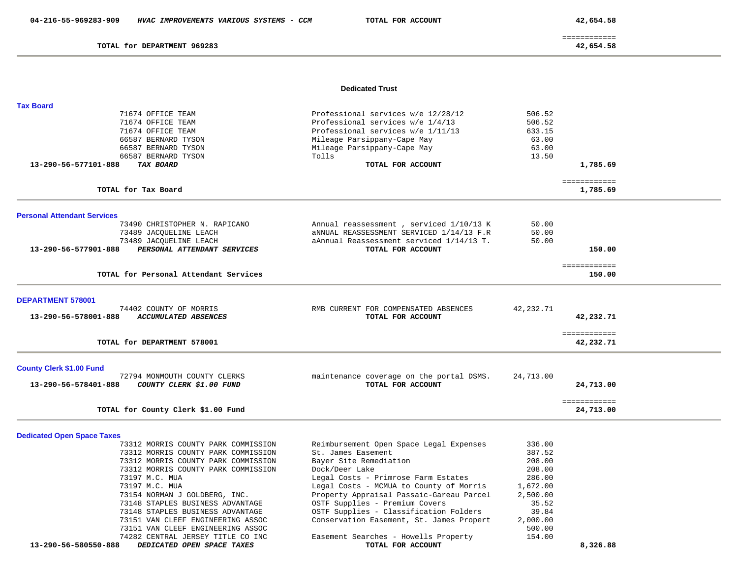| | | | | |
|---|---|---|---|---|
| 04-216-55-969283-909 | *HVAC IMPROVEMENTS VARIOUS SYSTEMS - CCM* | **TOTAL FOR ACCOUNT** | | 42,654.58 |
| | | | | ============ |
| | **TOTAL for DEPARTMENT 969283** | | | **42,654.58** |

## Dedicated Trust

### Tax Board

| | | | | |
|---|---|---|---|---|
| | 71674 OFFICE TEAM | Professional services w/e 12/28/12 | 506.52 | |
| | 71674 OFFICE TEAM | Professional services w/e 1/4/13 | 506.52 | |
| | 71674 OFFICE TEAM | Professional services w/e 1/11/13 | 633.15 | |
| | 66587 BERNARD TYSON | Mileage Parsippany-Cape May | 63.00 | |
| | 66587 BERNARD TYSON | Mileage Parsippany-Cape May | 63.00 | |
| | 66587 BERNARD TYSON | Tolls | 13.50 | |
| 13-290-56-577101-888 | *TAX BOARD* | **TOTAL FOR ACCOUNT** | | 1,785.69 |
| | | | | ============ |
| | **TOTAL for Tax Board** | | | **1,785.69** |

### Personal Attendant Services

| | | | | |
|---|---|---|---|---|
| | 73490 CHRISTOPHER N. RAPICANO | Annual reassessment , serviced 1/10/13 K | 50.00 | |
| | 73489 JACQUELINE LEACH | aNNUAL REASSESSMENT SERVICED 1/14/13 F.R | 50.00 | |
| | 73489 JACQUELINE LEACH | aAnnual Reassessment serviced 1/14/13 T. | 50.00 | |
| 13-290-56-577901-888 | *PERSONAL ATTENDANT SERVICES* | **TOTAL FOR ACCOUNT** | | 150.00 |
| | | | | ============ |
| | **TOTAL for Personal Attendant Services** | | | **150.00** |

### DEPARTMENT 578001

| | | | | |
|---|---|---|---|---|
| | 74402 COUNTY OF MORRIS | RMB CURRENT FOR COMPENSATED ABSENCES | 42,232.71 | |
| 13-290-56-578001-888 | *ACCUMULATED ABSENCES* | **TOTAL FOR ACCOUNT** | | 42,232.71 |
| | | | | ============ |
| | **TOTAL for DEPARTMENT 578001** | | | **42,232.71** |

### County Clerk $1.00 Fund

| | | | | |
|---|---|---|---|---|
| | 72794 MONMOUTH COUNTY CLERKS | maintenance coverage on the portal DSMS. | 24,713.00 | |
| 13-290-56-578401-888 | *COUNTY CLERK $1.00 FUND* | **TOTAL FOR ACCOUNT** | | 24,713.00 |
| | | | | ============ |
| | **TOTAL for County Clerk $1.00 Fund** | | | **24,713.00** |

### Dedicated Open Space Taxes

| | | | | |
|---|---|---|---|---|
| | 73312 MORRIS COUNTY PARK COMMISSION | Reimbursement Open Space Legal Expenses | 336.00 | |
| | 73312 MORRIS COUNTY PARK COMMISSION | St. James Easement | 387.52 | |
| | 73312 MORRIS COUNTY PARK COMMISSION | Bayer Site Remediation | 208.00 | |
| | 73312 MORRIS COUNTY PARK COMMISSION | Dock/Deer Lake | 208.00 | |
| | 73197 M.C. MUA | Legal Costs - Primrose Farm Estates | 286.00 | |
| | 73197 M.C. MUA | Legal Costs - MCMUA to County of Morris | 1,672.00 | |
| | 73154 NORMAN J GOLDBERG, INC. | Property Appraisal Passaic-Gareau Parcel | 2,500.00 | |
| | 73148 STAPLES BUSINESS ADVANTAGE | OSTF Supplies - Premium Covers | 35.52 | |
| | 73148 STAPLES BUSINESS ADVANTAGE | OSTF Supplies - Classification Folders | 39.84 | |
| | 73151 VAN CLEEF ENGINEERING ASSOC | Conservation Easement, St. James Propert | 2,000.00 | |
| | 73151 VAN CLEEF ENGINEERING ASSOC | | 500.00 | |
| | 74282 CENTRAL JERSEY TITLE CO INC | Easement Searches - Howells Property | 154.00 | |
| 13-290-56-580550-888 | *DEDICATED OPEN SPACE TAXES* | **TOTAL FOR ACCOUNT** | | 8,326.88 |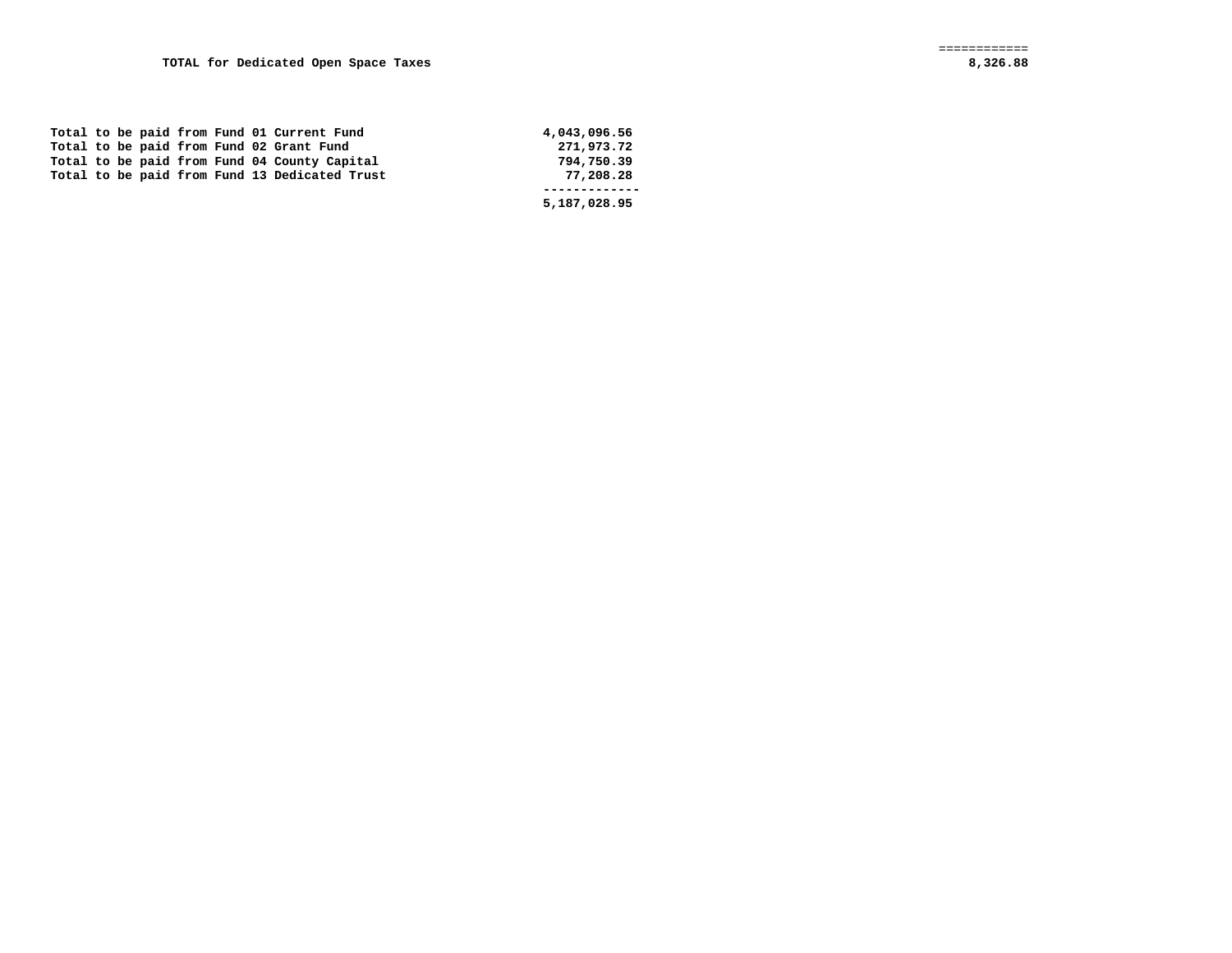| | |
|---|---|
| TOTAL for Dedicated Open Space Taxes | 8,326.88 |

| | |
|---|---|
| Total to be paid from Fund 01 Current Fund | 4,043,096.56 |
| Total to be paid from Fund 02 Grant Fund | 271,973.72 |
| Total to be paid from Fund 04 County Capital | 794,750.39 |
| Total to be paid from Fund 13 Dedicated Trust | 77,208.28 |
| | 5,187,028.95 |